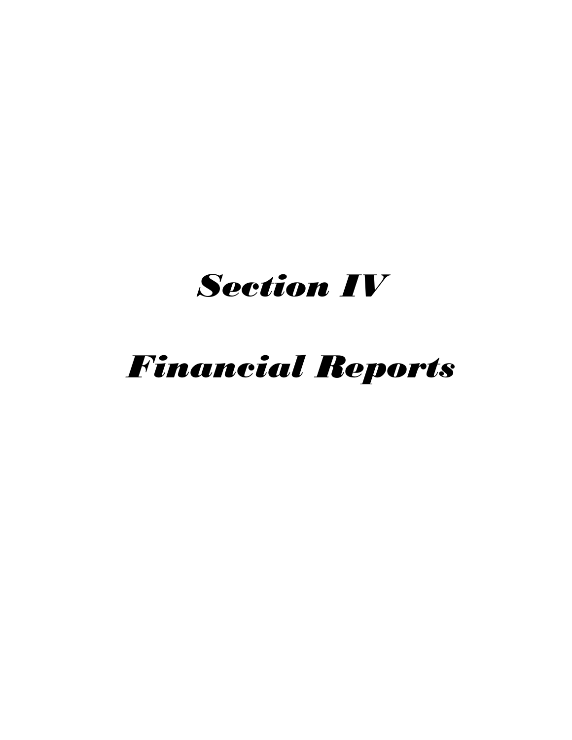# *Section IV*

# *Financial Reports*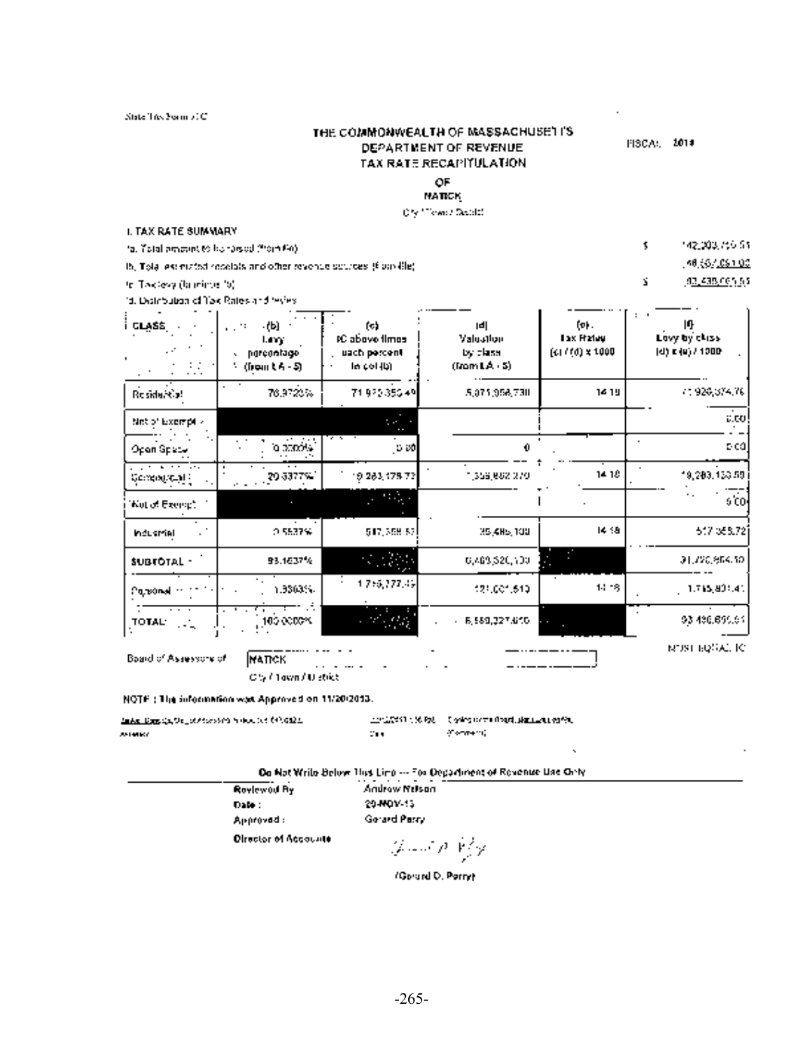State Tax Form 31C

# THE COMMONWEALTH OF MASSACHUSETTS
## DEPARTMENT OF REVENUE
## TAX RATE RECAPITULATION

FISCAL 2014

OF
NATICK
City / Town / District

### I. TAX RATE SUMMARY

Ia. Total amount to be raised (from IIe) $ 142,203,756.51

Ib. Total estimated receipts and other revenue sources (from IIIe) 48,557,061.02

Ic. Tax levy (Ia minus Ib) $ 93,439,695.55

Id. Distribution of Tax Rates and levies

| CLASS | (b) Levy percentage (from LA - 5) | (c) Ic above times each percent in col (b) | (d) Valuation by class (from LA - 5) | (e) Tax Rates (c) / (d) x 1000 | (f) Levy by class (d) x (e) / 1000 |
|---|---|---|---|---|---|
| Residential | 76.9720% | 71,920,350.49 | 5,071,956,730 | 14.18 | 71,920,374.76 |
| Net of Exempt | | | | | 0.00 |
| Open Space | 0.0000% | 0.00 | 0 | | 0.00 |
| Commercial | 20.6377% | 19,283,179.73 | 1,359,882,270 | 14.18 | 19,283,130.59 |
| Net of Exempt | | | | | 0.00 |
| Industrial | 0.5537% | 517,359.57 | 36,485,100 | 14.18 | 517,358.72 |
| SUBTOTAL | 98.1637% | | 6,468,320,100 | | 91,720,864.10 |
| Personal | 1.8363% | 1,715,777.45 | 121,001,510 | 14.18 | 1,715,801.41 |
| TOTAL | 100.0000% | | 6,589,321,610 | | 93,436,665.51 |

MUST EQUAL 1C

Board of Assessors of NATICK
City / Town / District

**NOTE : The information was Approved on 11/20/2013.**

| Assessor | Date | Comment |
|---|---|---|
| | 11/20/2013 | |

**Do Not Write Below This Line --- For Department of Revenue Use Only**

Reviewed By: Andrew Nelson

Date: 20-NOV-13

Approved: Gerard Perry

Director of Accounts

(Gerard D. Perry)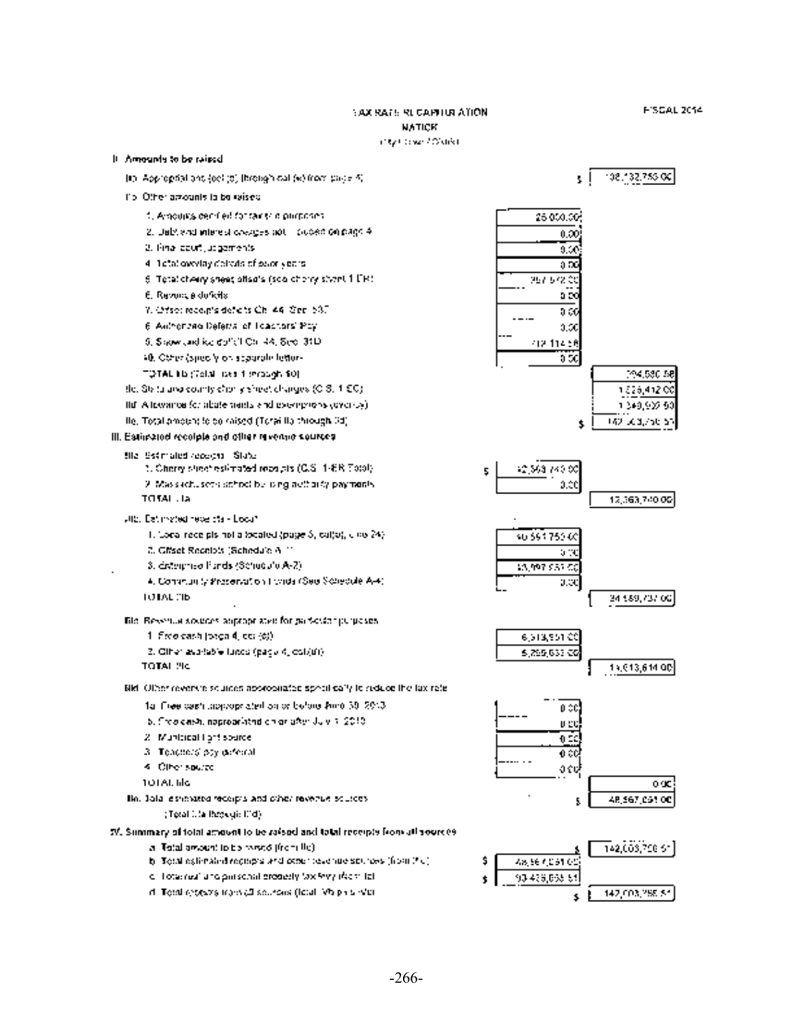# TAX RATE RECAPITULATION

**NATICK**

City/Town/District

FISCAL 2014

## II. Amounts to be raised

IIa. Appropriations (col.(b) through col.(g) from page 4) $ 108,132,756.00

IIb. Other amounts to be raised

| | | |
|---|---|---|
| 1. Amounts certified for tax title purposes | 25,000.00 | |
| 2. Debt and interest charges not included on page 4 | 0.00 | |
| 3. Final court judgements | 0.00 | |
| 4. Total overlay deficits of prior years | 0.00 | |
| 5. Total cherry sheet offsets (see cherry sheet 1-ER) | 257,572.00 | |
| 6. Revenue deficits | 0.00 | |
| 7. Offset receipts deficits Ch. 44, Sec. 53E | 0.00 | |
| 8. Authorized Deferral of Teachers' Pay | 0.00 | |
| 9. Snow and ice deficit Ch. 44, Sec. 31D | 712,114.58 | |
| 10. Other (specify on separate letter) | 0.00 | |
| TOTAL IIb (Total lines 1 through 10) | | 994,686.58 |

IIc. State and county cherry sheet charges (C.S. 1-EC) 1,526,412.00

IId. Allowance for abatements and exemptions (overlay) 1,349,902.93

IIe. Total amount to be raised (Total IIa through IId) $ 142,003,756.51

## III. Estimated receipts and other revenue sources

IIIa. Estimated receipts - State

| | | |
|---|---|---|
| 1. Cherry sheet estimated receipts (C.S. 1-ER Total) | $ 12,363,740.00 | |
| 2. Massachusetts school building authority payments | 0.00 | |
| TOTAL IIIa | | 12,363,740.00 |

IIIb. Estimated receipts - Local

| | | |
|---|---|---|
| 1. Local receipts not allocated (page 3, col.(b), Line 24) | 10,591,755.00 | |
| 2. Offset Receipts (Schedule A-1) | 0.00 | |
| 3. Enterprise Funds (Schedule A-2) | 13,997,982.00 | |
| 4. Community Preservation Funds (See Schedule A-4) | 0.00 | |
| TOTAL IIIb | | 24,589,737.00 |

IIIc. Revenue sources appropriated for particular purposes

| | | |
|---|---|---|
| 1. Free cash (page 4, col.(c)) | 6,313,981.00 | |
| 2. Other available funds (page 4, col.(d)) | 5,299,633.00 | |
| TOTAL IIIc | | 11,613,614.00 |

IIId. Other revenue sources appropriated specifically to reduce the tax rate

| | | |
|---|---|---|
| 1a. Free cash appropriated on or before June 30, 2013 | 0.00 | |
| b. Free cash appropriated on or after July 1, 2013 | 0.00 | |
| 2. Municipal light source | 0.00 | |
| 3. Teachers' pay deferral | 0.00 | |
| 4. Other source | 0.00 | |
| TOTAL IIId | | 0.00 |

IIIe. Total estimated receipts and other revenue sources (Total IIIa through IIId) $ 48,567,091.00

## IV. Summary of total amount to be raised and total receipts from all sources

| | | |
|---|---|---|
| a. Total amount to be raised (from IIe) | | $ 142,003,756.51 |
| b. Total estimated receipts and other revenue sources (from IIIe) | $ 48,567,091.00 | |
| c. Total real and personal property tax levy (from Ic) | $ 93,436,665.51 | |
| d. Total receipts from all sources (total IVb plus IVc) | | $ 142,003,756.51 |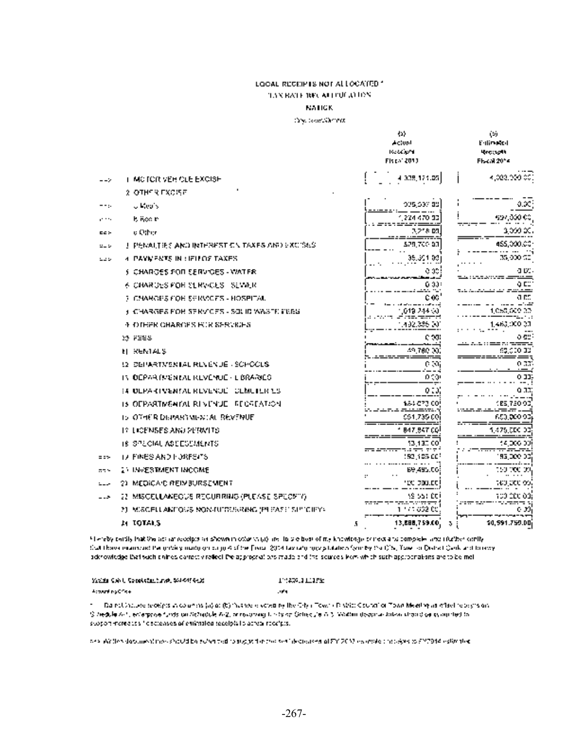# LOCAL RECEIPTS NOT ALLOCATED *

TAX RATE RECAPITULATION

NATICK

City/Town/District

| | | (a) Actual Receipts Fiscal 2013 | (b) Estimated Receipts Fiscal 2014 |
|---|---|---|---|
| ---> | 1 MOTOR VEHICLE EXCISE | 4,308,171.05 | 4,000,000.00 |
| | 2 OTHER EXCISE | | |
| ---> | a Meals | 995,537.00 | 0.00 |
| ---> | b Room | 1,224,470.00 | 497,000.00 |
| ---> | c Other | 3,218.00 | 3,000.00 |
| ---> | 3 PENALTIES AND INTEREST ON TAXES AND EXCISES | 578,702.00 | 455,000.00 |
| ---> | 4 PAYMENTS IN LIEU OF TAXES | 35,301.00 | 35,000.00 |
| | 5 CHARGES FOR SERVICES - WATER | 0.00 | 0.00 |
| | 6 CHARGES FOR SERVICES - SEWER | 0.00 | 0.00 |
| | 7 CHARGES FOR SERVICES - HOSPITAL | 0.00 | 0.00 |
| | 8 CHARGES FOR SERVICES - SOLID WASTE FEES | 1,019,244.00 | 1,050,000.00 |
| | 9 OTHER CHARGES FOR SERVICES | 1,492,396.00 | 1,460,000.00 |
| | 10 FEES | 0.00 | 0.00 |
| | 11 RENTALS | 49,780.00 | 65,000.00 |
| | 12 DEPARTMENTAL REVENUE - SCHOOLS | 0.00 | 0.00 |
| | 13 DEPARTMENTAL REVENUE - LIBRARIES | 0.00 | 0.00 |
| | 14 DEPARTMENTAL REVENUE - CEMETERIES | 0.00 | 0.00 |
| | 15 DEPARTMENTAL REVENUE - RECREATION | 164,073.00 | 165,750.00 |
| | 16 OTHER DEPARTMENTAL REVENUE | 651,739.00 | 650,000.00 |
| | 17 LICENSES AND PERMITS | 1,847,847.00 | 1,475,000.00 |
| | 18 SPECIAL ASSESSMENTS | 13,130.00 | 14,000.00 |
| ---> | 19 FINES AND FORFEITS | 190,105.00 | 185,000.00 |
| ---> | 20 INVESTMENT INCOME | 89,495.00 | 150,000.00 |
| ---> | 21 MEDICAID REIMBURSEMENT | 100,000.00 | 100,000.00 |
| ---> | 22 MISCELLANEOUS RECURRING (PLEASE SPECIFY) | 19,551.00 | 100,000.00 |
| | 23 MISCELLANEOUS NON-RECURRING (PLEASE SPECIFY) | 1,111,002.00 | 0.00 |
| | 24 TOTALS | $ 13,888,759.00 | $ 10,591,750.00 |

I hereby certify that the actual receipts as shown in column (a) are, to the best of my knowledge correct and complete, and I further certify that I have examined the entry made on page 4 of the Fiscal 2014 tax rate recapitulation form by the City, Town or District Clerk and hereby acknowledge that such entries correctly reflect the appropriations made and the sources from which such appropriations are to be met.

Accounting Officer ... Date

\* Do not include receipts in columns (a) or (b) that were voted by the City / Town / District Council or Town Meeting as offset receipts on Schedule A-1, enterprise funds on Schedule A-2, or revolving funds on Schedule A-3. Written documentation should be submitted to support increases / decreases of estimated receipts to actual receipts.

\*\*\* Written documentation should be submitted to support increases/ decreases of FY 2013 estimated receipts to FY2014 estimated.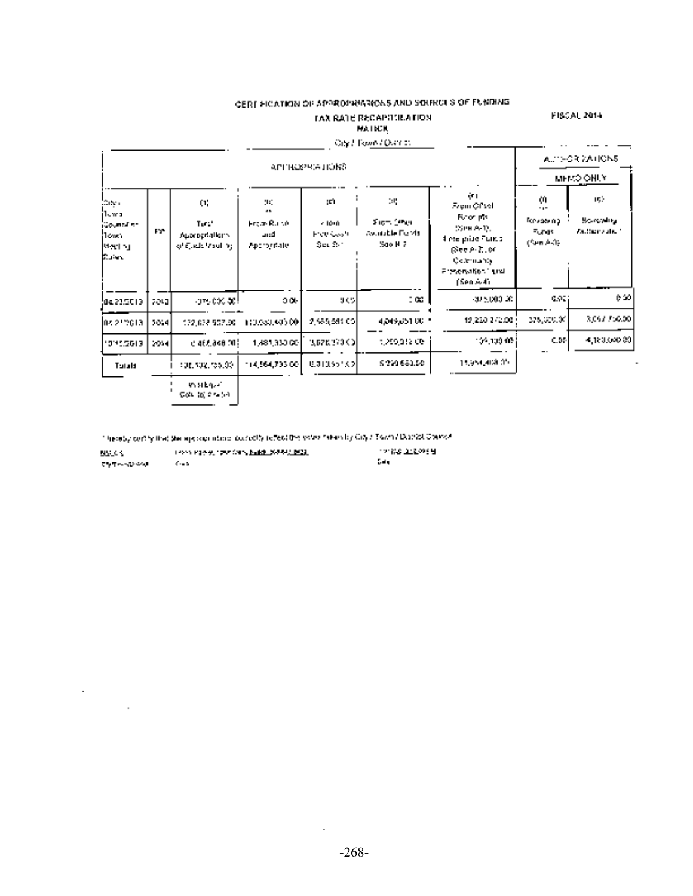CERTIFICATION OF APPROPRIATIONS AND SOURCES OF FUNDING

TAX RATE RECAPITULATION

NATICK

City / Town / District

FISCAL 2014

| | | APPROPRIATIONS | | | | | AUTHORIZATIONS | |
|---|---|---|---|---|---|---|---|---|
| | | | | | | | MEMO ONLY | |
| City / Town Council or Town Meeting Dates | FY | (a) Total Appropriations of Each Meeting | (b) From Raise and Appropriate | (c) From Free Cash See B-1 | (d) From Other Available Funds See B-2 | (e) From Offset Receipts (See A-1), Enterprise Funds (See A-2) or Community Preservation Fund (See A-4) | (f) Revolving Funds (See A-3) | (g) Borrowing Authorization |
| 04/23/2013 | 2013 | 375,000.00 | 0.00 | 0.00 | 0.00 | 375,000.00 | 0.00 | 0.00 |
| 04/21/2013 | 2014 | 132,823,537.00 | 113,033,405.00 | 2,565,581.00 | 4,049,651.00 | 12,230,270.00 | 375,000.00 | 3,097,750.00 |
| 10/15/2013 | 2014 | 4,466,848.00 | 1,481,330.00 | 3,678,370.00 | 1,250,012.00 | 154,138.00 | 0.00 | 4,180,000.00 |
| Totals | | 136,132,755.00 | 114,564,735.00 | 6,313,951.00 | 5,299,663.00 | 15,954,408.00 | | |
| | | Must Equal Cols (b) thru (e) | | | | | | |

I hereby certify that the appropriations correctly reflect the votes taken by City / Town / District Council.

NATICK — City/Town/District

Clerk

Date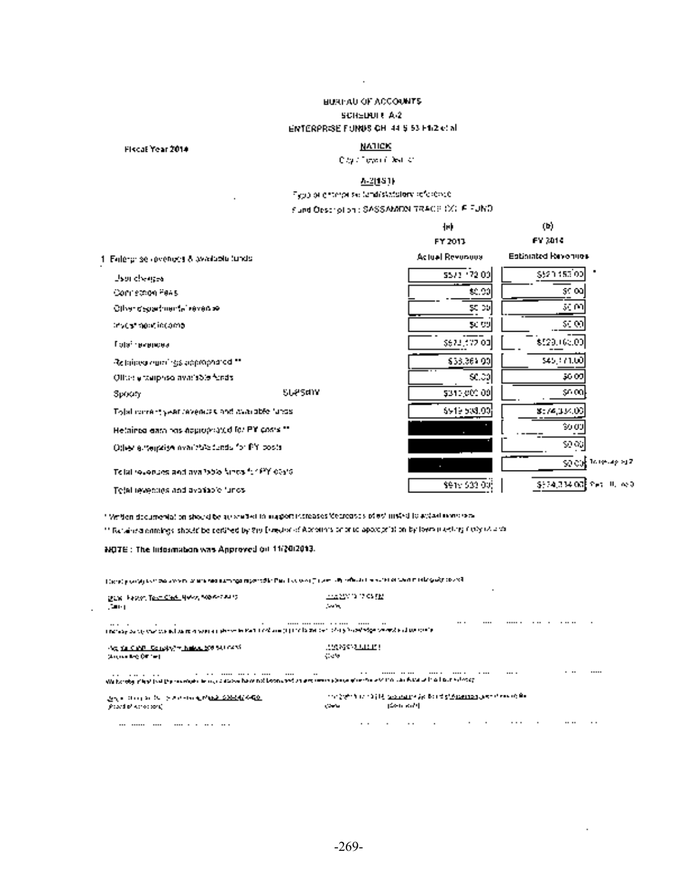BUREAU OF ACCOUNTS

SCHEDULE A-2

ENTERPRISE FUNDS CH 44 § 53 F1/2 et al

Fiscal Year 2014

NATICK

City / Town / District

A-2(1S1)

Type of enterprise fund/statutory reference

Fund Description: SASSAMON TRACE GOLF FUND

| | | (a) FY 2013 Actual Revenues | (b) FY 2014 Estimated Revenues | |
|---|---|---|---|---|
| 1 Enterprise revenues & available funds | | | | |
| User charges | | $571,172.00 | $529,163.00 | * |
| Connection Fees | | $0.00 | $0.00 | |
| Other departmental revenue | | $0.00 | $0.00 | |
| Investment income | | $0.00 | $0.00 | |
| Total revenues | | $571,172.00 | $529,163.00 | |
| Retained earnings appropriated ** | | $38,361.00 | $45,171.00 | |
| Other enterprise available funds | | $0.00 | $0.00 | |
| Specify | SUBSIDY | $310,000.00 | $0.00 | |
| Total current year revenues and available funds | | $919,533.00 | $574,334.00 | |
| Retained earnings appropriated for PY costs ** | | | $0.00 | |
| Other enterprise available funds for PY costs | | | $0.00 | |
| Total revenues and available funds for PY costs | | | $0.00 | To recap p2 |
| Total revenues and available funds | | $919,533.00 | $574,334.00 | Recap II, row 3 |

\* Written documentation should be submitted to support increases/decreases of estimated to actual revenues.

\** Retained earnings should be certified by the Director of Accounts prior to appropriation by town meeting / city council.

**NOTE : The Information was Approved on 11/20/2013.**

I hereby certify that the amounts of retained earnings appropriated in Part I column (b) are correctly reflected in the votes of town meeting/city council.

Diane Packer, Town Clerk, Natick, ... (Clerk) — 11/20/2013 (Date)

I hereby certify that the information contained herein is true and correct to the best of my knowledge and belief.

Accounting Officer, Natick, ... (Accounting Officer) — 11/20/2013 (Date)

We hereby certify that the amounts in the appropriations column(s) above have not been used in any other recapitulation for this fiscal year.

... Natick, ... (Board of Assessors) — 11/20/2013, Submitted by Board of Assessors (Date) (Date Submitted)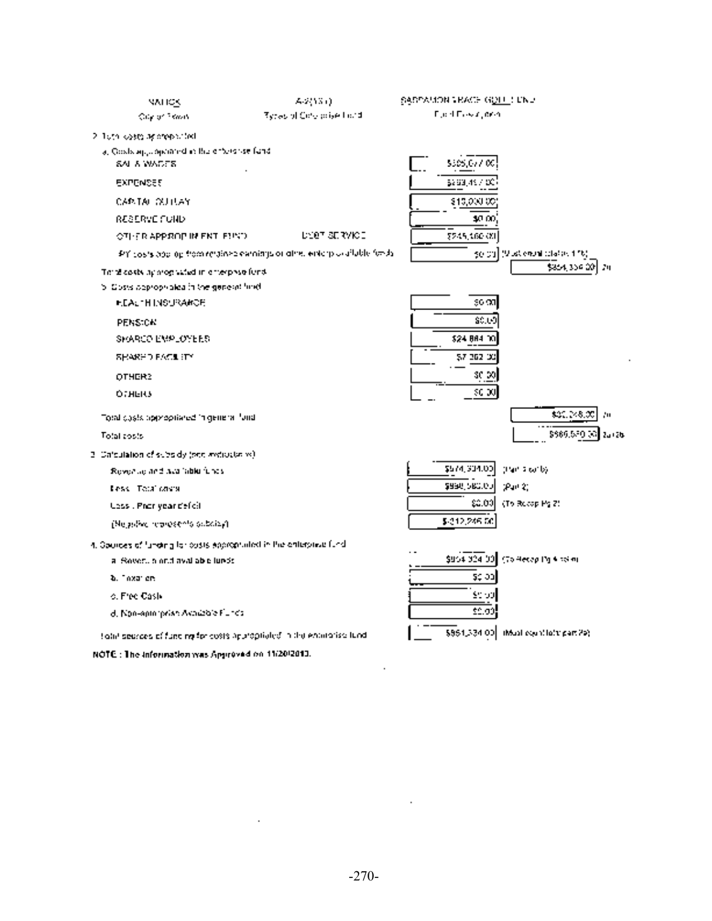| NATICK | A-2(15 1) | SASSAMON TRACE GOLF FUND |
|---|---|---|
| City or Town | Type of Enterprise Fund | Fund Description |

2. Total costs appropriated

a. Costs appropriated in the enterprise fund

| | | | |
|---|---|---|---|
| SAL & WAGES | | $305,677.00 | |
| EXPENSES | | $289,497.00 | |
| CAPITAL OUTLAY | | $15,000.00 | |
| RESERVE FUND | | $0.00 | |
| OTHER APPROP IN ENT. FUND | DEBT SERVICE | $245,160.00 | |
| PY costs add. op from retained earnings or other enterprise available funds | | $0.00 | (Must equal total in 1 b) |
| Total costs appropriated in enterprise fund | | | $854,334.00 2a |

b. Costs appropriated in the general fund

| | | |
|---|---|---|
| HEALTH INSURANCE | $0.00 | |
| PENSION | $0.00 | |
| SHARED EMPLOYEES | $24,884.00 | |
| SHARED FACILITY | $7,362.00 | |
| OTHERS | $0.00 | |
| OTHERS | $0.00 | |
| Total costs appropriated in general fund | | $32,246.00 2b |
| Total costs | | $886,580.00 2a+2b |

3. Calculation of subsidy (see instructions)

| | | |
|---|---|---|
| Revenue and available funds | $674,334.00 | (Part 1 a+1b) |
| Less: Total costs | $886,580.00 | (Part 2) |
| Less: Prior year deficit | $0.00 | (To Recap Pg 2) |
| (Negative represents subsidy) | $-212,246.00 | |

4. Sources of funding for costs appropriated in the enterprise fund

| | | |
|---|---|---|
| a. Revenue and available funds | $854,334.00 | (To Recap Pg 4 col m) |
| b. Taxation | $0.00 | |
| c. Free Cash | $0.00 | |
| d. Non-enterprise Available Funds | $0.00 | |
| Total sources of funding for costs appropriated in the enterprise fund | $854,334.00 | (Must equal total part 2a) |

**NOTE : The information was Approved on 11/20/2013.**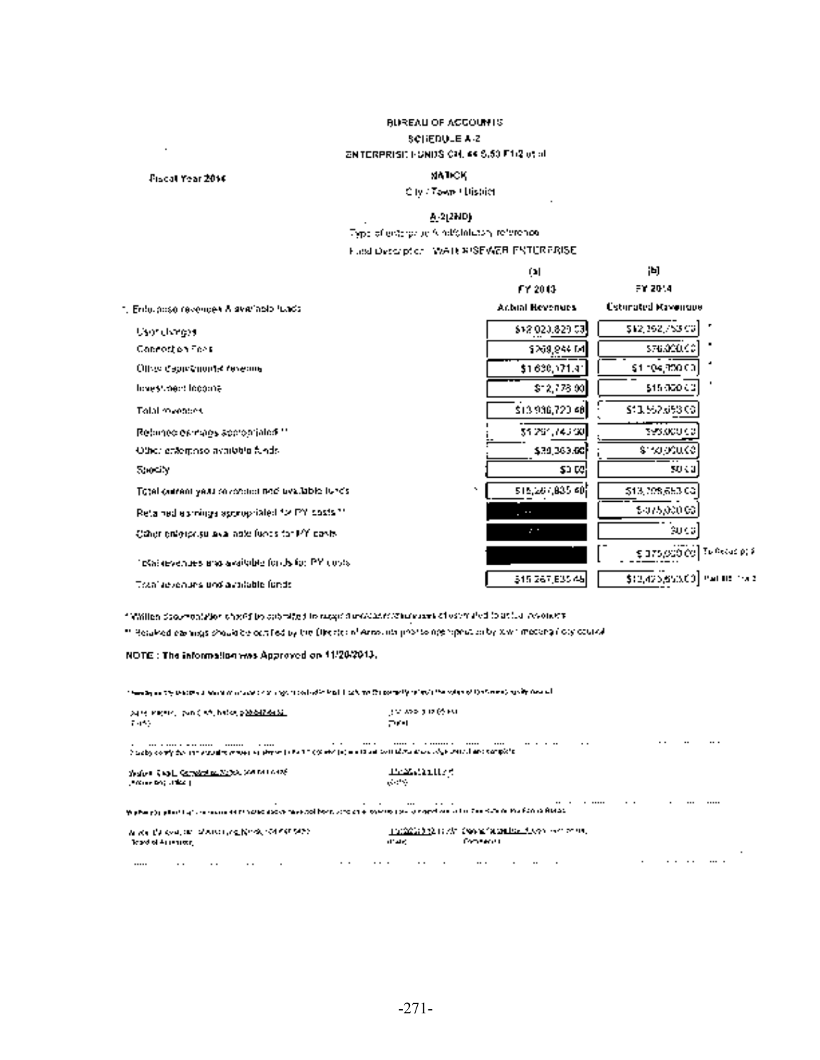BUREAU OF ACCOUNTS

SCHEDULE A-2

ENTERPRISE FUNDS CH. 44 S.53 F1/2 et al

Fiscal Year 2014

NATICK

City / Town / District

A-2(2ND)

Type of enterprise fund/statutory reference

Fund Description: WATER/SEWER ENTERPRISE

| | (a) FY 2013 Actual Revenues | (b) FY 2014 Estimated Revenues |
|---|---|---|
| 1. Enterprise revenues & available funds | | |
| User charges | $12,023,829.53 | $12,392,753.00 * |
| Connection Fees | $268,944.64 | $76,000.00 * |
| Other departmental revenue | $1,630,171.41 | $1,104,300.00 * |
| Investment Income | $12,778.90 | $15,000.00 * |
| Total revenues | $13,936,723.48 | $13,587,053.00 |
| Retained earnings appropriated ** | $1,291,743.00 | $93,000.00 |
| Other enterprise available funds | $39,369.00 | $150,000.00 |
| Specify | $0.00 | $0.00 |
| Total current year revenues and available funds | $15,267,835.48 | $13,708,053.00 |
| Retained earnings appropriated for PY costs ** | | $-375,000.00 |
| Other enterprise available funds for PY costs | | $0.00 |
| Total revenues and available funds for PY costs | | $375,000.00 To Recap p. 4 |
| Total revenues and available funds | $15,267,835.48 | $13,425,053.00 Part IIB line 2 |

* Written documentation should be submitted to support increases/decreases of estimated to actual revenues

** Retained earnings should be certified by the Director of Accounts prior to appropriation by town meeting / city council

**NOTE : The information was Approved on 11/20/2013.**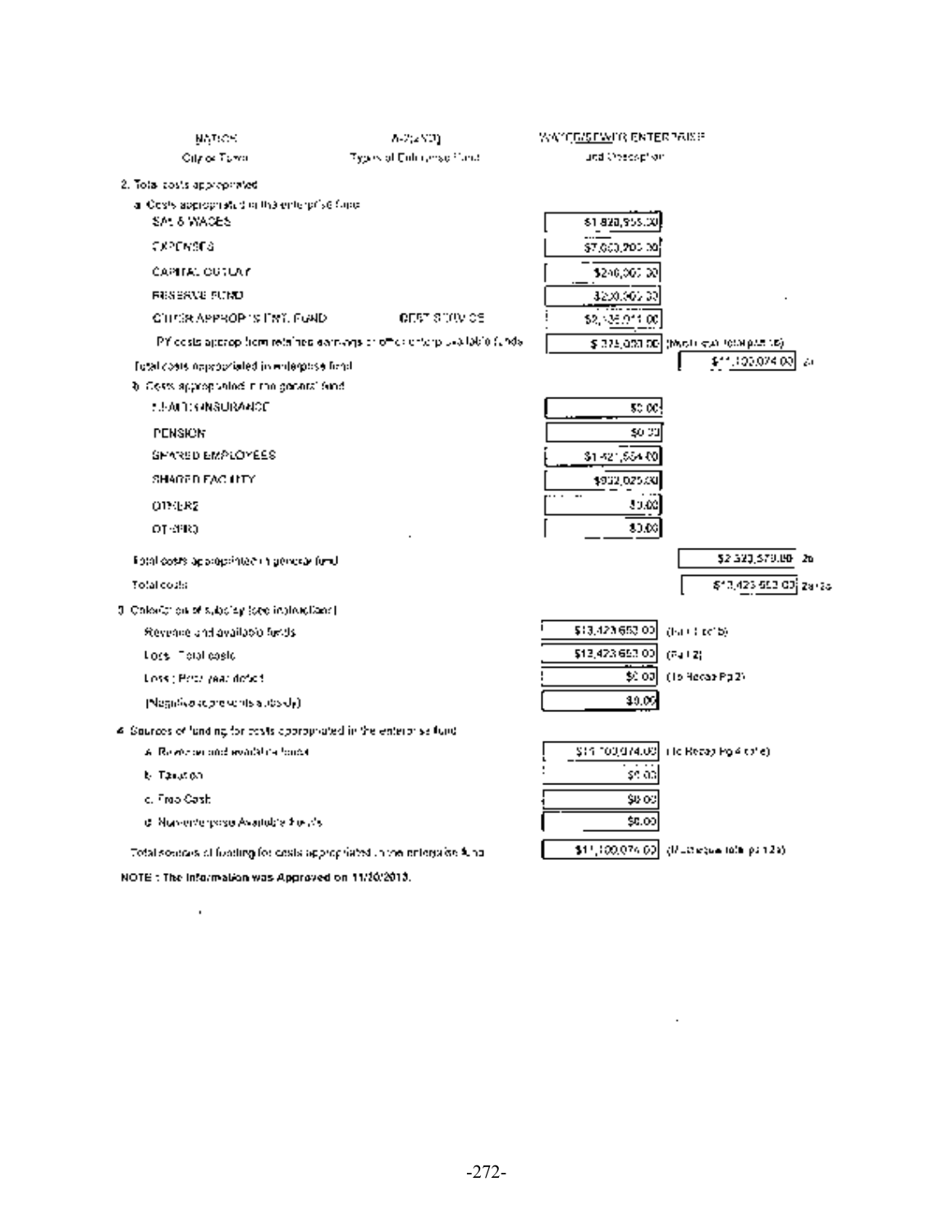| NATICK | A-2(ANU) | WATER/SEWER ENTERPRISE |
|---|---|---|
| City or Town | Type of Enterprise Fund | and Description |

2. Total costs appropriated

a. Costs appropriated in the enterprise fund

| | | | |
|---|---|---|---|
| SAL & WAGES | | $1,820,955.00 | |
| EXPENSES | | $7,000,700.00 | |
| CAPITAL OUTLAY | | $200,000.00 | |
| RESERVE FUND | | $200,000.00 | |
| OTHER APPROP'S ENT. FUND | DEBT SERVICE | $2,135,011.00 | |
| PY costs approp from retained earnings or other enterp available funds | | $ 275,000.00 | (Must equal total part 4b) |
| Total costs appropriated in enterprise fund | | | $11,100,074.00 2a |

b. Costs appropriated in the general fund

| | | |
|---|---|---|
| HEALTH INSURANCE | $0.00 | |
| PENSION | $0.00 | |
| SHARED EMPLOYEES | $1,421,554.00 | |
| SHARED FACILITY | $902,025.00 | |
| OTHER2 | $0.00 | |
| OTHER3 | $0.00 | |
| Total costs appropriated in general fund | | $2,323,579.00 2b |
| Total costs | | $13,423,653.00 2a+2b |

3. Calculation of subsidy (see instructions)

| | | |
|---|---|---|
| Revenue and available funds | $13,423,653.00 | (Pt 1 col b) |
| Less: Total costs | $13,423,653.00 | (Pt 2) |
| Less: Prior year deficit | $0.00 | (To Recap Pg 2) |
| (Negative represents subsidy) | $0.00 | |

4. Sources of funding for costs appropriated in the enterprise fund

| | | |
|---|---|---|
| a. Revenue and available funds | $11,100,074.00 | (To Recap Pg 4 col e) |
| b. Taxation | $0.00 | |
| c. Free Cash | $0.00 | |
| d. Non-enterprise Available funds | $0.00 | |
| Total sources of funding for costs appropriated in the enterprise fund | $11,100,074.00 | (Must equal total pt 2a) |

NOTE : The information was Approved on 11/20/2013.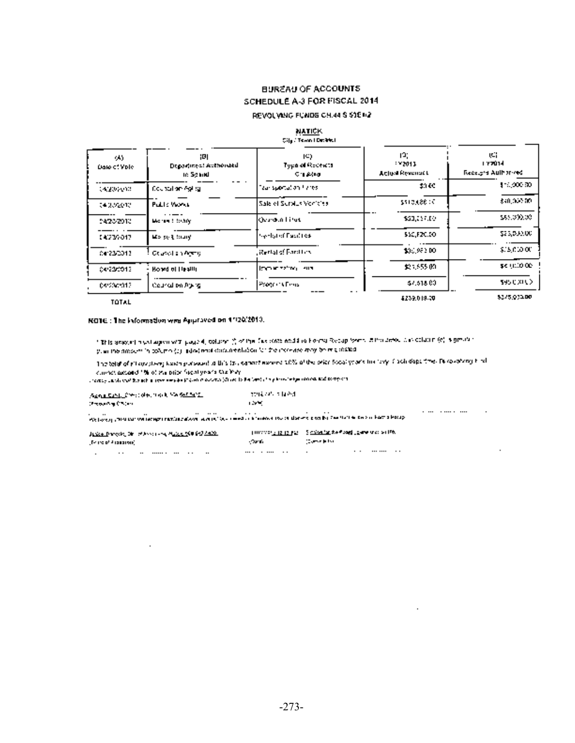BUREAU OF ACCOUNTS

SCHEDULE A-3 FOR FISCAL 2014

REVOLVING FUNDS CH.44 S 53E1/2

**NATICK**

City / Town / District

| (A) Date of Vote | (B) Department Authorized to Spend | (C) Type of Receipts Credited | (D) FY2013 Actual Revenues | (E) FY2014 Receipts Authorized |
|---|---|---|---|---|
| 04/23/2013 | Council on Aging | Transportation Fares | $0.00 | $10,000.00 |
| 04/23/2013 | Public Works | Sale of Surplus Vehicles | $113,488.00 | $40,000.00 |
| 04/23/2013 | Morse Library | Overdue Fines | $33,237.00 | $55,000.00 |
| 04/23/2013 | Morse Library | Rental of Facilities | $10,620.00 | $25,000.00 |
| 04/23/2013 | Council on Aging | Rental of Facilities | $30,953.00 | $75,000.00 |
| 04/23/2013 | Board of Health | Immunization Fees | $21,555.00 | $45,000.00 |
| 04/23/2013 | Council on Aging | Program Fees | $7,618.00 | $95,000.00 |
| TOTAL | | | $239,018.00 | $375,000.00 |

NOTE : The Information was Approved on 11/20/2013.

* This amount must agree with page 4, column (?) of the Tax Rate Recapitulation Form. If the amount in column (E) is greater than the amount in column (D), additional documentation for the increase may be requested.

The total of all revolving funds pursuant to this law cannot exceed 10% of the prior fiscal year's tax levy. Each department's revolving fund cannot exceed 1% of the prior fiscal year's tax levy.

I hereby certify that the above information is true and complete to the best of my knowledge and belief.

Accounting Officer | Date

We hereby certify that we have approved the revolving funds and amounts above for use in setting the tax rate on the Tax Rate Recap.

Name of Approver | Date | Comments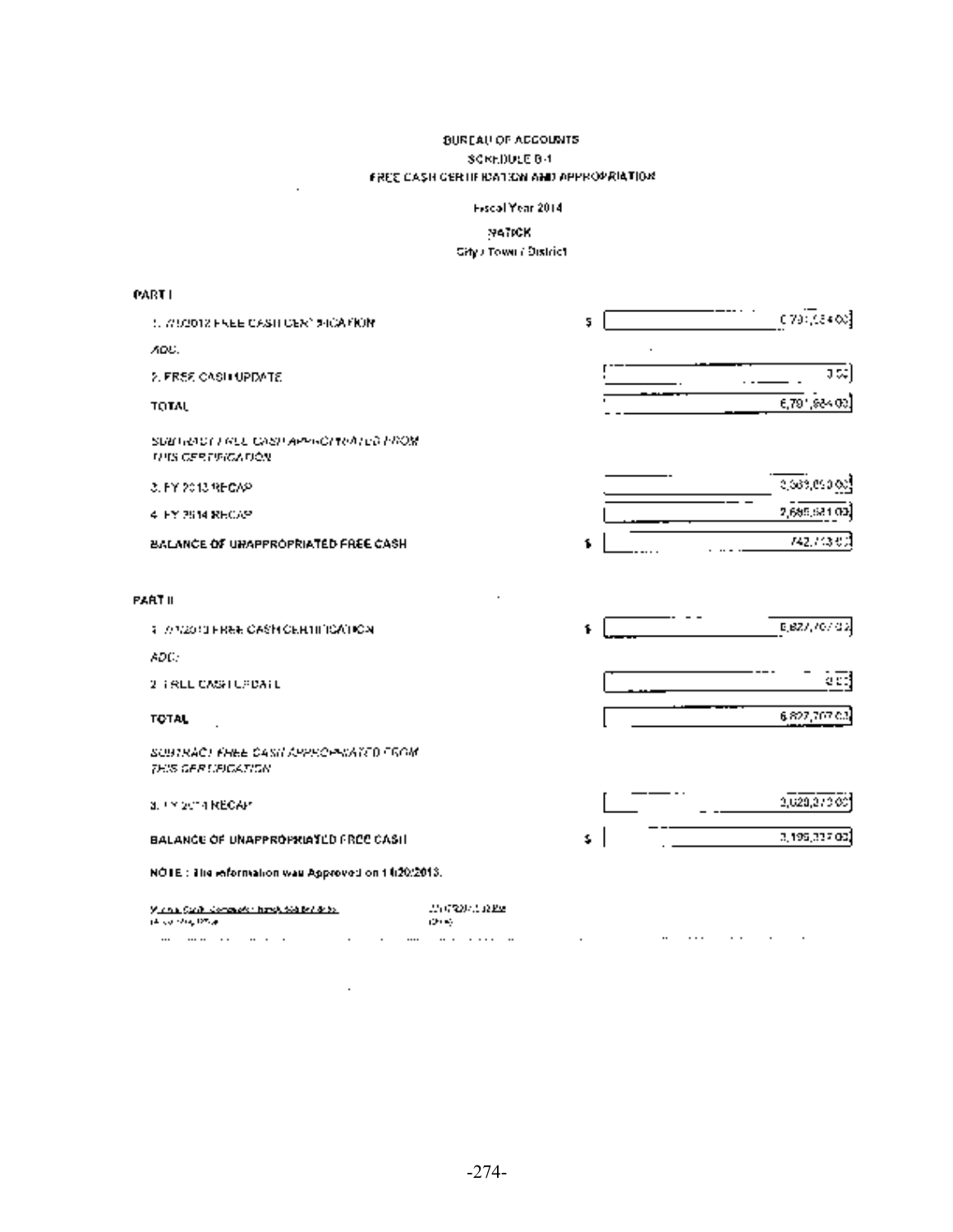BUREAU OF ACCOUNTS

SCHEDULE B-1

FREE CASH CERTIFICATION AND APPROPRIATION

Fiscal Year 2014

NATICK

City / Town / District

**PART I**

| | | |
|---|---|---|
| 1. 7/1/2012 FREE CASH CERTIFICATION | $ | 6,791,684.00 |
| *ADD:* | | |
| 2. FREE CASH UPDATE | | 0.00 |
| **TOTAL** | | 6,791,684.00 |
| *SUBTRACT FREE CASH APPROPRIATED FROM THIS CERTIFICATION* | | |
| 3. FY 2013 RECAP | | 3,363,050.00 |
| 4. FY 2014 RECAP | | 2,685,921.00 |
| **BALANCE OF UNAPPROPRIATED FREE CASH** | $ | 742,713.00 |

**PART II**

| | | |
|---|---|---|
| 1. 7/1/2013 FREE CASH CERTIFICATION | $ | 6,827,707.00 |
| *ADD:* | | |
| 2. FREE CASH UPDATE | | 0.00 |
| **TOTAL** | | 6,827,707.00 |
| *SUBTRACT FREE CASH APPROPRIATED FROM THIS CERTIFICATION* | | |
| 3. FY 2014 RECAP | | 3,628,370.00 |
| **BALANCE OF UNAPPROPRIATED FREE CASH** | $ | 3,199,337.00 |

NOTE : The information was Approved on 11/20/2013.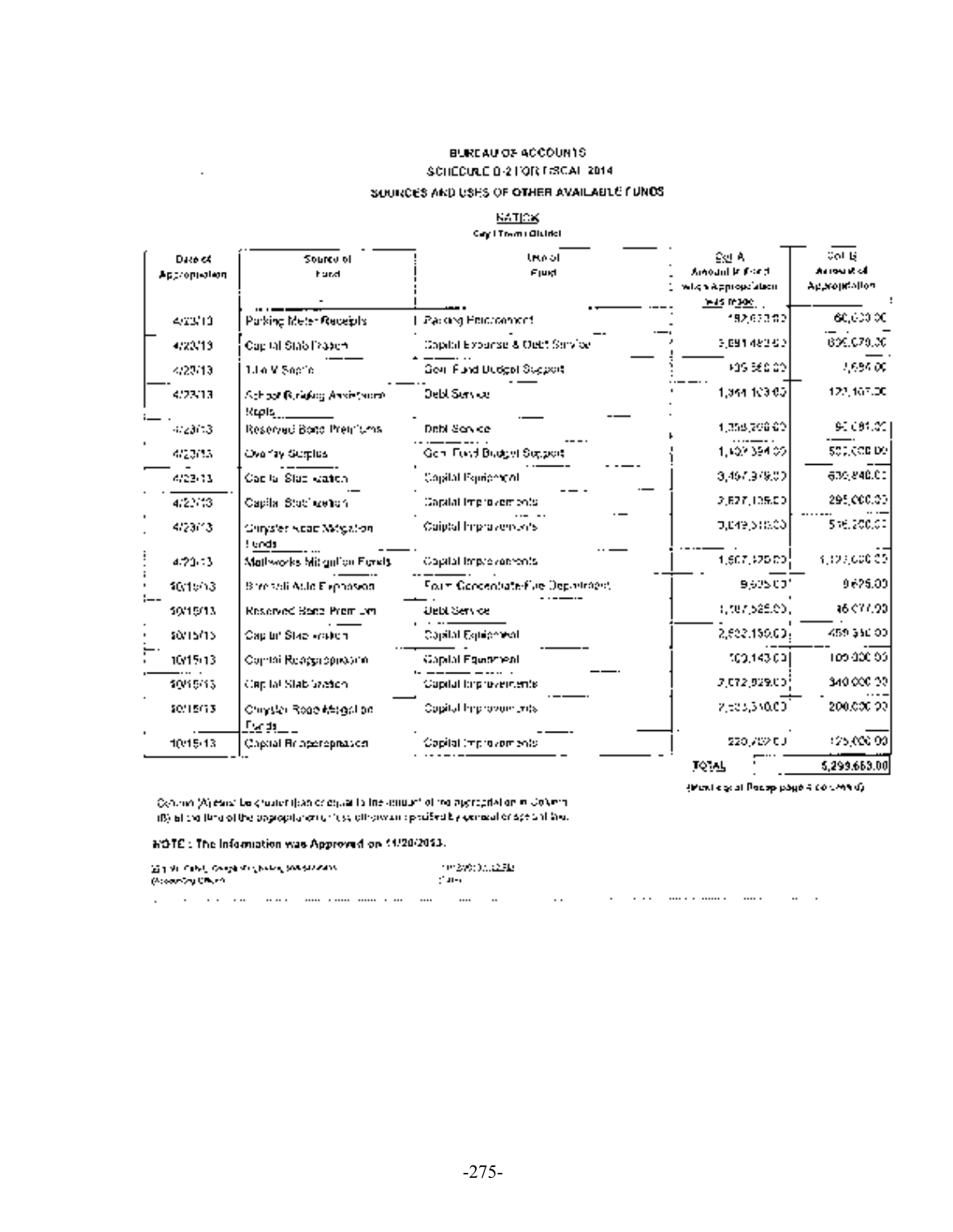BUREAU OF ACCOUNTS

SCHEDULE B-2 FOR FISCAL 2014

SOURCES AND USES OF OTHER AVAILABLE FUNDS

NATICK

City / Town / District

| Date of Appropriation | Source of Fund | Use of Fund | Col A Amount in Fund when Appropriation was made | Col B Amount of Appropriation |
|---|---|---|---|---|
| 4/23/13 | Parking Meter Receipts | Parking Enforcement | 182,633.00 | 60,000.00 |
| 4/23/13 | Capital Stabilization | Capital Expense & Debt Service | 3,091,482.00 | 600,070.00 |
| 4/23/13 | Title V Septic | Gen Fund Budget Support | 105,560.00 | 7,694.00 |
| 4/23/13 | School Building Assistance Repts | Debt Service | 1,344,103.00 | 122,107.00 |
| 4/23/13 | Reserved Bond Premiums | Debt Service | 1,358,200.00 | 90,681.00 |
| 4/23/13 | Overlay Surplus | Gen Fund Budget Support | 1,407,394.00 | 500,000.00 |
| 4/23/13 | Capital Stabilization | Capital Equipment | 3,497,978.00 | 636,840.00 |
| 4/23/13 | Capital Stabilization | Capital Improvements | 2,627,135.00 | 295,000.00 |
| 4/23/13 | Chrysler Road Mitigation Funds | Capital Improvements | 3,049,510.00 | 516,200.00 |
| 4/23/13 | Mathworks Mitigation Funds | Capital Improvements | 1,607,170.00 | 1,127,000.00 |
| 10/15/13 | Sherwood Auto Expansion | Foam Concentrate-Fire Department | 9,625.00 | 9,625.00 |
| 10/15/13 | Reserved Bond Premium | Debt Service | 1,187,525.00 | 46,077.00 |
| 10/15/13 | Capital Stabilization | Capital Equipment | 2,892,150.00 | 459,550.00 |
| 10/15/13 | Capital Reappropriation | Capital Equipment | 109,143.00 | 109,000.00 |
| 10/15/13 | Capital Stabilization | Capital Improvements | 2,072,829.00 | 340,000.00 |
| 10/15/13 | Chrysler Road Mitigation Funds | Capital Improvements | 2,533,310.00 | 200,000.00 |
| 10/15/13 | Capital Reappropriation | Capital Improvements | 220,702.00 | 175,000.00 |
| | | | **TOTAL** | 5,299,663.00 |

(Must equal Recap page 4 column B)

Column (A) must be greater than or equal to the amount of the appropriation in Column (B) at the time of the appropriation, unless otherwise specified by general or special law.

**NOTE : The Information was Approved on 11/20/2013.**

Gerald W. Cahill, Comptroller, Natick, 508-647-6430
(Accounting Officer)

11/20/2013 11:22 AM
(Date)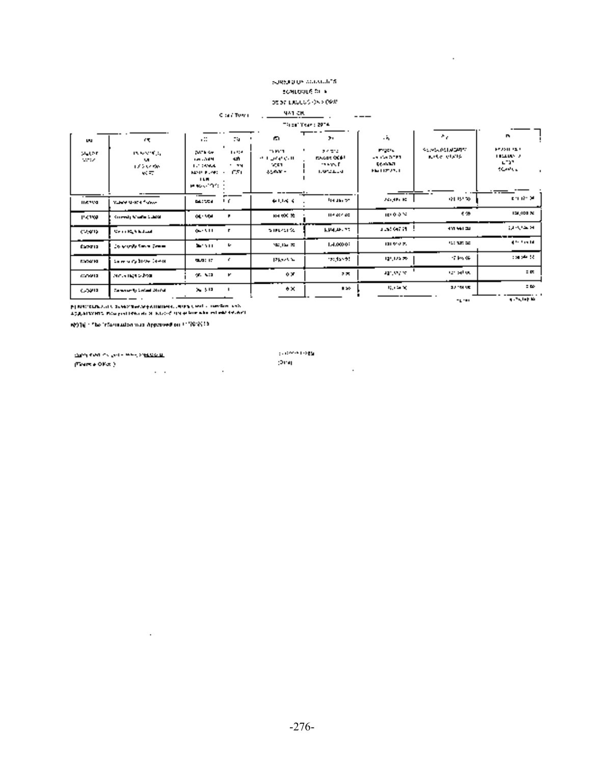BUREAU OF ACCOUNTS

SCHEDULE DE-4

DEBT EXCLUSION

City/Town: NATICK

Fiscal Year: 2014

NOTE - The information was Approved on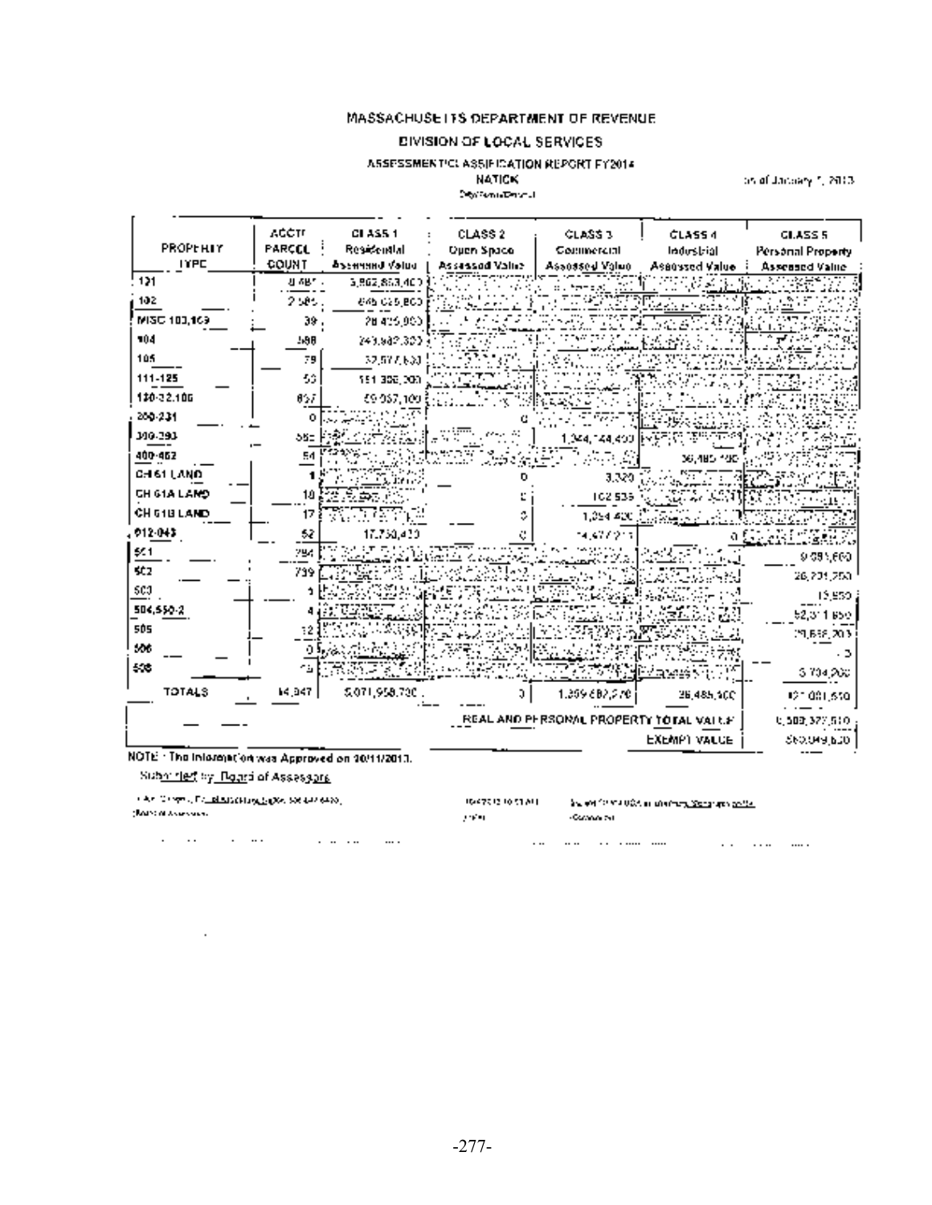MASSACHUSETTS DEPARTMENT OF REVENUE

DIVISION OF LOCAL SERVICES

ASSESSMENT CLASSIFICATION REPORT FY2014

NATICK

as of January 1, 2013

| PROPERTY TYPE | ACCT PARCEL COUNT | CLASS 1 Residential Assessed Value | CLASS 2 Open Space Assessed Value | CLASS 3 Commercial Assessed Value | CLASS 4 Industrial Assessed Value | CLASS 5 Personal Property Assessed Value |
|---|---|---|---|---|---|---|
| 101 | 8,487 | 3,902,853,400 | | | | |
| 102 | 2,585 | 645,025,800 | | | | |
| MISC 103,109 | 39 | 28,425,900 | | | | |
| 104 | 388 | 243,982,300 | | | | |
| 105 | 79 | 32,577,600 | | | | |
| 111-125 | 53 | 151,306,200 | | | | |
| 130-32,106 | 857 | 69,057,100 | | | | |
| 200-231 | 0 | | | 0 | | |
| 300-393 | 582 | | | 1,344,144,400 | | |
| 400-452 | 54 | | | | 36,485,400 | |
| CH 61 LAND | 1 | | 0 | 3,320 | | |
| CH 61A LAND | 18 | | 0 | 102,535 | | |
| CH 61B LAND | 17 | | 0 | 1,254,400 | | |
| 012-043 | 52 | 17,750,430 | 0 | 14,477,215 | 0 | |
| 501 | 794 | | | | | 9,081,600 |
| 502 | 739 | | | | | 26,791,250 |
| 503 | 1 | | | | | 15,850 |
| 504,550-2 | 4 | | | | | 52,311,850 |
| 505 | 12 | | | | | 29,856,200 |
| 506 | 0 | | | | | 0 |
| 508 | 5 | | | | | 3,704,200 |
| TOTALS | 14,947 | 5,071,958,730 | 0 | 1,359,682,270 | 36,485,400 | 121,081,650 |
| | | | REAL AND PERSONAL PROPERTY TOTAL VALUE | | | 6,589,207,810 |
| | | | | | EXEMPT VALUE | 560,049,630 |

NOTE - The information was Approved on 10/11/2013.

Submitted by Board of Assessors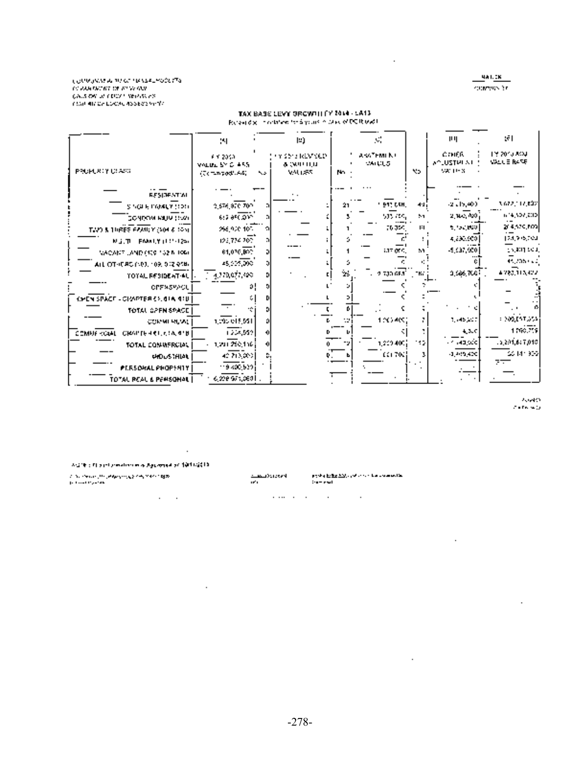COMMONWEALTH OF MASSACHUSETTS
DEPARTMENT OF REVENUE
DIVISION OF LOCAL SERVICES
BUREAU OF LOCAL ASSESSMENT

NATICK

## TAX BASE LEVY GROWTH FY 2014 - LA13

| PROPERTY CLASS | (A) FY 2013 VALUE BY CLASS (Combined LA4) | No. | (B) FY 2013 REVISED & OMITTED VALUES | No. | (C) ABATEMENT VALUES | No. | (D) OTHER ADJUSTMENT VALUES | (E) FY 2013 ADJ VALUE BASE |
|---|---|---|---|---|---|---|---|---|
| RESIDENTIAL | | | | | | | | |
| SINGLE FAMILY (101) | 3,676,870,700 | 0 | | 21 | 817,600 | 49 | -2,175,400 | 3,672,117,600 |
| CONDOMINIUM (102) | 612,850,000 | 0 | | 5 | 503,700 | 51 | 2,165,700 | 614,507,000 |
| TWO & THREE FAMILY (104 & 105) | 266,920,100 | 0 | | 1 | 76,350 | 81 | 9,152,600 | 275,970,000 |
| MULTI - FAMILY (111-125) | 123,724,700 | 0 | | 0 | 0 | 1 | 4,230,600 | 127,955,300 |
| VACANT LAND (130-132 & 106) | 61,010,800 | 0 | | 1 | 137,000 | 53 | -5,537,500 | 55,301,500 |
| ALL OTHERS (103, 109, 012-018) | 45,035,000 | 0 | | 0 | 0 | 0 | 0 | 45,035,000 |
| TOTAL RESIDENTIAL | 4,779,677,400 | 0 | | 28 | 1,530,650 | 180 | 3,586,700 | 4,783,113,400 |
| OPEN SPACE | 0 | 0 | | 0 | 0 | 0 | 0 | 0 |
| OPEN SPACE - CHAPTER 61, 61A, 61B | 0 | 0 | | 0 | 0 | 0 | 0 | 0 |
| TOTAL OPEN SPACE | 0 | 0 | | 0 | 0 | 0 | 0 | 0 |
| COMMERCIAL | 1,290,015,551 | 0 | | 12 | 1,220,400 | 7 | 1,145,000 | 1,290,557,551 |
| COMMERCIAL - CHAPTER 61, 61A, 61B | 1,234,559 | 0 | | 0 | 0 | 1 | 4,300 | 1,238,759 |
| TOTAL COMMERCIAL | 1,291,250,110 | 0 | | 12 | 1,220,400 | 12 | 1,149,300 | 1,291,817,010 |
| INDUSTRIAL | 42,713,000 | 0 | | 0 | 121,700 | 3 | -1,045,400 | 56,141,300 |
| PERSONAL PROPERTY | 119,400,520 | | | | | | | |
| TOTAL REAL & PERSONAL | 6,229,071,030 | | | | | | | |

NOTE: This information is Approved on 10/11/2013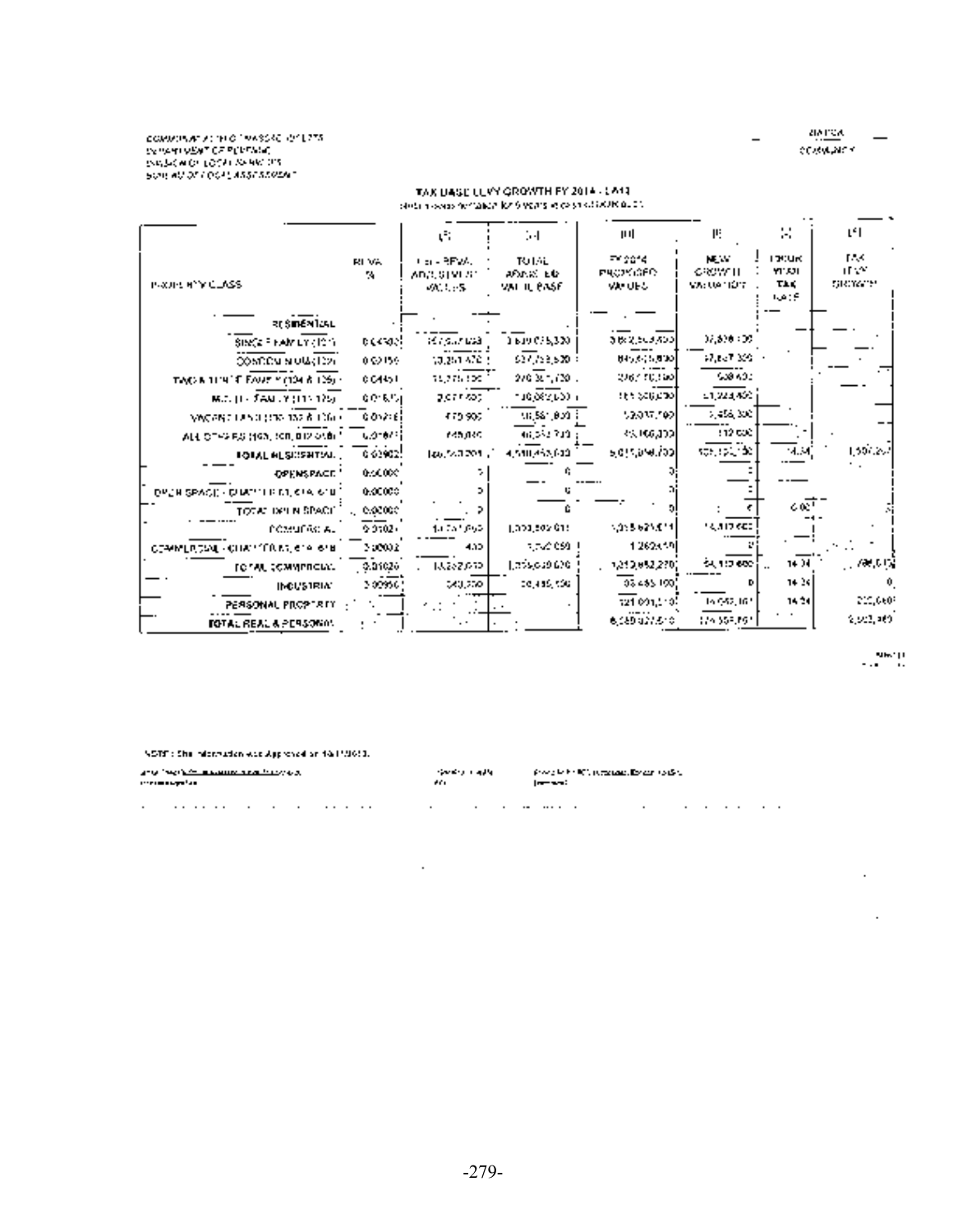COMMONWEALTH OF MASSACHUSETTS
DEPARTMENT OF REVENUE
DIVISION OF LOCAL SERVICES
BUREAU OF LOCAL ASSESSMENT

NATICK
COMMUNITY

## TAX BASE LEVY GROWTH FY 2014 - LA13

| PROPERTY CLASS | REVAL % | (B) Est. REVAL ADJUSTMENT VALUES | (C) TOTAL ADJUSTED VALUE BASE | (D) FY 2014 PROPOSED VALUES | (E) NEW GROWTH VALUATION | (F) PRIOR YEAR TAX RATE | (G) TAX LEVY GROWTH |
|---|---|---|---|---|---|---|---|
| RESIDENTIAL | | | | | | | |
| SINGLE FAMILY (101) | 0.04302 | 157,347,093 | 3,659,075,330 | 3,802,563,600 | 37,808,100 | | |
| CONDOMINIUM (102) | 0.02156 | 18,251,470 | 837,753,520 | 849,615,800 | 17,627,300 | | |
| TWO & THREE FAMILY (104 & 105) | 0.04451 | 11,270,100 | 270,321,720 | 282,110,600 | 568,600 | | |
| MULTI-FAMILY (111-125) | 0.01875 | 2,077,600 | 110,682,600 | 151,506,600 | 41,223,400 | | |
| VACANT LAND (130-132 & 106) | 0.00716 | 470,900 | 58,581,800 | 59,037,700 | 1,456,300 | | |
| ALL OTHERS (103, 109, 012-018) | 0.01877 | 849,040 | 45,232,720 | 45,160,300 | 112,000 | | |
| TOTAL RESIDENTIAL | 0.03902 | 190,262,201 | 4,981,655,600 | 5,015,098,700 | 100,155,150 | 14.34 | 1,597,207 |
| OPEN SPACE | 0.00000 | 0 | 0 | 0 | 0 | | |
| OPEN SPACE - CHAPTER 61, 61A, 61B | 0.00000 | 0 | 0 | 0 | 0 | | |
| TOTAL OPEN SPACE | 0.00000 | 0 | 0 | 0 | 0 | 0.00 | 0 |
| COMMERCIAL | 0.01102 | 14,751,690 | 1,333,502,011 | 1,315,625,011 | 54,117,600 | | |
| COMMERCIAL - CHAPTER 61, 61A, 61B | 0.00032 | 430 | 1,262,050 | 1,262,430 | 0 | | |
| TOTAL COMMERCIAL | 0.01026 | 14,252,070 | 1,335,029,020 | 1,312,882,270 | 54,117,600 | 14.34 | 776,046 |
| INDUSTRIAL | 0.00990 | 240,200 | 20,415,100 | 23,455,100 | 0 | 14.34 | 0 |
| PERSONAL PROPERTY | | | | 121,001,510 | 14,562,161 | 14.34 | 208,818 |
| TOTAL REAL & PERSONAL | | | | 6,580,027,510 | 174,352,761 | | 2,582,469 |

NOTE: This information was Approved on 10/1/2013.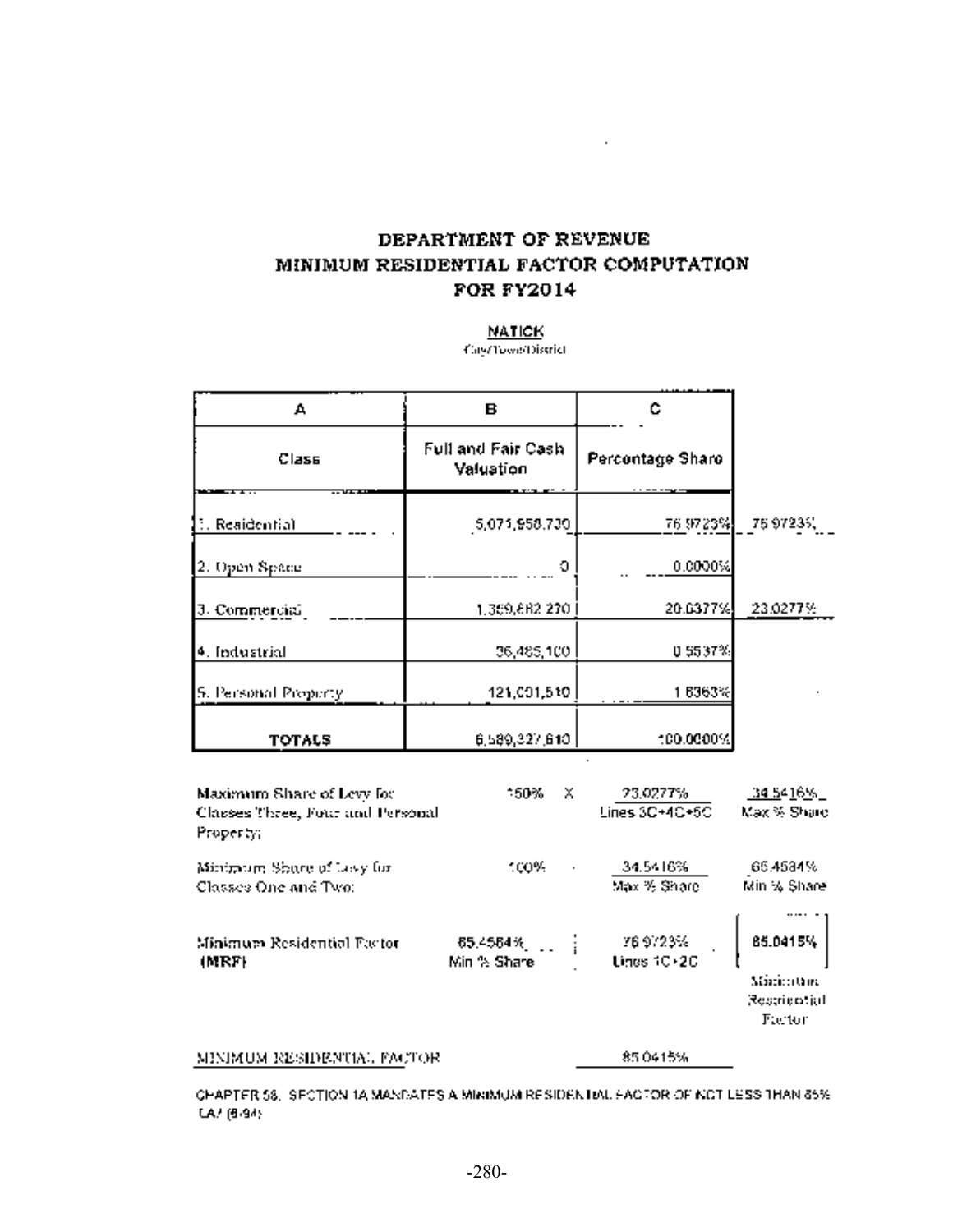# DEPARTMENT OF REVENUE
# MINIMUM RESIDENTIAL FACTOR COMPUTATION
# FOR FY2014

**NATICK**
City/Town/District

| A | B | C | |
|---|---|---|---|
| Class | Full and Fair Cash Valuation | Percentage Share | |
| 1. Residential | 5,071,958,730 | 76.9723% | 76.9723% |
| 2. Open Space | 0 | 0.0000% | |
| 3. Commercial | 1,359,882,270 | 20.6377% | 23.0277% |
| 4. Industrial | 36,485,100 | 0.5537% | |
| 5. Personal Property | 121,001,510 | 1.8363% | |
| TOTALS | 6,589,327,610 | 100.0000% | |

| | | | | |
|---|---|---|---|---|
| Maximum Share of Levy for Classes Three, Four and Personal Property: | 150% | X | 23.0277%<br>Lines 3C+4C+5C | 34.5416%<br>Max % Share |
| Minimum Share of Levy for Classes One and Two: | 100% | - | 34.5416%<br>Max % Share | 65.4584%<br>Min % Share |
| Minimum Residential Factor (MRF) | 65.4584%<br>Min % Share | ÷ | 76.9723%<br>Lines 1C+2C | 85.0415%<br>Minimum Residential Factor |

MINIMUM RESIDENTIAL FACTOR 85.0415%

CHAPTER 58, SECTION 1A MANDATES A MINIMUM RESIDENTIAL FACTOR OF NOT LESS THAN 65%

LA7 (6/94)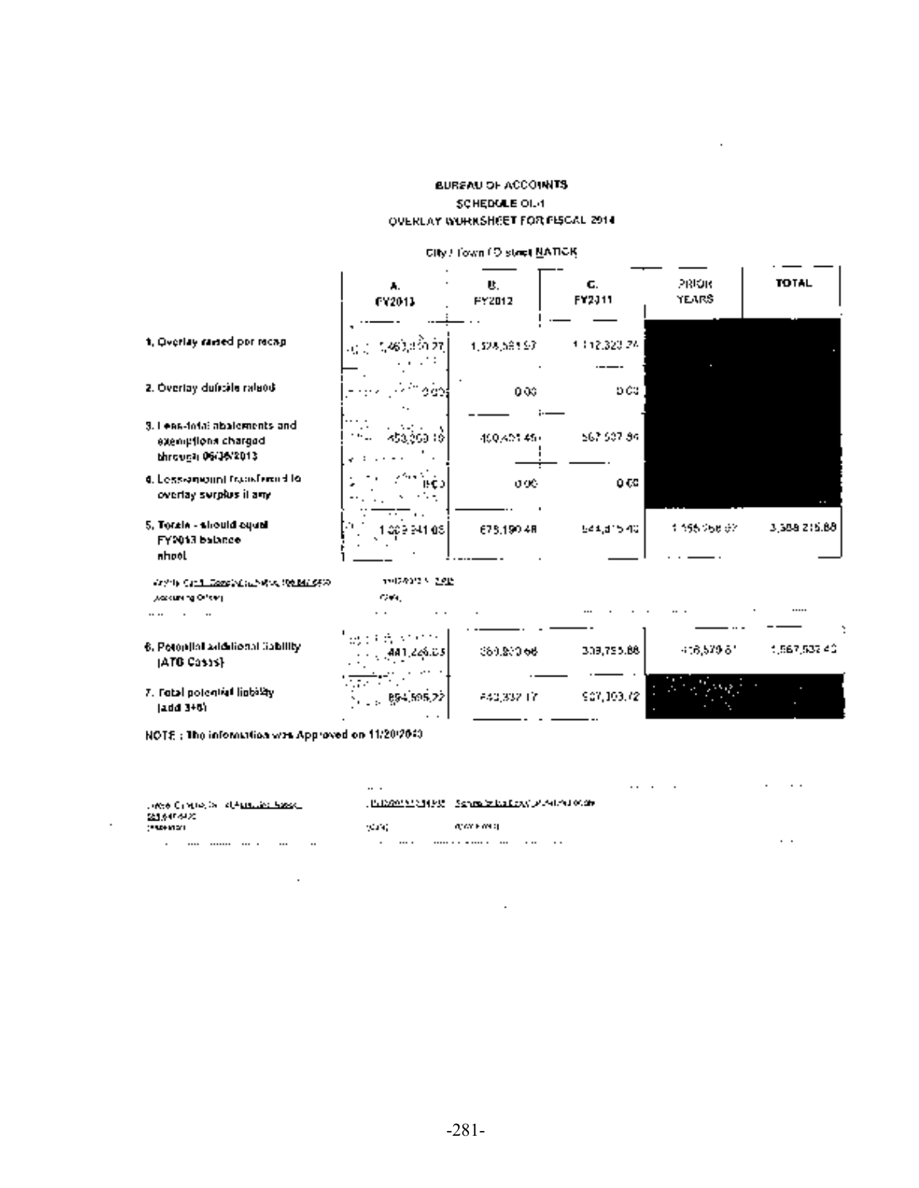## BUREAU OF ACCOUNTS
### SCHEDULE OL-1
### OVERLAY WORKSHEET FOR FISCAL 2014

City / Town / District NATICK

| | A. FY2013 | B. FY2012 | C. FY2011 | PRIOR YEARS | TOTAL |
|---|---|---|---|---|---|
| 1. Overlay raised per recap | 1,463,310.27 | 1,128,581.97 | 1,112,323.74 | | |
| 2. Overlay deficits raised | 0.00 | 0.00 | 0.00 | | |
| 3. Less-total abatements and exemptions charged through 06/30/2013 | 453,369.19 | 450,401.49 | 567,537.84 | | |
| 4. Less-amount transferred to overlay surplus if any | 0.00 | 0.00 | 0.00 | | |
| 5. Totals - should equal FY2013 balance sheet | 1,009,941.08 | 678,180.48 | 544,815.40 | 1,156,268.92 | 3,388,215.88 |
| 6. Potential additional liability (ATB Cases) | 441,226.05 | 360,800.66 | 339,755.88 | 416,570.81 | 1,567,532.42 |
| 7. Total potential liability (add 3+6) | 894,595.22 | 843,337.17 | 907,303.72 | | |

NOTE : The information was Approved on 11/20/2013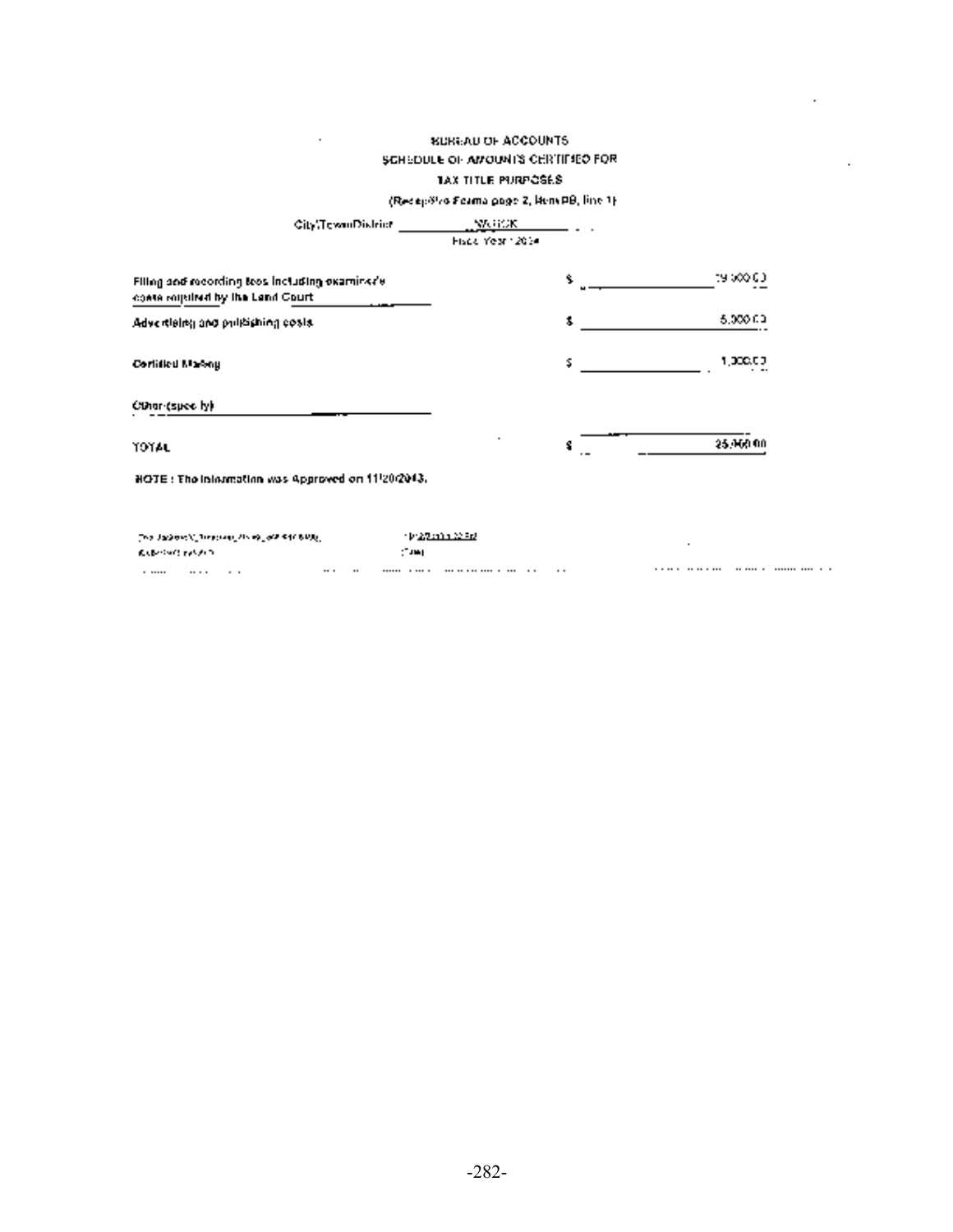BUREAU OF ACCOUNTS

SCHEDULE OF AMOUNTS CERTIFIED FOR

TAX TITLE PURPOSES

(Recap/Pro Forma page 2, Item IIB, line 1)

City/Town/District ____NATICK____

Fiscal Year 2014

| | |
|---|---|
| Filing and recording fees including examiner's costs required by the Land Court | $ 19,000.00 |
| Advertising and publishing costs | $ 5,000.00 |
| Certified Mailing | $ 1,000.00 |
| Other (specify) | |
| TOTAL | $ 25,000.00 |

NOTE : The information was Approved on 11/20/2013.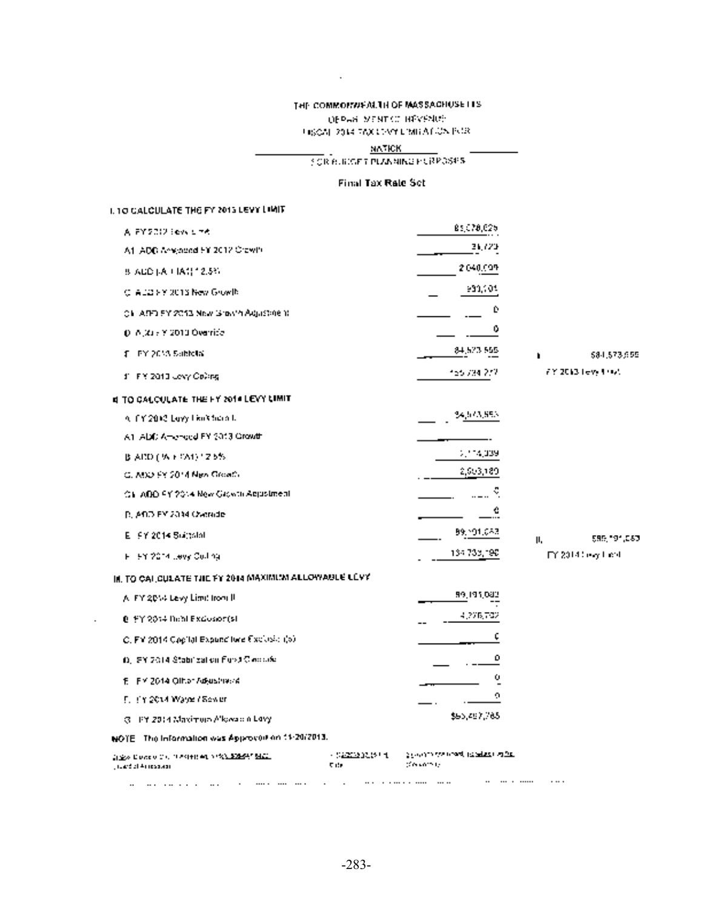THE COMMONWEALTH OF MASSACHUSETTS

DEPARTMENT OF REVENUE

FISCAL 2014 TAX LEVY LIMITATION FOR

NATICK

FOR BUDGET PLANNING PURPOSES

**Final Tax Rate Set**

**I. TO CALCULATE THE FY 2013 LEVY LIMIT**

| | | |
|---|---|---|
| A. FY 2012 Levy Limit | 81,578,625 | |
| A1. ADD Amended FY 2012 Growth | 31,723 | |
| B. ADD (A + A1) * 2.5% | 2,040,009 | |
| C. ADD FY 2013 New Growth | 933,101 | |
| C1. ADD FY 2013 New Growth Adjustment | 0 | |
| D. ADD FY 2013 Override | 0 | |
| E. FY 2013 Subtotal | 84,573,555 | I. $84,573,555 |
| F. FY 2013 Levy Ceiling | 155,734,277 | FY 2013 Levy Limit |

**II. TO CALCULATE THE FY 2014 LEVY LIMIT**

| | | |
|---|---|---|
| A. FY 2013 Levy Limit from I. | 84,573,555 | |
| A1. ADD Amended FY 2013 Growth | | |
| B. ADD (A + A1) * 2.5% | 2,114,339 | |
| C. ADD FY 2014 New Growth | 2,503,189 | |
| C1. ADD FY 2014 New Growth Adjustment | 0 | |
| D. ADD FY 2014 Override | 0 | |
| E. FY 2014 Subtotal | 89,191,083 | II. $89,191,083 |
| F. FY 2014 Levy Ceiling | 134,733,190 | FY 2014 Levy Limit |

**III. TO CALCULATE THE FY 2014 MAXIMUM ALLOWABLE LEVY**

| | |
|---|---|
| A. FY 2014 Levy Limit from II. | 89,191,083 |
| B. FY 2014 Debt Exclusion(s) | 4,276,702 |
| C. FY 2014 Capital Expenditure Exclusion(s) | 0 |
| D. FY 2014 Stabilization Fund Override | 0 |
| E. FY 2014 Other Adjustment | 0 |
| F. FY 2014 Water / Sewer | 0 |
| G. FY 2014 Maximum Allowable Levy | $93,467,785 |

**NOTE** The information was Approved on 11-20/2013.

Board of Assessors | Title | Comments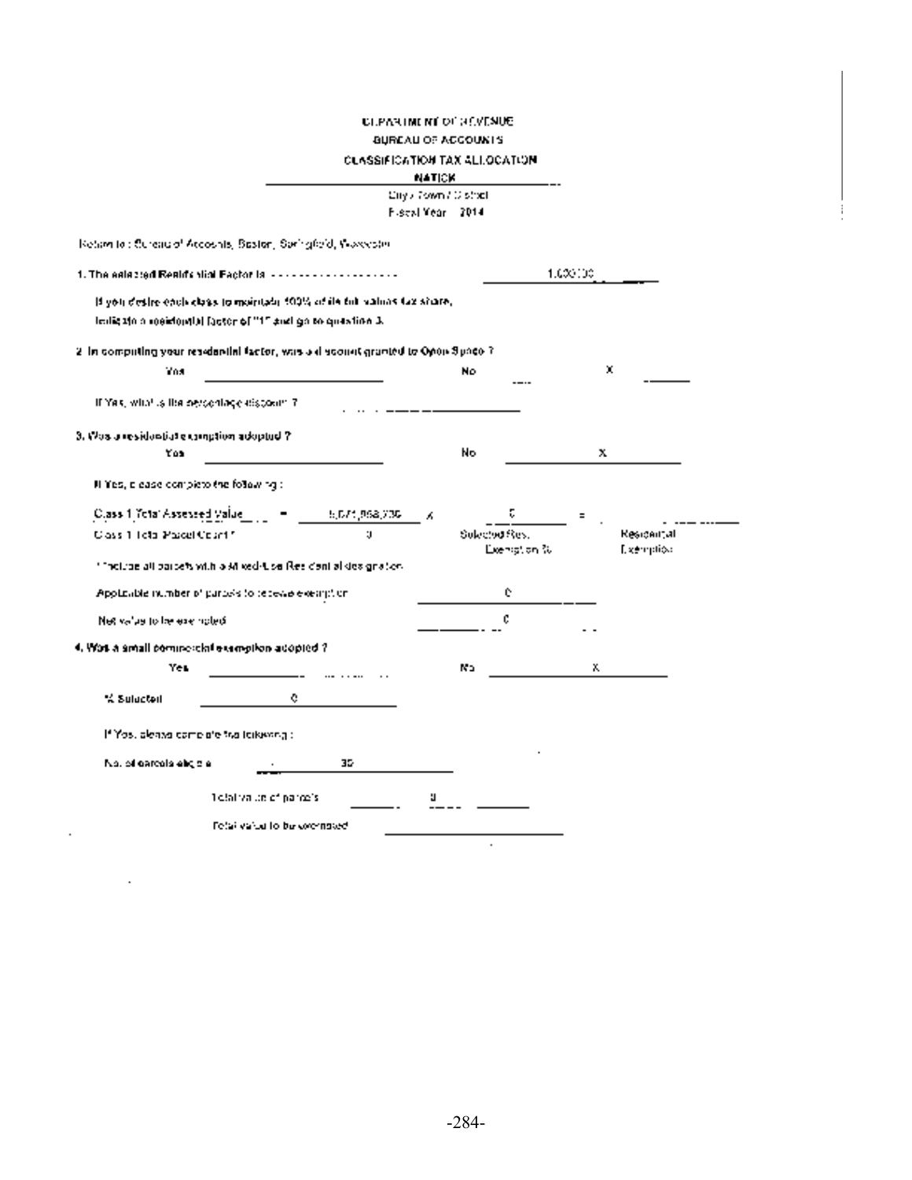DEPARTMENT OF REVENUE

BUREAU OF ACCOUNTS

CLASSIFICATION TAX ALLOCATION

**NATICK**

City / Town / District

Fiscal Year 2014

Return to : Bureau of Accounts, Boston, Springfield, Worcester

1. The selected Residential Factor is ------------------ 1.000000

If you desire each class to maintain 100% of its full values tax share, indicate a residential factor of "1" and go to question 3.

2. In computing your residential factor, was a discount granted to Open Space ?

Yes ______ No ______ X

If Yes, what is the percentage discount ? ______

3. Was a residential exemption adopted ?

Yes ______ No X

If Yes, please complete the following :

| Class 1 Total Assessed Value | = | 5,071,868,735 | X | 0 | = | |
|---|---|---|---|---|---|---|
| Class 1 Total Parcel Count * | | 0 | | Selected Res. Exemption % | | Residential Exemption |

* Include all parcels with a Mixed-Use Residential designation.

Applicable number of parcels to receive exemption 0

Net value to be exempted 0

4. Was a small commercial exemption adopted ?

Yes ______ No X

% Selected 0

If Yes, please complete the following :

No. of parcels eligible 35

Total value of parcels 0

Total value to be exempted ______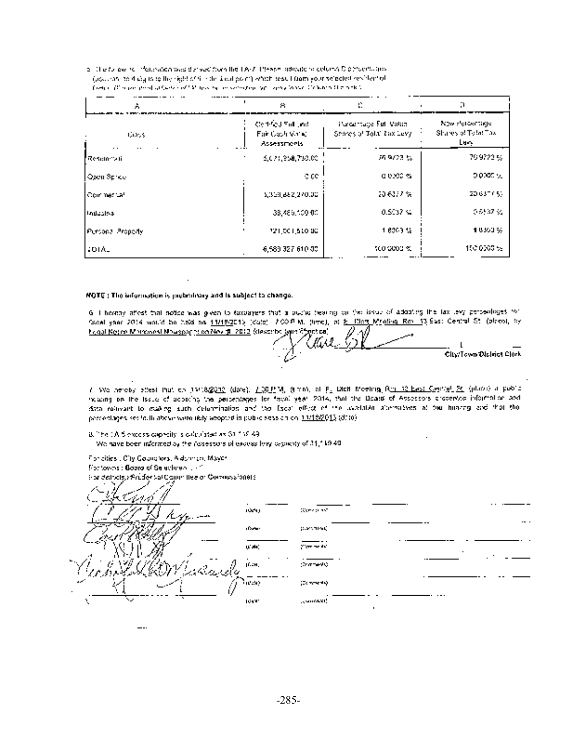5. The following information was derived from the LA-7. Please indicate in column D percentages (must carry to 4 digits to the right of the decimal point) which result from your selected residential factor. (If a residential factor of 1 has been selected, you may leave Column D blank.)

| A | B | C | D |
|---|---|---|---|
| Class | Certified Full and Fair Cash Value Assessments | Percentage Full Value Shares of Total Tax Levy | New Percentage Shares of Total Tax Levy |
| Residential | 5,071,958,750.00 | 76.9723 % | 76.9723 % |
| Open Space | 0.00 | 0.0000 % | 0.0000 % |
| Commercial | 1,358,882,270.00 | 20.6377 % | 20.6377 % |
| Industrial | 38,485,100.00 | 0.5837 % | 0.5837 % |
| Personal Property | 121,001,510.00 | 1.8363 % | 1.8363 % |
| TOTAL | 6,589,327,610.00 | 100.0000 % | 100.0000 % |

**NOTE : The information is preliminary and is subject to change.**

6. I hereby attest that notice was given to taxpayers that a public hearing on the issue of adopting the tax levy percentages for fiscal year 2014 would be held on 11/19/2013 (date), 7:00 P.M. (time), at E. Dietl Meeting Rm. 13 East Central St. (place), by Legal Notice Worcester Newspaper on Nov 8, 2013 (describe type of notice).

City/Town/District Clerk

7. We hereby attest that on 11/18/2013 (date), 7:00 P.M. (time), at E. Dietl Meeting Rm. 13 East Central St. (place) a public hearing on the issue of adopting the percentages for fiscal year 2014, that the Board of Assessors presented information and data relevant to making such determination and the fiscal effect of the available alternatives at the hearing and that the percentages set forth above were duly adopted in public session on 11/19/2013 (date).

8. The LA-5 excess capacity is calculated as 31,149.49
We have been informed by the Assessors of excess levy capacity of 31,149.49

For cities : City Councilors, Aldermen, Mayor
For towns : Board of Selectmen
For districts : Prudential Committee or Commissioners

| | (date) | (comments) |
|---|---|---|
| | (date) | (comments) |
| | (date) | (comments) |
| | (date) | (comments) |
| | (date) | (comments) |
| | (date) | (comments) |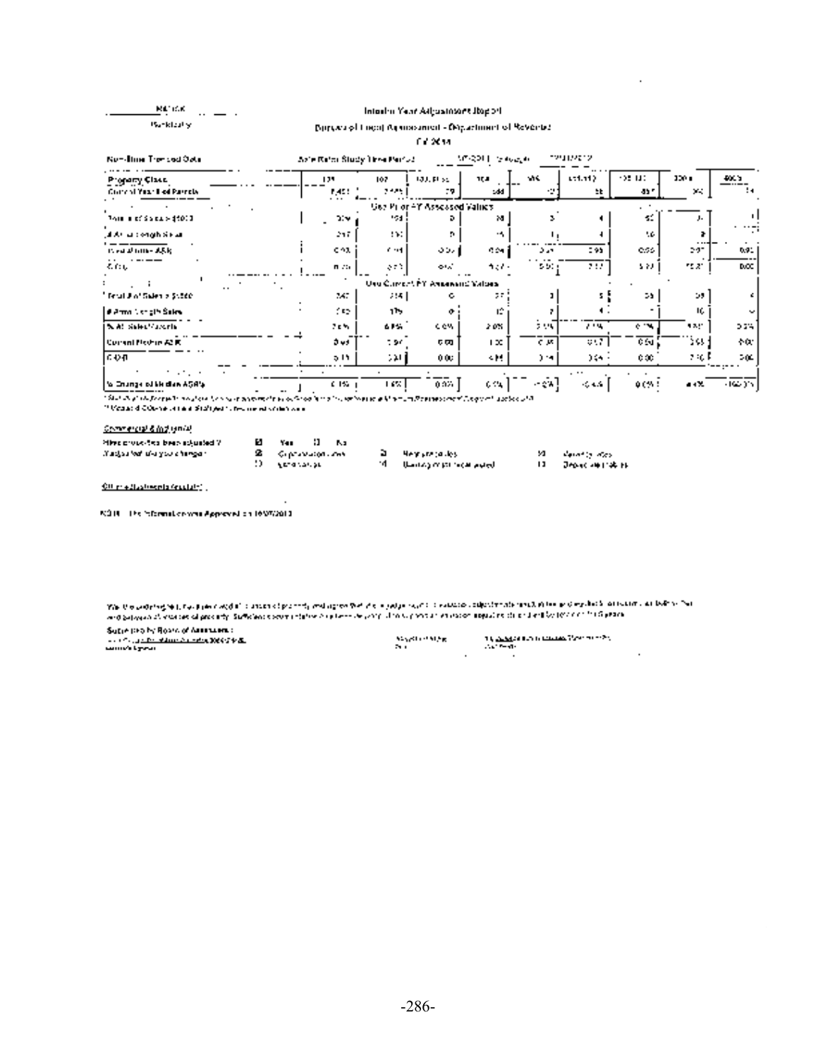Interim Year Adjustment Report

Bureau of Local Assessment - Department of Revenue

FY 2014

Non-Time Trended Data

Sale Ratio Study Time Period

| Property Class |
|---|
| Current Year # of Parcels |
| **Use Prior FY Assessed Values** |
| Total # of Sales > $1000 |
| # Arm's Length Sales |
| Prior Median ASR |
| COD |
| **Use Current FY Assessed Values** |
| Total # of Sales > $1000 |
| # Arm's Length Sales |
| % All Sales/Parcels |
| Current Median ASR |
| COD |
| % Change of Median ASR's |

**Commercial & Industrial**

Have property values been adjusted? ☒ Yes ☐ No

Basis for adjustment:

Other Adjustments (explain):

NOTE: This information was Approved on 10/07/2013

Submitted by Board of Assessors: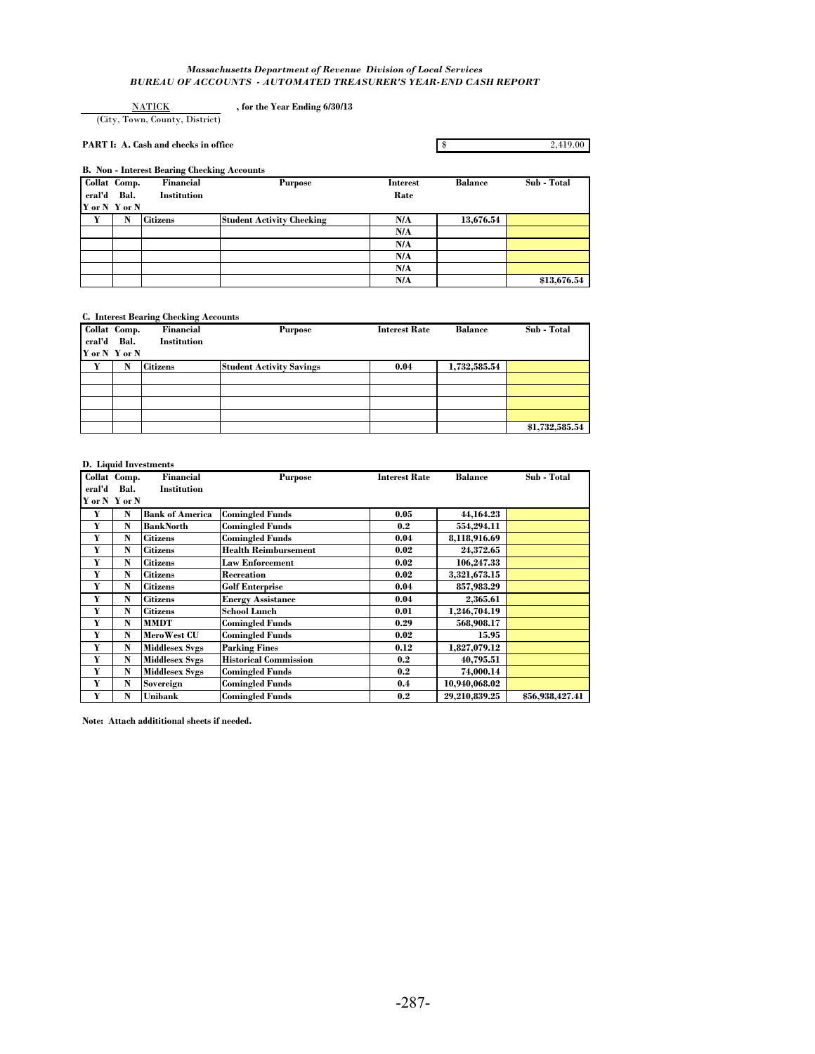*Massachusetts Department of Revenue Division of Local Services*
*BUREAU OF ACCOUNTS - AUTOMATED TREASURER'S YEAR-END CASH REPORT*

NATICK , for the Year Ending 6/30/13
(City, Town, County, District)

**PART I: A. Cash and checks in office** $ 2,419.00

**B. Non - Interest Bearing Checking Accounts**

| Collateral'd Y or N | Comp. Bal. Y or N | Financial Institution | Purpose | Interest Rate | Balance | Sub - Total |
|---|---|---|---|---|---|---|
| Y | N | Citizens | Student Activity Checking | N/A | 13,676.54 | |
| | | | | N/A | | |
| | | | | N/A | | |
| | | | | N/A | | |
| | | | | N/A | | |
| | | | | N/A | | $13,676.54 |

**C. Interest Bearing Checking Accounts**

| Collateral'd Y or N | Comp. Bal. Y or N | Financial Institution | Purpose | Interest Rate | Balance | Sub - Total |
|---|---|---|---|---|---|---|
| Y | N | Citizens | Student Activity Savings | 0.04 | 1,732,585.54 | |
| | | | | | | |
| | | | | | | |
| | | | | | | |
| | | | | | | |
| | | | | | | $1,732,585.54 |

**D. Liquid Investments**

| Collateral'd Y or N | Comp. Bal. Y or N | Financial Institution | Purpose | Interest Rate | Balance | Sub - Total |
|---|---|---|---|---|---|---|
| Y | N | Bank of America | Comingled Funds | 0.05 | 44,164.23 | |
| Y | N | BankNorth | Comingled Funds | 0.2 | 554,294.11 | |
| Y | N | Citizens | Comingled Funds | 0.04 | 8,118,916.69 | |
| Y | N | Citizens | Health Reimbursement | 0.02 | 24,372.65 | |
| Y | N | Citizens | Law Enforcement | 0.02 | 106,247.33 | |
| Y | N | Citizens | Recreation | 0.02 | 3,321,673.15 | |
| Y | N | Citizens | Golf Enterprise | 0.04 | 857,983.29 | |
| Y | N | Citizens | Energy Assistance | 0.04 | 2,365.61 | |
| Y | N | Citizens | School Lunch | 0.01 | 1,246,704.19 | |
| Y | N | MMDT | Comingled Funds | 0.29 | 568,908.17 | |
| Y | N | MeroWest CU | Comingled Funds | 0.02 | 15.95 | |
| Y | N | Middlesex Svgs | Parking Fines | 0.12 | 1,827,079.12 | |
| Y | N | Middlesex Svgs | Historical Commission | 0.2 | 40,795.51 | |
| Y | N | Middlesex Svgs | Comingled Funds | 0.2 | 74,000.14 | |
| Y | N | Sovereign | Comingled Funds | 0.4 | 10,940,068.02 | |
| Y | N | Unibank | Comingled Funds | 0.2 | 29,210,839.25 | $56,938,427.41 |

**Note: Attach addititional sheets if needed.**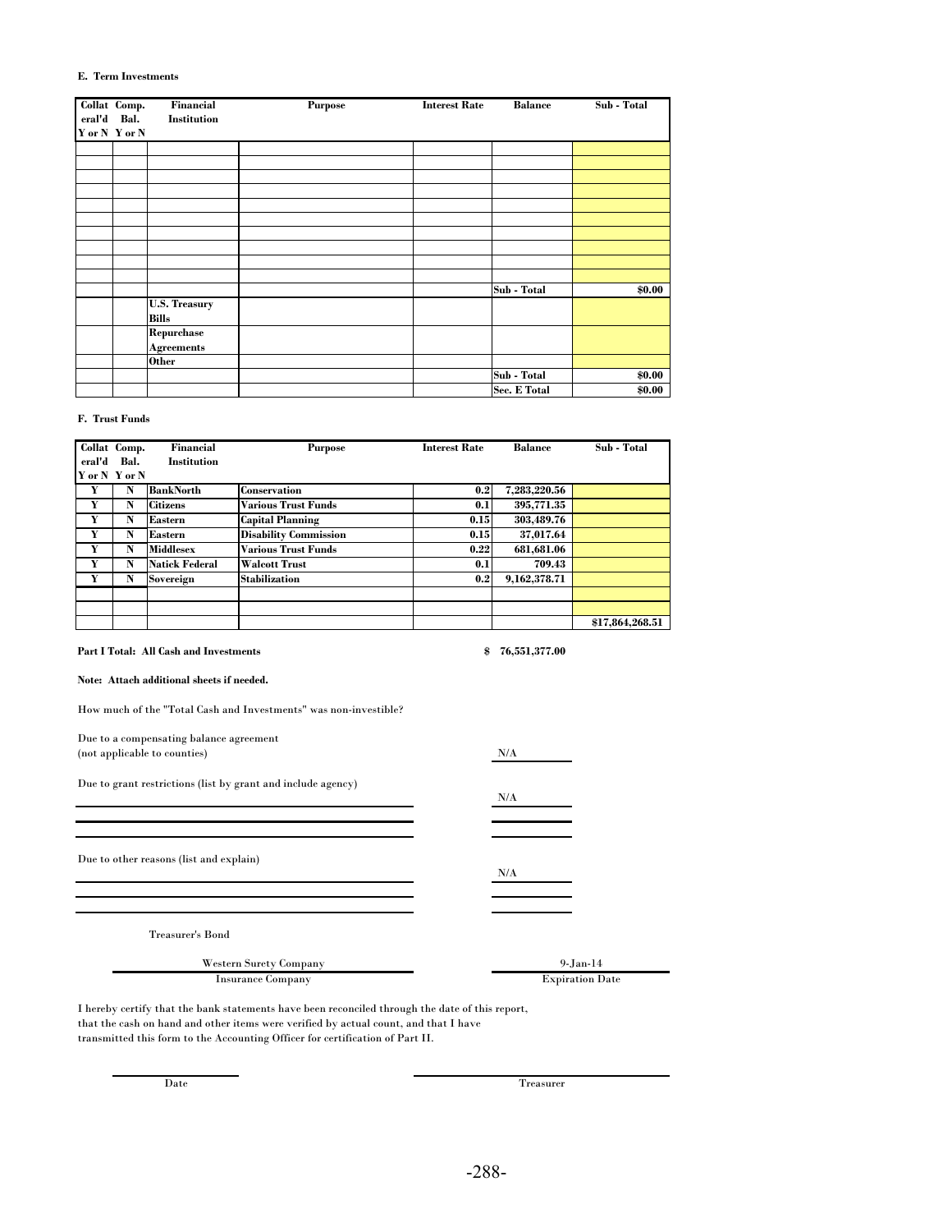**E. Term Investments**

| Collateral'd Y or N | Comp. Bal. Y or N | Financial Institution | Purpose | Interest Rate | Balance | Sub - Total |
|---|---|---|---|---|---|---|
| | | | | | | |
| | | | | | | |
| | | | | | | |
| | | | | | | |
| | | | | | | |
| | | | | | | |
| | | | | | | |
| | | | | | | |
| | | | | | | |
| | | | | | | |
| | | | | | Sub - Total | $0.00 |
| | | U.S. Treasury Bills | | | | |
| | | Repurchase Agreements | | | | |
| | | Other | | | | |
| | | | | | Sub - Total | $0.00 |
| | | | | | Sec. E Total | $0.00 |

**F. Trust Funds**

| Collateral'd Y or N | Comp. Bal. Y or N | Financial Institution | Purpose | Interest Rate | Balance | Sub - Total |
|---|---|---|---|---|---|---|
| Y | N | BankNorth | Conservation | 0.2 | 7,283,220.56 | |
| Y | N | Citizens | Various Trust Funds | 0.1 | 395,771.35 | |
| Y | N | Eastern | Capital Planning | 0.15 | 303,489.76 | |
| Y | N | Eastern | Disability Commission | 0.15 | 37,017.64 | |
| Y | N | Middlesex | Various Trust Funds | 0.22 | 681,681.06 | |
| Y | N | Natick Federal | Walcott Trust | 0.1 | 709.43 | |
| Y | N | Sovereign | Stabilization | 0.2 | 9,162,378.71 | |
| | | | | | | |
| | | | | | | |
| | | | | | | $17,864,268.51 |

**Part I Total: All Cash and Investments** $ 76,551,377.00

**Note: Attach additional sheets if needed.**

How much of the "Total Cash and Investments" was non-investible?

Due to a compensating balance agreement
(not applicable to counties) N/A

Due to grant restrictions (list by grant and include agency) N/A

Due to other reasons (list and explain) N/A

Treasurer's Bond

| Western Surety Company | 9-Jan-14 |
|---|---|
| Insurance Company | Expiration Date |

I hereby certify that the bank statements have been reconciled through the date of this report, that the cash on hand and other items were verified by actual count, and that I have transmitted this form to the Accounting Officer for certification of Part II.

Date _______________ Treasurer _______________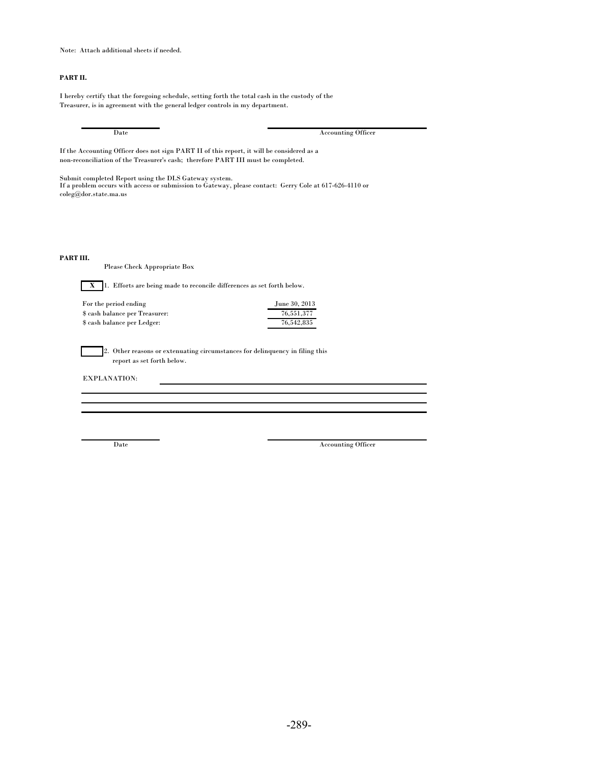Note: Attach additional sheets if needed.

**PART II.**

I hereby certify that the foregoing schedule, setting forth the total cash in the custody of the Treasurer, is in agreement with the general ledger controls in my department.

| Date | Accounting Officer |
|---|---|

If the Accounting Officer does not sign PART II of this report, it will be considered as a non-reconciliation of the Treasurer's cash; therefore PART III must be completed.

Submit completed Report using the DLS Gateway system.
If a problem occurs with access or submission to Gateway, please contact: Gerry Cole at 617-626-4110 or coleg@dor.state.ma.us

**PART III.**

Please Check Appropriate Box

[X] 1. Efforts are being made to reconcile differences as set forth below.

| For the period ending | June 30, 2013 |
|---|---|
| $ cash balance per Treasurer: | 76,551,377 |
| $ cash balance per Ledger: | 76,542,835 |

[ ] 2. Other reasons or extenuating circumstances for delinquency in filing this report as set forth below.

EXPLANATION:

| Date | Accounting Officer |
|---|---|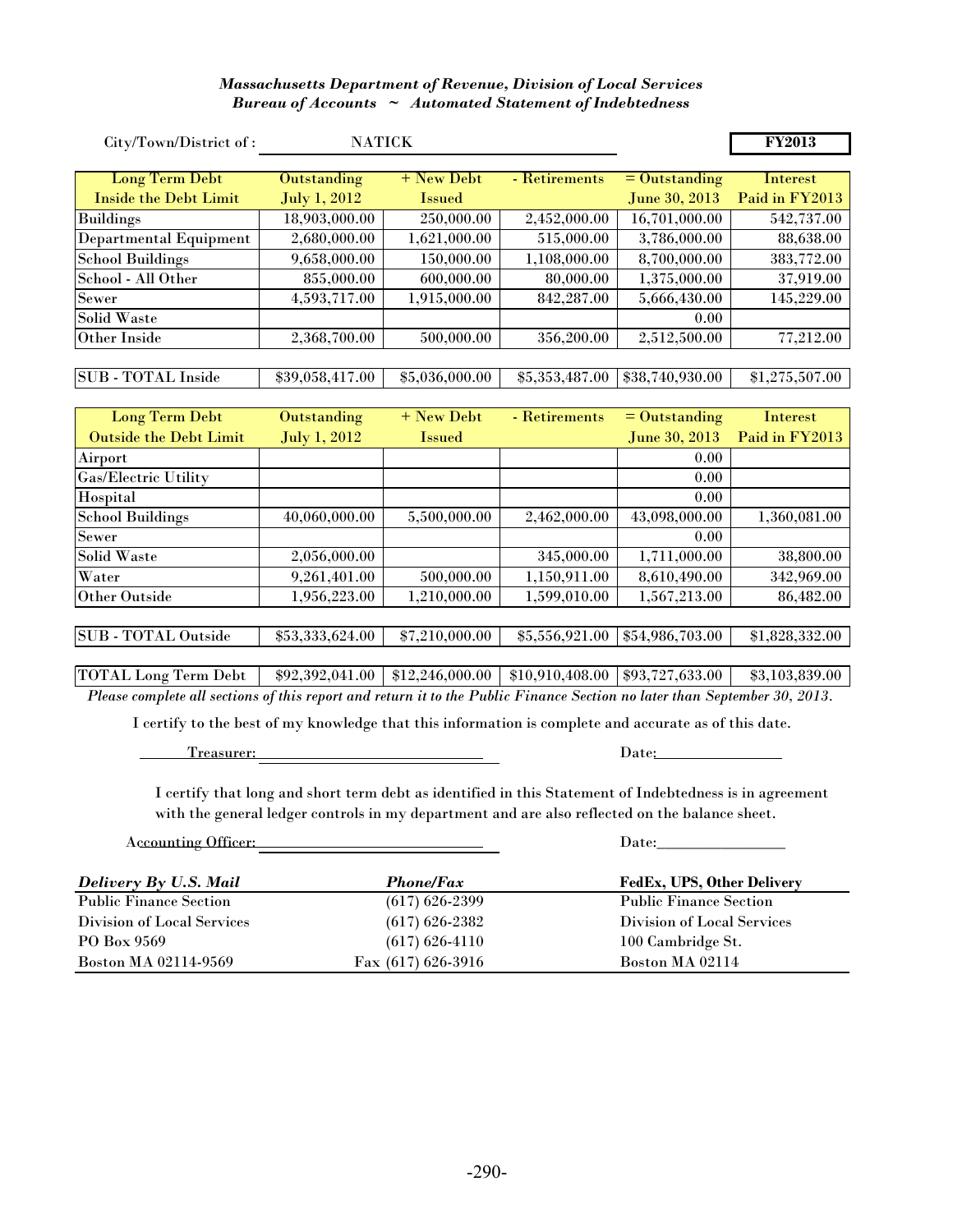*Massachusetts Department of Revenue, Division of Local Services*
*Bureau of Accounts ~ Automated Statement of Indebtedness*

City/Town/District of : NATICK **FY2013**

| Long Term Debt Inside the Debt Limit | Outstanding July 1, 2012 | + New Debt Issued | - Retirements | = Outstanding June 30, 2013 | Interest Paid in FY2013 |
|---|---|---|---|---|---|
| Buildings | 18,903,000.00 | 250,000.00 | 2,452,000.00 | 16,701,000.00 | 542,737.00 |
| Departmental Equipment | 2,680,000.00 | 1,621,000.00 | 515,000.00 | 3,786,000.00 | 88,638.00 |
| School Buildings | 9,658,000.00 | 150,000.00 | 1,108,000.00 | 8,700,000.00 | 383,772.00 |
| School - All Other | 855,000.00 | 600,000.00 | 80,000.00 | 1,375,000.00 | 37,919.00 |
| Sewer | 4,593,717.00 | 1,915,000.00 | 842,287.00 | 5,666,430.00 | 145,229.00 |
| Solid Waste | | | | 0.00 | |
| Other Inside | 2,368,700.00 | 500,000.00 | 356,200.00 | 2,512,500.00 | 77,212.00 |
| SUB - TOTAL Inside | $39,058,417.00 | $5,036,000.00 | $5,353,487.00 | $38,740,930.00 | $1,275,507.00 |

| Long Term Debt Outside the Debt Limit | Outstanding July 1, 2012 | + New Debt Issued | - Retirements | = Outstanding June 30, 2013 | Interest Paid in FY2013 |
|---|---|---|---|---|---|
| Airport | | | | 0.00 | |
| Gas/Electric Utility | | | | 0.00 | |
| Hospital | | | | 0.00 | |
| School Buildings | 40,060,000.00 | 5,500,000.00 | 2,462,000.00 | 43,098,000.00 | 1,360,081.00 |
| Sewer | | | | 0.00 | |
| Solid Waste | 2,056,000.00 | | 345,000.00 | 1,711,000.00 | 38,800.00 |
| Water | 9,261,401.00 | 500,000.00 | 1,150,911.00 | 8,610,490.00 | 342,969.00 |
| Other Outside | 1,956,223.00 | 1,210,000.00 | 1,599,010.00 | 1,567,213.00 | 86,482.00 |
| SUB - TOTAL Outside | $53,333,624.00 | $7,210,000.00 | $5,556,921.00 | $54,986,703.00 | $1,828,332.00 |
| TOTAL Long Term Debt | $92,392,041.00 | $12,246,000.00 | $10,910,408.00 | $93,727,633.00 | $3,103,839.00 |

*Please complete all sections of this report and return it to the Public Finance Section no later than September 30, 2013.*

I certify to the best of my knowledge that this information is complete and accurate as of this date.

Treasurer: ____________________ Date: ____________

I certify that long and short term debt as identified in this Statement of Indebtedness is in agreement with the general ledger controls in my department and are also reflected on the balance sheet.

Accounting Officer: ____________________ Date: ____________

| *Delivery By U.S. Mail* | *Phone/Fax* | **FedEx, UPS, Other Delivery** |
|---|---|---|
| Public Finance Section | (617) 626-2399 | Public Finance Section |
| Division of Local Services | (617) 626-2382 | Division of Local Services |
| PO Box 9569 | (617) 626-4110 | 100 Cambridge St. |
| Boston MA 02114-9569 | Fax (617) 626-3916 | Boston MA 02114 |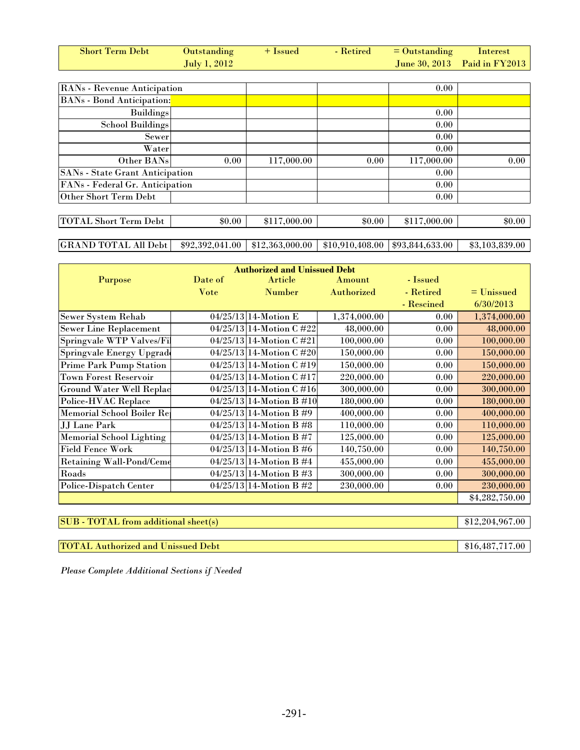| Short Term Debt | Outstanding July 1, 2012 | + Issued | - Retired | = Outstanding June 30, 2013 | Interest Paid in FY2013 |
|---|---|---|---|---|---|
| RANs - Revenue Anticipation | | | | 0.00 | |
| BANs - Bond Anticipation: | | | | | |
| Buildings | | | | 0.00 | |
| School Buildings | | | | 0.00 | |
| Sewer | | | | 0.00 | |
| Water | | | | 0.00 | |
| Other BANs | 0.00 | 117,000.00 | 0.00 | 117,000.00 | 0.00 |
| SANs - State Grant Anticipation | | | | 0.00 | |
| FANs - Federal Gr. Anticipation | | | | 0.00 | |
| Other Short Term Debt | | | | 0.00 | |
| TOTAL Short Term Debt | $0.00 | $117,000.00 | $0.00 | $117,000.00 | $0.00 |
| GRAND TOTAL All Debt | $92,392,041.00 | $12,363,000.00 | $10,910,408.00 | $93,844,633.00 | $3,103,839.00 |

**Authorized and Unissued Debt**

| Purpose | Date of Vote | Article Number | Amount Authorized | - Issued - Retired - Rescined | = Unissued 6/30/2013 |
|---|---|---|---|---|---|
| Sewer System Rehab | 04/25/13 | 14-Motion E | 1,374,000.00 | 0.00 | 1,374,000.00 |
| Sewer Line Replacement | 04/25/13 | 14-Motion C #22 | 48,000.00 | 0.00 | 48,000.00 |
| Springvale WTP Valves/Fil | 04/25/13 | 14-Motion C #21 | 100,000.00 | 0.00 | 100,000.00 |
| Springvale Energy Upgrad | 04/25/13 | 14-Motion C #20 | 150,000.00 | 0.00 | 150,000.00 |
| Prime Park Pump Station | 04/25/13 | 14-Motion C #19 | 150,000.00 | 0.00 | 150,000.00 |
| Town Forest Reservoir | 04/25/13 | 14-Motion C #17 | 220,000.00 | 0.00 | 220,000.00 |
| Ground Water Well Replac | 04/25/13 | 14-Motion C #16 | 300,000.00 | 0.00 | 300,000.00 |
| Police-HVAC Replace | 04/25/13 | 14-Motion B #10 | 180,000.00 | 0.00 | 180,000.00 |
| Memorial School Boiler Re | 04/25/13 | 14-Motion B #9 | 400,000.00 | 0.00 | 400,000.00 |
| JJ Lane Park | 04/25/13 | 14-Motion B #8 | 110,000.00 | 0.00 | 110,000.00 |
| Memorial School Lighting | 04/25/13 | 14-Motion B #7 | 125,000.00 | 0.00 | 125,000.00 |
| Field Fence Work | 04/25/13 | 14-Motion B #6 | 140,750.00 | 0.00 | 140,750.00 |
| Retaining Wall-Pond/Ceme | 04/25/13 | 14-Motion B #4 | 455,000.00 | 0.00 | 455,000.00 |
| Roads | 04/25/13 | 14-Motion B #3 | 300,000.00 | 0.00 | 300,000.00 |
| Police-Dispatch Center | 04/25/13 | 14-Motion B #2 | 230,000.00 | 0.00 | 230,000.00 |
| | | | | | $4,282,750.00 |
| SUB - TOTAL from additional sheet(s) | | | | | $12,204,967.00 |
| TOTAL Authorized and Unissued Debt | | | | | $16,487,717.00 |

*Please Complete Additional Sections if Needed*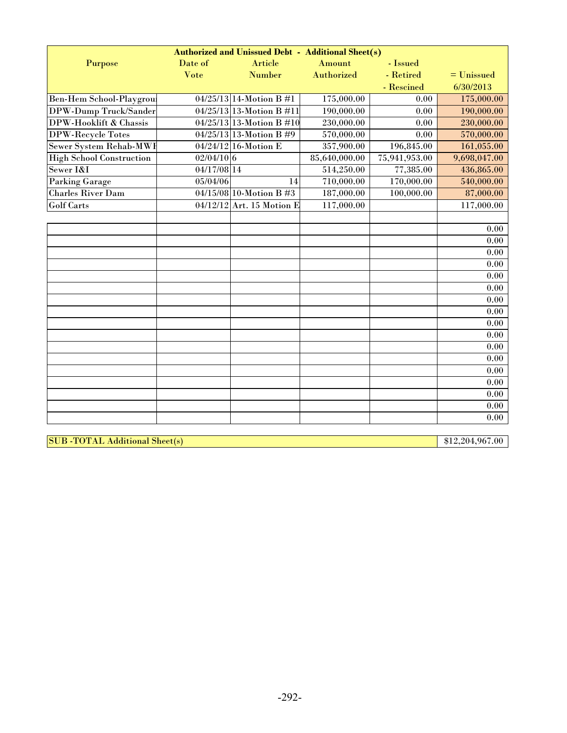| Authorized and Unissued Debt - Additional Sheet(s) | | | | | |
|---|---|---|---|---|---|
| Purpose | Date of Vote | Article Number | Amount Authorized | - Issued - Retired - Rescined | = Unissued 6/30/2013 |
| Ben-Hem School-Playgrou | 04/25/13 | 14-Motion B #1 | 175,000.00 | 0.00 | 175,000.00 |
| DPW-Dump Truck/Sander | 04/25/13 | 13-Motion B #11 | 190,000.00 | 0.00 | 190,000.00 |
| DPW-Hooklift & Chassis | 04/25/13 | 13-Motion B #10 | 230,000.00 | 0.00 | 230,000.00 |
| DPW-Recycle Totes | 04/25/13 | 13-Motion B #9 | 570,000.00 | 0.00 | 570,000.00 |
| Sewer System Rehab-MWI | 04/24/12 | 16-Motion E | 357,900.00 | 196,845.00 | 161,055.00 |
| High School Construction | 02/04/10 | 6 | 85,640,000.00 | 75,941,953.00 | 9,698,047.00 |
| Sewer I&I | 04/17/08 | 14 | 514,250.00 | 77,385.00 | 436,865.00 |
| Parking Garage | 05/04/06 | 14 | 710,000.00 | 170,000.00 | 540,000.00 |
| Charles River Dam | 04/15/08 | 10-Motion B #3 | 187,000.00 | 100,000.00 | 87,000.00 |
| Golf Carts | 04/12/12 | Art. 15 Motion E | 117,000.00 | | 117,000.00 |
| | | | | | |
| | | | | | 0.00 |
| | | | | | 0.00 |
| | | | | | 0.00 |
| | | | | | 0.00 |
| | | | | | 0.00 |
| | | | | | 0.00 |
| | | | | | 0.00 |
| | | | | | 0.00 |
| | | | | | 0.00 |
| | | | | | 0.00 |
| | | | | | 0.00 |
| | | | | | 0.00 |
| | | | | | 0.00 |
| | | | | | 0.00 |
| | | | | | 0.00 |
| | | | | | 0.00 |
| | | | | | 0.00 |

| SUB -TOTAL Additional Sheet(s) | $12,204,967.00 |
|---|---|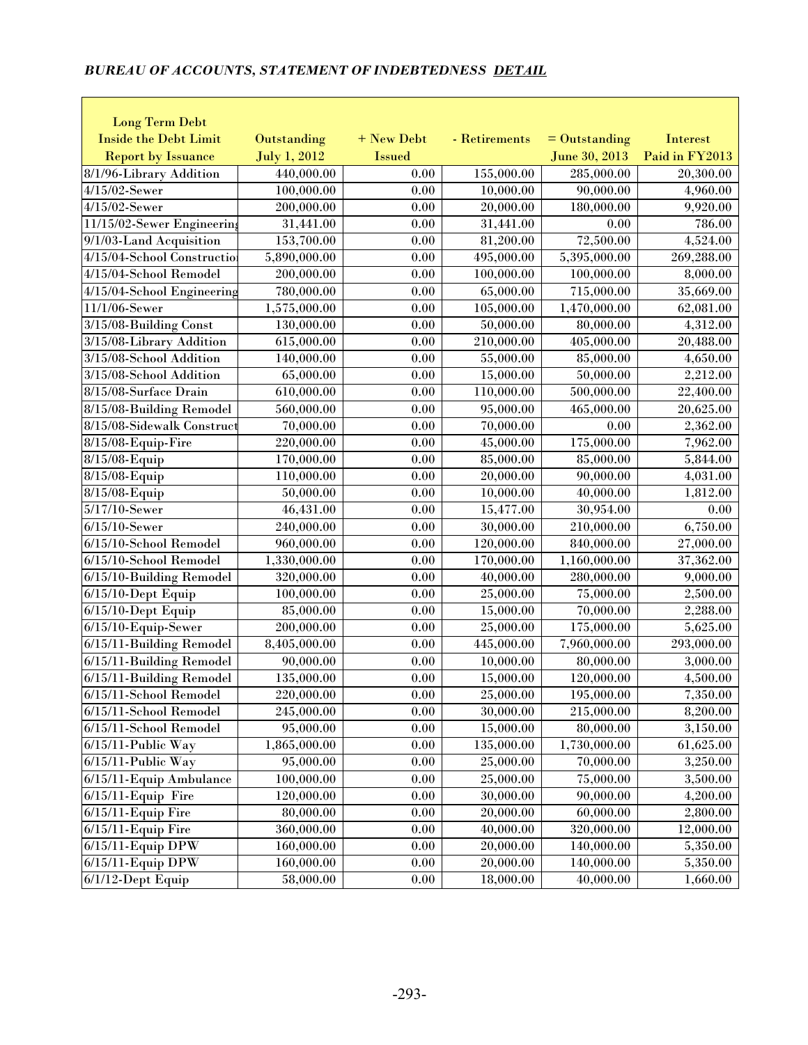## *BUREAU OF ACCOUNTS, STATEMENT OF INDEBTEDNESS* ***DETAIL***

| Long Term Debt Inside the Debt Limit Report by Issuance | Outstanding July 1, 2012 | + New Debt Issued | - Retirements | = Outstanding June 30, 2013 | Interest Paid in FY2013 |
|---|---|---|---|---|---|
| 8/1/96-Library Addition | 440,000.00 | 0.00 | 155,000.00 | 285,000.00 | 20,300.00 |
| 4/15/02-Sewer | 100,000.00 | 0.00 | 10,000.00 | 90,000.00 | 4,960.00 |
| 4/15/02-Sewer | 200,000.00 | 0.00 | 20,000.00 | 180,000.00 | 9,920.00 |
| 11/15/02-Sewer Engineering | 31,441.00 | 0.00 | 31,441.00 | 0.00 | 786.00 |
| 9/1/03-Land Acquisition | 153,700.00 | 0.00 | 81,200.00 | 72,500.00 | 4,524.00 |
| 4/15/04-School Construction | 5,890,000.00 | 0.00 | 495,000.00 | 5,395,000.00 | 269,288.00 |
| 4/15/04-School Remodel | 200,000.00 | 0.00 | 100,000.00 | 100,000.00 | 8,000.00 |
| 4/15/04-School Engineering | 780,000.00 | 0.00 | 65,000.00 | 715,000.00 | 35,669.00 |
| 11/1/06-Sewer | 1,575,000.00 | 0.00 | 105,000.00 | 1,470,000.00 | 62,081.00 |
| 3/15/08-Building Const | 130,000.00 | 0.00 | 50,000.00 | 80,000.00 | 4,312.00 |
| 3/15/08-Library Addition | 615,000.00 | 0.00 | 210,000.00 | 405,000.00 | 20,488.00 |
| 3/15/08-School Addition | 140,000.00 | 0.00 | 55,000.00 | 85,000.00 | 4,650.00 |
| 3/15/08-School Addition | 65,000.00 | 0.00 | 15,000.00 | 50,000.00 | 2,212.00 |
| 8/15/08-Surface Drain | 610,000.00 | 0.00 | 110,000.00 | 500,000.00 | 22,400.00 |
| 8/15/08-Building Remodel | 560,000.00 | 0.00 | 95,000.00 | 465,000.00 | 20,625.00 |
| 8/15/08-Sidewalk Construct | 70,000.00 | 0.00 | 70,000.00 | 0.00 | 2,362.00 |
| 8/15/08-Equip-Fire | 220,000.00 | 0.00 | 45,000.00 | 175,000.00 | 7,962.00 |
| 8/15/08-Equip | 170,000.00 | 0.00 | 85,000.00 | 85,000.00 | 5,844.00 |
| 8/15/08-Equip | 110,000.00 | 0.00 | 20,000.00 | 90,000.00 | 4,031.00 |
| 8/15/08-Equip | 50,000.00 | 0.00 | 10,000.00 | 40,000.00 | 1,812.00 |
| 5/17/10-Sewer | 46,431.00 | 0.00 | 15,477.00 | 30,954.00 | 0.00 |
| 6/15/10-Sewer | 240,000.00 | 0.00 | 30,000.00 | 210,000.00 | 6,750.00 |
| 6/15/10-School Remodel | 960,000.00 | 0.00 | 120,000.00 | 840,000.00 | 27,000.00 |
| 6/15/10-School Remodel | 1,330,000.00 | 0.00 | 170,000.00 | 1,160,000.00 | 37,362.00 |
| 6/15/10-Building Remodel | 320,000.00 | 0.00 | 40,000.00 | 280,000.00 | 9,000.00 |
| 6/15/10-Dept Equip | 100,000.00 | 0.00 | 25,000.00 | 75,000.00 | 2,500.00 |
| 6/15/10-Dept Equip | 85,000.00 | 0.00 | 15,000.00 | 70,000.00 | 2,288.00 |
| 6/15/10-Equip-Sewer | 200,000.00 | 0.00 | 25,000.00 | 175,000.00 | 5,625.00 |
| 6/15/11-Building Remodel | 8,405,000.00 | 0.00 | 445,000.00 | 7,960,000.00 | 293,000.00 |
| 6/15/11-Building Remodel | 90,000.00 | 0.00 | 10,000.00 | 80,000.00 | 3,000.00 |
| 6/15/11-Building Remodel | 135,000.00 | 0.00 | 15,000.00 | 120,000.00 | 4,500.00 |
| 6/15/11-School Remodel | 220,000.00 | 0.00 | 25,000.00 | 195,000.00 | 7,350.00 |
| 6/15/11-School Remodel | 245,000.00 | 0.00 | 30,000.00 | 215,000.00 | 8,200.00 |
| 6/15/11-School Remodel | 95,000.00 | 0.00 | 15,000.00 | 80,000.00 | 3,150.00 |
| 6/15/11-Public Way | 1,865,000.00 | 0.00 | 135,000.00 | 1,730,000.00 | 61,625.00 |
| 6/15/11-Public Way | 95,000.00 | 0.00 | 25,000.00 | 70,000.00 | 3,250.00 |
| 6/15/11-Equip Ambulance | 100,000.00 | 0.00 | 25,000.00 | 75,000.00 | 3,500.00 |
| 6/15/11-Equip Fire | 120,000.00 | 0.00 | 30,000.00 | 90,000.00 | 4,200.00 |
| 6/15/11-Equip Fire | 80,000.00 | 0.00 | 20,000.00 | 60,000.00 | 2,800.00 |
| 6/15/11-Equip Fire | 360,000.00 | 0.00 | 40,000.00 | 320,000.00 | 12,000.00 |
| 6/15/11-Equip DPW | 160,000.00 | 0.00 | 20,000.00 | 140,000.00 | 5,350.00 |
| 6/15/11-Equip DPW | 160,000.00 | 0.00 | 20,000.00 | 140,000.00 | 5,350.00 |
| 6/1/12-Dept Equip | 58,000.00 | 0.00 | 18,000.00 | 40,000.00 | 1,660.00 |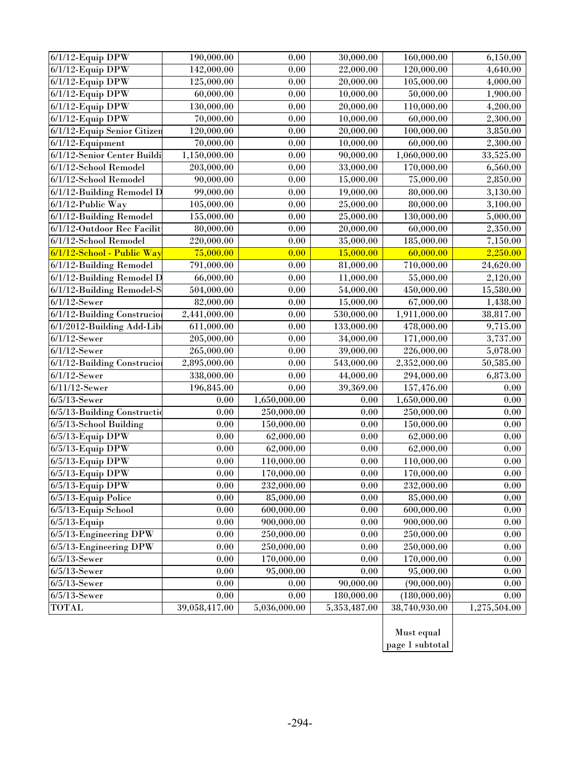| | | | | | |
|---|---|---|---|---|---|
| 6/1/12-Equip DPW | 190,000.00 | 0.00 | 30,000.00 | 160,000.00 | 6,150.00 |
| 6/1/12-Equip DPW | 142,000.00 | 0.00 | 22,000.00 | 120,000.00 | 4,640.00 |
| 6/1/12-Equip DPW | 125,000.00 | 0.00 | 20,000.00 | 105,000.00 | 4,000.00 |
| 6/1/12-Equip DPW | 60,000.00 | 0.00 | 10,000.00 | 50,000.00 | 1,900.00 |
| 6/1/12-Equip DPW | 130,000.00 | 0.00 | 20,000.00 | 110,000.00 | 4,200.00 |
| 6/1/12-Equip DPW | 70,000.00 | 0.00 | 10,000.00 | 60,000.00 | 2,300.00 |
| 6/1/12-Equip Senior Citizen | 120,000.00 | 0.00 | 20,000.00 | 100,000.00 | 3,850.00 |
| 6/1/12-Equipment | 70,000.00 | 0.00 | 10,000.00 | 60,000.00 | 2,300.00 |
| 6/1/12-Senior Center Buildi | 1,150,000.00 | 0.00 | 90,000.00 | 1,060,000.00 | 33,525.00 |
| 6/1/12-School Remodel | 203,000.00 | 0.00 | 33,000.00 | 170,000.00 | 6,560.00 |
| 6/1/12-School Remodel | 90,000.00 | 0.00 | 15,000.00 | 75,000.00 | 2,850.00 |
| 6/1/12-Building Remodel D | 99,000.00 | 0.00 | 19,000.00 | 80,000.00 | 3,130.00 |
| 6/1/12-Public Way | 105,000.00 | 0.00 | 25,000.00 | 80,000.00 | 3,100.00 |
| 6/1/12-Building Remodel | 155,000.00 | 0.00 | 25,000.00 | 130,000.00 | 5,000.00 |
| 6/1/12-Outdoor Rec Facilit | 80,000.00 | 0.00 | 20,000.00 | 60,000.00 | 2,350.00 |
| 6/1/12-School Remodel | 220,000.00 | 0.00 | 35,000.00 | 185,000.00 | 7,150.00 |
| 6/1/12-School - Public Way | 75,000.00 | 0.00 | 15,000.00 | 60,000.00 | 2,250.00 |
| 6/1/12-Building Remodel | 791,000.00 | 0.00 | 81,000.00 | 710,000.00 | 24,620.00 |
| 6/1/12-Building Remodel D | 66,000.00 | 0.00 | 11,000.00 | 55,000.00 | 2,120.00 |
| 6/1/12-Building Remodel-S | 504,000.00 | 0.00 | 54,000.00 | 450,000.00 | 15,580.00 |
| 6/1/12-Sewer | 82,000.00 | 0.00 | 15,000.00 | 67,000.00 | 1,438.00 |
| 6/1/12-Building Construcio | 2,441,000.00 | 0.00 | 530,000.00 | 1,911,000.00 | 38,817.00 |
| 6/1/2012-Building Add-Lib | 611,000.00 | 0.00 | 133,000.00 | 478,000.00 | 9,715.00 |
| 6/1/12-Sewer | 205,000.00 | 0.00 | 34,000.00 | 171,000.00 | 3,737.00 |
| 6/1/12-Sewer | 265,000.00 | 0.00 | 39,000.00 | 226,000.00 | 5,078.00 |
| 6/1/12-Building Construcio | 2,895,000.00 | 0.00 | 543,000.00 | 2,352,000.00 | 50,585.00 |
| 6/1/12-Sewer | 338,000.00 | 0.00 | 44,000.00 | 294,000.00 | 6,873.00 |
| 6/11/12-Sewer | 196,845.00 | 0.00 | 39,369.00 | 157,476.00 | 0.00 |
| 6/5/13-Sewer | 0.00 | 1,650,000.00 | 0.00 | 1,650,000.00 | 0.00 |
| 6/5/13-Building Constructio | 0.00 | 250,000.00 | 0.00 | 250,000.00 | 0.00 |
| 6/5/13-School Building | 0.00 | 150,000.00 | 0.00 | 150,000.00 | 0.00 |
| 6/5/13-Equip DPW | 0.00 | 62,000.00 | 0.00 | 62,000.00 | 0.00 |
| 6/5/13-Equip DPW | 0.00 | 62,000.00 | 0.00 | 62,000.00 | 0.00 |
| 6/5/13-Equip DPW | 0.00 | 110,000.00 | 0.00 | 110,000.00 | 0.00 |
| 6/5/13-Equip DPW | 0.00 | 170,000.00 | 0.00 | 170,000.00 | 0.00 |
| 6/5/13-Equip DPW | 0.00 | 232,000.00 | 0.00 | 232,000.00 | 0.00 |
| 6/5/13-Equip Police | 0.00 | 85,000.00 | 0.00 | 85,000.00 | 0.00 |
| 6/5/13-Equip School | 0.00 | 600,000.00 | 0.00 | 600,000.00 | 0.00 |
| 6/5/13-Equip | 0.00 | 900,000.00 | 0.00 | 900,000.00 | 0.00 |
| 6/5/13-Engineering DPW | 0.00 | 250,000.00 | 0.00 | 250,000.00 | 0.00 |
| 6/5/13-Engineering DPW | 0.00 | 250,000.00 | 0.00 | 250,000.00 | 0.00 |
| 6/5/13-Sewer | 0.00 | 170,000.00 | 0.00 | 170,000.00 | 0.00 |
| 6/5/13-Sewer | 0.00 | 95,000.00 | 0.00 | 95,000.00 | 0.00 |
| 6/5/13-Sewer | 0.00 | 0.00 | 90,000.00 | (90,000.00) | 0.00 |
| 6/5/13-Sewer | 0.00 | 0.00 | 180,000.00 | (180,000.00) | 0.00 |
| TOTAL | 39,058,417.00 | 5,036,000.00 | 5,353,487.00 | 38,740,930.00 | 1,275,504.00 |
| | | | | Must equal page 1 subtotal | |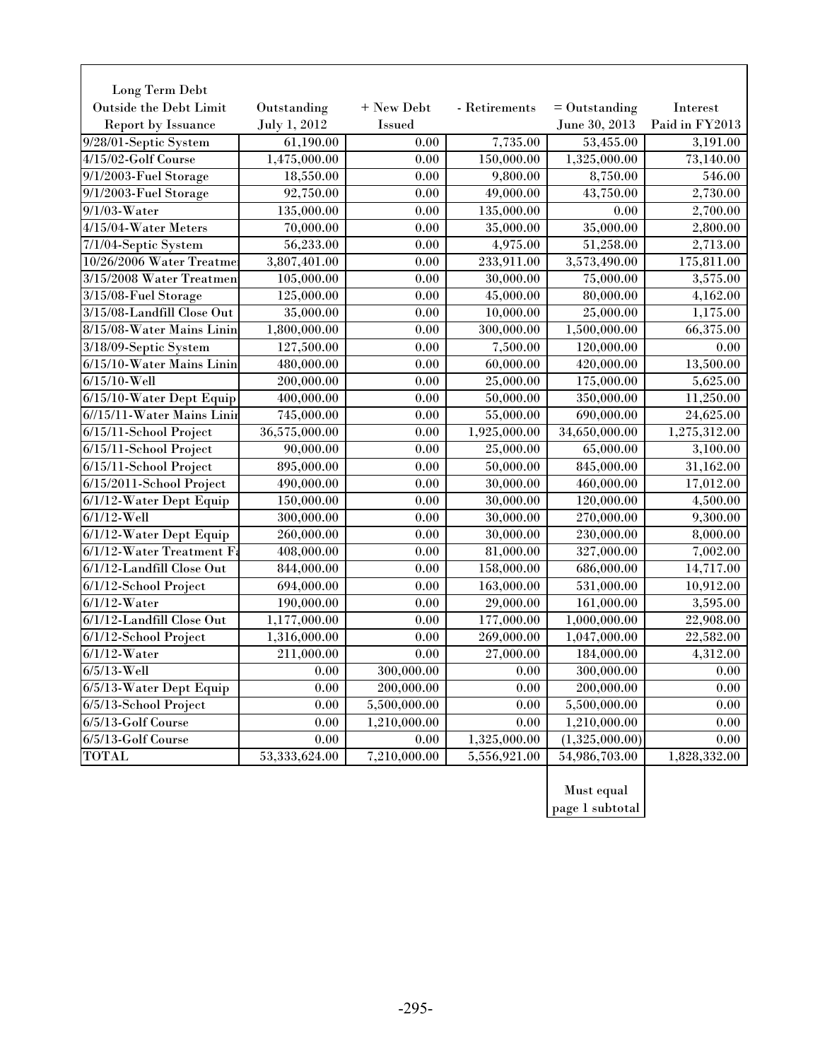| Long Term Debt Outside the Debt Limit Report by Issuance | Outstanding July 1, 2012 | + New Debt Issued | - Retirements | = Outstanding June 30, 2013 | Interest Paid in FY2013 |
|---|---|---|---|---|---|
| 9/28/01-Septic System | 61,190.00 | 0.00 | 7,735.00 | 53,455.00 | 3,191.00 |
| 4/15/02-Golf Course | 1,475,000.00 | 0.00 | 150,000.00 | 1,325,000.00 | 73,140.00 |
| 9/1/2003-Fuel Storage | 18,550.00 | 0.00 | 9,800.00 | 8,750.00 | 546.00 |
| 9/1/2003-Fuel Storage | 92,750.00 | 0.00 | 49,000.00 | 43,750.00 | 2,730.00 |
| 9/1/03-Water | 135,000.00 | 0.00 | 135,000.00 | 0.00 | 2,700.00 |
| 4/15/04-Water Meters | 70,000.00 | 0.00 | 35,000.00 | 35,000.00 | 2,800.00 |
| 7/1/04-Septic System | 56,233.00 | 0.00 | 4,975.00 | 51,258.00 | 2,713.00 |
| 10/26/2006 Water Treatme | 3,807,401.00 | 0.00 | 233,911.00 | 3,573,490.00 | 175,811.00 |
| 3/15/2008 Water Treatmen | 105,000.00 | 0.00 | 30,000.00 | 75,000.00 | 3,575.00 |
| 3/15/08-Fuel Storage | 125,000.00 | 0.00 | 45,000.00 | 80,000.00 | 4,162.00 |
| 3/15/08-Landfill Close Out | 35,000.00 | 0.00 | 10,000.00 | 25,000.00 | 1,175.00 |
| 8/15/08-Water Mains Linin | 1,800,000.00 | 0.00 | 300,000.00 | 1,500,000.00 | 66,375.00 |
| 3/18/09-Septic System | 127,500.00 | 0.00 | 7,500.00 | 120,000.00 | 0.00 |
| 6/15/10-Water Mains Linin | 480,000.00 | 0.00 | 60,000.00 | 420,000.00 | 13,500.00 |
| 6/15/10-Well | 200,000.00 | 0.00 | 25,000.00 | 175,000.00 | 5,625.00 |
| 6/15/10-Water Dept Equip | 400,000.00 | 0.00 | 50,000.00 | 350,000.00 | 11,250.00 |
| 6//15/11-Water Mains Linin | 745,000.00 | 0.00 | 55,000.00 | 690,000.00 | 24,625.00 |
| 6/15/11-School Project | 36,575,000.00 | 0.00 | 1,925,000.00 | 34,650,000.00 | 1,275,312.00 |
| 6/15/11-School Project | 90,000.00 | 0.00 | 25,000.00 | 65,000.00 | 3,100.00 |
| 6/15/11-School Project | 895,000.00 | 0.00 | 50,000.00 | 845,000.00 | 31,162.00 |
| 6/15/2011-School Project | 490,000.00 | 0.00 | 30,000.00 | 460,000.00 | 17,012.00 |
| 6/1/12-Water Dept Equip | 150,000.00 | 0.00 | 30,000.00 | 120,000.00 | 4,500.00 |
| 6/1/12-Well | 300,000.00 | 0.00 | 30,000.00 | 270,000.00 | 9,300.00 |
| 6/1/12-Water Dept Equip | 260,000.00 | 0.00 | 30,000.00 | 230,000.00 | 8,000.00 |
| 6/1/12-Water Treatment Fa | 408,000.00 | 0.00 | 81,000.00 | 327,000.00 | 7,002.00 |
| 6/1/12-Landfill Close Out | 844,000.00 | 0.00 | 158,000.00 | 686,000.00 | 14,717.00 |
| 6/1/12-School Project | 694,000.00 | 0.00 | 163,000.00 | 531,000.00 | 10,912.00 |
| 6/1/12-Water | 190,000.00 | 0.00 | 29,000.00 | 161,000.00 | 3,595.00 |
| 6/1/12-Landfill Close Out | 1,177,000.00 | 0.00 | 177,000.00 | 1,000,000.00 | 22,908.00 |
| 6/1/12-School Project | 1,316,000.00 | 0.00 | 269,000.00 | 1,047,000.00 | 22,582.00 |
| 6/1/12-Water | 211,000.00 | 0.00 | 27,000.00 | 184,000.00 | 4,312.00 |
| 6/5/13-Well | 0.00 | 300,000.00 | 0.00 | 300,000.00 | 0.00 |
| 6/5/13-Water Dept Equip | 0.00 | 200,000.00 | 0.00 | 200,000.00 | 0.00 |
| 6/5/13-School Project | 0.00 | 5,500,000.00 | 0.00 | 5,500,000.00 | 0.00 |
| 6/5/13-Golf Course | 0.00 | 1,210,000.00 | 0.00 | 1,210,000.00 | 0.00 |
| 6/5/13-Golf Course | 0.00 | 0.00 | 1,325,000.00 | (1,325,000.00) | 0.00 |
| TOTAL | 53,333,624.00 | 7,210,000.00 | 5,556,921.00 | 54,986,703.00 | 1,828,332.00 |

Must equal page 1 subtotal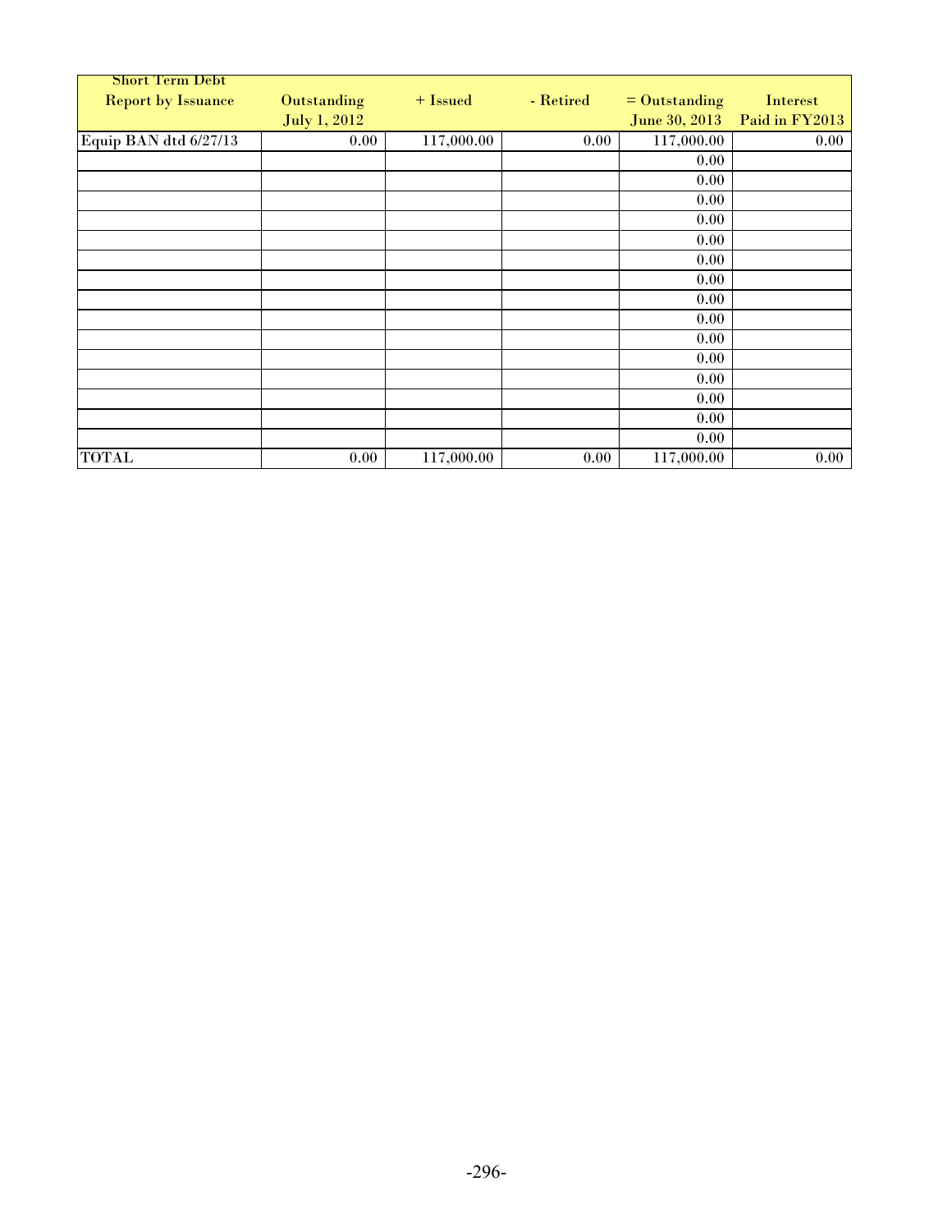| Short Term Debt Report by Issuance | Outstanding July 1, 2012 | + Issued | - Retired | = Outstanding June 30, 2013 | Interest Paid in FY2013 |
|---|---|---|---|---|---|
| Equip BAN dtd 6/27/13 | 0.00 | 117,000.00 | 0.00 | 117,000.00 | 0.00 |
| | | | | 0.00 | |
| | | | | 0.00 | |
| | | | | 0.00 | |
| | | | | 0.00 | |
| | | | | 0.00 | |
| | | | | 0.00 | |
| | | | | 0.00 | |
| | | | | 0.00 | |
| | | | | 0.00 | |
| | | | | 0.00 | |
| | | | | 0.00 | |
| | | | | 0.00 | |
| | | | | 0.00 | |
| | | | | 0.00 | |
| | | | | 0.00 | |
| TOTAL | 0.00 | 117,000.00 | 0.00 | 117,000.00 | 0.00 |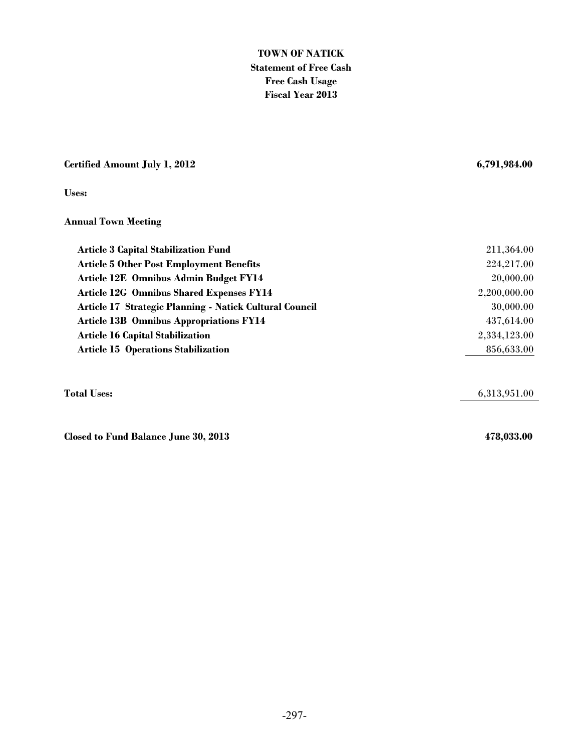# TOWN OF NATICK

## Statement of Free Cash
## Free Cash Usage
## Fiscal Year 2013

| | |
|---|---|
| **Certified Amount July 1, 2012** | **6,791,984.00** |
| **Uses:** | |
| **Annual Town Meeting** | |
| **Article 3 Capital Stabilization Fund** | 211,364.00 |
| **Article 5 Other Post Employment Benefits** | 224,217.00 |
| **Article 12E Omnibus Admin Budget FY14** | 20,000.00 |
| **Article 12G Omnibus Shared Expenses FY14** | 2,200,000.00 |
| **Article 17 Strategic Planning - Natick Cultural Council** | 30,000.00 |
| **Article 13B Omnibus Appropriations FY14** | 437,614.00 |
| **Article 16 Capital Stabilization** | 2,334,123.00 |
| **Article 15 Operations Stabilization** | 856,633.00 |
| **Total Uses:** | 6,313,951.00 |
| **Closed to Fund Balance June 30, 2013** | **478,033.00** |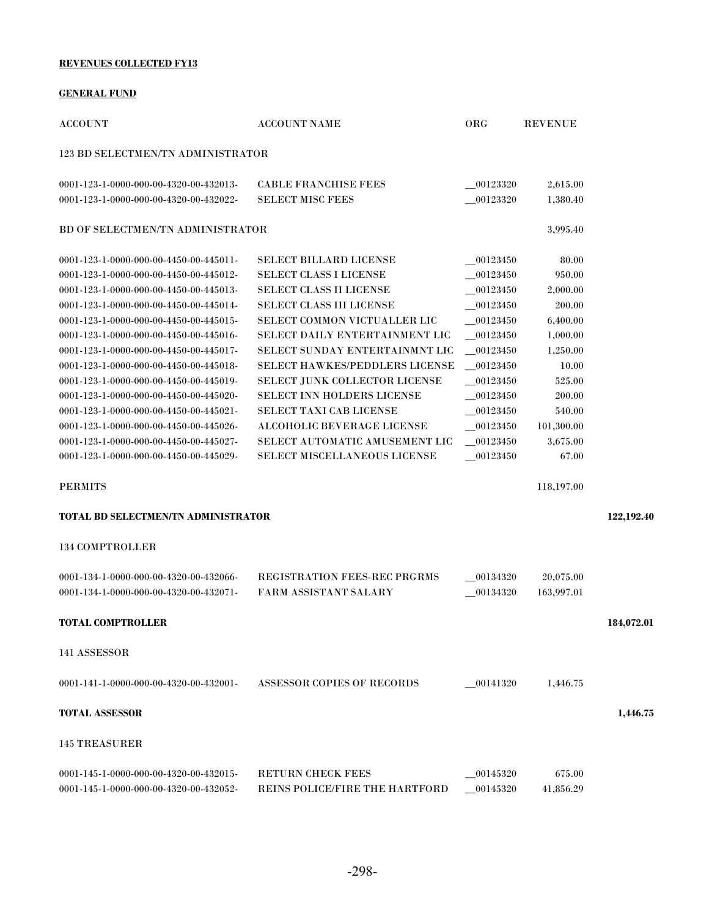**REVENUES COLLECTED FY13**

**GENERAL FUND**

| ACCOUNT | ACCOUNT NAME | ORG | REVENUE | |
|---|---|---|---|---|
| 123 BD SELECTMEN/TN ADMINISTRATOR | | | | |
| 0001-123-1-0000-000-00-4320-00-432013- | CABLE FRANCHISE FEES | __00123320 | 2,615.00 | |
| 0001-123-1-0000-000-00-4320-00-432022- | SELECT MISC FEES | __00123320 | 1,380.40 | |
| BD OF SELECTMEN/TN ADMINISTRATOR | | | 3,995.40 | |
| 0001-123-1-0000-000-00-4450-00-445011- | SELECT BILLARD LICENSE | __00123450 | 80.00 | |
| 0001-123-1-0000-000-00-4450-00-445012- | SELECT CLASS I LICENSE | __00123450 | 950.00 | |
| 0001-123-1-0000-000-00-4450-00-445013- | SELECT CLASS II LICENSE | __00123450 | 2,000.00 | |
| 0001-123-1-0000-000-00-4450-00-445014- | SELECT CLASS III LICENSE | __00123450 | 200.00 | |
| 0001-123-1-0000-000-00-4450-00-445015- | SELECT COMMON VICTUALLER LIC | __00123450 | 6,400.00 | |
| 0001-123-1-0000-000-00-4450-00-445016- | SELECT DAILY ENTERTAINMENT LIC | __00123450 | 1,000.00 | |
| 0001-123-1-0000-000-00-4450-00-445017- | SELECT SUNDAY ENTERTAINMNT LIC | __00123450 | 1,250.00 | |
| 0001-123-1-0000-000-00-4450-00-445018- | SELECT HAWKES/PEDDLERS LICENSE | __00123450 | 10.00 | |
| 0001-123-1-0000-000-00-4450-00-445019- | SELECT JUNK COLLECTOR LICENSE | __00123450 | 525.00 | |
| 0001-123-1-0000-000-00-4450-00-445020- | SELECT INN HOLDERS LICENSE | __00123450 | 200.00 | |
| 0001-123-1-0000-000-00-4450-00-445021- | SELECT TAXI CAB LICENSE | __00123450 | 540.00 | |
| 0001-123-1-0000-000-00-4450-00-445026- | ALCOHOLIC BEVERAGE LICENSE | __00123450 | 101,300.00 | |
| 0001-123-1-0000-000-00-4450-00-445027- | SELECT AUTOMATIC AMUSEMENT LIC | __00123450 | 3,675.00 | |
| 0001-123-1-0000-000-00-4450-00-445029- | SELECT MISCELLANEOUS LICENSE | __00123450 | 67.00 | |
| PERMITS | | | 118,197.00 | |
| **TOTAL BD SELECTMEN/TN ADMINISTRATOR** | | | | **122,192.40** |
| 134 COMPTROLLER | | | | |
| 0001-134-1-0000-000-00-4320-00-432066- | REGISTRATION FEES-REC PRGRMS | __00134320 | 20,075.00 | |
| 0001-134-1-0000-000-00-4320-00-432071- | FARM ASSISTANT SALARY | __00134320 | 163,997.01 | |
| **TOTAL COMPTROLLER** | | | | **184,072.01** |
| 141 ASSESSOR | | | | |
| 0001-141-1-0000-000-00-4320-00-432001- | ASSESSOR COPIES OF RECORDS | __00141320 | 1,446.75 | |
| **TOTAL ASSESSOR** | | | | **1,446.75** |
| 145 TREASURER | | | | |
| 0001-145-1-0000-000-00-4320-00-432015- | RETURN CHECK FEES | __00145320 | 675.00 | |
| 0001-145-1-0000-000-00-4320-00-432052- | REINS POLICE/FIRE THE HARTFORD | __00145320 | 41,856.29 | |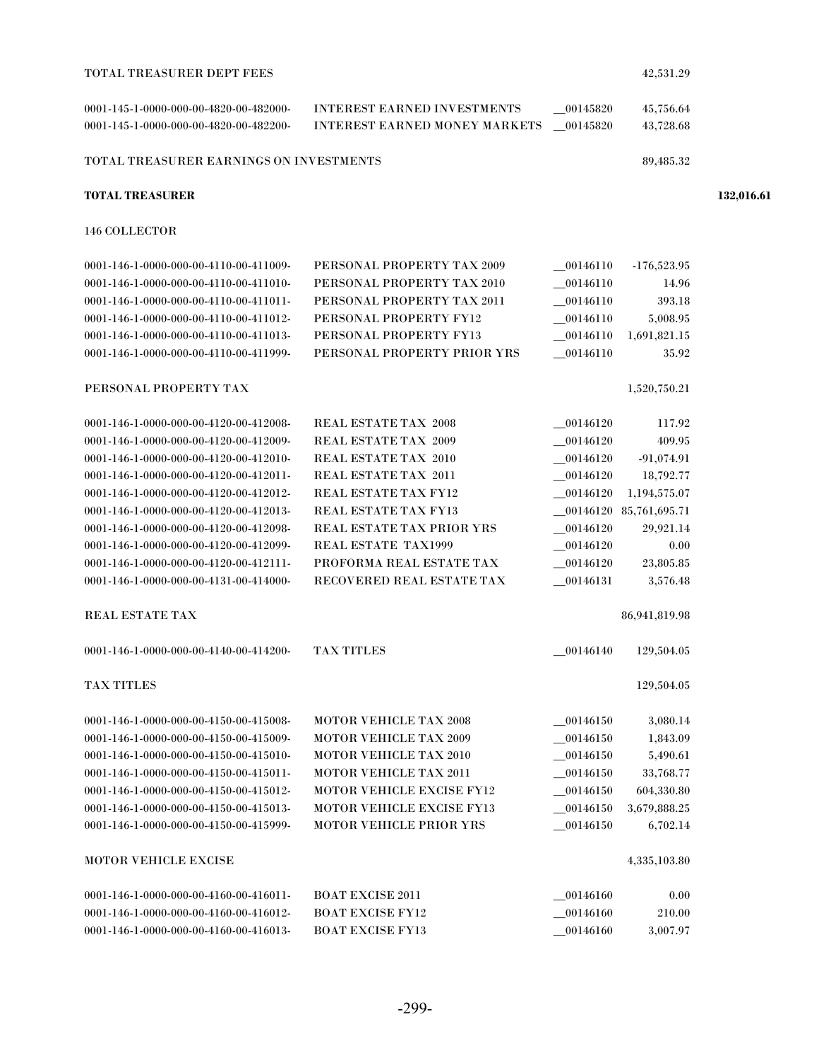| Account | Description | Code | Amount | Total |
|---|---|---|---|---|
| TOTAL TREASURER DEPT FEES | | | 42,531.29 | |
| 0001-145-1-0000-000-00-4820-00-482000- | INTEREST EARNED INVESTMENTS | __00145820 | 45,756.64 | |
| 0001-145-1-0000-000-00-4820-00-482200- | INTEREST EARNED MONEY MARKETS | __00145820 | 43,728.68 | |
| TOTAL TREASURER EARNINGS ON INVESTMENTS | | | 89,485.32 | |
| **TOTAL TREASURER** | | | | **132,016.61** |
| 146 COLLECTOR | | | | |
| 0001-146-1-0000-000-00-4110-00-411009- | PERSONAL PROPERTY TAX 2009 | __00146110 | -176,523.95 | |
| 0001-146-1-0000-000-00-4110-00-411010- | PERSONAL PROPERTY TAX 2010 | __00146110 | 14.96 | |
| 0001-146-1-0000-000-00-4110-00-411011- | PERSONAL PROPERTY TAX 2011 | __00146110 | 393.18 | |
| 0001-146-1-0000-000-00-4110-00-411012- | PERSONAL PROPERTY FY12 | __00146110 | 5,008.95 | |
| 0001-146-1-0000-000-00-4110-00-411013- | PERSONAL PROPERTY FY13 | __00146110 | 1,691,821.15 | |
| 0001-146-1-0000-000-00-4110-00-411999- | PERSONAL PROPERTY PRIOR YRS | __00146110 | 35.92 | |
| PERSONAL PROPERTY TAX | | | 1,520,750.21 | |
| 0001-146-1-0000-000-00-4120-00-412008- | REAL ESTATE TAX 2008 | __00146120 | 117.92 | |
| 0001-146-1-0000-000-00-4120-00-412009- | REAL ESTATE TAX 2009 | __00146120 | 409.95 | |
| 0001-146-1-0000-000-00-4120-00-412010- | REAL ESTATE TAX 2010 | __00146120 | -91,074.91 | |
| 0001-146-1-0000-000-00-4120-00-412011- | REAL ESTATE TAX 2011 | __00146120 | 18,792.77 | |
| 0001-146-1-0000-000-00-4120-00-412012- | REAL ESTATE TAX FY12 | __00146120 | 1,194,575.07 | |
| 0001-146-1-0000-000-00-4120-00-412013- | REAL ESTATE TAX FY13 | __00146120 | 85,761,695.71 | |
| 0001-146-1-0000-000-00-4120-00-412098- | REAL ESTATE TAX PRIOR YRS | __00146120 | 29,921.14 | |
| 0001-146-1-0000-000-00-4120-00-412099- | REAL ESTATE TAX1999 | __00146120 | 0.00 | |
| 0001-146-1-0000-000-00-4120-00-412111- | PROFORMA REAL ESTATE TAX | __00146120 | 23,805.85 | |
| 0001-146-1-0000-000-00-4131-00-414000- | RECOVERED REAL ESTATE TAX | __00146131 | 3,576.48 | |
| REAL ESTATE TAX | | | 86,941,819.98 | |
| 0001-146-1-0000-000-00-4140-00-414200- | TAX TITLES | __00146140 | 129,504.05 | |
| TAX TITLES | | | 129,504.05 | |
| 0001-146-1-0000-000-00-4150-00-415008- | MOTOR VEHICLE TAX 2008 | __00146150 | 3,080.14 | |
| 0001-146-1-0000-000-00-4150-00-415009- | MOTOR VEHICLE TAX 2009 | __00146150 | 1,843.09 | |
| 0001-146-1-0000-000-00-4150-00-415010- | MOTOR VEHICLE TAX 2010 | __00146150 | 5,490.61 | |
| 0001-146-1-0000-000-00-4150-00-415011- | MOTOR VEHICLE TAX 2011 | __00146150 | 33,768.77 | |
| 0001-146-1-0000-000-00-4150-00-415012- | MOTOR VEHICLE EXCISE FY12 | __00146150 | 604,330.80 | |
| 0001-146-1-0000-000-00-4150-00-415013- | MOTOR VEHICLE EXCISE FY13 | __00146150 | 3,679,888.25 | |
| 0001-146-1-0000-000-00-4150-00-415999- | MOTOR VEHICLE PRIOR YRS | __00146150 | 6,702.14 | |
| MOTOR VEHICLE EXCISE | | | 4,335,103.80 | |
| 0001-146-1-0000-000-00-4160-00-416011- | BOAT EXCISE 2011 | __00146160 | 0.00 | |
| 0001-146-1-0000-000-00-4160-00-416012- | BOAT EXCISE FY12 | __00146160 | 210.00 | |
| 0001-146-1-0000-000-00-4160-00-416013- | BOAT EXCISE FY13 | __00146160 | 3,007.97 | |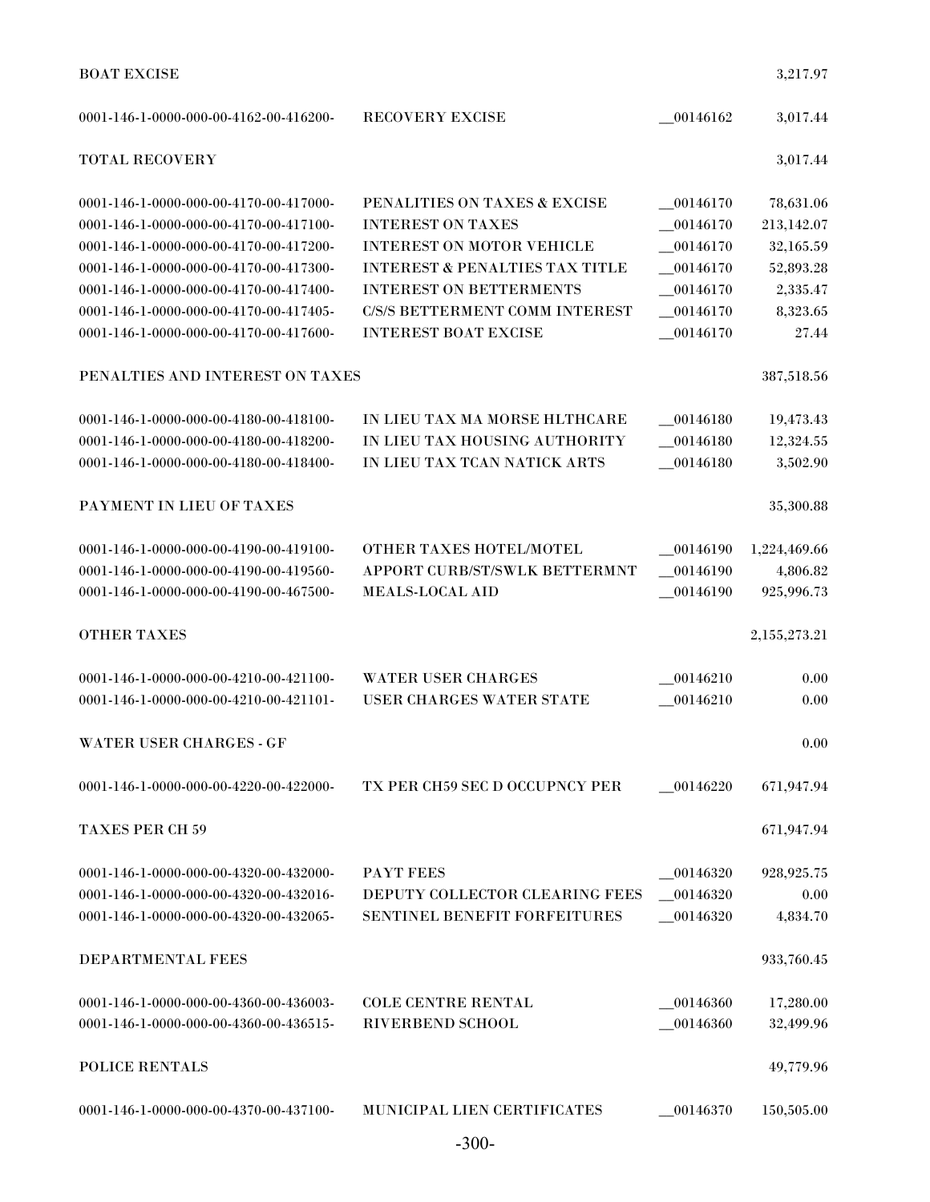| Account | Description | Reference | Amount |
|---|---|---|---|
| BOAT EXCISE | | | 3,217.97 |
| 0001-146-1-0000-000-00-4162-00-416200- | RECOVERY EXCISE | __00146162 | 3,017.44 |
| TOTAL RECOVERY | | | 3,017.44 |
| 0001-146-1-0000-000-00-4170-00-417000- | PENALITIES ON TAXES & EXCISE | __00146170 | 78,631.06 |
| 0001-146-1-0000-000-00-4170-00-417100- | INTEREST ON TAXES | __00146170 | 213,142.07 |
| 0001-146-1-0000-000-00-4170-00-417200- | INTEREST ON MOTOR VEHICLE | __00146170 | 32,165.59 |
| 0001-146-1-0000-000-00-4170-00-417300- | INTEREST & PENALTIES TAX TITLE | __00146170 | 52,893.28 |
| 0001-146-1-0000-000-00-4170-00-417400- | INTEREST ON BETTERMENTS | __00146170 | 2,335.47 |
| 0001-146-1-0000-000-00-4170-00-417405- | C/S/S BETTERMENT COMM INTEREST | __00146170 | 8,323.65 |
| 0001-146-1-0000-000-00-4170-00-417600- | INTEREST BOAT EXCISE | __00146170 | 27.44 |
| PENALTIES AND INTEREST ON TAXES | | | 387,518.56 |
| 0001-146-1-0000-000-00-4180-00-418100- | IN LIEU TAX MA MORSE HLTHCARE | __00146180 | 19,473.43 |
| 0001-146-1-0000-000-00-4180-00-418200- | IN LIEU TAX HOUSING AUTHORITY | __00146180 | 12,324.55 |
| 0001-146-1-0000-000-00-4180-00-418400- | IN LIEU TAX TCAN NATICK ARTS | __00146180 | 3,502.90 |
| PAYMENT IN LIEU OF TAXES | | | 35,300.88 |
| 0001-146-1-0000-000-00-4190-00-419100- | OTHER TAXES HOTEL/MOTEL | __00146190 | 1,224,469.66 |
| 0001-146-1-0000-000-00-4190-00-419560- | APPORT CURB/ST/SWLK BETTERMNT | __00146190 | 4,806.82 |
| 0001-146-1-0000-000-00-4190-00-467500- | MEALS-LOCAL AID | __00146190 | 925,996.73 |
| OTHER TAXES | | | 2,155,273.21 |
| 0001-146-1-0000-000-00-4210-00-421100- | WATER USER CHARGES | __00146210 | 0.00 |
| 0001-146-1-0000-000-00-4210-00-421101- | USER CHARGES WATER STATE | __00146210 | 0.00 |
| WATER USER CHARGES - GF | | | 0.00 |
| 0001-146-1-0000-000-00-4220-00-422000- | TX PER CH59 SEC D OCCUPNCY PER | __00146220 | 671,947.94 |
| TAXES PER CH 59 | | | 671,947.94 |
| 0001-146-1-0000-000-00-4320-00-432000- | PAYT FEES | __00146320 | 928,925.75 |
| 0001-146-1-0000-000-00-4320-00-432016- | DEPUTY COLLECTOR CLEARING FEES | __00146320 | 0.00 |
| 0001-146-1-0000-000-00-4320-00-432065- | SENTINEL BENEFIT FORFEITURES | __00146320 | 4,834.70 |
| DEPARTMENTAL FEES | | | 933,760.45 |
| 0001-146-1-0000-000-00-4360-00-436003- | COLE CENTRE RENTAL | __00146360 | 17,280.00 |
| 0001-146-1-0000-000-00-4360-00-436515- | RIVERBEND SCHOOL | __00146360 | 32,499.96 |
| POLICE RENTALS | | | 49,779.96 |
| 0001-146-1-0000-000-00-4370-00-437100- | MUNICIPAL LIEN CERTIFICATES | __00146370 | 150,505.00 |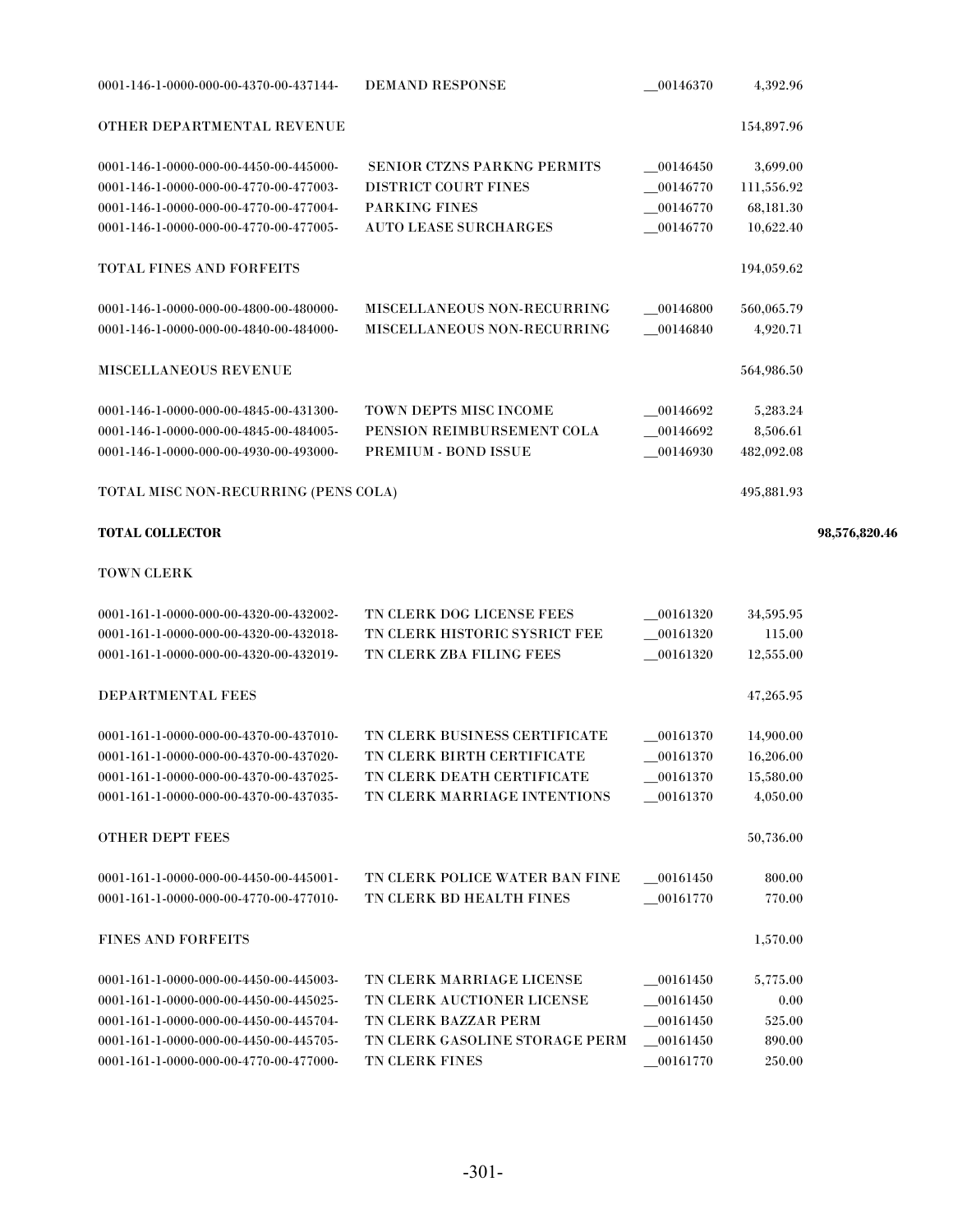| Account | Description | Code | Amount | Total |
|---|---|---|---|---|
| 0001-146-1-0000-000-00-4370-00-437144- | DEMAND RESPONSE | __00146370 | 4,392.96 | |
| OTHER DEPARTMENTAL REVENUE | | | 154,897.96 | |
| 0001-146-1-0000-000-00-4450-00-445000- | SENIOR CTZNS PARKNG PERMITS | __00146450 | 3,699.00 | |
| 0001-146-1-0000-000-00-4770-00-477003- | DISTRICT COURT FINES | __00146770 | 111,556.92 | |
| 0001-146-1-0000-000-00-4770-00-477004- | PARKING FINES | __00146770 | 68,181.30 | |
| 0001-146-1-0000-000-00-4770-00-477005- | AUTO LEASE SURCHARGES | __00146770 | 10,622.40 | |
| TOTAL FINES AND FORFEITS | | | 194,059.62 | |
| 0001-146-1-0000-000-00-4800-00-480000- | MISCELLANEOUS NON-RECURRING | __00146800 | 560,065.79 | |
| 0001-146-1-0000-000-00-4840-00-484000- | MISCELLANEOUS NON-RECURRING | __00146840 | 4,920.71 | |
| MISCELLANEOUS REVENUE | | | 564,986.50 | |
| 0001-146-1-0000-000-00-4845-00-431300- | TOWN DEPTS MISC INCOME | __00146692 | 5,283.24 | |
| 0001-146-1-0000-000-00-4845-00-484005- | PENSION REIMBURSEMENT COLA | __00146692 | 8,506.61 | |
| 0001-146-1-0000-000-00-4930-00-493000- | PREMIUM - BOND ISSUE | __00146930 | 482,092.08 | |
| TOTAL MISC NON-RECURRING (PENS COLA) | | | 495,881.93 | |
| **TOTAL COLLECTOR** | | | | **98,576,820.46** |
| TOWN CLERK | | | | |
| 0001-161-1-0000-000-00-4320-00-432002- | TN CLERK DOG LICENSE FEES | __00161320 | 34,595.95 | |
| 0001-161-1-0000-000-00-4320-00-432018- | TN CLERK HISTORIC SYSRICT FEE | __00161320 | 115.00 | |
| 0001-161-1-0000-000-00-4320-00-432019- | TN CLERK ZBA FILING FEES | __00161320 | 12,555.00 | |
| DEPARTMENTAL FEES | | | 47,265.95 | |
| 0001-161-1-0000-000-00-4370-00-437010- | TN CLERK BUSINESS CERTIFICATE | __00161370 | 14,900.00 | |
| 0001-161-1-0000-000-00-4370-00-437020- | TN CLERK BIRTH CERTIFICATE | __00161370 | 16,206.00 | |
| 0001-161-1-0000-000-00-4370-00-437025- | TN CLERK DEATH CERTIFICATE | __00161370 | 15,580.00 | |
| 0001-161-1-0000-000-00-4370-00-437035- | TN CLERK MARRIAGE INTENTIONS | __00161370 | 4,050.00 | |
| OTHER DEPT FEES | | | 50,736.00 | |
| 0001-161-1-0000-000-00-4450-00-445001- | TN CLERK POLICE WATER BAN FINE | __00161450 | 800.00 | |
| 0001-161-1-0000-000-00-4770-00-477010- | TN CLERK BD HEALTH FINES | __00161770 | 770.00 | |
| FINES AND FORFEITS | | | 1,570.00 | |
| 0001-161-1-0000-000-00-4450-00-445003- | TN CLERK MARRIAGE LICENSE | __00161450 | 5,775.00 | |
| 0001-161-1-0000-000-00-4450-00-445025- | TN CLERK AUCTIONER LICENSE | __00161450 | 0.00 | |
| 0001-161-1-0000-000-00-4450-00-445704- | TN CLERK BAZZAR PERM | __00161450 | 525.00 | |
| 0001-161-1-0000-000-00-4450-00-445705- | TN CLERK GASOLINE STORAGE PERM | __00161450 | 890.00 | |
| 0001-161-1-0000-000-00-4770-00-477000- | TN CLERK FINES | __00161770 | 250.00 | |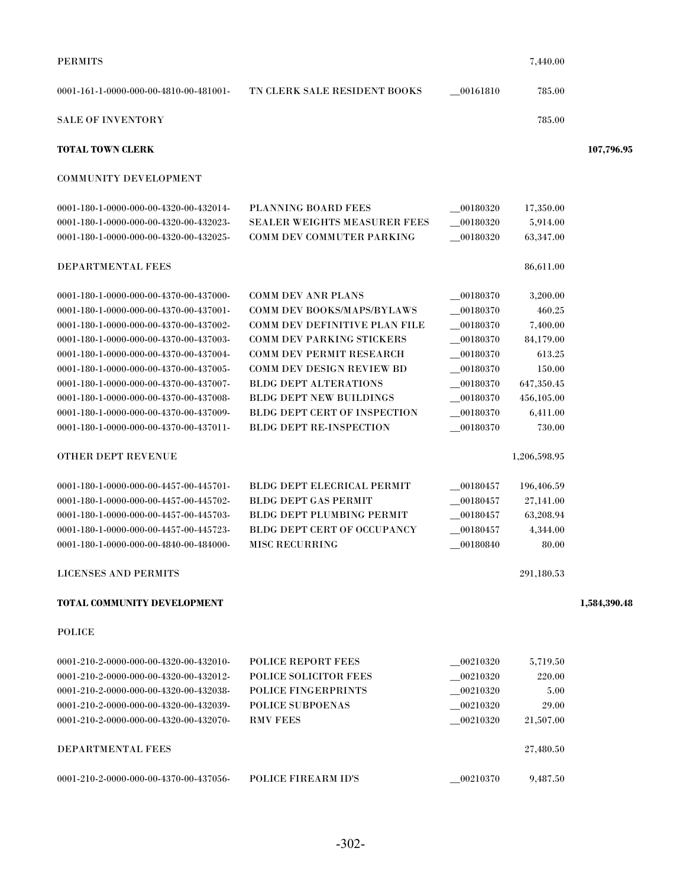| | | | | |
|---|---|---|---|---|
| PERMITS | | | 7,440.00 | |
| 0001-161-1-0000-000-00-4810-00-481001- | TN CLERK SALE RESIDENT BOOKS | __00161810 | 785.00 | |
| SALE OF INVENTORY | | | 785.00 | |
| **TOTAL TOWN CLERK** | | | | **107,796.95** |
| COMMUNITY DEVELOPMENT | | | | |
| 0001-180-1-0000-000-00-4320-00-432014- | PLANNING BOARD FEES | __00180320 | 17,350.00 | |
| 0001-180-1-0000-000-00-4320-00-432023- | SEALER WEIGHTS MEASURER FEES | __00180320 | 5,914.00 | |
| 0001-180-1-0000-000-00-4320-00-432025- | COMM DEV COMMUTER PARKING | __00180320 | 63,347.00 | |
| DEPARTMENTAL FEES | | | 86,611.00 | |
| 0001-180-1-0000-000-00-4370-00-437000- | COMM DEV ANR PLANS | __00180370 | 3,200.00 | |
| 0001-180-1-0000-000-00-4370-00-437001- | COMM DEV BOOKS/MAPS/BYLAWS | __00180370 | 460.25 | |
| 0001-180-1-0000-000-00-4370-00-437002- | COMM DEV DEFINITIVE PLAN FILE | __00180370 | 7,400.00 | |
| 0001-180-1-0000-000-00-4370-00-437003- | COMM DEV PARKING STICKERS | __00180370 | 84,179.00 | |
| 0001-180-1-0000-000-00-4370-00-437004- | COMM DEV PERMIT RESEARCH | __00180370 | 613.25 | |
| 0001-180-1-0000-000-00-4370-00-437005- | COMM DEV DESIGN REVIEW BD | __00180370 | 150.00 | |
| 0001-180-1-0000-000-00-4370-00-437007- | BLDG DEPT ALTERATIONS | __00180370 | 647,350.45 | |
| 0001-180-1-0000-000-00-4370-00-437008- | BLDG DEPT NEW BUILDINGS | __00180370 | 456,105.00 | |
| 0001-180-1-0000-000-00-4370-00-437009- | BLDG DEPT CERT OF INSPECTION | __00180370 | 6,411.00 | |
| 0001-180-1-0000-000-00-4370-00-437011- | BLDG DEPT RE-INSPECTION | __00180370 | 730.00 | |
| OTHER DEPT REVENUE | | | 1,206,598.95 | |
| 0001-180-1-0000-000-00-4457-00-445701- | BLDG DEPT ELECRICAL PERMIT | __00180457 | 196,406.59 | |
| 0001-180-1-0000-000-00-4457-00-445702- | BLDG DEPT GAS PERMIT | __00180457 | 27,141.00 | |
| 0001-180-1-0000-000-00-4457-00-445703- | BLDG DEPT PLUMBING PERMIT | __00180457 | 63,208.94 | |
| 0001-180-1-0000-000-00-4457-00-445723- | BLDG DEPT CERT OF OCCUPANCY | __00180457 | 4,344.00 | |
| 0001-180-1-0000-000-00-4840-00-484000- | MISC RECURRING | __00180840 | 80.00 | |
| LICENSES AND PERMITS | | | 291,180.53 | |
| **TOTAL COMMUNITY DEVELOPMENT** | | | | **1,584,390.48** |
| POLICE | | | | |
| 0001-210-2-0000-000-00-4320-00-432010- | POLICE REPORT FEES | __00210320 | 5,719.50 | |
| 0001-210-2-0000-000-00-4320-00-432012- | POLICE SOLICITOR FEES | __00210320 | 220.00 | |
| 0001-210-2-0000-000-00-4320-00-432038- | POLICE FINGERPRINTS | __00210320 | 5.00 | |
| 0001-210-2-0000-000-00-4320-00-432039- | POLICE SUBPOENAS | __00210320 | 29.00 | |
| 0001-210-2-0000-000-00-4320-00-432070- | RMV FEES | __00210320 | 21,507.00 | |
| DEPARTMENTAL FEES | | | 27,480.50 | |
| 0001-210-2-0000-000-00-4370-00-437056- | POLICE FIREARM ID'S | __00210370 | 9,487.50 | |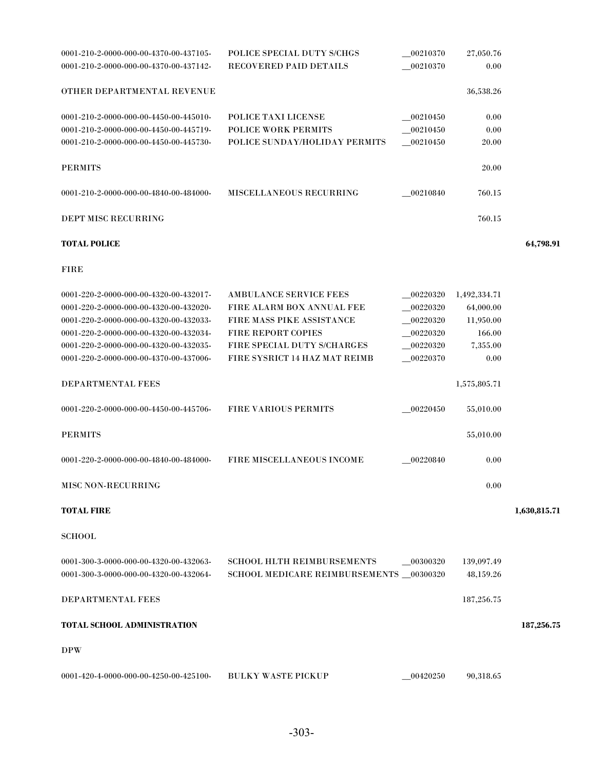| Account | Description | Code | Amount | Total |
|---|---|---|---|---|
| 0001-210-2-0000-000-00-4370-00-437105- | POLICE SPECIAL DUTY S/CHGS | __00210370 | 27,050.76 | |
| 0001-210-2-0000-000-00-4370-00-437142- | RECOVERED PAID DETAILS | __00210370 | 0.00 | |
| OTHER DEPARTMENTAL REVENUE | | | 36,538.26 | |
| 0001-210-2-0000-000-00-4450-00-445010- | POLICE TAXI LICENSE | __00210450 | 0.00 | |
| 0001-210-2-0000-000-00-4450-00-445719- | POLICE WORK PERMITS | __00210450 | 0.00 | |
| 0001-210-2-0000-000-00-4450-00-445730- | POLICE SUNDAY/HOLIDAY PERMITS | __00210450 | 20.00 | |
| PERMITS | | | 20.00 | |
| 0001-210-2-0000-000-00-4840-00-484000- | MISCELLANEOUS RECURRING | __00210840 | 760.15 | |
| DEPT MISC RECURRING | | | 760.15 | |
| **TOTAL POLICE** | | | | **64,798.91** |
| FIRE | | | | |
| 0001-220-2-0000-000-00-4320-00-432017- | AMBULANCE SERVICE FEES | __00220320 | 1,492,334.71 | |
| 0001-220-2-0000-000-00-4320-00-432020- | FIRE ALARM BOX ANNUAL FEE | __00220320 | 64,000.00 | |
| 0001-220-2-0000-000-00-4320-00-432033- | FIRE MASS PIKE ASSISTANCE | __00220320 | 11,950.00 | |
| 0001-220-2-0000-000-00-4320-00-432034- | FIRE REPORT COPIES | __00220320 | 166.00 | |
| 0001-220-2-0000-000-00-4320-00-432035- | FIRE SPECIAL DUTY S/CHARGES | __00220320 | 7,355.00 | |
| 0001-220-2-0000-000-00-4370-00-437006- | FIRE SYSRICT 14 HAZ MAT REIMB | __00220370 | 0.00 | |
| DEPARTMENTAL FEES | | | 1,575,805.71 | |
| 0001-220-2-0000-000-00-4450-00-445706- | FIRE VARIOUS PERMITS | __00220450 | 55,010.00 | |
| PERMITS | | | 55,010.00 | |
| 0001-220-2-0000-000-00-4840-00-484000- | FIRE MISCELLANEOUS INCOME | __00220840 | 0.00 | |
| MISC NON-RECURRING | | | 0.00 | |
| **TOTAL FIRE** | | | | **1,630,815.71** |
| SCHOOL | | | | |
| 0001-300-3-0000-000-00-4320-00-432063- | SCHOOL HLTH REIMBURSEMENTS | __00300320 | 139,097.49 | |
| 0001-300-3-0000-000-00-4320-00-432064- | SCHOOL MEDICARE REIMBURSEMENTS | __00300320 | 48,159.26 | |
| DEPARTMENTAL FEES | | | 187,256.75 | |
| **TOTAL SCHOOL ADMINISTRATION** | | | | **187,256.75** |
| DPW | | | | |
| 0001-420-4-0000-000-00-4250-00-425100- | BULKY WASTE PICKUP | __00420250 | 90,318.65 | |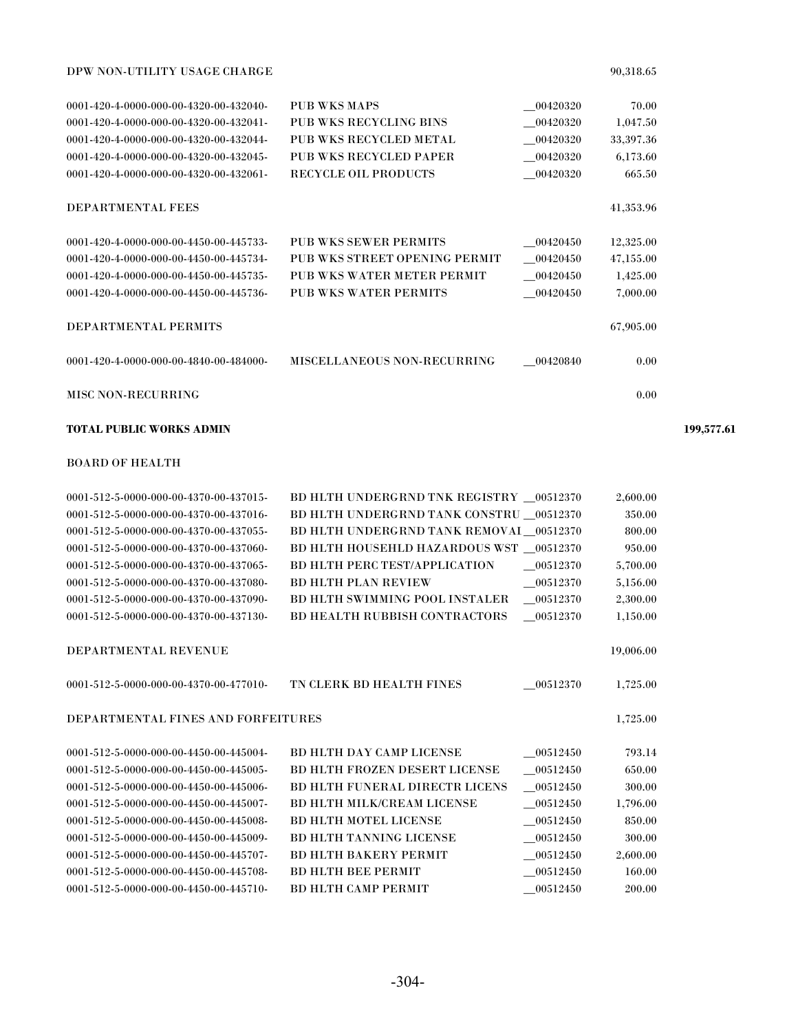| | | | | |
|---|---|---|---|---|
| DPW NON-UTILITY USAGE CHARGE | | | 90,318.65 | |
| 0001-420-4-0000-000-00-4320-00-432040- | PUB WKS MAPS | __00420320 | 70.00 | |
| 0001-420-4-0000-000-00-4320-00-432041- | PUB WKS RECYCLING BINS | __00420320 | 1,047.50 | |
| 0001-420-4-0000-000-00-4320-00-432044- | PUB WKS RECYCLED METAL | __00420320 | 33,397.36 | |
| 0001-420-4-0000-000-00-4320-00-432045- | PUB WKS RECYCLED PAPER | __00420320 | 6,173.60 | |
| 0001-420-4-0000-000-00-4320-00-432061- | RECYCLE OIL PRODUCTS | __00420320 | 665.50 | |
| DEPARTMENTAL FEES | | | 41,353.96 | |
| 0001-420-4-0000-000-00-4450-00-445733- | PUB WKS SEWER PERMITS | __00420450 | 12,325.00 | |
| 0001-420-4-0000-000-00-4450-00-445734- | PUB WKS STREET OPENING PERMIT | __00420450 | 47,155.00 | |
| 0001-420-4-0000-000-00-4450-00-445735- | PUB WKS WATER METER PERMIT | __00420450 | 1,425.00 | |
| 0001-420-4-0000-000-00-4450-00-445736- | PUB WKS WATER PERMITS | __00420450 | 7,000.00 | |
| DEPARTMENTAL PERMITS | | | 67,905.00 | |
| 0001-420-4-0000-000-00-4840-00-484000- | MISCELLANEOUS NON-RECURRING | __00420840 | 0.00 | |
| MISC NON-RECURRING | | | 0.00 | |
| **TOTAL PUBLIC WORKS ADMIN** | | | | **199,577.61** |
| BOARD OF HEALTH | | | | |
| 0001-512-5-0000-000-00-4370-00-437015- | BD HLTH UNDERGRND TNK REGISTRY | __00512370 | 2,600.00 | |
| 0001-512-5-0000-000-00-4370-00-437016- | BD HLTH UNDERGRND TANK CONSTRU | __00512370 | 350.00 | |
| 0001-512-5-0000-000-00-4370-00-437055- | BD HLTH UNDERGRND TANK REMOVAL | __00512370 | 800.00 | |
| 0001-512-5-0000-000-00-4370-00-437060- | BD HLTH HOUSEHLD HAZARDOUS WST | __00512370 | 950.00 | |
| 0001-512-5-0000-000-00-4370-00-437065- | BD HLTH PERC TEST/APPLICATION | __00512370 | 5,700.00 | |
| 0001-512-5-0000-000-00-4370-00-437080- | BD HLTH PLAN REVIEW | __00512370 | 5,156.00 | |
| 0001-512-5-0000-000-00-4370-00-437090- | BD HLTH SWIMMING POOL INSTALER | __00512370 | 2,300.00 | |
| 0001-512-5-0000-000-00-4370-00-437130- | BD HEALTH RUBBISH CONTRACTORS | __00512370 | 1,150.00 | |
| DEPARTMENTAL REVENUE | | | 19,006.00 | |
| 0001-512-5-0000-000-00-4370-00-477010- | TN CLERK BD HEALTH FINES | __00512370 | 1,725.00 | |
| DEPARTMENTAL FINES AND FORFEITURES | | | 1,725.00 | |
| 0001-512-5-0000-000-00-4450-00-445004- | BD HLTH DAY CAMP LICENSE | __00512450 | 793.14 | |
| 0001-512-5-0000-000-00-4450-00-445005- | BD HLTH FROZEN DESERT LICENSE | __00512450 | 650.00 | |
| 0001-512-5-0000-000-00-4450-00-445006- | BD HLTH FUNERAL DIRECTR LICENS | __00512450 | 300.00 | |
| 0001-512-5-0000-000-00-4450-00-445007- | BD HLTH MILK/CREAM LICENSE | __00512450 | 1,796.00 | |
| 0001-512-5-0000-000-00-4450-00-445008- | BD HLTH MOTEL LICENSE | __00512450 | 850.00 | |
| 0001-512-5-0000-000-00-4450-00-445009- | BD HLTH TANNING LICENSE | __00512450 | 300.00 | |
| 0001-512-5-0000-000-00-4450-00-445707- | BD HLTH BAKERY PERMIT | __00512450 | 2,600.00 | |
| 0001-512-5-0000-000-00-4450-00-445708- | BD HLTH BEE PERMIT | __00512450 | 160.00 | |
| 0001-512-5-0000-000-00-4450-00-445710- | BD HLTH CAMP PERMIT | __00512450 | 200.00 | |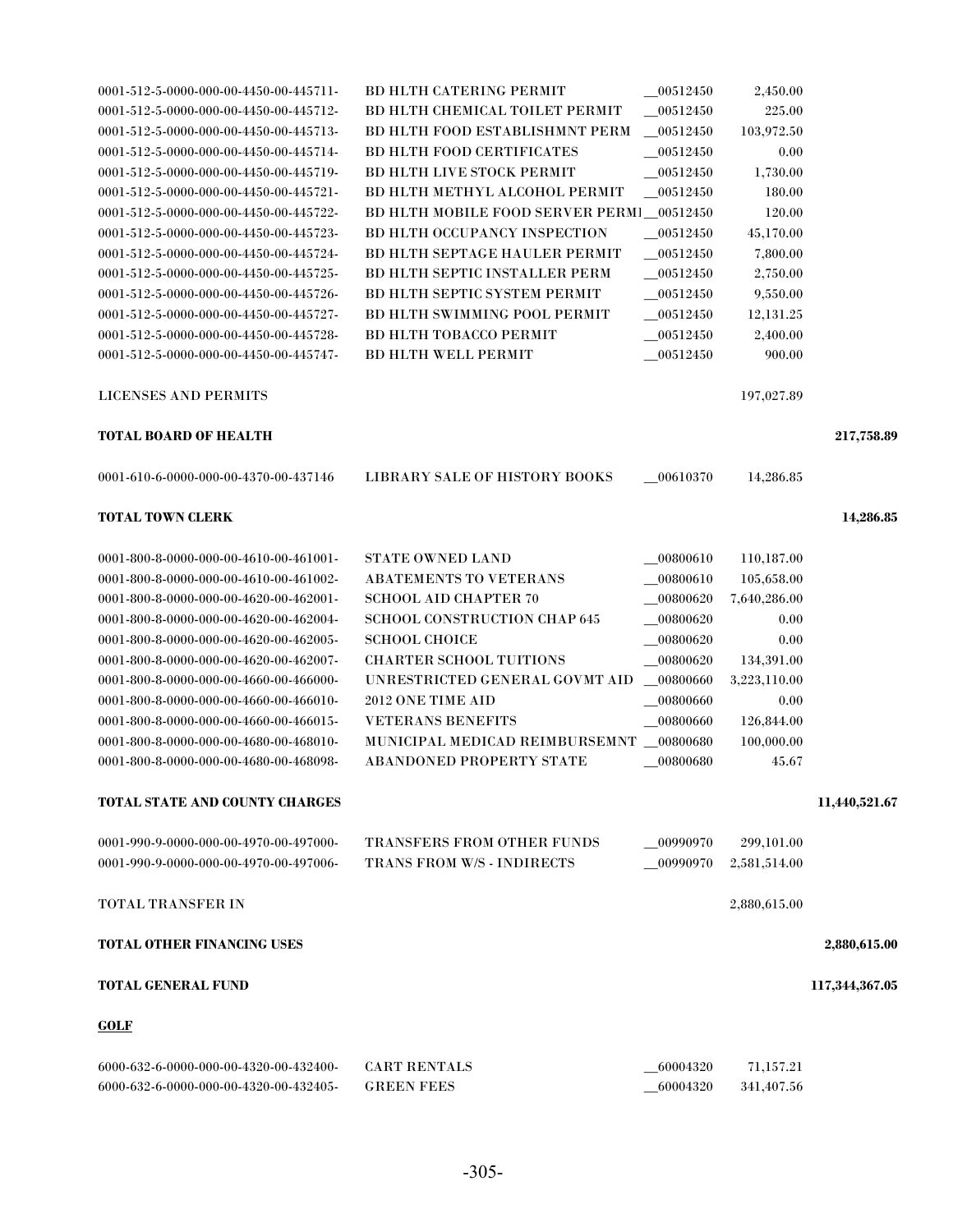| Account | Description | Code | Amount | Total |
|---|---|---|---|---|
| 0001-512-5-0000-000-00-4450-00-445711- | BD HLTH CATERING PERMIT | __00512450 | 2,450.00 | |
| 0001-512-5-0000-000-00-4450-00-445712- | BD HLTH CHEMICAL TOILET PERMIT | __00512450 | 225.00 | |
| 0001-512-5-0000-000-00-4450-00-445713- | BD HLTH FOOD ESTABLISHMNT PERM | __00512450 | 103,972.50 | |
| 0001-512-5-0000-000-00-4450-00-445714- | BD HLTH FOOD CERTIFICATES | __00512450 | 0.00 | |
| 0001-512-5-0000-000-00-4450-00-445719- | BD HLTH LIVE STOCK PERMIT | __00512450 | 1,730.00 | |
| 0001-512-5-0000-000-00-4450-00-445721- | BD HLTH METHYL ALCOHOL PERMIT | __00512450 | 180.00 | |
| 0001-512-5-0000-000-00-4450-00-445722- | BD HLTH MOBILE FOOD SERVER PERMI | __00512450 | 120.00 | |
| 0001-512-5-0000-000-00-4450-00-445723- | BD HLTH OCCUPANCY INSPECTION | __00512450 | 45,170.00 | |
| 0001-512-5-0000-000-00-4450-00-445724- | BD HLTH SEPTAGE HAULER PERMIT | __00512450 | 7,800.00 | |
| 0001-512-5-0000-000-00-4450-00-445725- | BD HLTH SEPTIC INSTALLER PERM | __00512450 | 2,750.00 | |
| 0001-512-5-0000-000-00-4450-00-445726- | BD HLTH SEPTIC SYSTEM PERMIT | __00512450 | 9,550.00 | |
| 0001-512-5-0000-000-00-4450-00-445727- | BD HLTH SWIMMING POOL PERMIT | __00512450 | 12,131.25 | |
| 0001-512-5-0000-000-00-4450-00-445728- | BD HLTH TOBACCO PERMIT | __00512450 | 2,400.00 | |
| 0001-512-5-0000-000-00-4450-00-445747- | BD HLTH WELL PERMIT | __00512450 | 900.00 | |
| LICENSES AND PERMITS | | | 197,027.89 | |
| **TOTAL BOARD OF HEALTH** | | | | **217,758.89** |
| 0001-610-6-0000-000-00-4370-00-437146 | LIBRARY SALE OF HISTORY BOOKS | __00610370 | 14,286.85 | |
| **TOTAL TOWN CLERK** | | | | **14,286.85** |
| 0001-800-8-0000-000-00-4610-00-461001- | STATE OWNED LAND | __00800610 | 110,187.00 | |
| 0001-800-8-0000-000-00-4610-00-461002- | ABATEMENTS TO VETERANS | __00800610 | 105,658.00 | |
| 0001-800-8-0000-000-00-4620-00-462001- | SCHOOL AID CHAPTER 70 | __00800620 | 7,640,286.00 | |
| 0001-800-8-0000-000-00-4620-00-462004- | SCHOOL CONSTRUCTION CHAP 645 | __00800620 | 0.00 | |
| 0001-800-8-0000-000-00-4620-00-462005- | SCHOOL CHOICE | __00800620 | 0.00 | |
| 0001-800-8-0000-000-00-4620-00-462007- | CHARTER SCHOOL TUITIONS | __00800620 | 134,391.00 | |
| 0001-800-8-0000-000-00-4660-00-466000- | UNRESTRICTED GENERAL GOVMT AID | __00800660 | 3,223,110.00 | |
| 0001-800-8-0000-000-00-4660-00-466010- | 2012 ONE TIME AID | __00800660 | 0.00 | |
| 0001-800-8-0000-000-00-4660-00-466015- | VETERANS BENEFITS | __00800660 | 126,844.00 | |
| 0001-800-8-0000-000-00-4680-00-468010- | MUNICIPAL MEDICAD REIMBURSEMNT | __00800680 | 100,000.00 | |
| 0001-800-8-0000-000-00-4680-00-468098- | ABANDONED PROPERTY STATE | __00800680 | 45.67 | |
| **TOTAL STATE AND COUNTY CHARGES** | | | | **11,440,521.67** |
| 0001-990-9-0000-000-00-4970-00-497000- | TRANSFERS FROM OTHER FUNDS | __00990970 | 299,101.00 | |
| 0001-990-9-0000-000-00-4970-00-497006- | TRANS FROM W/S - INDIRECTS | __00990970 | 2,581,514.00 | |
| TOTAL TRANSFER IN | | | 2,880,615.00 | |
| **TOTAL OTHER FINANCING USES** | | | | **2,880,615.00** |
| **TOTAL GENERAL FUND** | | | | **117,344,367.05** |

**GOLF**

| Account | Description | Code | Amount | Total |
|---|---|---|---|---|
| 6000-632-6-0000-000-00-4320-00-432400- | CART RENTALS | __60004320 | 71,157.21 | |
| 6000-632-6-0000-000-00-4320-00-432405- | GREEN FEES | __60004320 | 341,407.56 | |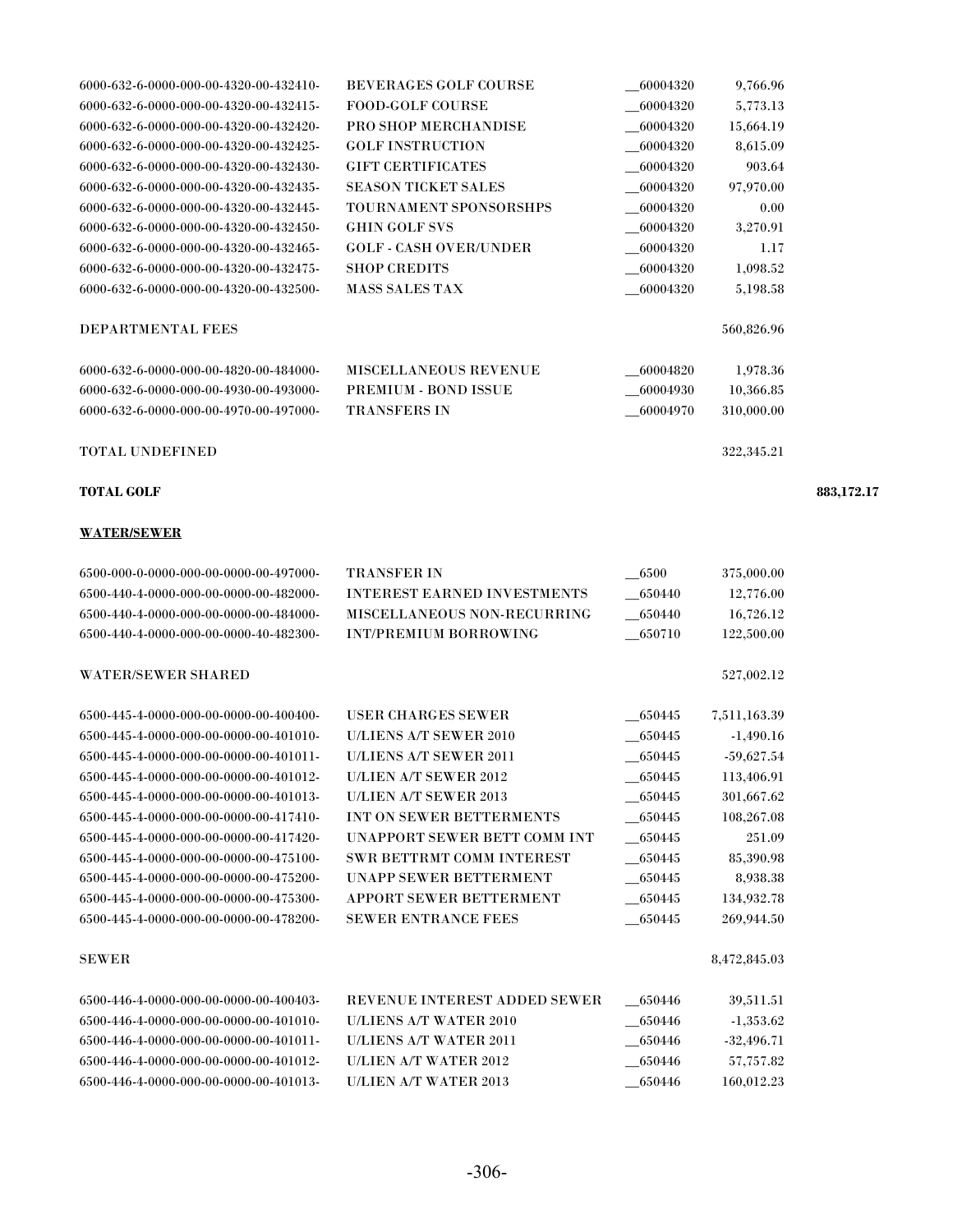| Account | Description | Org | Amount | Total |
|---|---|---|---|---|
| 6000-632-6-0000-000-00-4320-00-432410- | BEVERAGES GOLF COURSE | _60004320 | 9,766.96 | |
| 6000-632-6-0000-000-00-4320-00-432415- | FOOD-GOLF COURSE | _60004320 | 5,773.13 | |
| 6000-632-6-0000-000-00-4320-00-432420- | PRO SHOP MERCHANDISE | _60004320 | 15,664.19 | |
| 6000-632-6-0000-000-00-4320-00-432425- | GOLF INSTRUCTION | _60004320 | 8,615.09 | |
| 6000-632-6-0000-000-00-4320-00-432430- | GIFT CERTIFICATES | _60004320 | 903.64 | |
| 6000-632-6-0000-000-00-4320-00-432435- | SEASON TICKET SALES | _60004320 | 97,970.00 | |
| 6000-632-6-0000-000-00-4320-00-432445- | TOURNAMENT SPONSORSHPS | _60004320 | 0.00 | |
| 6000-632-6-0000-000-00-4320-00-432450- | GHIN GOLF SVS | _60004320 | 3,270.91 | |
| 6000-632-6-0000-000-00-4320-00-432465- | GOLF - CASH OVER/UNDER | _60004320 | 1.17 | |
| 6000-632-6-0000-000-00-4320-00-432475- | SHOP CREDITS | _60004320 | 1,098.52 | |
| 6000-632-6-0000-000-00-4320-00-432500- | MASS SALES TAX | _60004320 | 5,198.58 | |
| DEPARTMENTAL FEES | | | 560,826.96 | |
| 6000-632-6-0000-000-00-4820-00-484000- | MISCELLANEOUS REVENUE | _60004820 | 1,978.36 | |
| 6000-632-6-0000-000-00-4930-00-493000- | PREMIUM - BOND ISSUE | _60004930 | 10,366.85 | |
| 6000-632-6-0000-000-00-4970-00-497000- | TRANSFERS IN | _60004970 | 310,000.00 | |
| TOTAL UNDEFINED | | | 322,345.21 | |
| **TOTAL GOLF** | | | | **883,172.17** |

**WATER/SEWER**

| Account | Description | Org | Amount |
|---|---|---|---|
| 6500-000-0-0000-000-00-0000-00-497000- | TRANSFER IN | _6500 | 375,000.00 |
| 6500-440-4-0000-000-00-0000-00-482000- | INTEREST EARNED INVESTMENTS | _650440 | 12,776.00 |
| 6500-440-4-0000-000-00-0000-00-484000- | MISCELLANEOUS NON-RECURRING | _650440 | 16,726.12 |
| 6500-440-4-0000-000-00-0000-40-482300- | INT/PREMIUM BORROWING | _650710 | 122,500.00 |
| WATER/SEWER SHARED | | | 527,002.12 |
| 6500-445-4-0000-000-00-0000-00-400400- | USER CHARGES SEWER | _650445 | 7,511,163.39 |
| 6500-445-4-0000-000-00-0000-00-401010- | U/LIENS A/T SEWER 2010 | _650445 | -1,490.16 |
| 6500-445-4-0000-000-00-0000-00-401011- | U/LIENS A/T SEWER 2011 | _650445 | -59,627.54 |
| 6500-445-4-0000-000-00-0000-00-401012- | U/LIEN A/T SEWER 2012 | _650445 | 113,406.91 |
| 6500-445-4-0000-000-00-0000-00-401013- | U/LIEN A/T SEWER 2013 | _650445 | 301,667.62 |
| 6500-445-4-0000-000-00-0000-00-417410- | INT ON SEWER BETTERMENTS | _650445 | 108,267.08 |
| 6500-445-4-0000-000-00-0000-00-417420- | UNAPPORT SEWER BETT COMM INT | _650445 | 251.09 |
| 6500-445-4-0000-000-00-0000-00-475100- | SWR BETTRMT COMM INTEREST | _650445 | 85,390.98 |
| 6500-445-4-0000-000-00-0000-00-475200- | UNAPP SEWER BETTERMENT | _650445 | 8,938.38 |
| 6500-445-4-0000-000-00-0000-00-475300- | APPORT SEWER BETTERMENT | _650445 | 134,932.78 |
| 6500-445-4-0000-000-00-0000-00-478200- | SEWER ENTRANCE FEES | _650445 | 269,944.50 |
| SEWER | | | 8,472,845.03 |
| 6500-446-4-0000-000-00-0000-00-400403- | REVENUE INTEREST ADDED SEWER | _650446 | 39,511.51 |
| 6500-446-4-0000-000-00-0000-00-401010- | U/LIENS A/T WATER 2010 | _650446 | -1,353.62 |
| 6500-446-4-0000-000-00-0000-00-401011- | U/LIENS A/T WATER 2011 | _650446 | -32,496.71 |
| 6500-446-4-0000-000-00-0000-00-401012- | U/LIEN A/T WATER 2012 | _650446 | 57,757.82 |
| 6500-446-4-0000-000-00-0000-00-401013- | U/LIEN A/T WATER 2013 | _650446 | 160,012.23 |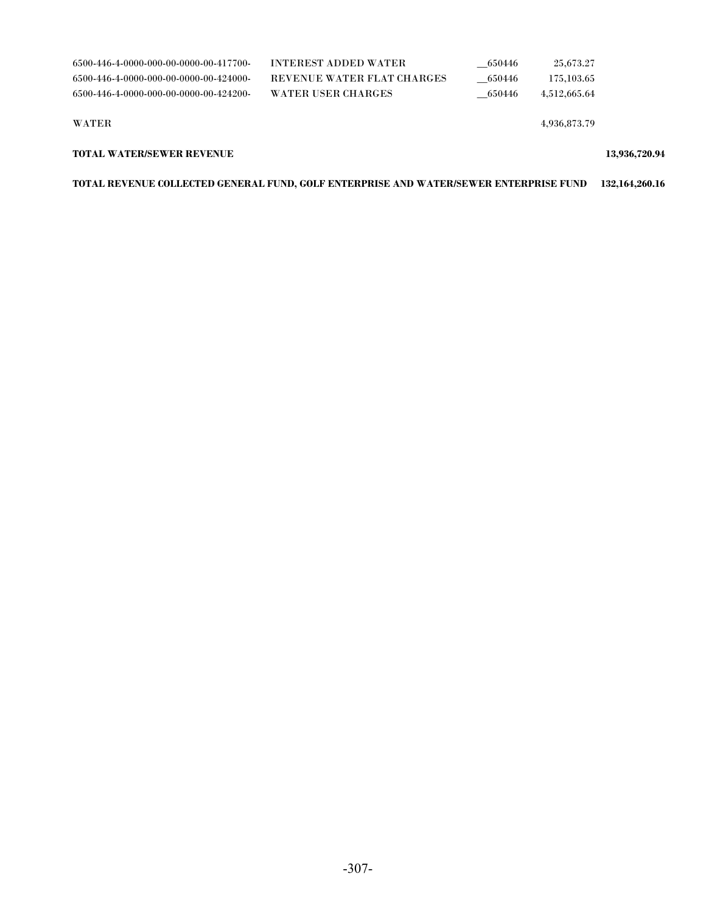| | | | | |
|---|---|---|---|---|
| 6500-446-4-0000-000-00-0000-00-417700- | INTEREST ADDED WATER | __650446 | 25,673.27 | |
| 6500-446-4-0000-000-00-0000-00-424000- | REVENUE WATER FLAT CHARGES | __650446 | 175,103.65 | |
| 6500-446-4-0000-000-00-0000-00-424200- | WATER USER CHARGES | __650446 | 4,512,665.64 | |
| WATER | | | 4,936,873.79 | |
| **TOTAL WATER/SEWER REVENUE** | | | | **13,936,720.94** |
| **TOTAL REVENUE COLLECTED GENERAL FUND, GOLF ENTERPRISE AND WATER/SEWER ENTERPRISE FUND** | | | | **132,164,260.16** |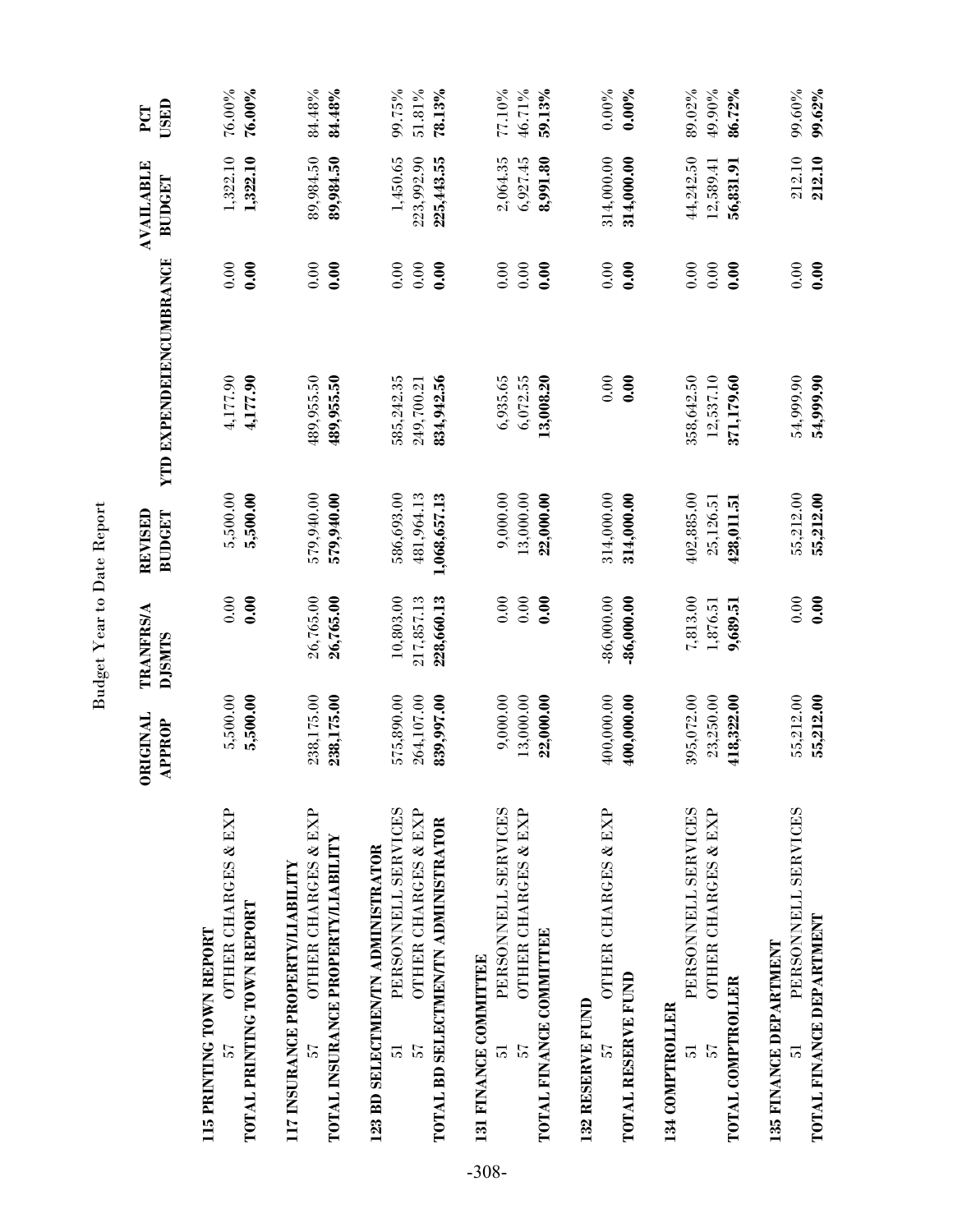Budget Year to Date Report

| | ORIGINAL APPROP | TRANFRS/ADJSMTS | REVISED BUDGET | YTD EXPENDED | ENCUMBRANCE | AVAILABLE BUDGET | PCT USED |
|---|---|---|---|---|---|---|---|
| **115 PRINTING TOWN REPORT** | | | | | | | |
| 57 OTHER CHARGES & EXP | 5,500.00 | 0.00 | 5,500.00 | 4,177.90 | 0.00 | 1,322.10 | 76.00% |
| **TOTAL PRINTING TOWN REPORT** | **5,500.00** | **0.00** | **5,500.00** | **4,177.90** | **0.00** | **1,322.10** | **76.00%** |
| **117 INSURANCE PROPERTY/LIABILITY** | | | | | | | |
| 57 OTHER CHARGES & EXP | 238,175.00 | 26,765.00 | 579,940.00 | 489,955.50 | 0.00 | 89,984.50 | 84.48% |
| **TOTAL INSURANCE PROPERTY/LIABILITY** | **238,175.00** | **26,765.00** | **579,940.00** | **489,955.50** | **0.00** | **89,984.50** | **84.48%** |
| **123 BD SELECTMEN/TN ADMINISTRATOR** | | | | | | | |
| 51 PERSONNELL SERVICES | 575,890.00 | 10,803.00 | 586,693.00 | 585,242.35 | 0.00 | 1,450.65 | 99.75% |
| 57 OTHER CHARGES & EXP | 264,107.00 | 217,857.13 | 481,964.13 | 249,700.21 | 0.00 | 223,992.90 | 51.81% |
| **TOTAL BD SELECTMEN/TN ADMINISTRATOR** | **839,997.00** | **228,660.13** | **1,068,657.13** | **834,942.56** | **0.00** | **225,443.55** | **78.13%** |
| **131 FINANCE COMMITTEE** | | | | | | | |
| 51 PERSONNELL SERVICES | 9,000.00 | 0.00 | 9,000.00 | 6,935.65 | 0.00 | 2,064.35 | 77.10% |
| 57 OTHER CHARGES & EXP | 13,000.00 | 0.00 | 13,000.00 | 6,072.55 | 0.00 | 6,927.45 | 46.71% |
| **TOTAL FINANCE COMMITTEE** | **22,000.00** | **0.00** | **22,000.00** | **13,008.20** | **0.00** | **8,991.80** | **59.13%** |
| **132 RESERVE FUND** | | | | | | | |
| 57 OTHER CHARGES & EXP | 400,000.00 | -86,000.00 | 314,000.00 | 0.00 | 0.00 | 314,000.00 | 0.00% |
| **TOTAL RESERVE FUND** | **400,000.00** | **-86,000.00** | **314,000.00** | **0.00** | **0.00** | **314,000.00** | **0.00%** |
| **134 COMPTROLLER** | | | | | | | |
| 51 PERSONNELL SERVICES | 395,072.00 | 7,813.00 | 402,885.00 | 358,642.50 | 0.00 | 44,242.50 | 89.02% |
| 57 OTHER CHARGES & EXP | 23,250.00 | 1,876.51 | 25,126.51 | 12,537.10 | 0.00 | 12,589.41 | 49.90% |
| **TOTAL COMPTROLLER** | **418,322.00** | **9,689.51** | **428,011.51** | **371,179.60** | **0.00** | **56,831.91** | **86.72%** |
| **135 FINANCE DEPARTMENT** | | | | | | | |
| 51 PERSONNELL SERVICES | 55,212.00 | 0.00 | 55,212.00 | 54,999.90 | 0.00 | 212.10 | 99.60% |
| **TOTAL FINANCE DEPARTMENT** | **55,212.00** | **0.00** | **55,212.00** | **54,999.90** | **0.00** | **212.10** | **99.62%** |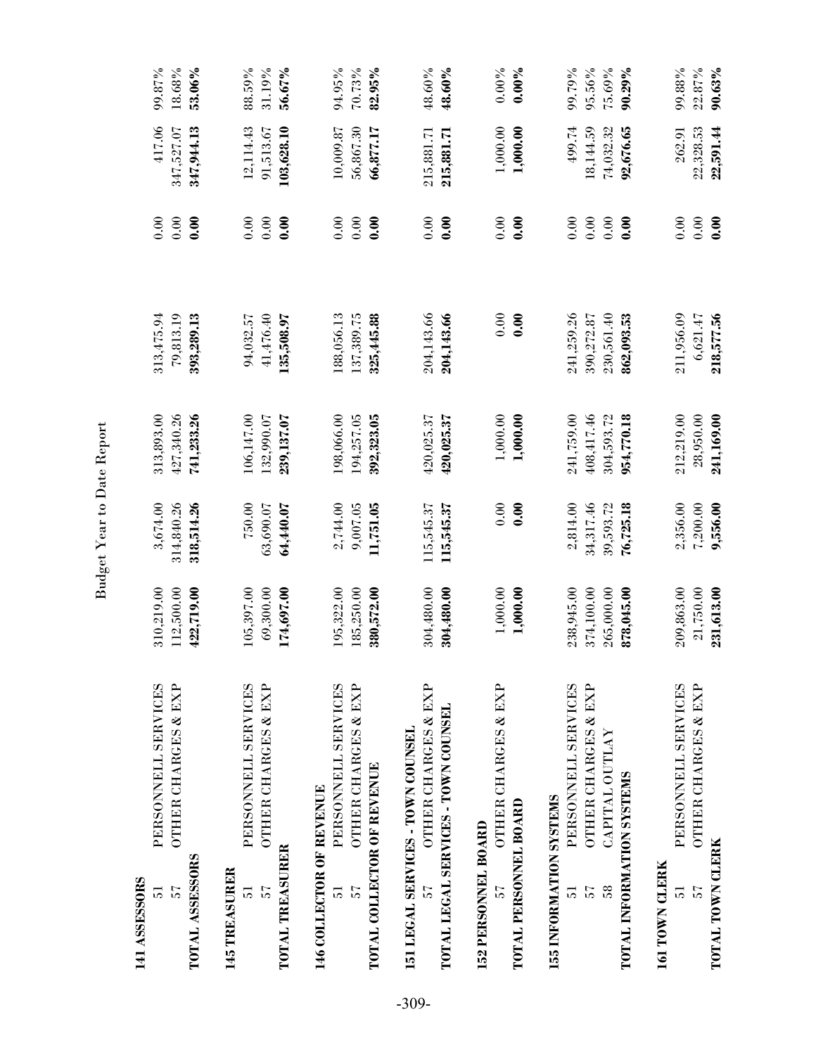Budget Year to Date Report

| | | | | | | | | |
|---|---|---|---|---|---|---|---|---|
| **141 ASSESSORS** | | | | | | | | |
| 51 | PERSONNELL SERVICES | 310,219.00 | 3,674.00 | 313,893.00 | 313,475.94 | 0.00 | 417.06 | 99.87% |
| 57 | OTHER CHARGES & EXP | 112,500.00 | 314,840.26 | 427,340.26 | 79,813.19 | 0.00 | 347,527.07 | 18.68% |
| **TOTAL ASSESSORS** | | **422,719.00** | **318,514.26** | **741,233.26** | **393,289.13** | **0.00** | **347,944.13** | **53.06%** |
| **145 TREASURER** | | | | | | | | |
| 51 | PERSONNELL SERVICES | 105,397.00 | 750.00 | 106,147.00 | 94,032.57 | 0.00 | 12,114.43 | 88.59% |
| 57 | OTHER CHARGES & EXP | 69,300.00 | 63,690.07 | 132,990.07 | 41,476.40 | 0.00 | 91,513.67 | 31.19% |
| **TOTAL TREASURER** | | **174,697.00** | **64,440.07** | **239,137.07** | **135,508.97** | **0.00** | **103,628.10** | **56.67%** |
| **146 COLLECTOR OF REVENUE** | | | | | | | | |
| 51 | PERSONNELL SERVICES | 195,322.00 | 2,744.00 | 198,066.00 | 188,056.13 | 0.00 | 10,009.87 | 94.95% |
| 57 | OTHER CHARGES & EXP | 185,250.00 | 9,007.05 | 194,257.05 | 137,389.75 | 0.00 | 56,867.30 | 70.73% |
| **TOTAL COLLECTOR OF REVENUE** | | **380,572.00** | **11,751.05** | **392,323.05** | **325,445.88** | **0.00** | **66,877.17** | **82.95%** |
| **151 LEGAL SERVICES - TOWN COUNSEL** | | | | | | | | |
| 57 | OTHER CHARGES & EXP | 304,480.00 | 115,545.37 | 420,025.37 | 204,143.66 | 0.00 | 215,881.71 | 48.60% |
| **TOTAL LEGAL SERVICES - TOWN COUNSEL** | | **304,480.00** | **115,545.37** | **420,025.37** | **204,143.66** | **0.00** | **215,881.71** | **48.60%** |
| **152 PERSONNEL BOARD** | | | | | | | | |
| 57 | OTHER CHARGES & EXP | 1,000.00 | 0.00 | 1,000.00 | 0.00 | 0.00 | 1,000.00 | 0.00% |
| **TOTAL PERSONNEL BOARD** | | **1,000.00** | **0.00** | **1,000.00** | **0.00** | **0.00** | **1,000.00** | **0.00%** |
| **155 INFORMATION SYSTEMS** | | | | | | | | |
| 51 | PERSONNELL SERVICES | 238,945.00 | 2,814.00 | 241,759.00 | 241,259.26 | 0.00 | 499.74 | 99.79% |
| 57 | OTHER CHARGES & EXP | 374,100.00 | 34,317.46 | 408,417.46 | 390,272.87 | 0.00 | 18,144.59 | 95.56% |
| 58 | CAPITAL OUTLAY | 265,000.00 | 39,593.72 | 304,593.72 | 230,561.40 | 0.00 | 74,032.32 | 75.69% |
| **TOTAL INFORMATION SYSTEMS** | | **878,045.00** | **76,725.18** | **954,770.18** | **862,093.53** | **0.00** | **92,676.65** | **90.29%** |
| **161 TOWN CLERK** | | | | | | | | |
| 51 | PERSONNELL SERVICES | 209,863.00 | 2,356.00 | 212,219.00 | 211,956.09 | 0.00 | 262.91 | 99.88% |
| 57 | OTHER CHARGES & EXP | 21,750.00 | 7,200.00 | 28,950.00 | 6,621.47 | 0.00 | 22,328.53 | 22.87% |
| **TOTAL TOWN CLERK** | | **231,613.00** | **9,556.00** | **241,169.00** | **218,577.56** | **0.00** | **22,591.44** | **90.63%** |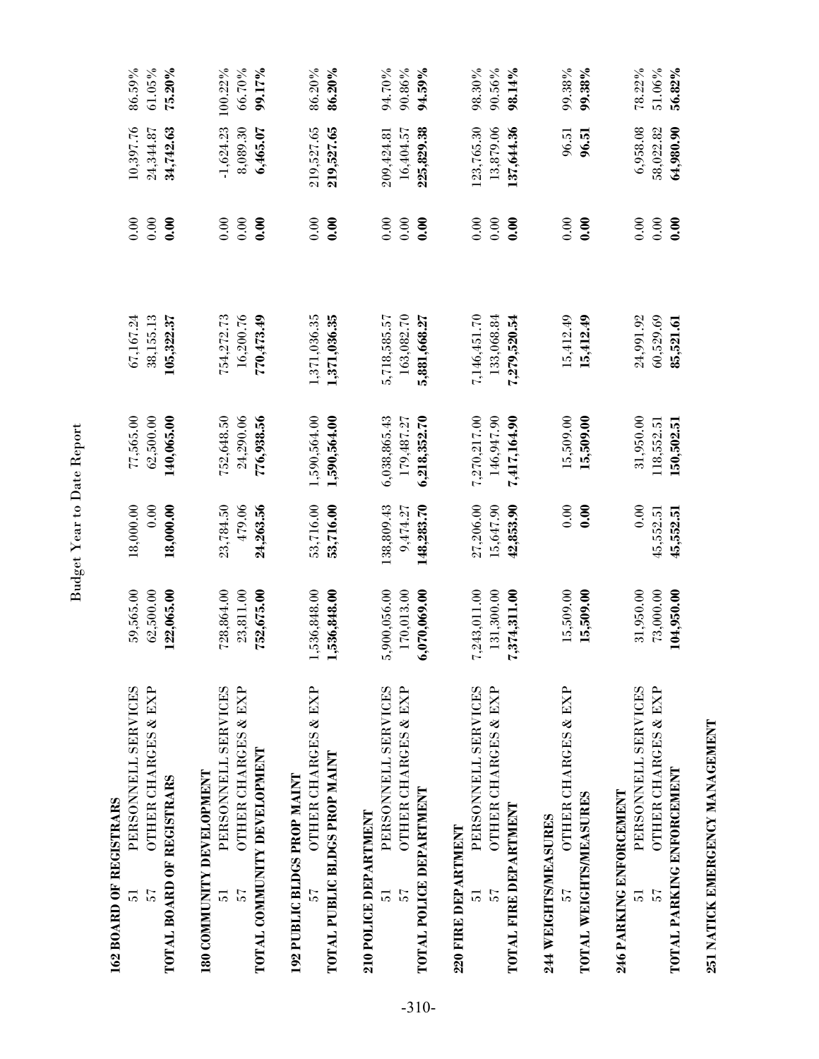# Budget Year to Date Report

| | | | | | | | |
|---|---|---|---|---|---|---|---|
| **162 BOARD OF REGISTRARS** | | | | | | | |
| 51 PERSONNELL SERVICES | 59,565.00 | 18,000.00 | 77,565.00 | 67,167.24 | 0.00 | 10,397.76 | 86.59% |
| 57 OTHER CHARGES & EXP | 62,500.00 | 0.00 | 62,500.00 | 38,155.13 | 0.00 | 24,344.87 | 61.05% |
| **TOTAL BOARD OF REGISTRARS** | **122,065.00** | **18,000.00** | **140,065.00** | **105,322.37** | **0.00** | **34,742.63** | **75.20%** |
| **180 COMMUNITY DEVELOPMENT** | | | | | | | |
| 51 PERSONNELL SERVICES | 728,864.00 | 23,784.50 | 752,648.50 | 754,272.73 | 0.00 | -1,624.23 | 100.22% |
| 57 OTHER CHARGES & EXP | 23,811.00 | 479.06 | 24,290.06 | 16,200.76 | 0.00 | 8,089.30 | 66.70% |
| **TOTAL COMMUNITY DEVELOPMENT** | **752,675.00** | **24,263.56** | **776,938.56** | **770,473.49** | **0.00** | **6,465.07** | **99.17%** |
| **192 PUBLIC BLDGS PROP MAINT** | | | | | | | |
| 57 OTHER CHARGES & EXP | 1,536,848.00 | 53,716.00 | 1,590,564.00 | 1,371,036.35 | 0.00 | 219,527.65 | 86.20% |
| **TOTAL PUBLIC BLDGS PROP MAINT** | **1,536,848.00** | **53,716.00** | **1,590,564.00** | **1,371,036.35** | **0.00** | **219,527.65** | **86.20%** |
| **210 POLICE DEPARTMENT** | | | | | | | |
| 51 PERSONNELL SERVICES | 5,900,056.00 | 138,809.43 | 6,038,865.43 | 5,718,585.57 | 0.00 | 209,424.81 | 94.70% |
| 57 OTHER CHARGES & EXP | 170,013.00 | 9,474.27 | 179,487.27 | 163,082.70 | 0.00 | 16,404.57 | 90.86% |
| **TOTAL POLICE DEPARTMENT** | **6,070,069.00** | **148,283.70** | **6,218,352.70** | **5,881,668.27** | **0.00** | **225,829.38** | **94.59%** |
| **220 FIRE DEPARTMENT** | | | | | | | |
| 51 PERSONNELL SERVICES | 7,243,011.00 | 27,206.00 | 7,270,217.00 | 7,146,451.70 | 0.00 | 123,765.30 | 98.30% |
| 57 OTHER CHARGES & EXP | 131,300.00 | 15,647.90 | 146,947.90 | 133,068.84 | 0.00 | 13,879.06 | 90.56% |
| **TOTAL FIRE DEPARTMENT** | **7,374,311.00** | **42,853.90** | **7,417,164.90** | **7,279,520.54** | **0.00** | **137,644.36** | **98.14%** |
| **244 WEIGHTS/MEASURES** | | | | | | | |
| 57 OTHER CHARGES & EXP | 15,509.00 | 0.00 | 15,509.00 | 15,412.49 | 0.00 | 96.51 | 99.38% |
| **TOTAL WEIGHTS/MEASURES** | **15,509.00** | **0.00** | **15,509.00** | **15,412.49** | **0.00** | **96.51** | **99.38%** |
| **246 PARKING ENFORCEMENT** | | | | | | | |
| 51 PERSONNELL SERVICES | 31,950.00 | 0.00 | 31,950.00 | 24,991.92 | 0.00 | 6,958.08 | 78.22% |
| 57 OTHER CHARGES & EXP | 73,000.00 | 45,552.51 | 118,552.51 | 60,529.69 | 0.00 | 58,022.82 | 51.06% |
| **TOTAL PARKING ENFORCEMENT** | **104,950.00** | **45,552.51** | **150,502.51** | **85,521.61** | **0.00** | **64,980.90** | **56.82%** |
| **251 NATICK EMERGENCY MANAGEMENT** | | | | | | | |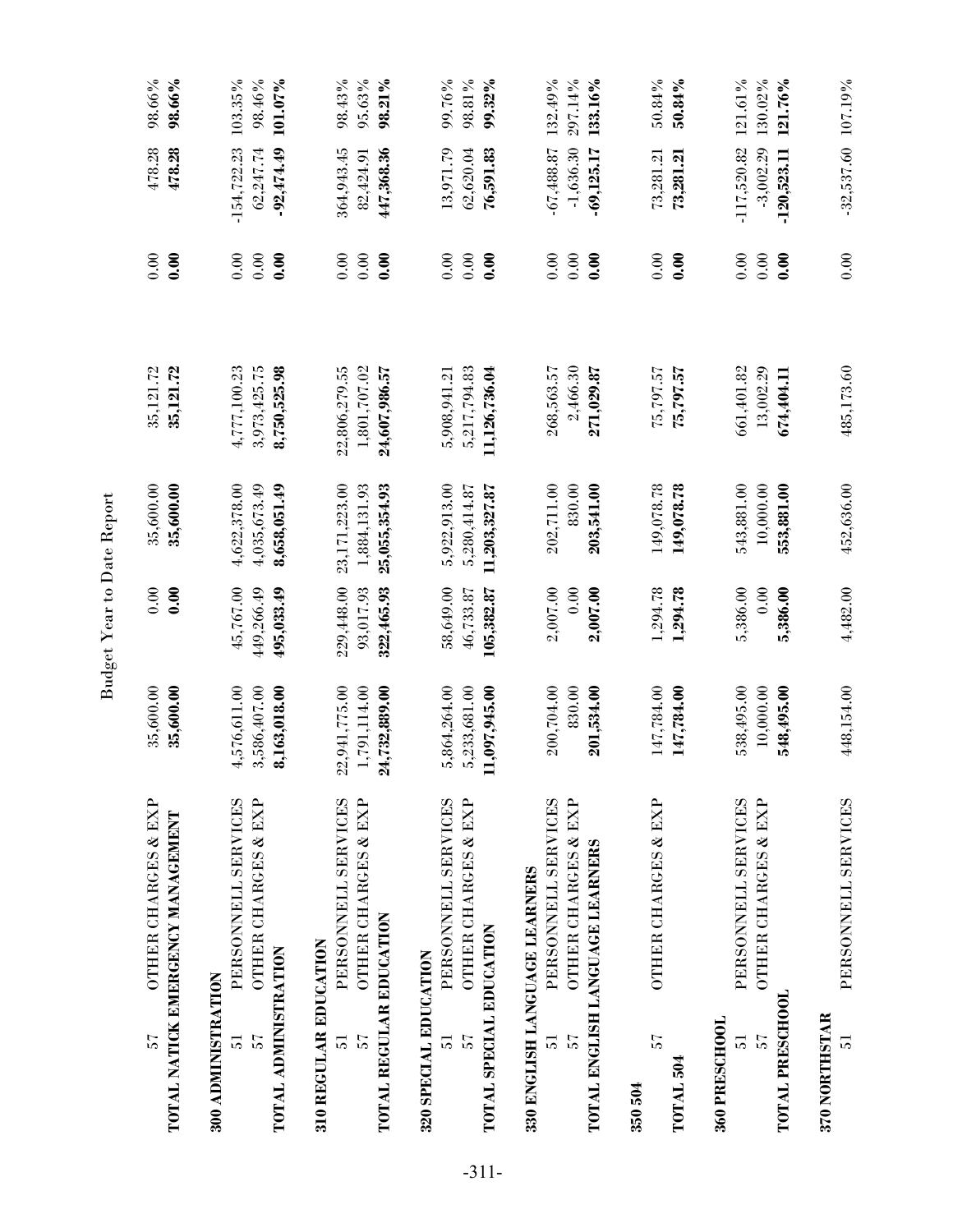Budget Year to Date Report

| | | | | | | | | |
|---|---|---|---|---|---|---|---|---|
| 57 OTHER CHARGES & EXP | 35,600.00 | 0.00 | 35,600.00 | 35,121.72 | 0.00 | 478.28 | 98.66% |
| **TOTAL NATICK EMERGENCY MANAGEMENT** | **35,600.00** | **0.00** | **35,600.00** | **35,121.72** | **0.00** | **478.28** | **98.66%** |
| **300 ADMINISTRATION** | | | | | | | |
| 51 PERSONNELL SERVICES | 4,576,611.00 | 45,767.00 | 4,622,378.00 | 4,777,100.23 | 0.00 | -154,722.23 | 103.35% |
| 57 OTHER CHARGES & EXP | 3,586,407.00 | 449,266.49 | 4,035,673.49 | 3,973,425.75 | 0.00 | 62,247.74 | 98.46% |
| **TOTAL ADMINISTRATION** | **8,163,018.00** | **495,033.49** | **8,658,051.49** | **8,750,525.98** | **0.00** | **-92,474.49** | **101.07%** |
| **310 REGULAR EDUCATION** | | | | | | | |
| 51 PERSONNELL SERVICES | 22,941,775.00 | 229,448.00 | 23,171,223.00 | 22,806,279.55 | 0.00 | 364,943.45 | 98.43% |
| 57 OTHER CHARGES & EXP | 1,791,114.00 | 93,017.93 | 1,884,131.93 | 1,801,707.02 | 0.00 | 82,424.91 | 95.63% |
| **TOTAL REGULAR EDUCATION** | **24,732,889.00** | **322,465.93** | **25,055,354.93** | **24,607,986.57** | **0.00** | **447,368.36** | **98.21%** |
| **320 SPECIAL EDUCATION** | | | | | | | |
| 51 PERSONNELL SERVICES | 5,864,264.00 | 58,649.00 | 5,922,913.00 | 5,908,941.21 | 0.00 | 13,971.79 | 99.76% |
| 57 OTHER CHARGES & EXP | 5,233,681.00 | 46,733.87 | 5,280,414.87 | 5,217,794.83 | 0.00 | 62,620.04 | 98.81% |
| **TOTAL SPECIAL EDUCATION** | **11,097,945.00** | **105,382.87** | **11,203,327.87** | **11,126,736.04** | **0.00** | **76,591.83** | **99.32%** |
| **330 ENGLISH LANGUAGE LEARNERS** | | | | | | | |
| 51 PERSONNELL SERVICES | 200,704.00 | 2,007.00 | 202,711.00 | 268,563.57 | 0.00 | -67,488.87 | 132.49% |
| 57 OTHER CHARGES & EXP | 830.00 | 0.00 | 830.00 | 2,466.30 | 0.00 | -1,636.30 | 297.14% |
| **TOTAL ENGLISH LANGUAGE LEARNERS** | **201,534.00** | **2,007.00** | **203,541.00** | **271,029.87** | **0.00** | **-69,125.17** | **133.16%** |
| **350 504** | | | | | | | |
| 57 OTHER CHARGES & EXP | 147,784.00 | 1,294.78 | 149,078.78 | 75,797.57 | 0.00 | 73,281.21 | 50.84% |
| **TOTAL 504** | **147,784.00** | **1,294.78** | **149,078.78** | **75,797.57** | **0.00** | **73,281.21** | **50.84%** |
| **360 PRESCHOOL** | | | | | | | |
| 51 PERSONNELL SERVICES | 538,495.00 | 5,386.00 | 543,881.00 | 661,401.82 | 0.00 | -117,520.82 | 121.61% |
| 57 OTHER CHARGES & EXP | 10,000.00 | 0.00 | 10,000.00 | 13,002.29 | 0.00 | -3,002.29 | 130.02% |
| **TOTAL PRESCHOOL** | **548,495.00** | **5,386.00** | **553,881.00** | **674,404.11** | **0.00** | **-120,523.11** | **121.76%** |
| **370 NORTHSTAR** | | | | | | | |
| 51 PERSONNELL SERVICES | 448,154.00 | 4,482.00 | 452,636.00 | 485,173.60 | 0.00 | -32,537.60 | 107.19% |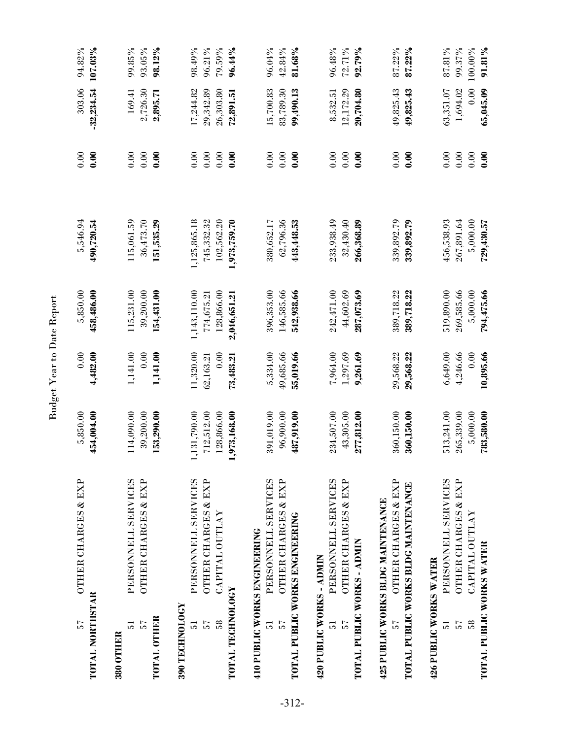Budget Year to Date Report

| | | | | | | | | |
|---|---|---|---|---|---|---|---|---|
| 57 | OTHER CHARGES & EXP | 5,850.00 | 0.00 | 5,850.00 | 5,546.94 | 0.00 | 303.06 | 94.82% |
| **TOTAL NORTHSTAR** | | **454,004.00** | **4,482.00** | **458,486.00** | **490,720.54** | **0.00** | **-32,234.54** | **107.03%** |
| **380 OTHER** | | | | | | | | |
| 51 | PERSONNELL SERVICES | 114,090.00 | 1,141.00 | 115,231.00 | 115,061.59 | 0.00 | 169.41 | 99.85% |
| 57 | OTHER CHARGES & EXP | 39,200.00 | 0.00 | 39,200.00 | 36,473.70 | 0.00 | 2,726.30 | 93.05% |
| **TOTAL OTHER** | | **153,290.00** | **1,141.00** | **154,431.00** | **151,535.29** | **0.00** | **2,895.71** | **98.12%** |
| **390 TECHNOLOGY** | | | | | | | | |
| 51 | PERSONNELL SERVICES | 1,131,790.00 | 11,320.00 | 1,143,110.00 | 1,125,865.18 | 0.00 | 17,244.82 | 98.49% |
| 57 | OTHER CHARGES & EXP | 712,512.00 | 62,163.21 | 774,675.21 | 745,332.32 | 0.00 | 29,342.89 | 96.21% |
| 58 | CAPITAL OUTLAY | 128,866.00 | 0.00 | 128,866.00 | 102,562.20 | 0.00 | 26,303.80 | 79.59% |
| **TOTAL TECHNOLOGY** | | **1,973,168.00** | **73,483.21** | **2,046,651.21** | **1,973,759.70** | **0.00** | **72,891.51** | **96.44%** |
| **410 PUBLIC WORKS ENGINEERING** | | | | | | | | |
| 51 | PERSONNELL SERVICES | 391,019.00 | 5,334.00 | 396,353.00 | 380,652.17 | 0.00 | 15,700.83 | 96.04% |
| 57 | OTHER CHARGES & EXP | 96,900.00 | 49,685.66 | 146,585.66 | 62,796.36 | 0.00 | 83,789.30 | 42.84% |
| **TOTAL PUBLIC WORKS ENGINEERING** | | **487,919.00** | **55,019.66** | **542,938.66** | **443,448.53** | **0.00** | **99,490.13** | **81.68%** |
| **420 PUBLIC WORKS - ADMIN** | | | | | | | | |
| 51 | PERSONNELL SERVICES | 234,507.00 | 7,964.00 | 242,471.00 | 233,938.49 | 0.00 | 8,532.51 | 96.48% |
| 57 | OTHER CHARGES & EXP | 43,305.00 | 1,297.69 | 44,602.69 | 32,430.40 | 0.00 | 12,172.29 | 72.71% |
| **TOTAL PUBLIC WORKS - ADMIN** | | **277,812.00** | **9,261.69** | **287,073.69** | **266,368.89** | **0.00** | **20,704.80** | **92.79%** |
| **425 PUBLIC WORKS BLDG MAINTENANCE** | | | | | | | | |
| 57 | OTHER CHARGES & EXP | 360,150.00 | 29,568.22 | 389,718.22 | 339,892.79 | 0.00 | 49,825.43 | 87.22% |
| **TOTAL PUBLIC WORKS BLDG MAINTENANCE** | | **360,150.00** | **29,568.22** | **389,718.22** | **339,892.79** | **0.00** | **49,825.43** | **87.22%** |
| **426 PUBLIC WORKS WATER** | | | | | | | | |
| 51 | PERSONNELL SERVICES | 513,241.00 | 6,649.00 | 519,890.00 | 456,538.93 | 0.00 | 63,351.07 | 87.81% |
| 57 | OTHER CHARGES & EXP | 265,339.00 | 4,246.66 | 269,585.66 | 267,891.64 | 0.00 | 1,694.02 | 99.37% |
| 58 | CAPITAL OUTLAY | 5,000.00 | 0.00 | 5,000.00 | 5,000.00 | 0.00 | 0.00 | 100.00% |
| **TOTAL PUBLIC WORKS WATER** | | **783,580.00** | **10,895.66** | **794,475.66** | **729,430.57** | **0.00** | **65,045.09** | **91.81%** |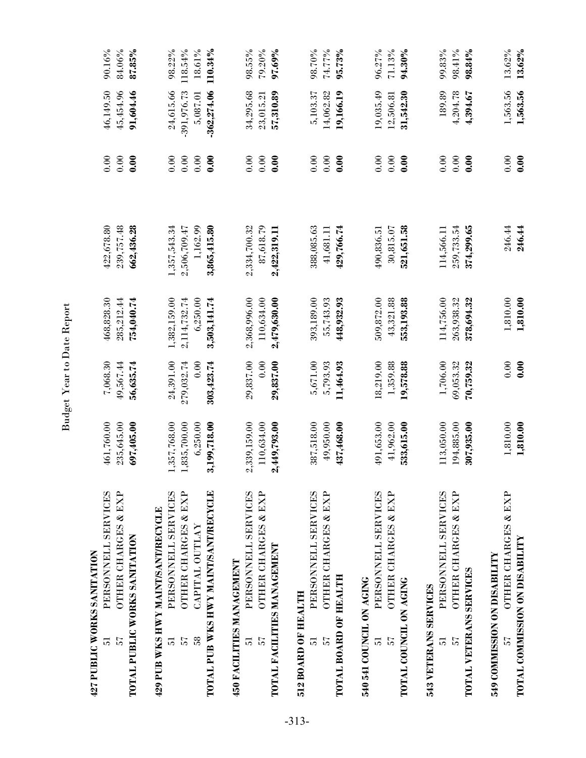# Budget Year to Date Report

| | | | | | | | | |
|---|---|---|---|---|---|---|---|---|
| **427 PUBLIC WORKS SANITATION** | | | | | | | | |
| 51 | PERSONNELL SERVICES | 461,760.00 | 7,068.30 | 468,828.30 | 422,678.80 | 0.00 | 46,149.50 | 90.16% |
| 57 | OTHER CHARGES & EXP | 235,645.00 | 49,567.44 | 285,212.44 | 239,757.48 | 0.00 | 45,454.96 | 84.06% |
| **TOTAL PUBLIC WORKS SANITATION** | | **697,405.00** | **56,635.74** | **754,040.74** | **662,436.28** | **0.00** | **91,604.46** | **87.85%** |
| **429 PUB WKS HWY MAINT/SANT/RECYCLE** | | | | | | | | |
| 51 | PERSONNELL SERVICES | 1,357,768.00 | 24,391.00 | 1,382,159.00 | 1,357,543.34 | 0.00 | 24,615.66 | 98.22% |
| 57 | OTHER CHARGES & EXP | 1,835,700.00 | 279,032.74 | 2,114,732.74 | 2,506,709.47 | 0.00 | -391,976.73 | 118.54% |
| 58 | CAPITAL OUTLAY | 6,250.00 | 0.00 | 6,250.00 | 1,162.99 | 0.00 | 5,087.01 | 18.61% |
| **TOTAL PUB WKS HWY MAINT/SANT/RECYCLE** | | **3,199,718.00** | **303,423.74** | **3,503,141.74** | **3,865,415.80** | **0.00** | **-362,274.06** | **110.34%** |
| **450 FACILITIES MANAGEMENT** | | | | | | | | |
| 51 | PERSONNELL SERVICES | 2,339,159.00 | 29,837.00 | 2,368,996.00 | 2,334,700.32 | 0.00 | 34,295.68 | 98.55% |
| 57 | OTHER CHARGES & EXP | 110,634.00 | 0.00 | 110,634.00 | 87,618.79 | 0.00 | 23,015.21 | 79.20% |
| **TOTAL FACILITIES MANAGEMENT** | | **2,449,793.00** | **29,837.00** | **2,479,630.00** | **2,422,319.11** | **0.00** | **57,310.89** | **97.69%** |
| **512 BOARD OF HEALTH** | | | | | | | | |
| 51 | PERSONNELL SERVICES | 387,518.00 | 5,671.00 | 393,189.00 | 388,085.63 | 0.00 | 5,103.37 | 98.70% |
| 57 | OTHER CHARGES & EXP | 49,950.00 | 5,793.93 | 55,743.93 | 41,681.11 | 0.00 | 14,062.82 | 74.77% |
| **TOTAL BOARD OF HEALTH** | | **437,468.00** | **11,464.93** | **448,932.93** | **429,766.74** | **0.00** | **19,166.19** | **95.73%** |
| **540 541 COUNCIL ON AGING** | | | | | | | | |
| 51 | PERSONNELL SERVICES | 491,653.00 | 18,219.00 | 509,872.00 | 490,836.51 | 0.00 | 19,035.49 | 96.27% |
| 57 | OTHER CHARGES & EXP | 41,962.00 | 1,359.88 | 43,321.88 | 30,815.07 | 0.00 | 12,506.81 | 71.13% |
| **TOTAL COUNCIL ON AGING** | | **533,615.00** | **19,578.88** | **553,193.88** | **521,651.58** | **0.00** | **31,542.30** | **94.30%** |
| **543 VETERANS SERVICES** | | | | | | | | |
| 51 | PERSONNELL SERVICES | 113,050.00 | 1,706.00 | 114,756.00 | 114,566.11 | 0.00 | 189.89 | 99.83% |
| 57 | OTHER CHARGES & EXP | 194,885.00 | 69,053.32 | 263,938.32 | 259,733.54 | 0.00 | 4,204.78 | 98.41% |
| **TOTAL VETERANS SERVICES** | | **307,935.00** | **70,759.32** | **378,694.32** | **374,299.65** | **0.00** | **4,394.67** | **98.84%** |
| **549 COMMISSION ON DISABILITY** | | | | | | | | |
| 57 | OTHER CHARGES & EXP | 1,810.00 | 0.00 | 1,810.00 | 246.44 | 0.00 | 1,563.56 | 13.62% |
| **TOTAL COMMISSION ON DISABILITY** | | **1,810.00** | **0.00** | **1,810.00** | **246.44** | **0.00** | **1,563.56** | **13.62%** |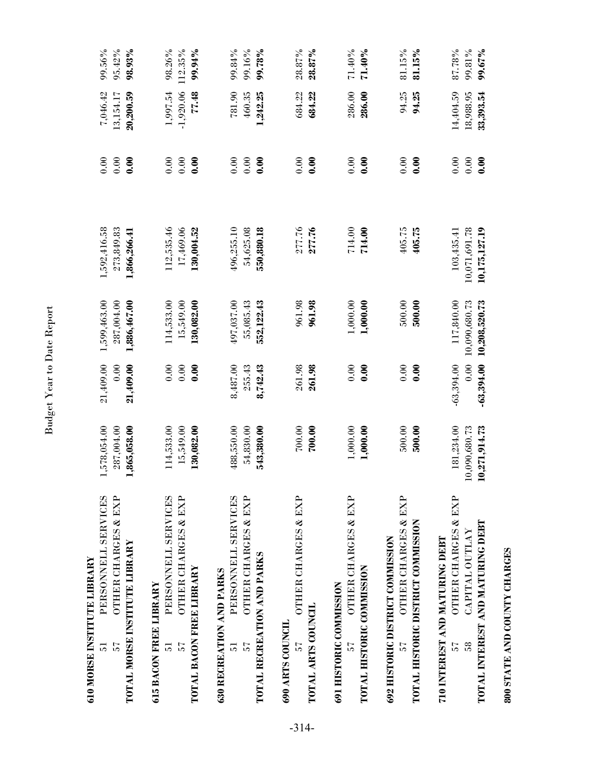# Budget Year to Date Report

| | | | | | | | |
|---|---|---|---|---|---|---|---|
| **610 MORSE INSTITUTE LIBRARY** | | | | | | | |
| 51 PERSONNELL SERVICES | 1,578,054.00 | 21,409.00 | 1,599,463.00 | 1,592,416.58 | 0.00 | 7,046.42 | 99.56% |
| 57 OTHER CHARGES & EXP | 287,004.00 | 0.00 | 287,004.00 | 273,849.83 | 0.00 | 13,154.17 | 95.42% |
| **TOTAL MORSE INSTITUTE LIBRARY** | **1,865,058.00** | **21,409.00** | **1,886,467.00** | **1,866,266.41** | **0.00** | **20,200.59** | **98.93%** |
| **615 BACON FREE LIBRARY** | | | | | | | |
| 51 PERSONNELL SERVICES | 114,533.00 | 0.00 | 114,533.00 | 112,535.46 | 0.00 | 1,997.54 | 98.26% |
| 57 OTHER CHARGES & EXP | 15,549.00 | 0.00 | 15,549.00 | 17,469.06 | 0.00 | -1,920.06 | 112.35% |
| **TOTAL BACON FREE LIBRARY** | **130,082.00** | **0.00** | **130,082.00** | **130,004.52** | **0.00** | **77.48** | **99.94%** |
| **630 RECREATION AND PARKS** | | | | | | | |
| 51 PERSONNELL SERVICES | 488,550.00 | 8,487.00 | 497,037.00 | 496,255.10 | 0.00 | 781.90 | 99.84% |
| 57 OTHER CHARGES & EXP | 54,830.00 | 255.43 | 55,085.43 | 54,625.08 | 0.00 | 460.35 | 99.16% |
| **TOTAL RECREATION AND PARKS** | **543,380.00** | **8,742.43** | **552,122.43** | **550,880.18** | **0.00** | **1,242.25** | **99.78%** |
| **690 ARTS COUNCIL** | | | | | | | |
| 57 OTHER CHARGES & EXP | 700.00 | 261.98 | 961.98 | 277.76 | 0.00 | 684.22 | 28.87% |
| **TOTAL ARTS COUNCIL** | **700.00** | **261.98** | **961.98** | **277.76** | **0.00** | **684.22** | **28.87%** |
| **691 HISTORIC COMMISSION** | | | | | | | |
| 57 OTHER CHARGES & EXP | 1,000.00 | 0.00 | 1,000.00 | 714.00 | 0.00 | 286.00 | 71.40% |
| **TOTAL HISTORIC COMMISSION** | **1,000.00** | **0.00** | **1,000.00** | **714.00** | **0.00** | **286.00** | **71.40%** |
| **692 HISTORIC DISTRICT COMMISSION** | | | | | | | |
| 57 OTHER CHARGES & EXP | 500.00 | 0.00 | 500.00 | 405.75 | 0.00 | 94.25 | 81.15% |
| **TOTAL HISTORIC DISTRICT COMMISSION** | **500.00** | **0.00** | **500.00** | **405.75** | **0.00** | **94.25** | **81.15%** |
| **710 INTEREST AND MATURING DEBT** | | | | | | | |
| 57 OTHER CHARGES & EXP | 181,234.00 | -63,394.00 | 117,840.00 | 103,435.41 | 0.00 | 14,404.59 | 87.78% |
| 58 CAPITAL OUTLAY | 10,090,680.73 | 0.00 | 10,090,680.73 | 10,071,691.78 | 0.00 | 18,988.95 | 99.81% |
| **TOTAL INTEREST AND MATURING DEBT** | **10,271,914.73** | **-63,394.00** | **10,208,520.73** | **10,175,127.19** | **0.00** | **33,393.54** | **99.67%** |
| **800 STATE AND COUNTY CHARGES** | | | | | | | |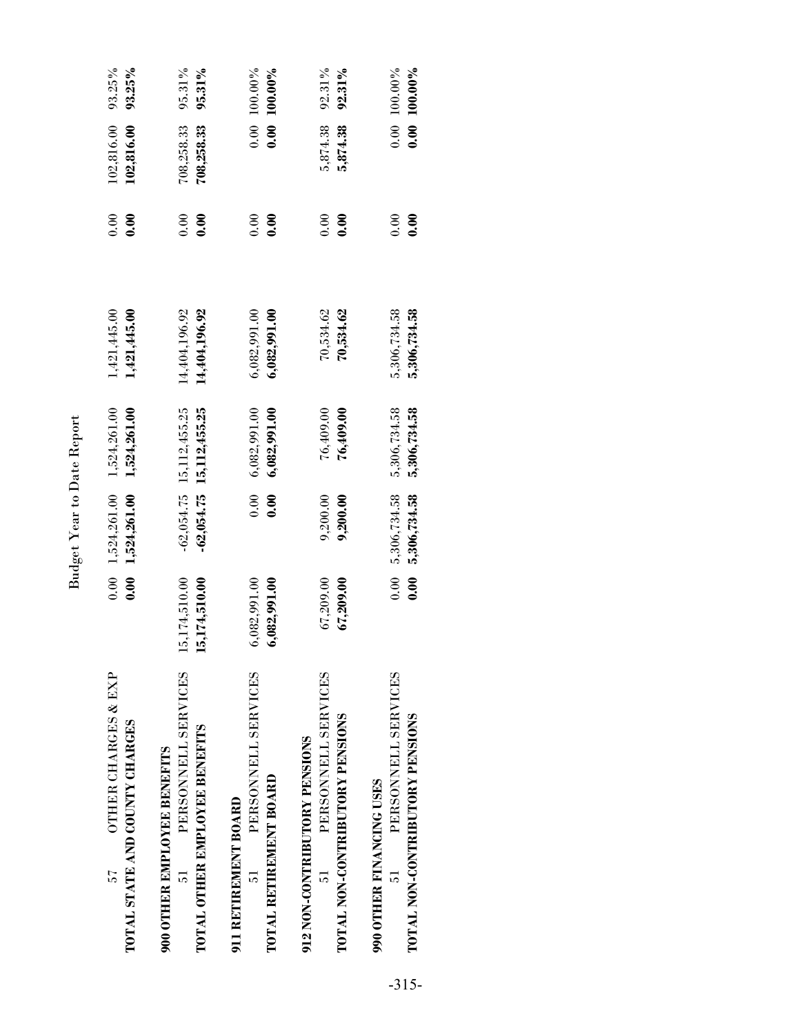# Budget Year to Date Report

| | | | | | | | |
|---|---|---|---|---|---|---|---|
| 57 OTHER CHARGES & EXP | 0.00 | 1,524,261.00 | 1,524,261.00 | 1,421,445.00 | 0.00 | 102,816.00 | 93.25% |
| **TOTAL STATE AND COUNTY CHARGES** | **0.00** | **1,524,261.00** | **1,524,261.00** | **1,421,445.00** | **0.00** | **102,816.00** | **93.25%** |
| **900 OTHER EMPLOYEE BENEFITS** | | | | | | | |
| 51 PERSONNELL SERVICES | 15,174,510.00 | -62,054.75 | 15,112,455.25 | 14,404,196.92 | 0.00 | 708,258.33 | 95.31% |
| **TOTAL OTHER EMPLOYEE BENEFITS** | **15,174,510.00** | **-62,054.75** | **15,112,455.25** | **14,404,196.92** | **0.00** | **708,258.33** | **95.31%** |
| **911 RETIREMENT BOARD** | | | | | | | |
| 51 PERSONNELL SERVICES | 6,082,991.00 | 0.00 | 6,082,991.00 | 6,082,991.00 | 0.00 | 0.00 | 100.00% |
| **TOTAL RETIREMENT BOARD** | **6,082,991.00** | **0.00** | **6,082,991.00** | **6,082,991.00** | **0.00** | **0.00** | **100.00%** |
| **912 NON-CONTRIBUTORY PENSIONS** | | | | | | | |
| 51 PERSONNELL SERVICES | 67,209.00 | 9,200.00 | 76,409.00 | 70,534.62 | 0.00 | 5,874.38 | 92.31% |
| **TOTAL NON-CONTRIBUTORY PENSIONS** | **67,209.00** | **9,200.00** | **76,409.00** | **70,534.62** | **0.00** | **5,874.38** | **92.31%** |
| **990 OTHER FINANCING USES** | | | | | | | |
| 51 PERSONNELL SERVICES | 0.00 | 5,306,734.58 | 5,306,734.58 | 5,306,734.58 | 0.00 | 0.00 | 100.00% |
| **TOTAL NON-CONTRIBUTORY PENSIONS** | **0.00** | **5,306,734.58** | **5,306,734.58** | **5,306,734.58** | **0.00** | **0.00** | **100.00%** |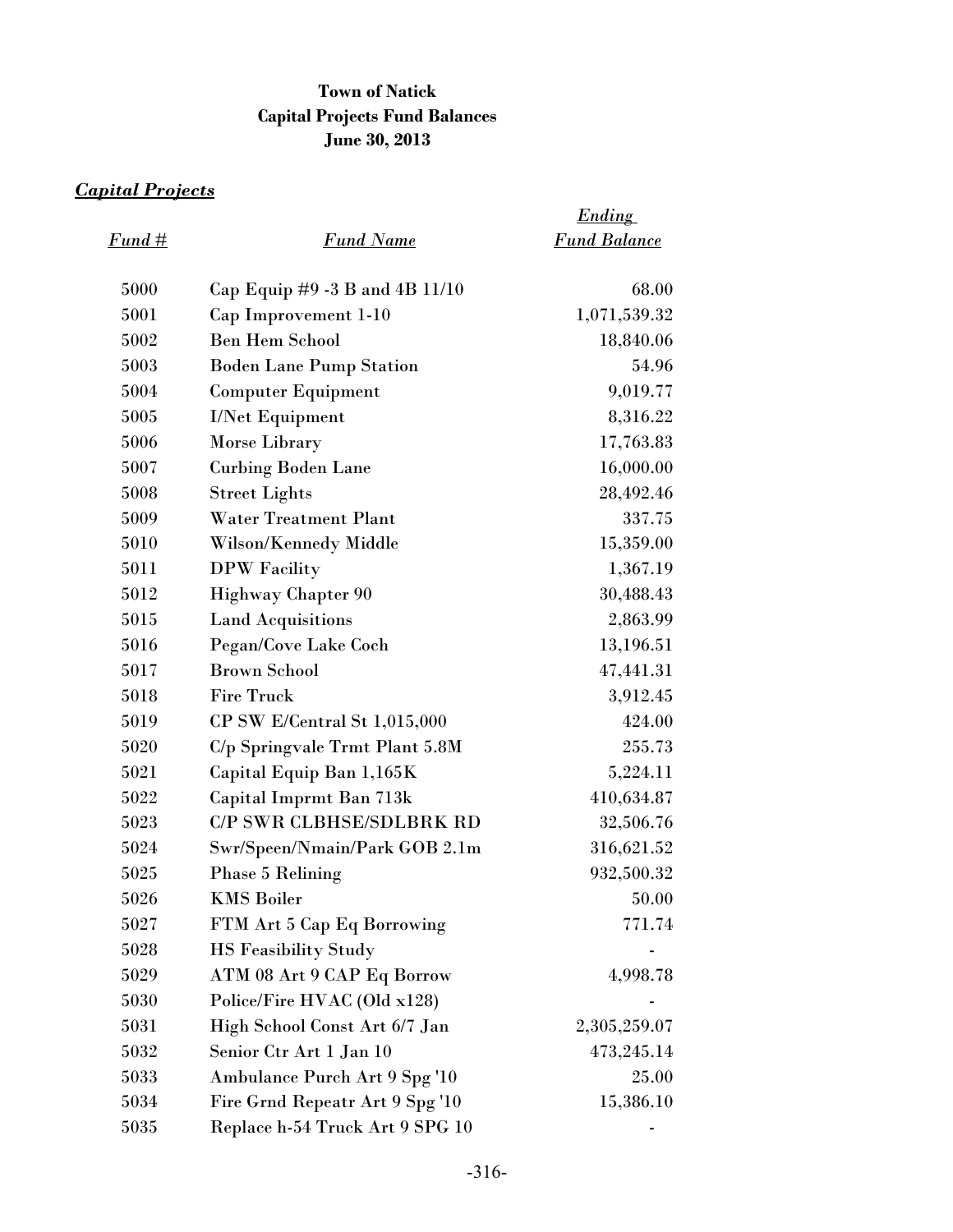**Town of Natick**
**Capital Projects Fund Balances**
**June 30, 2013**

***Capital Projects***

| *Fund #* | *Fund Name* | *Ending Fund Balance* |
|---|---|---|
| 5000 | Cap Equip #9 -3 B and 4B 11/10 | 68.00 |
| 5001 | Cap Improvement 1-10 | 1,071,539.32 |
| 5002 | Ben Hem School | 18,840.06 |
| 5003 | Boden Lane Pump Station | 54.96 |
| 5004 | Computer Equipment | 9,019.77 |
| 5005 | I/Net Equipment | 8,316.22 |
| 5006 | Morse Library | 17,763.83 |
| 5007 | Curbing Boden Lane | 16,000.00 |
| 5008 | Street Lights | 28,492.46 |
| 5009 | Water Treatment Plant | 337.75 |
| 5010 | Wilson/Kennedy Middle | 15,359.00 |
| 5011 | DPW Facility | 1,367.19 |
| 5012 | Highway Chapter 90 | 30,488.43 |
| 5015 | Land Acquisitions | 2,863.99 |
| 5016 | Pegan/Cove Lake Coch | 13,196.51 |
| 5017 | Brown School | 47,441.31 |
| 5018 | Fire Truck | 3,912.45 |
| 5019 | CP SW E/Central St 1,015,000 | 424.00 |
| 5020 | C/p Springvale Trmt Plant 5.8M | 255.73 |
| 5021 | Capital Equip Ban 1,165K | 5,224.11 |
| 5022 | Capital Imprmt Ban 713k | 410,634.87 |
| 5023 | C/P SWR CLBHSE/SDLBRK RD | 32,506.76 |
| 5024 | Swr/Speen/Nmain/Park GOB 2.1m | 316,621.52 |
| 5025 | Phase 5 Relining | 932,500.32 |
| 5026 | KMS Boiler | 50.00 |
| 5027 | FTM Art 5 Cap Eq Borrowing | 771.74 |
| 5028 | HS Feasibility Study | - |
| 5029 | ATM 08 Art 9 CAP Eq Borrow | 4,998.78 |
| 5030 | Police/Fire HVAC (Old x128) | - |
| 5031 | High School Const Art 6/7 Jan | 2,305,259.07 |
| 5032 | Senior Ctr Art 1 Jan 10 | 473,245.14 |
| 5033 | Ambulance Purch Art 9 Spg '10 | 25.00 |
| 5034 | Fire Grnd Repeatr Art 9 Spg '10 | 15,386.10 |
| 5035 | Replace h-54 Truck Art 9 SPG 10 | - |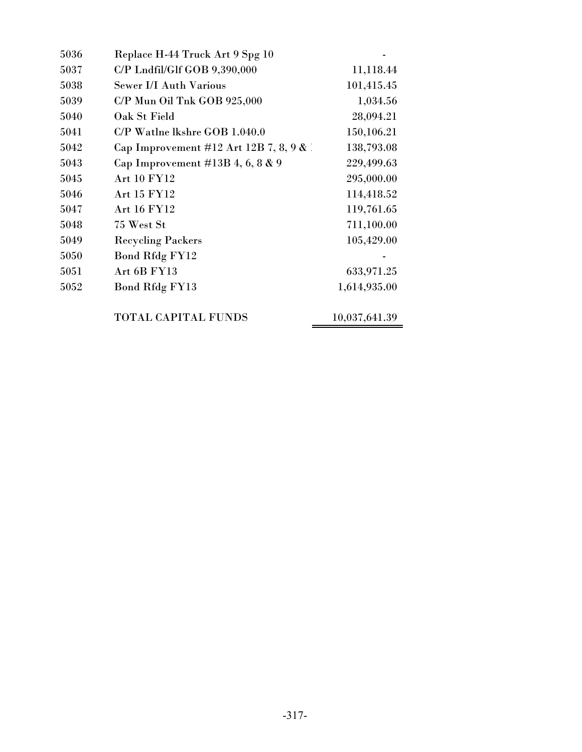| | | |
|---|---|---|
| 5036 | Replace H-44 Truck Art 9 Spg 10 | - |
| 5037 | C/P Lndfil/Glf GOB 9,390,000 | 11,118.44 |
| 5038 | Sewer I/I Auth Various | 101,415.45 |
| 5039 | C/P Mun Oil Tnk GOB 925,000 | 1,034.56 |
| 5040 | Oak St Field | 28,094.21 |
| 5041 | C/P Watlne lkshre GOB 1.040.0 | 150,106.21 |
| 5042 | Cap Improvement #12 Art 12B 7, 8, 9 & 1 | 138,793.08 |
| 5043 | Cap Improvement #13B 4, 6, 8 & 9 | 229,499.63 |
| 5045 | Art 10 FY12 | 295,000.00 |
| 5046 | Art 15 FY12 | 114,418.52 |
| 5047 | Art 16 FY12 | 119,761.65 |
| 5048 | 75 West St | 711,100.00 |
| 5049 | Recycling Packers | 105,429.00 |
| 5050 | Bond Rfdg FY12 | - |
| 5051 | Art 6B FY13 | 633,971.25 |
| 5052 | Bond Rfdg FY13 | 1,614,935.00 |
| | TOTAL CAPITAL FUNDS | 10,037,641.39 |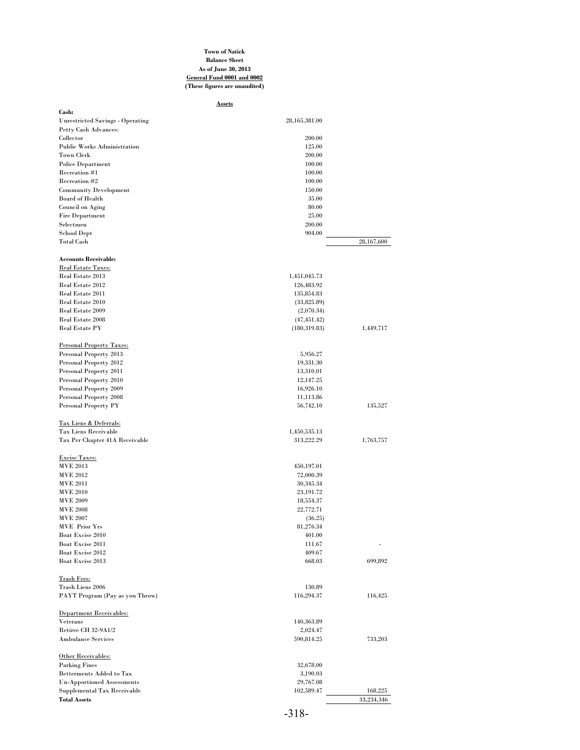**Town of Natick**
**Balance Sheet**
**As of June 30, 2013**
**General Fund 0001 and 0002**
**(These figures are unaudited)**

**Assets**

| | | |
|---|---|---|
| **Cash:** | | |
| Unrestricted Savings - Operating | 28,165,381.00 | |
| Petty Cash Advances: | | |
| Collector | 200.00 | |
| Public Works Administration | 125.00 | |
| Town Clerk | 200.00 | |
| Police Department | 100.00 | |
| Recreation #1 | 100.00 | |
| Recreation #2 | 100.00 | |
| Community Development | 150.00 | |
| Board of Health | 35.00 | |
| Council on Aging | 80.00 | |
| Fire Department | 25.00 | |
| Selectmen | 200.00 | |
| School Dept | 904.00 | |
| Total Cash | | 28,167,600 |
| | | |
| **Accounts Receivable:** | | |
| Real Estate Taxes: | | |
| Real Estate 2013 | 1,451,045.73 | |
| Real Estate 2012 | 126,483.92 | |
| Real Estate 2011 | 135,854.83 | |
| Real Estate 2010 | (33,825.89) | |
| Real Estate 2009 | (2,070.34) | |
| Real Estate 2008 | (47,451.42) | |
| Real Estate PY | (180,319.83) | 1,449,717 |
| | | |
| Personal Property Taxes: | | |
| Personal Property 2013 | 5,956.27 | |
| Personal Property 2012 | 19,331.30 | |
| Personal Property 2011 | 13,310.01 | |
| Personal Property 2010 | 12,147.25 | |
| Personal Property 2009 | 16,926.10 | |
| Personal Property 2008 | 11,113.86 | |
| Personal Property PY | 56,742.10 | 135,527 |
| | | |
| Tax Liens & Deferrals: | | |
| Tax Liens Receivable | 1,450,535.13 | |
| Tax Per Chapter 41A Receivable | 313,222.29 | 1,763,757 |
| | | |
| Excise Taxes: | | |
| MVE 2013 | 450,197.01 | |
| MVE 2012 | 72,000.39 | |
| MVE 2011 | 30,345.34 | |
| MVE 2010 | 23,191.72 | |
| MVE 2009 | 18,554.37 | |
| MVE 2008 | 22,772.71 | |
| MVE 2007 | (36.25) | |
| MVE Prior Yrs | 81,276.34 | |
| Boat Excise 2010 | 401.00 | |
| Boat Excise 2011 | 111.67 | - |
| Boat Excise 2012 | 409.67 | |
| Boat Excise 2013 | 668.03 | 699,892 |
| | | |
| Trash Fees: | | |
| Trash Liens 2006 | 130.89 | |
| PAYT Program (Pay as you Throw) | 116,294.37 | 116,425 |
| | | |
| Department Receivables: | | |
| Veterans | 140,363.89 | |
| Retiree CH 32-9A1/2 | 2,024.47 | |
| Ambulance Services | 590,814.25 | 733,203 |
| | | |
| Other Receivables: | | |
| Parking Fines | 32,678.00 | |
| Betterments Added to Tax | 3,190.03 | |
| Un-Apportioned Assessments | 29,767.08 | |
| Supplemental Tax Receivable | 102,589.47 | 168,225 |
| **Total Assets** | | 33,234,346 |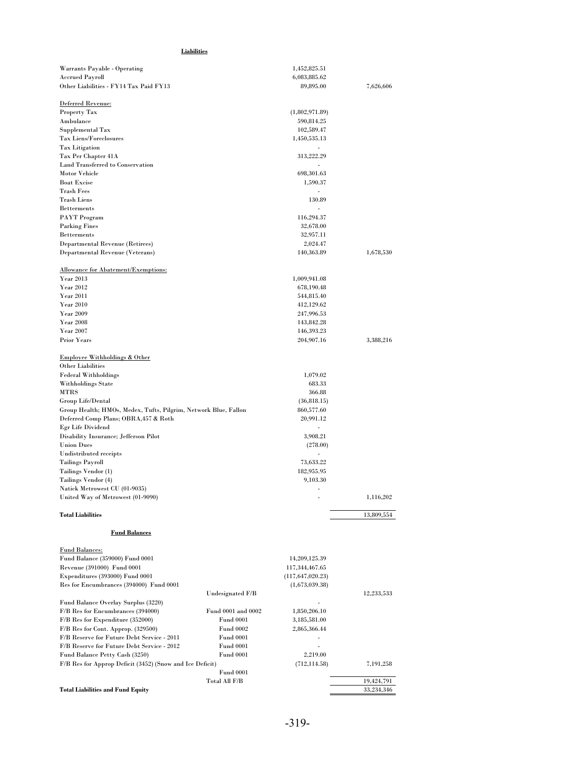**Liabilities**

| | | |
|---|---|---|
| Warrants Payable - Operating | 1,452,825.51 | |
| Accrued Payroll | 6,083,885.62 | |
| Other Liabilities - FY14 Tax Paid FY13 | 89,895.00 | 7,626,606 |
| | | |
| Deferred Revenue: | | |
| Property Tax | (1,802,971.89) | |
| Ambulance | 590,814.25 | |
| Supplemental Tax | 102,589.47 | |
| Tax Liens/Foreclosures | 1,450,535.13 | |
| Tax Litigation | - | |
| Tax Per Chapter 41A | 313,222.29 | |
| Land Transferred to Conservation | - | |
| Motor Vehicle | 698,301.63 | |
| Boat Excise | 1,590.37 | |
| Trash Fees | - | |
| Trash Liens | 130.89 | |
| Betterments | - | |
| PAYT Program | 116,294.37 | |
| Parking Fines | 32,678.00 | |
| Betterments | 32,957.11 | |
| Departmental Revenue (Retirees) | 2,024.47 | |
| Departmental Revenue (Veterans) | 140,363.89 | 1,678,530 |
| | | |
| Allowance for Abatement/Exemptions: | | |
| Year 2013 | 1,009,941.08 | |
| Year 2012 | 678,190.48 | |
| Year 2011 | 544,815.40 | |
| Year 2010 | 412,129.62 | |
| Year 2009 | 247,996.53 | |
| Year 2008 | 143,842.28 | |
| Year 2007 | 146,393.23 | |
| Prior Years | 204,907.16 | 3,388,216 |
| | | |
| Employee Withholdings & Other | | |
| Other Liabilities | | |
| Federal Withholdings | 1,079.02 | |
| Withholdings State | 683.33 | |
| MTRS | 366.88 | |
| Group Life/Dental | (36,818.15) | |
| Group Health; HMOs, Medex, Tufts, Pilgrim, Network Blue, Fallon | 860,577.60 | |
| Deferred Comp Plans; OBRA,457 & Roth | 20,991.12 | |
| Egr Life Dividend | - | |
| Disability Insurance; Jefferson Pilot | 3,908.21 | |
| Union Dues | (278.00) | |
| Undistributed receipts | - | |
| Tailings Payroll | 73,633.22 | |
| Tailings Vendor (1) | 182,955.95 | |
| Tailings Vendor (4) | 9,103.30 | |
| Natick Metrowest CU (01-9035) | - | |
| United Way of Metrowest (01-9090) | - | 1,116,202 |
| | | |
| **Total Liabilities** | | 13,809,554 |

**Fund Balances**

| | | | |
|---|---|---|---|
| Fund Balances: | | | |
| Fund Balance (359000) Fund 0001 | | 14,209,125.39 | |
| Revenue (391000) Fund 0001 | | 117,344,467.65 | |
| Expenditures (393000) Fund 0001 | | (117,647,020.23) | |
| Res for Encumbrances (394000) Fund 0001 | | (1,673,039.38) | |
| | Undesignated F/B | | 12,233,533 |
| Fund Balance Overlay Surplus (3220) | | - | |
| F/B Res for Encumbrances (394000) | Fund 0001 and 0002 | 1,850,206.10 | |
| F/B Res for Expenditure (352000) | Fund 0001 | 3,185,581.00 | |
| F/B Res for Cont. Approp. (329500) | Fund 0002 | 2,865,366.44 | |
| F/B Reserve for Future Debt Service - 2011 | Fund 0001 | - | |
| F/B Reserve for Future Debt Service - 2012 | Fund 0001 | - | |
| Fund Balance Petty Cash (3250) | Fund 0001 | 2,219.00 | |
| F/B Res for Approp Deficit (3452) (Snow and Ice Deficit) | | (712,114.58) | 7,191,258 |
| | Fund 0001 | | |
| | Total All F/B | | 19,424,791 |
| **Total Liabilities and Fund Equity** | | | 33,234,346 |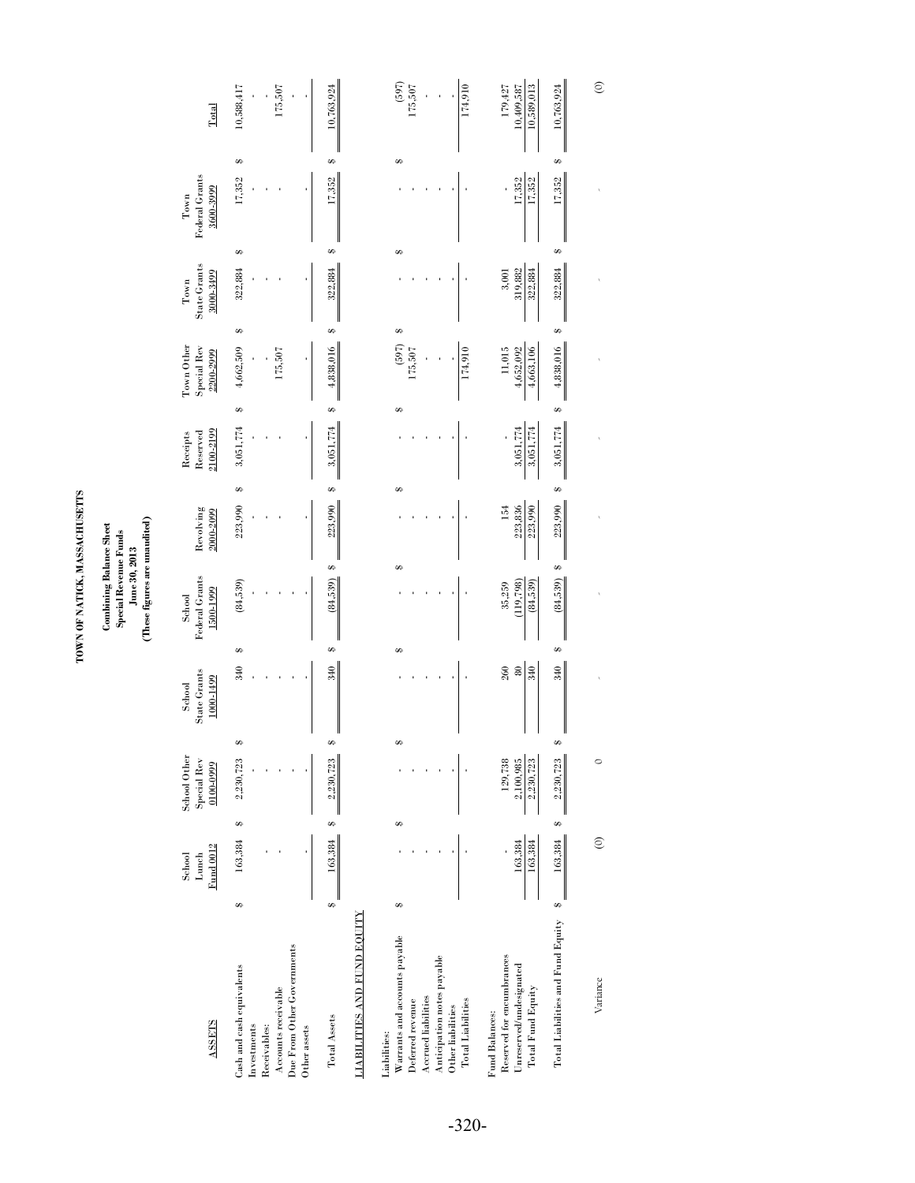# TOWN OF NATICK, MASSACHUSETTS

**Combining Balance Sheet**
**Special Revenue Funds**
**June 30, 2013**
**(These figures are unaudited)**

| | School Lunch Fund 0012 | School Other Special Rev 0100-0999 | School State Grants 1000-1499 | School Federal Grants 1500-1999 | Revolving 2000-2099 | Receipts Reserved 2100-2199 | Town Other Special Rev 2200-2999 | Town State Grants 3000-3499 | Town Federal Grants 3600-3999 | Total |
|---|---|---|---|---|---|---|---|---|---|---|
| **ASSETS** | | | | | | | | | | |
| Cash and cash equivalents | $ 163,384 | $ 2,230,723 | $ 340 | $ (84,539) | $ 223,990 | $ 3,051,774 | $ 4,662,509 | $ 322,884 | $ 17,352 | $ 10,588,417 |
| Investments | - | - | - | - | - | - | - | - | - | - |
| Receivables: | | | | | | | | | | |
| Accounts receivable | - | - | - | - | - | - | 175,507 | - | - | 175,507 |
| Due From Other Governments | - | - | - | - | - | - | - | - | - | - |
| Other assets | - | - | - | - | - | - | - | - | - | - |
| Total Assets | $ 163,384 | $ 2,230,723 | $ 340 | $ (84,539) | $ 223,990 | $ 3,051,774 | $ 4,838,016 | $ 322,884 | $ 17,352 | $ 10,763,924 |
| **LIABILITIES AND FUND EQUITY** | | | | | | | | | | |
| Liabilities: | | | | | | | | | | |
| Warrants and accounts payable | $ - | $ - | $ - | $ - | $ - | $ - | $ (597) | $ - | $ - | $ (597) |
| Deferred revenue | - | - | - | - | - | - | 175,507 | - | - | 175,507 |
| Accrued liabilities | - | - | - | - | - | - | - | - | - | - |
| Anticipation notes payable | - | - | - | - | - | - | - | - | - | - |
| Other liabilities | - | - | - | - | - | - | - | - | - | - |
| Total Liabilities | - | - | - | - | - | - | 174,910 | - | - | 174,910 |
| Fund Balances: | | | | | | | | | | |
| Reserved for encumbrances | - | 129,738 | 260 | 35,259 | 154 | - | 11,015 | 3,001 | - | 179,427 |
| Unreserved/undesignated | 163,384 | 2,100,985 | 80 | (119,798) | 223,836 | 3,051,774 | 4,652,092 | 319,882 | 17,352 | 10,409,587 |
| Total Fund Equity | 163,384 | 2,230,723 | 340 | (84,539) | 223,990 | 3,051,774 | 4,663,106 | 322,884 | 17,352 | 10,589,013 |
| Total Liabilities and Fund Equity | $ 163,384 | $ 2,230,723 | $ 340 | $ (84,539) | $ 223,990 | $ 3,051,774 | $ 4,838,016 | $ 322,884 | $ 17,352 | $ 10,763,924 |
| Variance | (0) | 0 | - | - | - | - | - | - | - | (0) |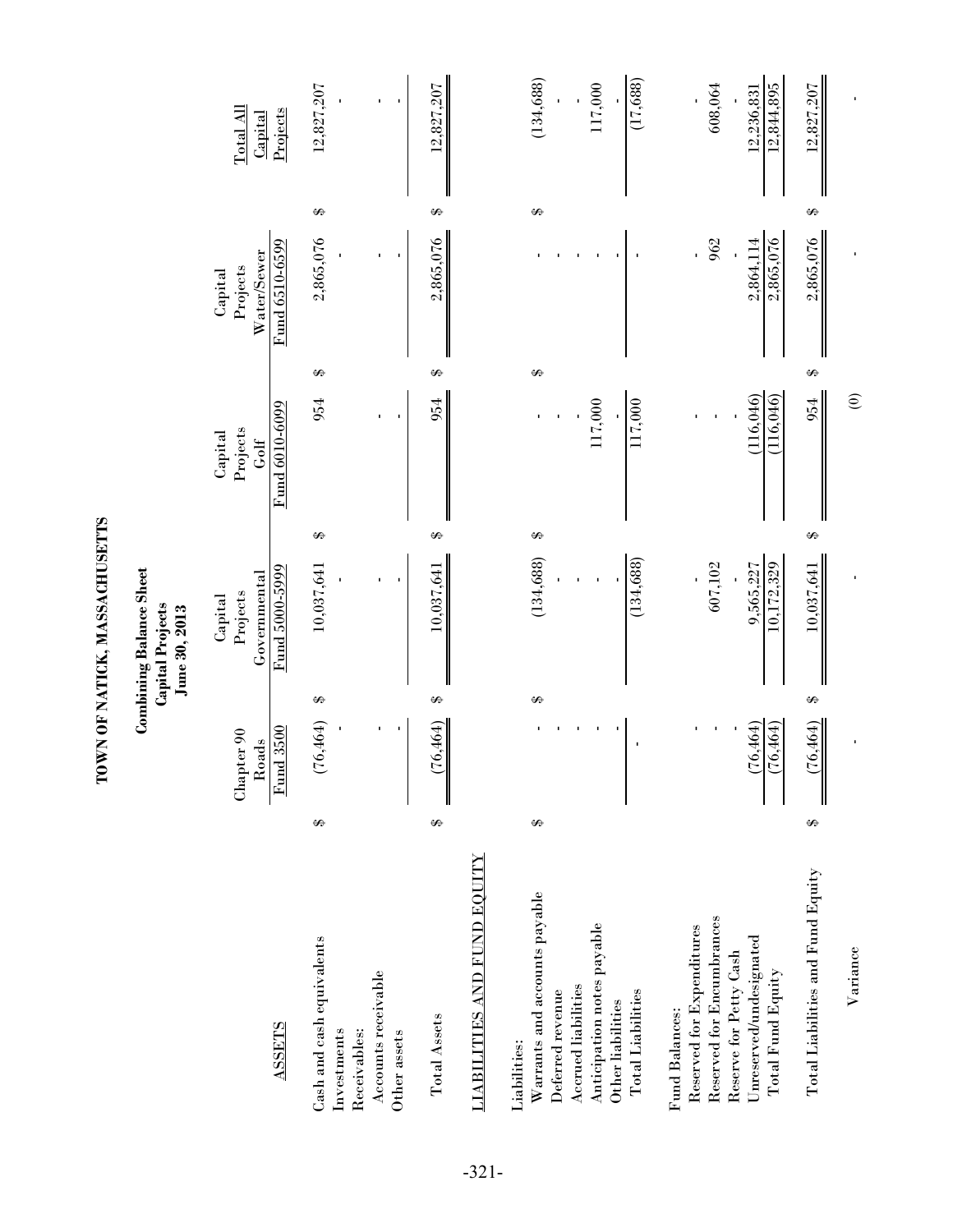# TOWN OF NATICK, MASSACHUSETTS

## Combining Balance Sheet
### Capital Projects
### June 30, 2013

| | Chapter 90 Roads Fund 3500 | Capital Projects Governmental Fund 5000-5999 | Capital Projects Golf Fund 6010-6099 | Capital Projects Water/Sewer Fund 6510-6599 | Total All Capital Projects |
|---|---|---|---|---|---|
| **ASSETS** | | | | | |
| Cash and cash equivalents | $ (76,464) | $ 10,037,641 | $ 954 | $ 2,865,076 | $ 12,827,207 |
| Investments | - | - | - | - | - |
| Receivables: | | | | | |
| Accounts receivable | - | - | - | - | - |
| Other assets | - | - | - | - | - |
| Total Assets | $ (76,464) | $ 10,037,641 | $ 954 | $ 2,865,076 | $ 12,827,207 |
| **LIABILITIES AND FUND EQUITY** | | | | | |
| Liabilities: | | | | | |
| Warrants and accounts payable | $ - | $ (134,688) | $ - | $ - | $ (134,688) |
| Deferred revenue | - | - | - | - | - |
| Accrued liabilities | - | - | - | - | - |
| Anticipation notes payable | - | - | 117,000 | - | 117,000 |
| Other liabilities | - | - | - | - | - |
| Total Liabilities | - | (134,688) | 117,000 | - | (17,688) |
| Fund Balances: | | | | | |
| Reserved for Expenditures | - | - | - | - | - |
| Reserved for Encumbrances | - | 607,102 | - | 962 | 608,064 |
| Reserve for Petty Cash | - | - | - | - | - |
| Unreserved/undesignated | (76,464) | 9,565,227 | (116,046) | 2,864,114 | 12,236,831 |
| Total Fund Equity | (76,464) | 10,172,329 | (116,046) | 2,865,076 | 12,844,895 |
| Total Liabilities and Fund Equity | $ (76,464) | $ 10,037,641 | $ 954 | $ 2,865,076 | $ 12,827,207 |
| Variance | - | - | (0) | - | - |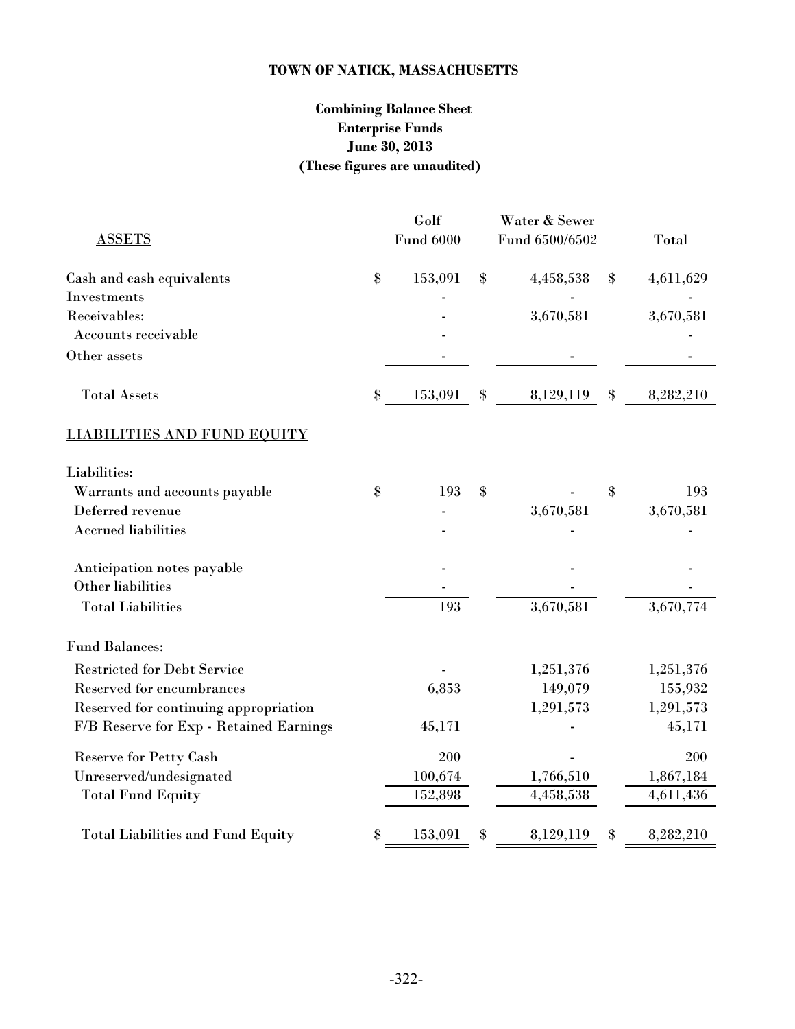**TOWN OF NATICK, MASSACHUSETTS**

**Combining Balance Sheet**
**Enterprise Funds**
**June 30, 2013**
**(These figures are unaudited)**

| ASSETS | Golf Fund 6000 | Water & Sewer Fund 6500/6502 | Total |
|---|---|---|---|
| Cash and cash equivalents | $ 153,091 | $ 4,458,538 | $ 4,611,629 |
| Investments | - | - | - |
| Receivables: | - | 3,670,581 | 3,670,581 |
| Accounts receivable | - | | - |
| Other assets | - | - | - |
| Total Assets | $ 153,091 | $ 8,129,119 | $ 8,282,210 |
| **LIABILITIES AND FUND EQUITY** | | | |
| Liabilities: | | | |
| Warrants and accounts payable | $ 193 | $ - | $ 193 |
| Deferred revenue | - | 3,670,581 | 3,670,581 |
| Accrued liabilities | - | - | - |
| Anticipation notes payable | - | - | - |
| Other liabilities | - | - | - |
| Total Liabilities | 193 | 3,670,581 | 3,670,774 |
| Fund Balances: | | | |
| Restricted for Debt Service | - | 1,251,376 | 1,251,376 |
| Reserved for encumbrances | 6,853 | 149,079 | 155,932 |
| Reserved for continuing appropriation | | 1,291,573 | 1,291,573 |
| F/B Reserve for Exp - Retained Earnings | 45,171 | - | 45,171 |
| Reserve for Petty Cash | 200 | - | 200 |
| Unreserved/undesignated | 100,674 | 1,766,510 | 1,867,184 |
| Total Fund Equity | 152,898 | 4,458,538 | 4,611,436 |
| Total Liabilities and Fund Equity | $ 153,091 | $ 8,129,119 | $ 8,282,210 |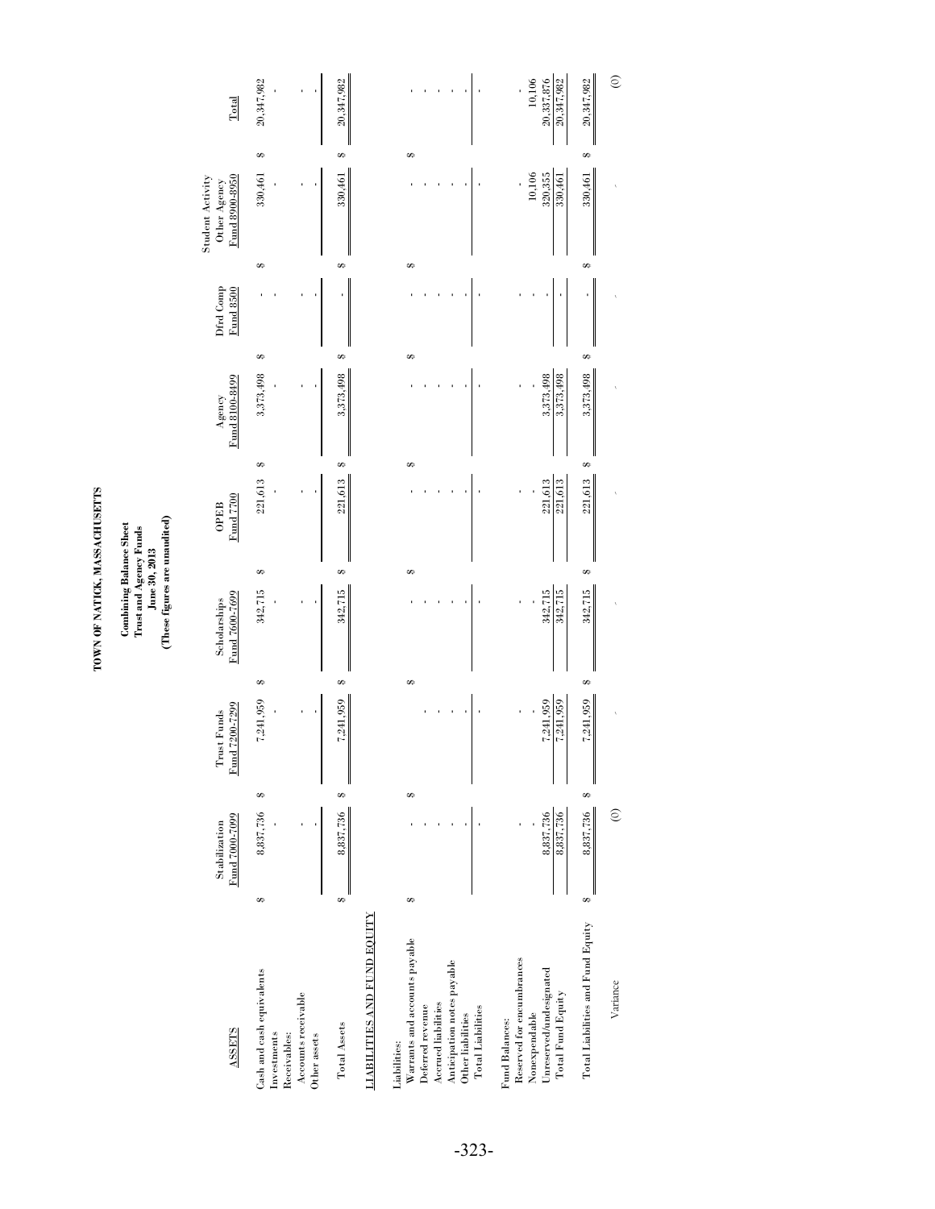# TOWN OF NATICK, MASSACHUSETTS

**Combining Balance Sheet**
**Trust and Agency Funds**
**June 30, 2013**
**(These figures are unaudited)**

| ASSETS | Stabilization Fund 7000-7099 | Trust Funds Fund 7200-7299 | Scholarships Fund 7600-7699 | OPEB Fund 7700 | Agency Fund 8100-8499 | Dfrd Comp Fund 8500 | Student Activity Other Agency Fund 8900-8950 | Total |
|---|---|---|---|---|---|---|---|---|
| Cash and cash equivalents | $ 8,837,736 | $ 7,241,959 | $ 342,715 | $ 221,613 | $ 3,373,498 | $ - | $ 330,461 | $ 20,347,982 |
| Investments | - | - | - | - | - | - | - | - |
| Receivables: | | | | | | | | |
| Accounts receivable | - | - | - | - | - | - | - | - |
| Other assets | - | - | - | - | - | - | - | - |
| Total Assets | $ 8,837,736 | $ 7,241,959 | $ 342,715 | $ 221,613 | $ 3,373,498 | $ - | $ 330,461 | $ 20,347,982 |
| **LIABILITIES AND FUND EQUITY** | | | | | | | | |
| Liabilities: | | | | | | | | |
| Warrants and accounts payable | $ - | $ | $ - | $ - | $ - | $ - | $ - | - |
| Deferred revenue | - | - | - | - | - | - | - | - |
| Accrued liabilities | - | - | - | - | - | - | - | - |
| Anticipation notes payable | - | - | - | - | - | - | - | - |
| Other liabilities | - | - | - | - | - | - | - | - |
| Total Liabilities | - | - | - | - | - | - | - | - |
| Fund Balances: | | | | | | | | |
| Reserved for encumbrances | - | - | - | - | - | - | - | - |
| Nonexpendable | - | - | - | - | - | - | 10,106 | 10,106 |
| Unreserved/undesignated | 8,837,736 | 7,241,959 | 342,715 | 221,613 | 3,373,498 | - | 320,355 | 20,337,876 |
| Total Fund Equity | 8,837,736 | 7,241,959 | 342,715 | 221,613 | 3,373,498 | - | 330,461 | 20,347,982 |
| Total Liabilities and Fund Equity | $ 8,837,736 | $ 7,241,959 | $ 342,715 | $ 221,613 | $ 3,373,498 | $ - | $ 330,461 | $ 20,347,982 |
| Variance | (0) | - | - | - | - | - | - | (0) |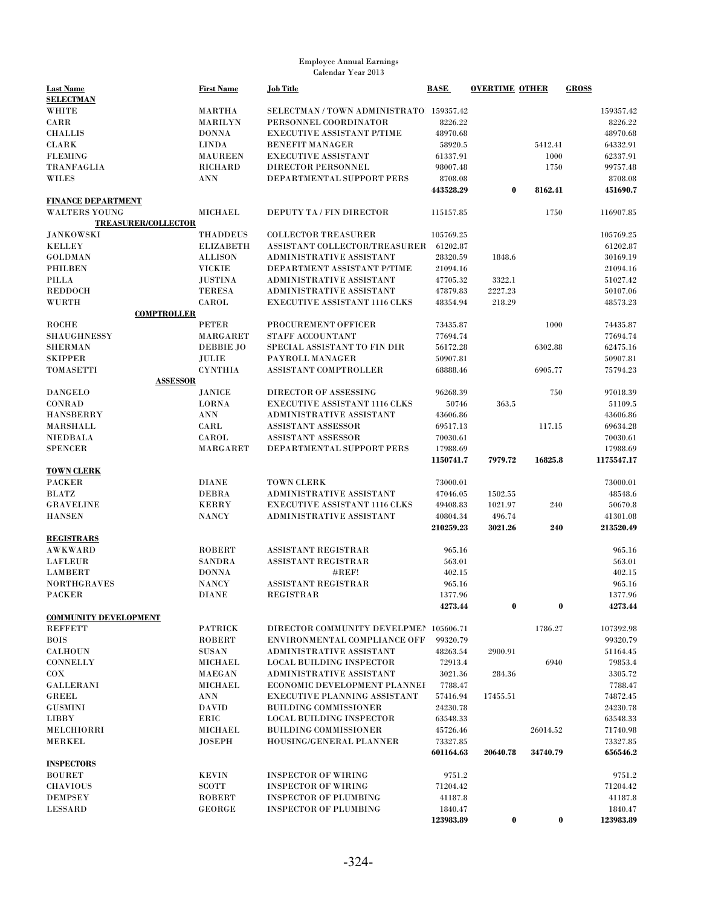Employee Annual Earnings
Calendar Year 2013

| Last Name | First Name | Job Title | BASE | OVERTIME | OTHER | GROSS |
|---|---|---|---|---|---|---|
| **SELECTMAN** | | | | | | |
| WHITE | MARTHA | SELECTMAN / TOWN ADMINISTRATO | 159357.42 | | | 159357.42 |
| CARR | MARILYN | PERSONNEL COORDINATOR | 8226.22 | | | 8226.22 |
| CHALLIS | DONNA | EXECUTIVE ASSISTANT P/TIME | 48970.68 | | | 48970.68 |
| CLARK | LINDA | BENEFIT MANAGER | 58920.5 | | 5412.41 | 64332.91 |
| FLEMING | MAUREEN | EXECUTIVE ASSISTANT | 61337.91 | | 1000 | 62337.91 |
| TRANFAGLIA | RICHARD | DIRECTOR PERSONNEL | 98007.48 | | 1750 | 99757.48 |
| WILES | ANN | DEPARTMENTAL SUPPORT PERS | 8708.08 | | | 8708.08 |
| | | | **443528.29** | **0** | **8162.41** | **451690.7** |
| **FINANCE DEPARTMENT** | | | | | | |
| WALTERS YOUNG | MICHAEL | DEPUTY TA / FIN DIRECTOR | 115157.85 | | 1750 | 116907.85 |
| **TREASURER/COLLECTOR** | | | | | | |
| JANKOWSKI | THADDEUS | COLLECTOR TREASURER | 105769.25 | | | 105769.25 |
| KELLEY | ELIZABETH | ASSISTANT COLLECTOR/TREASURER | 61202.87 | | | 61202.87 |
| GOLDMAN | ALLISON | ADMINISTRATIVE ASSISTANT | 28320.59 | 1848.6 | | 30169.19 |
| PHILBEN | VICKIE | DEPARTMENT ASSISTANT P/TIME | 21094.16 | | | 21094.16 |
| PILLA | JUSTINA | ADMINISTRATIVE ASSISTANT | 47705.32 | 3322.1 | | 51027.42 |
| REDDOCH | TERESA | ADMINISTRATIVE ASSISTANT | 47879.83 | 2227.23 | | 50107.06 |
| WURTH | CAROL | EXECUTIVE ASSISTANT 1116 CLKS | 48354.94 | 218.29 | | 48573.23 |
| **COMPTROLLER** | | | | | | |
| ROCHE | PETER | PROCUREMENT OFFICER | 73435.87 | | 1000 | 74435.87 |
| SHAUGHNESSY | MARGARET | STAFF ACCOUNTANT | 77694.74 | | | 77694.74 |
| SHERMAN | DEBBIE JO | SPECIAL ASSISTANT TO FIN DIR | 56172.28 | | 6302.88 | 62475.16 |
| SKIPPER | JULIE | PAYROLL MANAGER | 50907.81 | | | 50907.81 |
| TOMASETTI | CYNTHIA | ASSISTANT COMPTROLLER | 68888.46 | | 6905.77 | 75794.23 |
| **ASSESSOR** | | | | | | |
| DANGELO | JANICE | DIRECTOR OF ASSESSING | 96268.39 | | 750 | 97018.39 |
| CONRAD | LORNA | EXECUTIVE ASSISTANT 1116 CLKS | 50746 | 363.5 | | 51109.5 |
| HANSBERRY | ANN | ADMINISTRATIVE ASSISTANT | 43606.86 | | | 43606.86 |
| MARSHALL | CARL | ASSISTANT ASSESSOR | 69517.13 | | 117.15 | 69634.28 |
| NIEDBALA | CAROL | ASSISTANT ASSESSOR | 70030.61 | | | 70030.61 |
| SPENCER | MARGARET | DEPARTMENTAL SUPPORT PERS | 17988.69 | | | 17988.69 |
| | | | **1150741.7** | **7979.72** | **16825.8** | **1175547.17** |
| **TOWN CLERK** | | | | | | |
| PACKER | DIANE | TOWN CLERK | 73000.01 | | | 73000.01 |
| BLATZ | DEBRA | ADMINISTRATIVE ASSISTANT | 47046.05 | 1502.55 | | 48548.6 |
| GRAVELINE | KERRY | EXECUTIVE ASSISTANT 1116 CLKS | 49408.83 | 1021.97 | 240 | 50670.8 |
| HANSEN | NANCY | ADMINISTRATIVE ASSISTANT | 40804.34 | 496.74 | | 41301.08 |
| | | | **210259.23** | **3021.26** | **240** | **213520.49** |
| **REGISTRARS** | | | | | | |
| AWKWARD | ROBERT | ASSISTANT REGISTRAR | 965.16 | | | 965.16 |
| LAFLEUR | SANDRA | ASSISTANT REGISTRAR | 563.01 | | | 563.01 |
| LAMBERT | DONNA | #REF! | 402.15 | | | 402.15 |
| NORTHGRAVES | NANCY | ASSISTANT REGISTRAR | 965.16 | | | 965.16 |
| PACKER | DIANE | REGISTRAR | 1377.96 | | | 1377.96 |
| | | | **4273.44** | **0** | **0** | **4273.44** |
| **COMMUNITY DEVELOPMENT** | | | | | | |
| REFFETT | PATRICK | DIRECTOR COMMUNITY DEVELPMEN | 105606.71 | | 1786.27 | 107392.98 |
| BOIS | ROBERT | ENVIRONMENTAL COMPLIANCE OFF | 99320.79 | | | 99320.79 |
| CALHOUN | SUSAN | ADMINISTRATIVE ASSISTANT | 48263.54 | 2900.91 | | 51164.45 |
| CONNELLY | MICHAEL | LOCAL BUILDING INSPECTOR | 72913.4 | | 6940 | 79853.4 |
| COX | MAEGAN | ADMINISTRATIVE ASSISTANT | 3021.36 | 284.36 | | 3305.72 |
| GALLERANI | MICHAEL | ECONOMIC DEVELOPMENT PLANNEI | 7788.47 | | | 7788.47 |
| GREEL | ANN | EXECUTIVE PLANNING ASSISTANT | 57416.94 | 17455.51 | | 74872.45 |
| GUSMINI | DAVID | BUILDING COMMISSIONER | 24230.78 | | | 24230.78 |
| LIBBY | ERIC | LOCAL BUILDING INSPECTOR | 63548.33 | | | 63548.33 |
| MELCHIORRI | MICHAEL | BUILDING COMMISSIONER | 45726.46 | | 26014.52 | 71740.98 |
| MERKEL | JOSEPH | HOUSING/GENERAL PLANNER | 73327.85 | | | 73327.85 |
| | | | **601164.63** | **20640.78** | **34740.79** | **656546.2** |
| **INSPECTORS** | | | | | | |
| BOURET | KEVIN | INSPECTOR OF WIRING | 9751.2 | | | 9751.2 |
| CHAVIOUS | SCOTT | INSPECTOR OF WIRING | 71204.42 | | | 71204.42 |
| DEMPSEY | ROBERT | INSPECTOR OF PLUMBING | 41187.8 | | | 41187.8 |
| LESSARD | GEORGE | INSPECTOR OF PLUMBING | 1840.47 | | | 1840.47 |
| | | | **123983.89** | **0** | **0** | **123983.89** |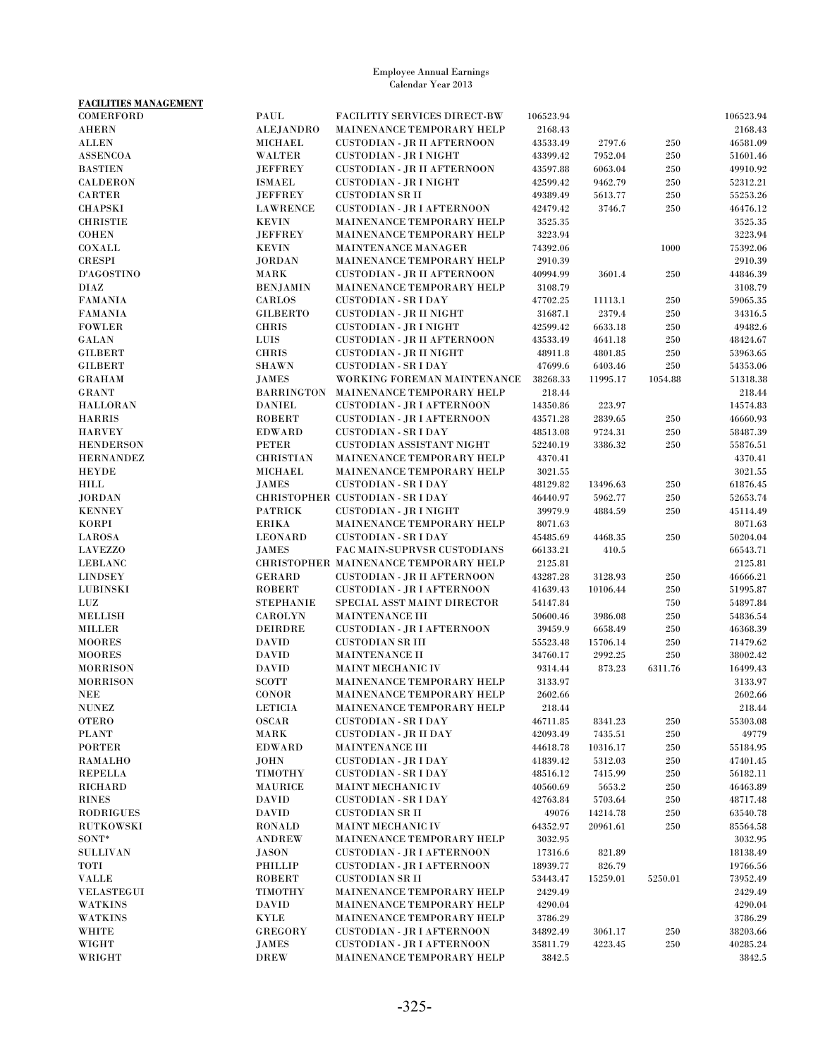Employee Annual Earnings
Calendar Year 2013

**FACILITIES MANAGEMENT**

| | | | | | | |
|---|---|---|---|---|---|---|
| COMERFORD | PAUL | FACILITIY SERVICES DIRECT-BW | 106523.94 | | | 106523.94 |
| AHERN | ALEJANDRO | MAINENANCE TEMPORARY HELP | 2168.43 | | | 2168.43 |
| ALLEN | MICHAEL | CUSTODIAN - JR II AFTERNOON | 43533.49 | 2797.6 | 250 | 46581.09 |
| ASSENCOA | WALTER | CUSTODIAN - JR I NIGHT | 43399.42 | 7952.04 | 250 | 51601.46 |
| BASTIEN | JEFFREY | CUSTODIAN - JR II AFTERNOON | 43597.88 | 6063.04 | 250 | 49910.92 |
| CALDERON | ISMAEL | CUSTODIAN - JR I NIGHT | 42599.42 | 9462.79 | 250 | 52312.21 |
| CARTER | JEFFREY | CUSTODIAN SR II | 49389.49 | 5613.77 | 250 | 55253.26 |
| CHAPSKI | LAWRENCE | CUSTODIAN - JR I AFTERNOON | 42479.42 | 3746.7 | 250 | 46476.12 |
| CHRISTIE | KEVIN | MAINENANCE TEMPORARY HELP | 3525.35 | | | 3525.35 |
| COHEN | JEFFREY | MAINENANCE TEMPORARY HELP | 3223.94 | | | 3223.94 |
| COXALL | KEVIN | MAINTENANCE MANAGER | 74392.06 | | 1000 | 75392.06 |
| CRESPI | JORDAN | MAINENANCE TEMPORARY HELP | 2910.39 | | | 2910.39 |
| D'AGOSTINO | MARK | CUSTODIAN - JR II AFTERNOON | 40994.99 | 3601.4 | 250 | 44846.39 |
| DIAZ | BENJAMIN | MAINENANCE TEMPORARY HELP | 3108.79 | | | 3108.79 |
| FAMANIA | CARLOS | CUSTODIAN - SR I DAY | 47702.25 | 11113.1 | 250 | 59065.35 |
| FAMANIA | GILBERTO | CUSTODIAN - JR II NIGHT | 31687.1 | 2379.4 | 250 | 34316.5 |
| FOWLER | CHRIS | CUSTODIAN - JR I NIGHT | 42599.42 | 6633.18 | 250 | 49482.6 |
| GALAN | LUIS | CUSTODIAN - JR II AFTERNOON | 43533.49 | 4641.18 | 250 | 48424.67 |
| GILBERT | CHRIS | CUSTODIAN - JR II NIGHT | 48911.8 | 4801.85 | 250 | 53963.65 |
| GILBERT | SHAWN | CUSTODIAN - SR I DAY | 47699.6 | 6403.46 | 250 | 54353.06 |
| GRAHAM | JAMES | WORKING FOREMAN MAINTENANCE | 38268.33 | 11995.17 | 1054.88 | 51318.38 |
| GRANT | BARRINGTON | MAINENANCE TEMPORARY HELP | 218.44 | | | 218.44 |
| HALLORAN | DANIEL | CUSTODIAN - JR I AFTERNOON | 14350.86 | 223.97 | | 14574.83 |
| HARRIS | ROBERT | CUSTODIAN - JR I AFTERNOON | 43571.28 | 2839.65 | 250 | 46660.93 |
| HARVEY | EDWARD | CUSTODIAN - SR I DAY | 48513.08 | 9724.31 | 250 | 58487.39 |
| HENDERSON | PETER | CUSTODIAN ASSISTANT NIGHT | 52240.19 | 3386.32 | 250 | 55876.51 |
| HERNANDEZ | CHRISTIAN | MAINENANCE TEMPORARY HELP | 4370.41 | | | 4370.41 |
| HEYDE | MICHAEL | MAINENANCE TEMPORARY HELP | 3021.55 | | | 3021.55 |
| HILL | JAMES | CUSTODIAN - SR I DAY | 48129.82 | 13496.63 | 250 | 61876.45 |
| JORDAN | CHRISTOPHER | CUSTODIAN - SR I DAY | 46440.97 | 5962.77 | 250 | 52653.74 |
| KENNEY | PATRICK | CUSTODIAN - JR I NIGHT | 39979.9 | 4884.59 | 250 | 45114.49 |
| KORPI | ERIKA | MAINENANCE TEMPORARY HELP | 8071.63 | | | 8071.63 |
| LAROSA | LEONARD | CUSTODIAN - SR I DAY | 45485.69 | 4468.35 | 250 | 50204.04 |
| LAVEZZO | JAMES | FAC MAIN-SUPRVSR CUSTODIANS | 66133.21 | 410.5 | | 66543.71 |
| LEBLANC | CHRISTOPHER | MAINENANCE TEMPORARY HELP | 2125.81 | | | 2125.81 |
| LINDSEY | GERARD | CUSTODIAN - JR II AFTERNOON | 43287.28 | 3128.93 | 250 | 46666.21 |
| LUBINSKI | ROBERT | CUSTODIAN - JR I AFTERNOON | 41639.43 | 10106.44 | 250 | 51995.87 |
| LUZ | STEPHANIE | SPECIAL ASST MAINT DIRECTOR | 54147.84 | | 750 | 54897.84 |
| MELLISH | CAROLYN | MAINTENANCE III | 50600.46 | 3986.08 | 250 | 54836.54 |
| MILLER | DEIRDRE | CUSTODIAN - JR I AFTERNOON | 39459.9 | 6658.49 | 250 | 46368.39 |
| MOORES | DAVID | CUSTODIAN SR III | 55523.48 | 15706.14 | 250 | 71479.62 |
| MOORES | DAVID | MAINTENANCE II | 34760.17 | 2992.25 | 250 | 38002.42 |
| MORRISON | DAVID | MAINT MECHANIC IV | 9314.44 | 873.23 | 6311.76 | 16499.43 |
| MORRISON | SCOTT | MAINENANCE TEMPORARY HELP | 3133.97 | | | 3133.97 |
| NEE | CONOR | MAINENANCE TEMPORARY HELP | 2602.66 | | | 2602.66 |
| NUNEZ | LETICIA | MAINENANCE TEMPORARY HELP | 218.44 | | | 218.44 |
| OTERO | OSCAR | CUSTODIAN - SR I DAY | 46711.85 | 8341.23 | 250 | 55303.08 |
| PLANT | MARK | CUSTODIAN - JR II DAY | 42093.49 | 7435.51 | 250 | 49779 |
| PORTER | EDWARD | MAINTENANCE III | 44618.78 | 10316.17 | 250 | 55184.95 |
| RAMALHO | JOHN | CUSTODIAN - JR I DAY | 41839.42 | 5312.03 | 250 | 47401.45 |
| REPELLA | TIMOTHY | CUSTODIAN - SR I DAY | 48516.12 | 7415.99 | 250 | 56182.11 |
| RICHARD | MAURICE | MAINT MECHANIC IV | 40560.69 | 5653.2 | 250 | 46463.89 |
| RINES | DAVID | CUSTODIAN - SR I DAY | 42763.84 | 5703.64 | 250 | 48717.48 |
| RODRIGUES | DAVID | CUSTODIAN SR II | 49076 | 14214.78 | 250 | 63540.78 |
| RUTKOWSKI | RONALD | MAINT MECHANIC IV | 64352.97 | 20961.61 | 250 | 85564.58 |
| SONT* | ANDREW | MAINENANCE TEMPORARY HELP | 3032.95 | | | 3032.95 |
| SULLIVAN | JASON | CUSTODIAN - JR I AFTERNOON | 17316.6 | 821.89 | | 18138.49 |
| TOTI | PHILLIP | CUSTODIAN - JR I AFTERNOON | 18939.77 | 826.79 | | 19766.56 |
| VALLE | ROBERT | CUSTODIAN SR II | 53443.47 | 15259.01 | 5250.01 | 73952.49 |
| VELASTEGUI | TIMOTHY | MAINENANCE TEMPORARY HELP | 2429.49 | | | 2429.49 |
| WATKINS | DAVID | MAINENANCE TEMPORARY HELP | 4290.04 | | | 4290.04 |
| WATKINS | KYLE | MAINENANCE TEMPORARY HELP | 3786.29 | | | 3786.29 |
| WHITE | GREGORY | CUSTODIAN - JR I AFTERNOON | 34892.49 | 3061.17 | 250 | 38203.66 |
| WIGHT | JAMES | CUSTODIAN - JR I AFTERNOON | 35811.79 | 4223.45 | 250 | 40285.24 |
| WRIGHT | DREW | MAINENANCE TEMPORARY HELP | 3842.5 | | | 3842.5 |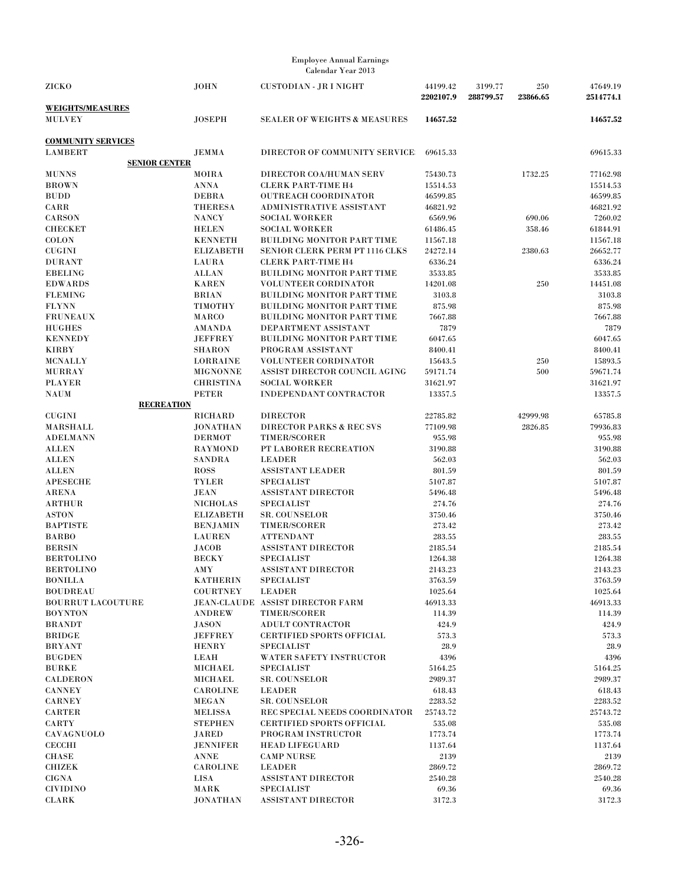Employee Annual Earnings
Calendar Year 2013

| | | | | | | |
|---|---|---|---|---|---|---|
| ZICKO | JOHN | CUSTODIAN - JR I NIGHT | 44199.42 | 3199.77 | 250 | 47649.19 |
| | | | **2202107.9** | **288799.57** | **23866.65** | **2514774.1** |
| **WEIGHTS/MEASURES** | | | | | | |
| MULVEY | JOSEPH | SEALER OF WEIGHTS & MEASURES | **14657.52** | | | **14657.52** |
| **COMMUNITY SERVICES** | | | | | | |
| LAMBERT | JEMMA | DIRECTOR OF COMMUNITY SERVICE | 69615.33 | | | 69615.33 |
| **SENIOR CENTER** | | | | | | |
| MUNNS | MOIRA | DIRECTOR COA/HUMAN SERV | 75430.73 | | 1732.25 | 77162.98 |
| BROWN | ANNA | CLERK PART-TIME H4 | 15514.53 | | | 15514.53 |
| BUDD | DEBRA | OUTREACH COORDINATOR | 46599.85 | | | 46599.85 |
| CARR | THERESA | ADMINISTRATIVE ASSISTANT | 46821.92 | | | 46821.92 |
| CARSON | NANCY | SOCIAL WORKER | 6569.96 | | 690.06 | 7260.02 |
| CHECKET | HELEN | SOCIAL WORKER | 61486.45 | | 358.46 | 61844.91 |
| COLON | KENNETH | BUILDING MONITOR PART TIME | 11567.18 | | | 11567.18 |
| CUGINI | ELIZABETH | SENIOR CLERK PERM PT 1116 CLKS | 24272.14 | | 2380.63 | 26652.77 |
| DURANT | LAURA | CLERK PART-TIME H4 | 6336.24 | | | 6336.24 |
| EBELING | ALLAN | BUILDING MONITOR PART TIME | 3533.85 | | | 3533.85 |
| EDWARDS | KAREN | VOLUNTEER CORDINATOR | 14201.08 | | 250 | 14451.08 |
| FLEMING | BRIAN | BUILDING MONITOR PART TIME | 3103.8 | | | 3103.8 |
| FLYNN | TIMOTHY | BUILDING MONITOR PART TIME | 875.98 | | | 875.98 |
| FRUNEAUX | MARCO | BUILDING MONITOR PART TIME | 7667.88 | | | 7667.88 |
| HUGHES | AMANDA | DEPARTMENT ASSISTANT | 7879 | | | 7879 |
| KENNEDY | JEFFREY | BUILDING MONITOR PART TIME | 6047.65 | | | 6047.65 |
| KIRBY | SHARON | PROGRAM ASSISTANT | 8400.41 | | | 8400.41 |
| MCNALLY | LORRAINE | VOLUNTEER CORDINATOR | 15643.5 | | 250 | 15893.5 |
| MURRAY | MIGNONNE | ASSIST DIRECTOR COUNCIL AGING | 59171.74 | | 500 | 59671.74 |
| PLAYER | CHRISTINA | SOCIAL WORKER | 31621.97 | | | 31621.97 |
| NAUM | PETER | INDEPENDANT CONTRACTOR | 13357.5 | | | 13357.5 |
| **RECREATION** | | | | | | |
| CUGINI | RICHARD | DIRECTOR | 22785.82 | | 42999.98 | 65785.8 |
| MARSHALL | JONATHAN | DIRECTOR PARKS & REC SVS | 77109.98 | | 2826.85 | 79936.83 |
| ADELMANN | DERMOT | TIMER/SCORER | 955.98 | | | 955.98 |
| ALLEN | RAYMOND | PT LABORER RECREATION | 3190.88 | | | 3190.88 |
| ALLEN | SANDRA | LEADER | 562.03 | | | 562.03 |
| ALLEN | ROSS | ASSISTANT LEADER | 801.59 | | | 801.59 |
| APESECHE | TYLER | SPECIALIST | 5107.87 | | | 5107.87 |
| ARENA | JEAN | ASSISTANT DIRECTOR | 5496.48 | | | 5496.48 |
| ARTHUR | NICHOLAS | SPECIALIST | 274.76 | | | 274.76 |
| ASTON | ELIZABETH | SR. COUNSELOR | 3750.46 | | | 3750.46 |
| BAPTISTE | BENJAMIN | TIMER/SCORER | 273.42 | | | 273.42 |
| BARBO | LAUREN | ATTENDANT | 283.55 | | | 283.55 |
| BERSIN | JACOB | ASSISTANT DIRECTOR | 2185.54 | | | 2185.54 |
| BERTOLINO | BECKY | SPECIALIST | 1264.38 | | | 1264.38 |
| BERTOLINO | AMY | ASSISTANT DIRECTOR | 2143.23 | | | 2143.23 |
| BONILLA | KATHERIN | SPECIALIST | 3763.59 | | | 3763.59 |
| BOUDREAU | COURTNEY | LEADER | 1025.64 | | | 1025.64 |
| BOURRUT LACOUTURE | JEAN-CLAUDE | ASSIST DIRECTOR FARM | 46913.33 | | | 46913.33 |
| BOYNTON | ANDREW | TIMER/SCORER | 114.39 | | | 114.39 |
| BRANDT | JASON | ADULT CONTRACTOR | 424.9 | | | 424.9 |
| BRIDGE | JEFFREY | CERTIFIED SPORTS OFFICIAL | 573.3 | | | 573.3 |
| BRYANT | HENRY | SPECIALIST | 28.9 | | | 28.9 |
| BUGDEN | LEAH | WATER SAFETY INSTRUCTOR | 4396 | | | 4396 |
| BURKE | MICHAEL | SPECIALIST | 5164.25 | | | 5164.25 |
| CALDERON | MICHAEL | SR. COUNSELOR | 2989.37 | | | 2989.37 |
| CANNEY | CAROLINE | LEADER | 618.43 | | | 618.43 |
| CARNEY | MEGAN | SR. COUNSELOR | 2283.52 | | | 2283.52 |
| CARTER | MELISSA | REC SPECIAL NEEDS COORDINATOR | 25743.72 | | | 25743.72 |
| CARTY | STEPHEN | CERTIFIED SPORTS OFFICIAL | 535.08 | | | 535.08 |
| CAVAGNUOLO | JARED | PROGRAM INSTRUCTOR | 1773.74 | | | 1773.74 |
| CECCHI | JENNIFER | HEAD LIFEGUARD | 1137.64 | | | 1137.64 |
| CHASE | ANNE | CAMP NURSE | 2139 | | | 2139 |
| CHIZEK | CAROLINE | LEADER | 2869.72 | | | 2869.72 |
| CIGNA | LISA | ASSISTANT DIRECTOR | 2540.28 | | | 2540.28 |
| CIVIDINO | MARK | SPECIALIST | 69.36 | | | 69.36 |
| CLARK | JONATHAN | ASSISTANT DIRECTOR | 3172.3 | | | 3172.3 |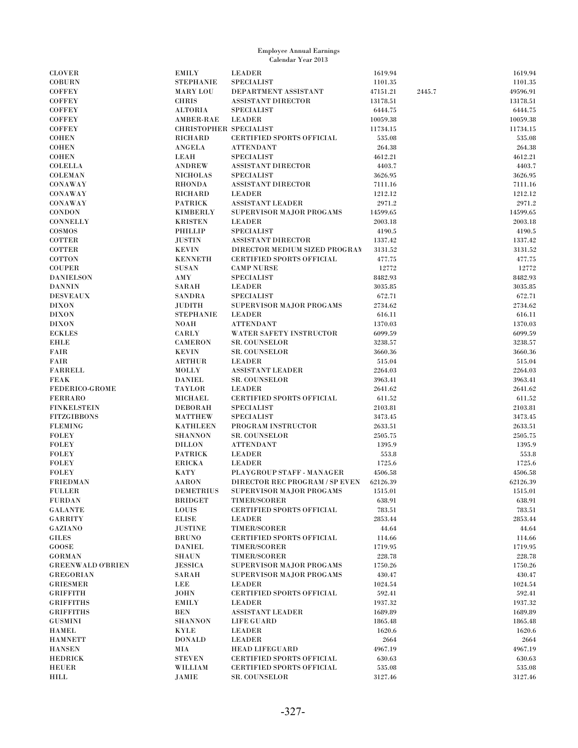Employee Annual Earnings
Calendar Year 2013

| | | | | | |
|---|---|---|---|---|---|
| CLOVER | EMILY | LEADER | 1619.94 | | 1619.94 |
| COBURN | STEPHANIE | SPECIALIST | 1101.35 | | 1101.35 |
| COFFEY | MARY LOU | DEPARTMENT ASSISTANT | 47151.21 | 2445.7 | 49596.91 |
| COFFEY | CHRIS | ASSISTANT DIRECTOR | 13178.51 | | 13178.51 |
| COFFEY | ALTORIA | SPECIALIST | 6444.75 | | 6444.75 |
| COFFEY | AMBER-RAE | LEADER | 10059.38 | | 10059.38 |
| COFFEY | CHRISTOPHER | SPECIALIST | 11734.15 | | 11734.15 |
| COHEN | RICHARD | CERTIFIED SPORTS OFFICIAL | 535.08 | | 535.08 |
| COHEN | ANGELA | ATTENDANT | 264.38 | | 264.38 |
| COHEN | LEAH | SPECIALIST | 4612.21 | | 4612.21 |
| COLELLA | ANDREW | ASSISTANT DIRECTOR | 4403.7 | | 4403.7 |
| COLEMAN | NICHOLAS | SPECIALIST | 3626.95 | | 3626.95 |
| CONAWAY | RHONDA | ASSISTANT DIRECTOR | 7111.16 | | 7111.16 |
| CONAWAY | RICHARD | LEADER | 1212.12 | | 1212.12 |
| CONAWAY | PATRICK | ASSISTANT LEADER | 2971.2 | | 2971.2 |
| CONDON | KIMBERLY | SUPERVISOR MAJOR PROGAMS | 14599.65 | | 14599.65 |
| CONNELLY | KRISTEN | LEADER | 2003.18 | | 2003.18 |
| COSMOS | PHILLIP | SPECIALIST | 4190.5 | | 4190.5 |
| COTTER | JUSTIN | ASSISTANT DIRECTOR | 1337.42 | | 1337.42 |
| COTTER | KEVIN | DIRECTOR MEDIUM SIZED PROGRAM | 3131.52 | | 3131.52 |
| COTTON | KENNETH | CERTIFIED SPORTS OFFICIAL | 477.75 | | 477.75 |
| COUPER | SUSAN | CAMP NURSE | 12772 | | 12772 |
| DANIELSON | AMY | SPECIALIST | 8482.93 | | 8482.93 |
| DANNIN | SARAH | LEADER | 3035.85 | | 3035.85 |
| DESVEAUX | SANDRA | SPECIALIST | 672.71 | | 672.71 |
| DIXON | JUDITH | SUPERVISOR MAJOR PROGAMS | 2734.62 | | 2734.62 |
| DIXON | STEPHANIE | LEADER | 616.11 | | 616.11 |
| DIXON | NOAH | ATTENDANT | 1370.03 | | 1370.03 |
| ECKLES | CARLY | WATER SAFETY INSTRUCTOR | 6099.59 | | 6099.59 |
| EHLE | CAMERON | SR. COUNSELOR | 3238.57 | | 3238.57 |
| FAIR | KEVIN | SR. COUNSELOR | 3660.36 | | 3660.36 |
| FAIR | ARTHUR | LEADER | 515.04 | | 515.04 |
| FARRELL | MOLLY | ASSISTANT LEADER | 2264.03 | | 2264.03 |
| FEAK | DANIEL | SR. COUNSELOR | 3963.41 | | 3963.41 |
| FEDERICO-GROME | TAYLOR | LEADER | 2641.62 | | 2641.62 |
| FERRARO | MICHAEL | CERTIFIED SPORTS OFFICIAL | 611.52 | | 611.52 |
| FINKELSTEIN | DEBORAH | SPECIALIST | 2103.81 | | 2103.81 |
| FITZGIBBONS | MATTHEW | SPECIALIST | 3473.45 | | 3473.45 |
| FLEMING | KATHLEEN | PROGRAM INSTRUCTOR | 2633.51 | | 2633.51 |
| FOLEY | SHANNON | SR. COUNSELOR | 2505.75 | | 2505.75 |
| FOLEY | DILLON | ATTENDANT | 1395.9 | | 1395.9 |
| FOLEY | PATRICK | LEADER | 553.8 | | 553.8 |
| FOLEY | ERICKA | LEADER | 1725.6 | | 1725.6 |
| FOLEY | KATY | PLAYGROUP STAFF - MANAGER | 4506.58 | | 4506.58 |
| FRIEDMAN | AARON | DIRECTOR REC PROGRAM / SP EVEN | 62126.39 | | 62126.39 |
| FULLER | DEMETRIUS | SUPERVISOR MAJOR PROGAMS | 1515.01 | | 1515.01 |
| FURDAN | BRIDGET | TIMER/SCORER | 638.91 | | 638.91 |
| GALANTE | LOUIS | CERTIFIED SPORTS OFFICIAL | 783.51 | | 783.51 |
| GARRITY | ELISE | LEADER | 2853.44 | | 2853.44 |
| GAZIANO | JUSTINE | TIMER/SCORER | 44.64 | | 44.64 |
| GILES | BRUNO | CERTIFIED SPORTS OFFICIAL | 114.66 | | 114.66 |
| GOOSE | DANIEL | TIMER/SCORER | 1719.95 | | 1719.95 |
| GORMAN | SHAUN | TIMER/SCORER | 228.78 | | 228.78 |
| GREENWALD O'BRIEN | JESSICA | SUPERVISOR MAJOR PROGAMS | 1750.26 | | 1750.26 |
| GREGORIAN | SARAH | SUPERVISOR MAJOR PROGAMS | 430.47 | | 430.47 |
| GRIESMER | LEE | LEADER | 1024.54 | | 1024.54 |
| GRIFFITH | JOHN | CERTIFIED SPORTS OFFICIAL | 592.41 | | 592.41 |
| GRIFFITHS | EMILY | LEADER | 1937.32 | | 1937.32 |
| GRIFFITHS | BEN | ASSISTANT LEADER | 1689.89 | | 1689.89 |
| GUSMINI | SHANNON | LIFE GUARD | 1865.48 | | 1865.48 |
| HAMEL | KYLE | LEADER | 1620.6 | | 1620.6 |
| HAMNETT | DONALD | LEADER | 2664 | | 2664 |
| HANSEN | MIA | HEAD LIFEGUARD | 4967.19 | | 4967.19 |
| HEDRICK | STEVEN | CERTIFIED SPORTS OFFICIAL | 630.63 | | 630.63 |
| HEUER | WILLIAM | CERTIFIED SPORTS OFFICIAL | 535.08 | | 535.08 |
| HILL | JAMIE | SR. COUNSELOR | 3127.46 | | 3127.46 |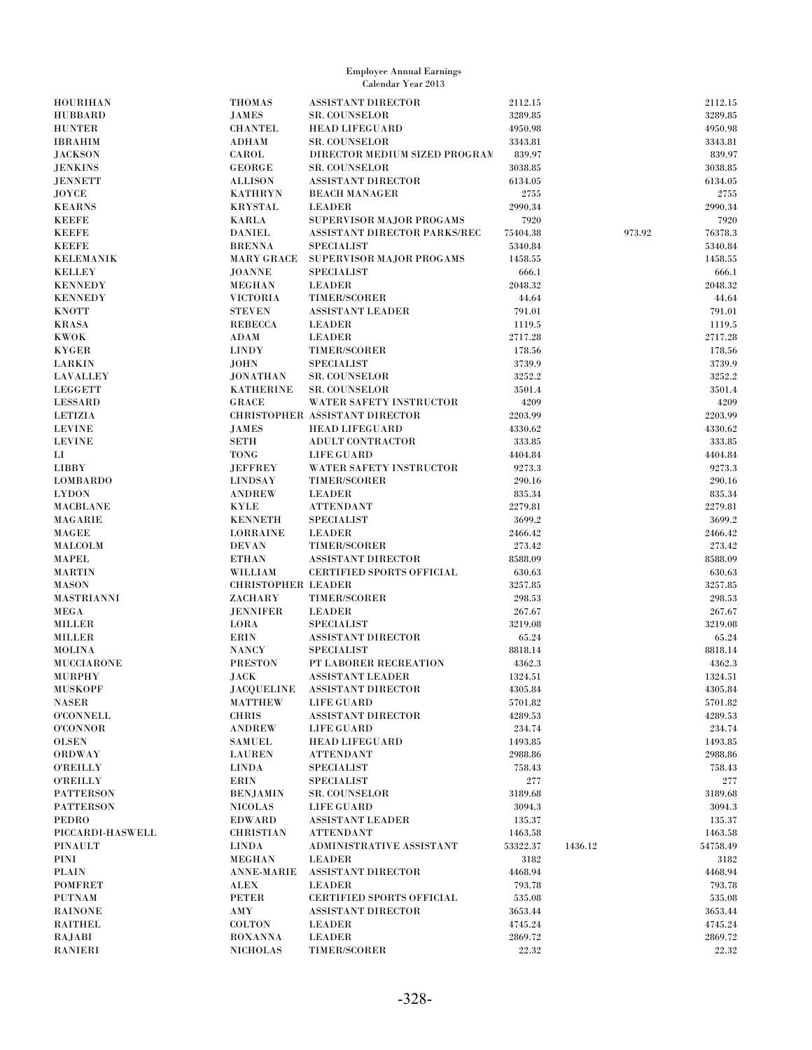Employee Annual Earnings
Calendar Year 2013

| | | | | | | |
|---|---|---|---|---|---|---|
| HOURIHAN | THOMAS | ASSISTANT DIRECTOR | 2112.15 | | | 2112.15 |
| HUBBARD | JAMES | SR. COUNSELOR | 3289.85 | | | 3289.85 |
| HUNTER | CHANTEL | HEAD LIFEGUARD | 4950.98 | | | 4950.98 |
| IBRAHIM | ADHAM | SR. COUNSELOR | 3343.81 | | | 3343.81 |
| JACKSON | CAROL | DIRECTOR MEDIUM SIZED PROGRAM | 839.97 | | | 839.97 |
| JENKINS | GEORGE | SR. COUNSELOR | 3038.85 | | | 3038.85 |
| JENNETT | ALLISON | ASSISTANT DIRECTOR | 6134.05 | | | 6134.05 |
| JOYCE | KATHRYN | BEACH MANAGER | 2755 | | | 2755 |
| KEARNS | KRYSTAL | LEADER | 2990.34 | | | 2990.34 |
| KEEFE | KARLA | SUPERVISOR MAJOR PROGAMS | 7920 | | | 7920 |
| KEEFE | DANIEL | ASSISTANT DIRECTOR PARKS/REC | 75404.38 | | 973.92 | 76378.3 |
| KEEFE | BRENNA | SPECIALIST | 5340.84 | | | 5340.84 |
| KELEMANIK | MARY GRACE | SUPERVISOR MAJOR PROGAMS | 1458.55 | | | 1458.55 |
| KELLEY | JOANNE | SPECIALIST | 666.1 | | | 666.1 |
| KENNEDY | MEGHAN | LEADER | 2048.32 | | | 2048.32 |
| KENNEDY | VICTORIA | TIMER/SCORER | 44.64 | | | 44.64 |
| KNOTT | STEVEN | ASSISTANT LEADER | 791.01 | | | 791.01 |
| KRASA | REBECCA | LEADER | 1119.5 | | | 1119.5 |
| KWOK | ADAM | LEADER | 2717.28 | | | 2717.28 |
| KYGER | LINDY | TIMER/SCORER | 178.56 | | | 178.56 |
| LARKIN | JOHN | SPECIALIST | 3739.9 | | | 3739.9 |
| LAVALLEY | JONATHAN | SR. COUNSELOR | 3252.2 | | | 3252.2 |
| LEGGETT | KATHERINE | SR. COUNSELOR | 3501.4 | | | 3501.4 |
| LESSARD | GRACE | WATER SAFETY INSTRUCTOR | 4209 | | | 4209 |
| LETIZIA | CHRISTOPHER | ASSISTANT DIRECTOR | 2203.99 | | | 2203.99 |
| LEVINE | JAMES | HEAD LIFEGUARD | 4330.62 | | | 4330.62 |
| LEVINE | SETH | ADULT CONTRACTOR | 333.85 | | | 333.85 |
| LI | TONG | LIFE GUARD | 4404.84 | | | 4404.84 |
| LIBBY | JEFFREY | WATER SAFETY INSTRUCTOR | 9273.3 | | | 9273.3 |
| LOMBARDO | LINDSAY | TIMER/SCORER | 290.16 | | | 290.16 |
| LYDON | ANDREW | LEADER | 835.34 | | | 835.34 |
| MACBLANE | KYLE | ATTENDANT | 2279.81 | | | 2279.81 |
| MAGARIE | KENNETH | SPECIALIST | 3699.2 | | | 3699.2 |
| MAGEE | LORRAINE | LEADER | 2466.42 | | | 2466.42 |
| MALCOLM | DEVAN | TIMER/SCORER | 273.42 | | | 273.42 |
| MAPEL | ETHAN | ASSISTANT DIRECTOR | 8588.09 | | | 8588.09 |
| MARTIN | WILLIAM | CERTIFIED SPORTS OFFICIAL | 630.63 | | | 630.63 |
| MASON | CHRISTOPHER | LEADER | 3257.85 | | | 3257.85 |
| MASTRIANNI | ZACHARY | TIMER/SCORER | 298.53 | | | 298.53 |
| MEGA | JENNIFER | LEADER | 267.67 | | | 267.67 |
| MILLER | LORA | SPECIALIST | 3219.08 | | | 3219.08 |
| MILLER | ERIN | ASSISTANT DIRECTOR | 65.24 | | | 65.24 |
| MOLINA | NANCY | SPECIALIST | 8818.14 | | | 8818.14 |
| MUCCIARONE | PRESTON | PT LABORER RECREATION | 4362.3 | | | 4362.3 |
| MURPHY | JACK | ASSISTANT LEADER | 1324.51 | | | 1324.51 |
| MUSKOPF | JACQUELINE | ASSISTANT DIRECTOR | 4305.84 | | | 4305.84 |
| NASER | MATTHEW | LIFE GUARD | 5701.82 | | | 5701.82 |
| O'CONNELL | CHRIS | ASSISTANT DIRECTOR | 4289.53 | | | 4289.53 |
| O'CONNOR | ANDREW | LIFE GUARD | 234.74 | | | 234.74 |
| OLSEN | SAMUEL | HEAD LIFEGUARD | 1493.85 | | | 1493.85 |
| ORDWAY | LAUREN | ATTENDANT | 2988.86 | | | 2988.86 |
| O'REILLY | LINDA | SPECIALIST | 758.43 | | | 758.43 |
| O'REILLY | ERIN | SPECIALIST | 277 | | | 277 |
| PATTERSON | BENJAMIN | SR. COUNSELOR | 3189.68 | | | 3189.68 |
| PATTERSON | NICOLAS | LIFE GUARD | 3094.3 | | | 3094.3 |
| PEDRO | EDWARD | ASSISTANT LEADER | 135.37 | | | 135.37 |
| PICCARDI-HASWELL | CHRISTIAN | ATTENDANT | 1463.58 | | | 1463.58 |
| PINAULT | LINDA | ADMINISTRATIVE ASSISTANT | 53322.37 | 1436.12 | | 54758.49 |
| PINI | MEGHAN | LEADER | 3182 | | | 3182 |
| PLAIN | ANNE-MARIE | ASSISTANT DIRECTOR | 4468.94 | | | 4468.94 |
| POMFRET | ALEX | LEADER | 793.78 | | | 793.78 |
| PUTNAM | PETER | CERTIFIED SPORTS OFFICIAL | 535.08 | | | 535.08 |
| RAINONE | AMY | ASSISTANT DIRECTOR | 3653.44 | | | 3653.44 |
| RAITHEL | COLTON | LEADER | 4745.24 | | | 4745.24 |
| RAJABI | ROXANNA | LEADER | 2869.72 | | | 2869.72 |
| RANIERI | NICHOLAS | TIMER/SCORER | 22.32 | | | 22.32 |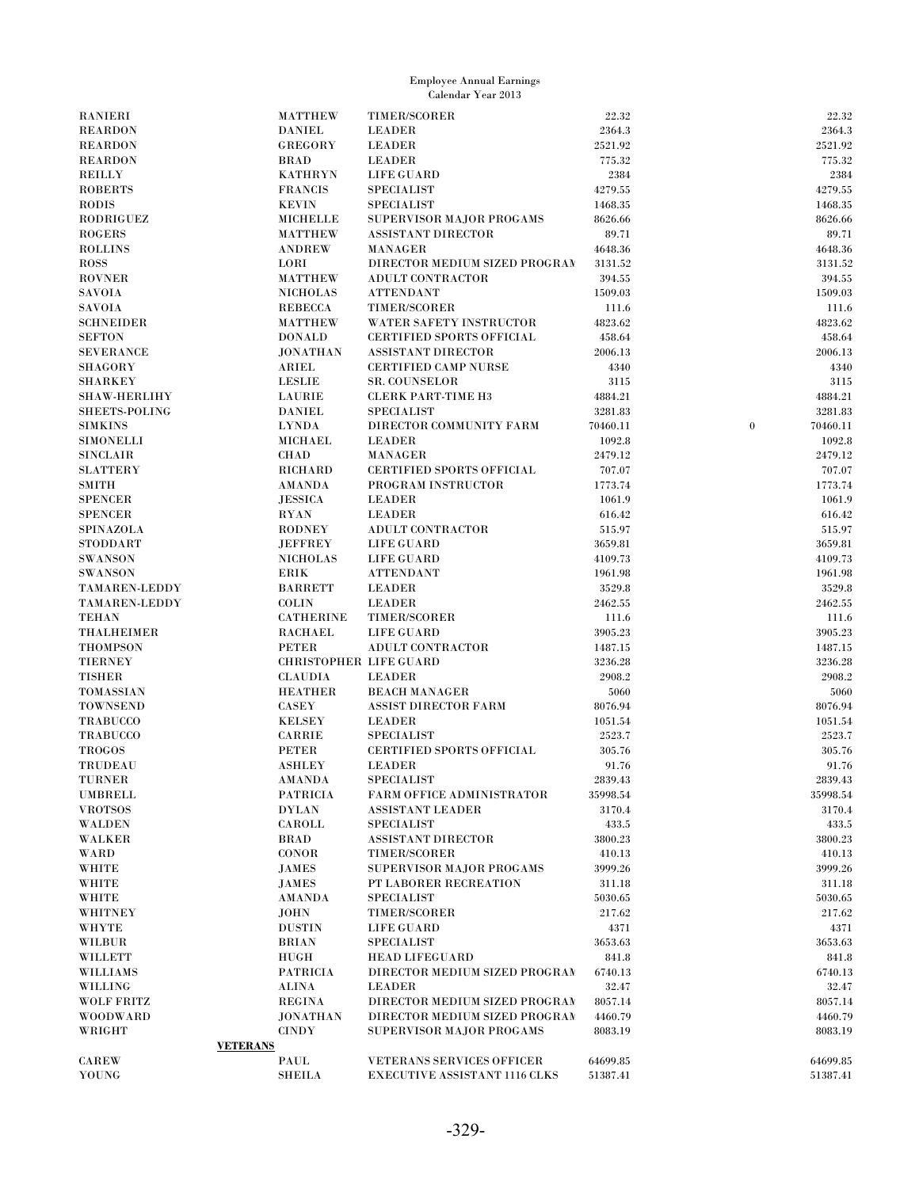Employee Annual Earnings
Calendar Year 2013

| Last Name | First Name | Title | Earnings | Other | Total |
|---|---|---|---|---|---|
| RANIERI | MATTHEW | TIMER/SCORER | 22.32 | | 22.32 |
| REARDON | DANIEL | LEADER | 2364.3 | | 2364.3 |
| REARDON | GREGORY | LEADER | 2521.92 | | 2521.92 |
| REARDON | BRAD | LEADER | 775.32 | | 775.32 |
| REILLY | KATHRYN | LIFE GUARD | 2384 | | 2384 |
| ROBERTS | FRANCIS | SPECIALIST | 4279.55 | | 4279.55 |
| RODIS | KEVIN | SPECIALIST | 1468.35 | | 1468.35 |
| RODRIGUEZ | MICHELLE | SUPERVISOR MAJOR PROGAMS | 8626.66 | | 8626.66 |
| ROGERS | MATTHEW | ASSISTANT DIRECTOR | 89.71 | | 89.71 |
| ROLLINS | ANDREW | MANAGER | 4648.36 | | 4648.36 |
| ROSS | LORI | DIRECTOR MEDIUM SIZED PROGRAM | 3131.52 | | 3131.52 |
| ROVNER | MATTHEW | ADULT CONTRACTOR | 394.55 | | 394.55 |
| SAVOIA | NICHOLAS | ATTENDANT | 1509.03 | | 1509.03 |
| SAVOIA | REBECCA | TIMER/SCORER | 111.6 | | 111.6 |
| SCHNEIDER | MATTHEW | WATER SAFETY INSTRUCTOR | 4823.62 | | 4823.62 |
| SEFTON | DONALD | CERTIFIED SPORTS OFFICIAL | 458.64 | | 458.64 |
| SEVERANCE | JONATHAN | ASSISTANT DIRECTOR | 2006.13 | | 2006.13 |
| SHAGORY | ARIEL | CERTIFIED CAMP NURSE | 4340 | | 4340 |
| SHARKEY | LESLIE | SR. COUNSELOR | 3115 | | 3115 |
| SHAW-HERLIHY | LAURIE | CLERK PART-TIME H3 | 4884.21 | | 4884.21 |
| SHEETS-POLING | DANIEL | SPECIALIST | 3281.83 | | 3281.83 |
| SIMKINS | LYNDA | DIRECTOR COMMUNITY FARM | 70460.11 | 0 | 70460.11 |
| SIMONELLI | MICHAEL | LEADER | 1092.8 | | 1092.8 |
| SINCLAIR | CHAD | MANAGER | 2479.12 | | 2479.12 |
| SLATTERY | RICHARD | CERTIFIED SPORTS OFFICIAL | 707.07 | | 707.07 |
| SMITH | AMANDA | PROGRAM INSTRUCTOR | 1773.74 | | 1773.74 |
| SPENCER | JESSICA | LEADER | 1061.9 | | 1061.9 |
| SPENCER | RYAN | LEADER | 616.42 | | 616.42 |
| SPINAZOLA | RODNEY | ADULT CONTRACTOR | 515.97 | | 515.97 |
| STODDART | JEFFREY | LIFE GUARD | 3659.81 | | 3659.81 |
| SWANSON | NICHOLAS | LIFE GUARD | 4109.73 | | 4109.73 |
| SWANSON | ERIK | ATTENDANT | 1961.98 | | 1961.98 |
| TAMAREN-LEDDY | BARRETT | LEADER | 3529.8 | | 3529.8 |
| TAMAREN-LEDDY | COLIN | LEADER | 2462.55 | | 2462.55 |
| TEHAN | CATHERINE | TIMER/SCORER | 111.6 | | 111.6 |
| THALHEIMER | RACHAEL | LIFE GUARD | 3905.23 | | 3905.23 |
| THOMPSON | PETER | ADULT CONTRACTOR | 1487.15 | | 1487.15 |
| TIERNEY | CHRISTOPHER | LIFE GUARD | 3236.28 | | 3236.28 |
| TISHER | CLAUDIA | LEADER | 2908.2 | | 2908.2 |
| TOMASSIAN | HEATHER | BEACH MANAGER | 5060 | | 5060 |
| TOWNSEND | CASEY | ASSIST DIRECTOR FARM | 8076.94 | | 8076.94 |
| TRABUCCO | KELSEY | LEADER | 1051.54 | | 1051.54 |
| TRABUCCO | CARRIE | SPECIALIST | 2523.7 | | 2523.7 |
| TROGOS | PETER | CERTIFIED SPORTS OFFICIAL | 305.76 | | 305.76 |
| TRUDEAU | ASHLEY | LEADER | 91.76 | | 91.76 |
| TURNER | AMANDA | SPECIALIST | 2839.43 | | 2839.43 |
| UMBRELL | PATRICIA | FARM OFFICE ADMINISTRATOR | 35998.54 | | 35998.54 |
| VROTSOS | DYLAN | ASSISTANT LEADER | 3170.4 | | 3170.4 |
| WALDEN | CAROLL | SPECIALIST | 433.5 | | 433.5 |
| WALKER | BRAD | ASSISTANT DIRECTOR | 3800.23 | | 3800.23 |
| WARD | CONOR | TIMER/SCORER | 410.13 | | 410.13 |
| WHITE | JAMES | SUPERVISOR MAJOR PROGAMS | 3999.26 | | 3999.26 |
| WHITE | JAMES | PT LABORER RECREATION | 311.18 | | 311.18 |
| WHITE | AMANDA | SPECIALIST | 5030.65 | | 5030.65 |
| WHITNEY | JOHN | TIMER/SCORER | 217.62 | | 217.62 |
| WHYTE | DUSTIN | LIFE GUARD | 4371 | | 4371 |
| WILBUR | BRIAN | SPECIALIST | 3653.63 | | 3653.63 |
| WILLETT | HUGH | HEAD LIFEGUARD | 841.8 | | 841.8 |
| WILLIAMS | PATRICIA | DIRECTOR MEDIUM SIZED PROGRAM | 6740.13 | | 6740.13 |
| WILLING | ALINA | LEADER | 32.47 | | 32.47 |
| WOLF FRITZ | REGINA | DIRECTOR MEDIUM SIZED PROGRAM | 8057.14 | | 8057.14 |
| WOODWARD | JONATHAN | DIRECTOR MEDIUM SIZED PROGRAM | 4460.79 | | 4460.79 |
| WRIGHT | CINDY | SUPERVISOR MAJOR PROGAMS | 8083.19 | | 8083.19 |
| **VETERANS** | | | | | |
| CAREW | PAUL | VETERANS SERVICES OFFICER | 64699.85 | | 64699.85 |
| YOUNG | SHEILA | EXECUTIVE ASSISTANT 1116 CLKS | 51387.41 | | 51387.41 |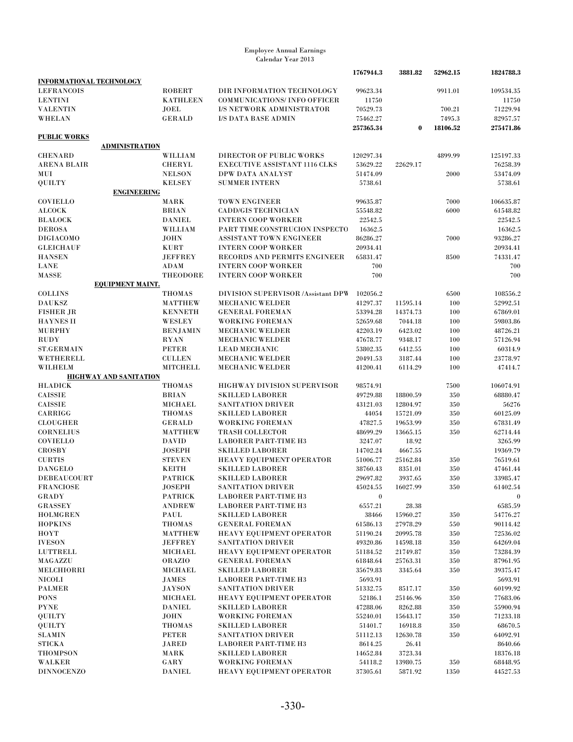Employee Annual Earnings
Calendar Year 2013

| | | | | | | |
|---|---|---|---|---|---|---|
| | | | 1767944.3 | 3881.82 | 52962.15 | 1824788.3 |
| **INFORMATIONAL TECHNOLOGY** | | | | | | |
| LEFRANCOIS | ROBERT | DIR INFORMATION TECHNOLOGY | 99623.34 | | 9911.01 | 109534.35 |
| LENTINI | KATHLEEN | COMMUNICATIONS/ INFO OFFICER | 11750 | | | 11750 |
| VALENTIN | JOEL | I/S NETWORK ADMINISTRATOR | 70529.73 | | 700.21 | 71229.94 |
| WHELAN | GERALD | I/S DATA BASE ADMIN | 75462.27 | | 7495.3 | 82957.57 |
| | | | 257365.34 | 0 | 18106.52 | 275471.86 |
| **PUBLIC WORKS** | | | | | | |
| **ADMINISTRATION** | | | | | | |
| CHENARD | WILLIAM | DIRECTOR OF PUBLIC WORKS | 120297.34 | | 4899.99 | 125197.33 |
| ARENA BLAIR | CHERYL | EXECUTIVE ASSISTANT 1116 CLKS | 53629.22 | 22629.17 | | 76258.39 |
| MUI | NELSON | DPW DATA ANALYST | 51474.09 | | 2000 | 53474.09 |
| QUILTY | KELSEY | SUMMER INTERN | 5738.61 | | | 5738.61 |
| **ENGINEERING** | | | | | | |
| COVIELLO | MARK | TOWN ENGINEER | 99635.87 | | 7000 | 106635.87 |
| ALCOCK | BRIAN | CADD/GIS TECHNICIAN | 55548.82 | | 6000 | 61548.82 |
| BLALOCK | DANIEL | INTERN COOP WORKER | 22542.5 | | | 22542.5 |
| DEROSA | WILLIAM | PART TIME CONSTRUCION INSPECTO | 16362.5 | | | 16362.5 |
| DIGIACOMO | JOHN | ASSISTANT TOWN ENGINEER | 86286.27 | | 7000 | 93286.27 |
| GLEICHAUF | KURT | INTERN COOP WORKER | 20934.41 | | | 20934.41 |
| HANSEN | JEFFREY | RECORDS AND PERMITS ENGINEER | 65831.47 | | 8500 | 74331.47 |
| LANE | ADAM | INTERN COOP WORKER | 700 | | | 700 |
| MASSE | THEODORE | INTERN COOP WORKER | 700 | | | 700 |
| **EQUIPMENT MAINT.** | | | | | | |
| COLLINS | THOMAS | DIVISION SUPERVISOR /Assistant DPW | 102056.2 | | 6500 | 108556.2 |
| DAUKSZ | MATTHEW | MECHANIC WELDER | 41297.37 | 11595.14 | 100 | 52992.51 |
| FISHER JR | KENNETH | GENERAL FOREMAN | 53394.28 | 14374.73 | 100 | 67869.01 |
| HAYNES II | WESLEY | WORKING FOREMAN | 52659.68 | 7044.18 | 100 | 59803.86 |
| MURPHY | BENJAMIN | MECHANIC WELDER | 42203.19 | 6423.02 | 100 | 48726.21 |
| RUDY | RYAN | MECHANIC WELDER | 47678.77 | 9348.17 | 100 | 57126.94 |
| ST.GERMAIN | PETER | LEAD MECHANIC | 53802.35 | 6412.55 | 100 | 60314.9 |
| WETHERELL | CULLEN | MECHANIC WELDER | 20491.53 | 3187.44 | 100 | 23778.97 |
| WILHELM | MITCHELL | MECHANIC WELDER | 41200.41 | 6114.29 | 100 | 47414.7 |
| **HIGHWAY AND SANITATION** | | | | | | |
| HLADICK | THOMAS | HIGHWAY DIVISION SUPERVISOR | 98574.91 | | 7500 | 106074.91 |
| CAISSIE | BRIAN | SKILLED LABORER | 49729.88 | 18800.59 | 350 | 68880.47 |
| CAISSIE | MICHAEL | SANITATION DRIVER | 43121.03 | 12804.97 | 350 | 56276 |
| CARRIGG | THOMAS | SKILLED LABORER | 44054 | 15721.09 | 350 | 60125.09 |
| CLOUGHER | GERALD | WORKING FOREMAN | 47827.5 | 19653.99 | 350 | 67831.49 |
| CORNELIUS | MATTHEW | TRASH COLLECTOR | 48699.29 | 13665.15 | 350 | 62714.44 |
| COVIELLO | DAVID | LABORER PART-TIME H3 | 3247.07 | 18.92 | | 3265.99 |
| CROSBY | JOSEPH | SKILLED LABORER | 14702.24 | 4667.55 | | 19369.79 |
| CURTIS | STEVEN | HEAVY EQUIPMENT OPERATOR | 51006.77 | 25162.84 | 350 | 76519.61 |
| DANGELO | KEITH | SKILLED LABORER | 38760.43 | 8351.01 | 350 | 47461.44 |
| DEBEAUCOURT | PATRICK | SKILLED LABORER | 29697.82 | 3937.65 | 350 | 33985.47 |
| FRANCIOSE | JOSEPH | SANITATION DRIVER | 45024.55 | 16027.99 | 350 | 61402.54 |
| GRADY | PATRICK | LABORER PART-TIME H3 | 0 | | | 0 |
| GRASSEY | ANDREW | LABORER PART-TIME H3 | 6557.21 | 28.38 | | 6585.59 |
| HOLMGREN | PAUL | SKILLED LABORER | 38466 | 15960.27 | 350 | 54776.27 |
| HOPKINS | THOMAS | GENERAL FOREMAN | 61586.13 | 27978.29 | 550 | 90114.42 |
| HOYT | MATTHEW | HEAVY EQUIPMENT OPERATOR | 51190.24 | 20995.78 | 350 | 72536.02 |
| IVESON | JEFFREY | SANITATION DRIVER | 49320.86 | 14598.18 | 350 | 64269.04 |
| LUTTRELL | MICHAEL | HEAVY EQUIPMENT OPERATOR | 51184.52 | 21749.87 | 350 | 73284.39 |
| MAGAZZU | ORAZIO | GENERAL FOREMAN | 61848.64 | 25763.31 | 350 | 87961.95 |
| MELCHIORRI | MICHAEL | SKILLED LABORER | 35679.83 | 3345.64 | 350 | 39375.47 |
| NICOLI | JAMES | LABORER PART-TIME H3 | 5693.91 | | | 5693.91 |
| PALMER | JAYSON | SANITATION DRIVER | 51332.75 | 8517.17 | 350 | 60199.92 |
| PONS | MICHAEL | HEAVY EQUIPMENT OPERATOR | 52186.1 | 25146.96 | 350 | 77683.06 |
| PYNE | DANIEL | SKILLED LABORER | 47288.06 | 8262.88 | 350 | 55900.94 |
| QUILTY | JOHN | WORKING FOREMAN | 55240.01 | 15643.17 | 350 | 71233.18 |
| QUILTY | THOMAS | SKILLED LABORER | 51401.7 | 16918.8 | 350 | 68670.5 |
| SLAMIN | PETER | SANITATION DRIVER | 51112.13 | 12630.78 | 350 | 64092.91 |
| STICKA | JARED | LABORER PART-TIME H3 | 8614.25 | 26.41 | | 8640.66 |
| THOMPSON | MARK | SKILLED LABORER | 14652.84 | 3723.34 | | 18376.18 |
| WALKER | GARY | WORKING FOREMAN | 54118.2 | 13980.75 | 350 | 68448.95 |
| DINNOCENZO | DANIEL | HEAVY EQUIPMENT OPERATOR | 37305.61 | 5871.92 | 1350 | 44527.53 |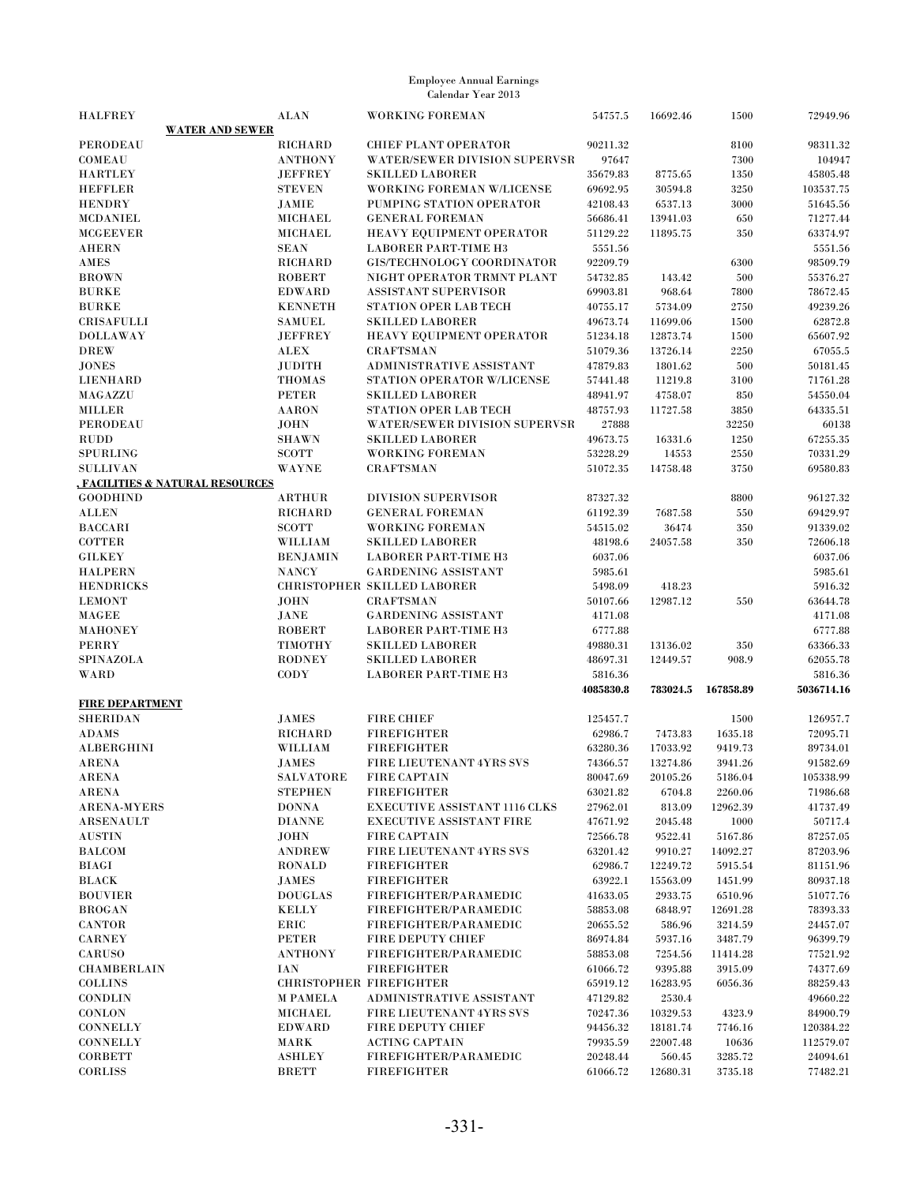Employee Annual Earnings
Calendar Year 2013

| | | | | | | |
|---|---|---|---|---|---|---|
| HALFREY | ALAN | WORKING FOREMAN | 54757.5 | 16692.46 | 1500 | 72949.96 |
| **WATER AND SEWER** | | | | | | |
| PERODEAU | RICHARD | CHIEF PLANT OPERATOR | 90211.32 | | 8100 | 98311.32 |
| COMEAU | ANTHONY | WATER/SEWER DIVISION SUPERVSR | 97647 | | 7300 | 104947 |
| HARTLEY | JEFFREY | SKILLED LABORER | 35679.83 | 8775.65 | 1350 | 45805.48 |
| HEFFLER | STEVEN | WORKING FOREMAN W/LICENSE | 69692.95 | 30594.8 | 3250 | 103537.75 |
| HENDRY | JAMIE | PUMPING STATION OPERATOR | 42108.43 | 6537.13 | 3000 | 51645.56 |
| MCDANIEL | MICHAEL | GENERAL FOREMAN | 56686.41 | 13941.03 | 650 | 71277.44 |
| MCGEEVER | MICHAEL | HEAVY EQUIPMENT OPERATOR | 51129.22 | 11895.75 | 350 | 63374.97 |
| AHERN | SEAN | LABORER PART-TIME H3 | 5551.56 | | | 5551.56 |
| AMES | RICHARD | GIS/TECHNOLOGY COORDINATOR | 92209.79 | | 6300 | 98509.79 |
| BROWN | ROBERT | NIGHT OPERATOR TRMNT PLANT | 54732.85 | 143.42 | 500 | 55376.27 |
| BURKE | EDWARD | ASSISTANT SUPERVISOR | 69903.81 | 968.64 | 7800 | 78672.45 |
| BURKE | KENNETH | STATION OPER LAB TECH | 40755.17 | 5734.09 | 2750 | 49239.26 |
| CRISAFULLI | SAMUEL | SKILLED LABORER | 49673.74 | 11699.06 | 1500 | 62872.8 |
| DOLLAWAY | JEFFREY | HEAVY EQUIPMENT OPERATOR | 51234.18 | 12873.74 | 1500 | 65607.92 |
| DREW | ALEX | CRAFTSMAN | 51079.36 | 13726.14 | 2250 | 67055.5 |
| JONES | JUDITH | ADMINISTRATIVE ASSISTANT | 47879.83 | 1801.62 | 500 | 50181.45 |
| LIENHARD | THOMAS | STATION OPERATOR W/LICENSE | 57441.48 | 11219.8 | 3100 | 71761.28 |
| MAGAZZU | PETER | SKILLED LABORER | 48941.97 | 4758.07 | 850 | 54550.04 |
| MILLER | AARON | STATION OPER LAB TECH | 48757.93 | 11727.58 | 3850 | 64335.51 |
| PERODEAU | JOHN | WATER/SEWER DIVISION SUPERVSR | 27888 | | 32250 | 60138 |
| RUDD | SHAWN | SKILLED LABORER | 49673.75 | 16331.6 | 1250 | 67255.35 |
| SPURLING | SCOTT | WORKING FOREMAN | 53228.29 | 14553 | 2550 | 70331.29 |
| SULLIVAN | WAYNE | CRAFTSMAN | 51072.35 | 14758.48 | 3750 | 69580.83 |
| **, FACILITIES & NATURAL RESOURCES** | | | | | | |
| GOODHIND | ARTHUR | DIVISION SUPERVISOR | 87327.32 | | 8800 | 96127.32 |
| ALLEN | RICHARD | GENERAL FOREMAN | 61192.39 | 7687.58 | 550 | 69429.97 |
| BACCARI | SCOTT | WORKING FOREMAN | 54515.02 | 36474 | 350 | 91339.02 |
| COTTER | WILLIAM | SKILLED LABORER | 48198.6 | 24057.58 | 350 | 72606.18 |
| GILKEY | BENJAMIN | LABORER PART-TIME H3 | 6037.06 | | | 6037.06 |
| HALPERN | NANCY | GARDENING ASSISTANT | 5985.61 | | | 5985.61 |
| HENDRICKS | CHRISTOPHER | SKILLED LABORER | 5498.09 | 418.23 | | 5916.32 |
| LEMONT | JOHN | CRAFTSMAN | 50107.66 | 12987.12 | 550 | 63644.78 |
| MAGEE | JANE | GARDENING ASSISTANT | 4171.08 | | | 4171.08 |
| MAHONEY | ROBERT | LABORER PART-TIME H3 | 6777.88 | | | 6777.88 |
| PERRY | TIMOTHY | SKILLED LABORER | 49880.31 | 13136.02 | 350 | 63366.33 |
| SPINAZOLA | RODNEY | SKILLED LABORER | 48697.31 | 12449.57 | 908.9 | 62055.78 |
| WARD | CODY | LABORER PART-TIME H3 | 5816.36 | | | 5816.36 |
| | | | **4085830.8** | **783024.5** | **167858.89** | **5036714.16** |
| **FIRE DEPARTMENT** | | | | | | |
| SHERIDAN | JAMES | FIRE CHIEF | 125457.7 | | 1500 | 126957.7 |
| ADAMS | RICHARD | FIREFIGHTER | 62986.7 | 7473.83 | 1635.18 | 72095.71 |
| ALBERGHINI | WILLIAM | FIREFIGHTER | 63280.36 | 17033.92 | 9419.73 | 89734.01 |
| ARENA | JAMES | FIRE LIEUTENANT 4YRS SVS | 74366.57 | 13274.86 | 3941.26 | 91582.69 |
| ARENA | SALVATORE | FIRE CAPTAIN | 80047.69 | 20105.26 | 5186.04 | 105338.99 |
| ARENA | STEPHEN | FIREFIGHTER | 63021.82 | 6704.8 | 2260.06 | 71986.68 |
| ARENA-MYERS | DONNA | EXECUTIVE ASSISTANT 1116 CLKS | 27962.01 | 813.09 | 12962.39 | 41737.49 |
| ARSENAULT | DIANNE | EXECUTIVE ASSISTANT FIRE | 47671.92 | 2045.48 | 1000 | 50717.4 |
| AUSTIN | JOHN | FIRE CAPTAIN | 72566.78 | 9522.41 | 5167.86 | 87257.05 |
| BALCOM | ANDREW | FIRE LIEUTENANT 4YRS SVS | 63201.42 | 9910.27 | 14092.27 | 87203.96 |
| BIAGI | RONALD | FIREFIGHTER | 62986.7 | 12249.72 | 5915.54 | 81151.96 |
| BLACK | JAMES | FIREFIGHTER | 63922.1 | 15563.09 | 1451.99 | 80937.18 |
| BOUVIER | DOUGLAS | FIREFIGHTER/PARAMEDIC | 41633.05 | 2933.75 | 6510.96 | 51077.76 |
| BROGAN | KELLY | FIREFIGHTER/PARAMEDIC | 58853.08 | 6848.97 | 12691.28 | 78393.33 |
| CANTOR | ERIC | FIREFIGHTER/PARAMEDIC | 20655.52 | 586.96 | 3214.59 | 24457.07 |
| CARNEY | PETER | FIRE DEPUTY CHIEF | 86974.84 | 5937.16 | 3487.79 | 96399.79 |
| CARUSO | ANTHONY | FIREFIGHTER/PARAMEDIC | 58853.08 | 7254.56 | 11414.28 | 77521.92 |
| CHAMBERLAIN | IAN | FIREFIGHTER | 61066.72 | 9395.88 | 3915.09 | 74377.69 |
| COLLINS | CHRISTOPHER | FIREFIGHTER | 65919.12 | 16283.95 | 6056.36 | 88259.43 |
| CONDLIN | M PAMELA | ADMINISTRATIVE ASSISTANT | 47129.82 | 2530.4 | | 49660.22 |
| CONLON | MICHAEL | FIRE LIEUTENANT 4YRS SVS | 70247.36 | 10329.53 | 4323.9 | 84900.79 |
| CONNELLY | EDWARD | FIRE DEPUTY CHIEF | 94456.32 | 18181.74 | 7746.16 | 120384.22 |
| CONNELLY | MARK | ACTING CAPTAIN | 79935.59 | 22007.48 | 10636 | 112579.07 |
| CORBETT | ASHLEY | FIREFIGHTER/PARAMEDIC | 20248.44 | 560.45 | 3285.72 | 24094.61 |
| CORLISS | BRETT | FIREFIGHTER | 61066.72 | 12680.31 | 3735.18 | 77482.21 |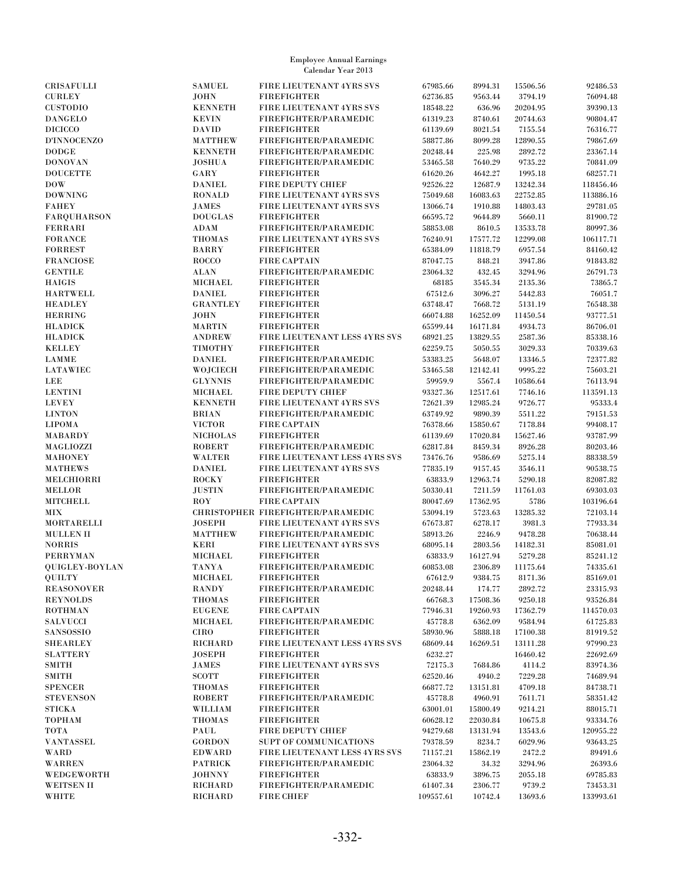Employee Annual Earnings
Calendar Year 2013

| | | | | | | |
|---|---|---|---|---|---|---|
| CRISAFULLI | SAMUEL | FIRE LIEUTENANT 4YRS SVS | 67985.66 | 8994.31 | 15506.56 | 92486.53 |
| CURLEY | JOHN | FIREFIGHTER | 62736.85 | 9563.44 | 3794.19 | 76094.48 |
| CUSTODIO | KENNETH | FIRE LIEUTENANT 4YRS SVS | 18548.22 | 636.96 | 20204.95 | 39390.13 |
| DANGELO | KEVIN | FIREFIGHTER/PARAMEDIC | 61319.23 | 8740.61 | 20744.63 | 90804.47 |
| DICICCO | DAVID | FIREFIGHTER | 61139.69 | 8021.54 | 7155.54 | 76316.77 |
| D'INNOCENZO | MATTHEW | FIREFIGHTER/PARAMEDIC | 58877.86 | 8099.28 | 12890.55 | 79867.69 |
| DODGE | KENNETH | FIREFIGHTER/PARAMEDIC | 20248.44 | 225.98 | 2892.72 | 23367.14 |
| DONOVAN | JOSHUA | FIREFIGHTER/PARAMEDIC | 53465.58 | 7640.29 | 9735.22 | 70841.09 |
| DOUCETTE | GARY | FIREFIGHTER | 61620.26 | 4642.27 | 1995.18 | 68257.71 |
| DOW | DANIEL | FIRE DEPUTY CHIEF | 92526.22 | 12687.9 | 13242.34 | 118456.46 |
| DOWNING | RONALD | FIRE LIEUTENANT 4YRS SVS | 75049.68 | 16083.63 | 22752.85 | 113886.16 |
| FAHEY | JAMES | FIRE LIEUTENANT 4YRS SVS | 13066.74 | 1910.88 | 14803.43 | 29781.05 |
| FARQUHARSON | DOUGLAS | FIREFIGHTER | 66595.72 | 9644.89 | 5660.11 | 81900.72 |
| FERRARI | ADAM | FIREFIGHTER/PARAMEDIC | 58853.08 | 8610.5 | 13533.78 | 80997.36 |
| FORANCE | THOMAS | FIRE LIEUTENANT 4YRS SVS | 76240.91 | 17577.72 | 12299.08 | 106117.71 |
| FORREST | BARRY | FIREFIGHTER | 65384.09 | 11818.79 | 6957.54 | 84160.42 |
| FRANCIOSE | ROCCO | FIRE CAPTAIN | 87047.75 | 848.21 | 3947.86 | 91843.82 |
| GENTILE | ALAN | FIREFIGHTER/PARAMEDIC | 23064.32 | 432.45 | 3294.96 | 26791.73 |
| HAIGIS | MICHAEL | FIREFIGHTER | 68185 | 3545.34 | 2135.36 | 73865.7 |
| HARTWELL | DANIEL | FIREFIGHTER | 67512.6 | 3096.27 | 5442.83 | 76051.7 |
| HEADLEY | GRANTLEY | FIREFIGHTER | 63748.47 | 7668.72 | 5131.19 | 76548.38 |
| HERRING | JOHN | FIREFIGHTER | 66074.88 | 16252.09 | 11450.54 | 93777.51 |
| HLADICK | MARTIN | FIREFIGHTER | 65599.44 | 16171.84 | 4934.73 | 86706.01 |
| HLADICK | ANDREW | FIRE LIEUTENANT LESS 4YRS SVS | 68921.25 | 13829.55 | 2587.36 | 85338.16 |
| KELLEY | TIMOTHY | FIREFIGHTER | 62259.75 | 5050.55 | 3029.33 | 70339.63 |
| LAMME | DANIEL | FIREFIGHTER/PARAMEDIC | 53383.25 | 5648.07 | 13346.5 | 72377.82 |
| LATAWIEC | WOJCIECH | FIREFIGHTER/PARAMEDIC | 53465.58 | 12142.41 | 9995.22 | 75603.21 |
| LEE | GLYNNIS | FIREFIGHTER/PARAMEDIC | 59959.9 | 5567.4 | 10586.64 | 76113.94 |
| LENTINI | MICHAEL | FIRE DEPUTY CHIEF | 93327.36 | 12517.61 | 7746.16 | 113591.13 |
| LEVEY | KENNETH | FIRE LIEUTENANT 4YRS SVS | 72621.39 | 12985.24 | 9726.77 | 95333.4 |
| LINTON | BRIAN | FIREFIGHTER/PARAMEDIC | 63749.92 | 9890.39 | 5511.22 | 79151.53 |
| LIPOMA | VICTOR | FIRE CAPTAIN | 76378.66 | 15850.67 | 7178.84 | 99408.17 |
| MABARDY | NICHOLAS | FIREFIGHTER | 61139.69 | 17020.84 | 15627.46 | 93787.99 |
| MAGLIOZZI | ROBERT | FIREFIGHTER/PARAMEDIC | 62817.84 | 8459.34 | 8926.28 | 80203.46 |
| MAHONEY | WALTER | FIRE LIEUTENANT LESS 4YRS SVS | 73476.76 | 9586.69 | 5275.14 | 88338.59 |
| MATHEWS | DANIEL | FIRE LIEUTENANT 4YRS SVS | 77835.19 | 9157.45 | 3546.11 | 90538.75 |
| MELCHIORRI | ROCKY | FIREFIGHTER | 63833.9 | 12963.74 | 5290.18 | 82087.82 |
| MELLOR | JUSTIN | FIREFIGHTER/PARAMEDIC | 50330.41 | 7211.59 | 11761.03 | 69303.03 |
| MITCHELL | ROY | FIRE CAPTAIN | 80047.69 | 17362.95 | 5786 | 103196.64 |
| MIX | CHRISTOPHER | FIREFIGHTER/PARAMEDIC | 53094.19 | 5723.63 | 13285.32 | 72103.14 |
| MORTARELLI | JOSEPH | FIRE LIEUTENANT 4YRS SVS | 67673.87 | 6278.17 | 3981.3 | 77933.34 |
| MULLEN II | MATTHEW | FIREFIGHTER/PARAMEDIC | 58913.26 | 2246.9 | 9478.28 | 70638.44 |
| NORRIS | KERI | FIRE LIEUTENANT 4YRS SVS | 68095.14 | 2803.56 | 14182.31 | 85081.01 |
| PERRYMAN | MICHAEL | FIREFIGHTER | 63833.9 | 16127.94 | 5279.28 | 85241.12 |
| QUIGLEY-BOYLAN | TANYA | FIREFIGHTER/PARAMEDIC | 60853.08 | 2306.89 | 11175.64 | 74335.61 |
| QUILTY | MICHAEL | FIREFIGHTER | 67612.9 | 9384.75 | 8171.36 | 85169.01 |
| REASONOVER | RANDY | FIREFIGHTER/PARAMEDIC | 20248.44 | 174.77 | 2892.72 | 23315.93 |
| REYNOLDS | THOMAS | FIREFIGHTER | 66768.3 | 17508.36 | 9250.18 | 93526.84 |
| ROTHMAN | EUGENE | FIRE CAPTAIN | 77946.31 | 19260.93 | 17362.79 | 114570.03 |
| SALVUCCI | MICHAEL | FIREFIGHTER/PARAMEDIC | 45778.8 | 6362.09 | 9584.94 | 61725.83 |
| SANSOSSIO | CIRO | FIREFIGHTER | 58930.96 | 5888.18 | 17100.38 | 81919.52 |
| SHEARLEY | RICHARD | FIRE LIEUTENANT LESS 4YRS SVS | 68609.44 | 16269.51 | 13111.28 | 97990.23 |
| SLATTERY | JOSEPH | FIREFIGHTER | 6232.27 | | 16460.42 | 22692.69 |
| SMITH | JAMES | FIRE LIEUTENANT 4YRS SVS | 72175.3 | 7684.86 | 4114.2 | 83974.36 |
| SMITH | SCOTT | FIREFIGHTER | 62520.46 | 4940.2 | 7229.28 | 74689.94 |
| SPENCER | THOMAS | FIREFIGHTER | 66877.72 | 13151.81 | 4709.18 | 84738.71 |
| STEVENSON | ROBERT | FIREFIGHTER/PARAMEDIC | 45778.8 | 4960.91 | 7611.71 | 58351.42 |
| STICKA | WILLIAM | FIREFIGHTER | 63001.01 | 15800.49 | 9214.21 | 88015.71 |
| TOPHAM | THOMAS | FIREFIGHTER | 60628.12 | 22030.84 | 10675.8 | 93334.76 |
| TOTA | PAUL | FIRE DEPUTY CHIEF | 94279.68 | 13131.94 | 13543.6 | 120955.22 |
| VANTASSEL | GORDON | SUPT OF COMMUNICATIONS | 79378.59 | 8234.7 | 6029.96 | 93643.25 |
| WARD | EDWARD | FIRE LIEUTENANT LESS 4YRS SVS | 71157.21 | 15862.19 | 2472.2 | 89491.6 |
| WARREN | PATRICK | FIREFIGHTER/PARAMEDIC | 23064.32 | 34.32 | 3294.96 | 26393.6 |
| WEDGEWORTH | JOHNNY | FIREFIGHTER | 63833.9 | 3896.75 | 2055.18 | 69785.83 |
| WEITSEN II | RICHARD | FIREFIGHTER/PARAMEDIC | 61407.34 | 2306.77 | 9739.2 | 73453.31 |
| WHITE | RICHARD | FIRE CHIEF | 109557.61 | 10742.4 | 13693.6 | 133993.61 |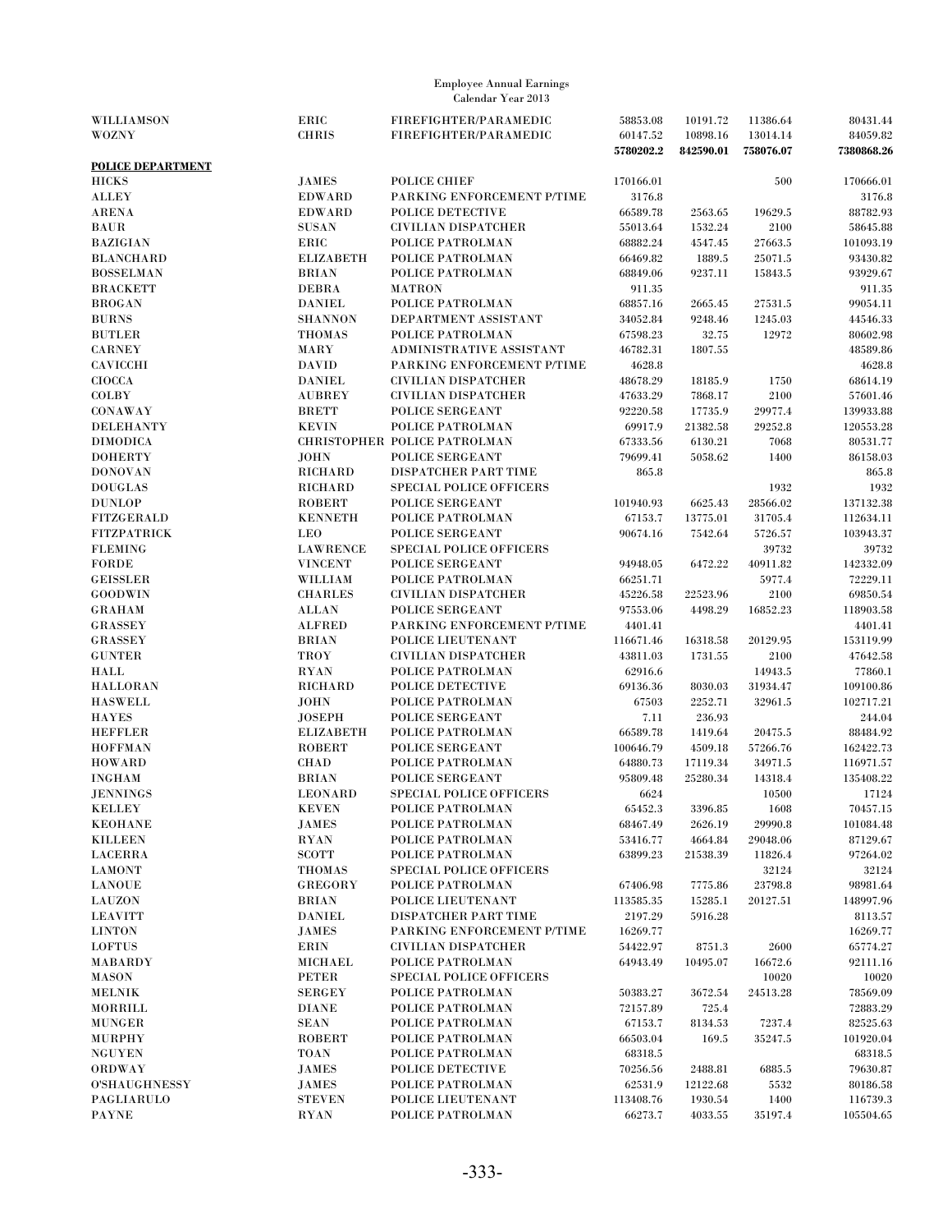Employee Annual Earnings
Calendar Year 2013

| | | | | | | |
|---|---|---|---|---|---|---|
| WILLIAMSON | ERIC | FIREFIGHTER/PARAMEDIC | 58853.08 | 10191.72 | 11386.64 | 80431.44 |
| WOZNY | CHRIS | FIREFIGHTER/PARAMEDIC | 60147.52 | 10898.16 | 13014.14 | 84059.82 |
| | | | **5780202.2** | **842590.01** | **758076.07** | **7380868.26** |
| **POLICE DEPARTMENT** | | | | | | |
| HICKS | JAMES | POLICE CHIEF | 170166.01 | | 500 | 170666.01 |
| ALLEY | EDWARD | PARKING ENFORCEMENT P/TIME | 3176.8 | | | 3176.8 |
| ARENA | EDWARD | POLICE DETECTIVE | 66589.78 | 2563.65 | 19629.5 | 88782.93 |
| BAUR | SUSAN | CIVILIAN DISPATCHER | 55013.64 | 1532.24 | 2100 | 58645.88 |
| BAZIGIAN | ERIC | POLICE PATROLMAN | 68882.24 | 4547.45 | 27663.5 | 101093.19 |
| BLANCHARD | ELIZABETH | POLICE PATROLMAN | 66469.82 | 1889.5 | 25071.5 | 93430.82 |
| BOSSELMAN | BRIAN | POLICE PATROLMAN | 68849.06 | 9237.11 | 15843.5 | 93929.67 |
| BRACKETT | DEBRA | MATRON | 911.35 | | | 911.35 |
| BROGAN | DANIEL | POLICE PATROLMAN | 68857.16 | 2665.45 | 27531.5 | 99054.11 |
| BURNS | SHANNON | DEPARTMENT ASSISTANT | 34052.84 | 9248.46 | 1245.03 | 44546.33 |
| BUTLER | THOMAS | POLICE PATROLMAN | 67598.23 | 32.75 | 12972 | 80602.98 |
| CARNEY | MARY | ADMINISTRATIVE ASSISTANT | 46782.31 | 1807.55 | | 48589.86 |
| CAVICCHI | DAVID | PARKING ENFORCEMENT P/TIME | 4628.8 | | | 4628.8 |
| CIOCCA | DANIEL | CIVILIAN DISPATCHER | 48678.29 | 18185.9 | 1750 | 68614.19 |
| COLBY | AUBREY | CIVILIAN DISPATCHER | 47633.29 | 7868.17 | 2100 | 57601.46 |
| CONAWAY | BRETT | POLICE SERGEANT | 92220.58 | 17735.9 | 29977.4 | 139933.88 |
| DELEHANTY | KEVIN | POLICE PATROLMAN | 69917.9 | 21382.58 | 29252.8 | 120553.28 |
| DIMODICA | CHRISTOPHER | POLICE PATROLMAN | 67333.56 | 6130.21 | 7068 | 80531.77 |
| DOHERTY | JOHN | POLICE SERGEANT | 79699.41 | 5058.62 | 1400 | 86158.03 |
| DONOVAN | RICHARD | DISPATCHER PART TIME | 865.8 | | | 865.8 |
| DOUGLAS | RICHARD | SPECIAL POLICE OFFICERS | | | 1932 | 1932 |
| DUNLOP | ROBERT | POLICE SERGEANT | 101940.93 | 6625.43 | 28566.02 | 137132.38 |
| FITZGERALD | KENNETH | POLICE PATROLMAN | 67153.7 | 13775.01 | 31705.4 | 112634.11 |
| FITZPATRICK | LEO | POLICE SERGEANT | 90674.16 | 7542.64 | 5726.57 | 103943.37 |
| FLEMING | LAWRENCE | SPECIAL POLICE OFFICERS | | | 39732 | 39732 |
| FORDE | VINCENT | POLICE SERGEANT | 94948.05 | 6472.22 | 40911.82 | 142332.09 |
| GEISSLER | WILLIAM | POLICE PATROLMAN | 66251.71 | | 5977.4 | 72229.11 |
| GOODWIN | CHARLES | CIVILIAN DISPATCHER | 45226.58 | 22523.96 | 2100 | 69850.54 |
| GRAHAM | ALLAN | POLICE SERGEANT | 97553.06 | 4498.29 | 16852.23 | 118903.58 |
| GRASSEY | ALFRED | PARKING ENFORCEMENT P/TIME | 4401.41 | | | 4401.41 |
| GRASSEY | BRIAN | POLICE LIEUTENANT | 116671.46 | 16318.58 | 20129.95 | 153119.99 |
| GUNTER | TROY | CIVILIAN DISPATCHER | 43811.03 | 1731.55 | 2100 | 47642.58 |
| HALL | RYAN | POLICE PATROLMAN | 62916.6 | | 14943.5 | 77860.1 |
| HALLORAN | RICHARD | POLICE DETECTIVE | 69136.36 | 8030.03 | 31934.47 | 109100.86 |
| HASWELL | JOHN | POLICE PATROLMAN | 67503 | 2252.71 | 32961.5 | 102717.21 |
| HAYES | JOSEPH | POLICE SERGEANT | 7.11 | 236.93 | | 244.04 |
| HEFFLER | ELIZABETH | POLICE PATROLMAN | 66589.78 | 1419.64 | 20475.5 | 88484.92 |
| HOFFMAN | ROBERT | POLICE SERGEANT | 100646.79 | 4509.18 | 57266.76 | 162422.73 |
| HOWARD | CHAD | POLICE PATROLMAN | 64880.73 | 17119.34 | 34971.5 | 116971.57 |
| INGHAM | BRIAN | POLICE SERGEANT | 95809.48 | 25280.34 | 14318.4 | 135408.22 |
| JENNINGS | LEONARD | SPECIAL POLICE OFFICERS | 6624 | | 10500 | 17124 |
| KELLEY | KEVEN | POLICE PATROLMAN | 65452.3 | 3396.85 | 1608 | 70457.15 |
| KEOHANE | JAMES | POLICE PATROLMAN | 68467.49 | 2626.19 | 29990.8 | 101084.48 |
| KILLEEN | RYAN | POLICE PATROLMAN | 53416.77 | 4664.84 | 29048.06 | 87129.67 |
| LACERRA | SCOTT | POLICE PATROLMAN | 63899.23 | 21538.39 | 11826.4 | 97264.02 |
| LAMONT | THOMAS | SPECIAL POLICE OFFICERS | | | 32124 | 32124 |
| LANOUE | GREGORY | POLICE PATROLMAN | 67406.98 | 7775.86 | 23798.8 | 98981.64 |
| LAUZON | BRIAN | POLICE LIEUTENANT | 113585.35 | 15285.1 | 20127.51 | 148997.96 |
| LEAVITT | DANIEL | DISPATCHER PART TIME | 2197.29 | 5916.28 | | 8113.57 |
| LINTON | JAMES | PARKING ENFORCEMENT P/TIME | 16269.77 | | | 16269.77 |
| LOFTUS | ERIN | CIVILIAN DISPATCHER | 54422.97 | 8751.3 | 2600 | 65774.27 |
| MABARDY | MICHAEL | POLICE PATROLMAN | 64943.49 | 10495.07 | 16672.6 | 92111.16 |
| MASON | PETER | SPECIAL POLICE OFFICERS | | | 10020 | 10020 |
| MELNIK | SERGEY | POLICE PATROLMAN | 50383.27 | 3672.54 | 24513.28 | 78569.09 |
| MORRILL | DIANE | POLICE PATROLMAN | 72157.89 | 725.4 | | 72883.29 |
| MUNGER | SEAN | POLICE PATROLMAN | 67153.7 | 8134.53 | 7237.4 | 82525.63 |
| MURPHY | ROBERT | POLICE PATROLMAN | 66503.04 | 169.5 | 35247.5 | 101920.04 |
| NGUYEN | TOAN | POLICE PATROLMAN | 68318.5 | | | 68318.5 |
| ORDWAY | JAMES | POLICE DETECTIVE | 70256.56 | 2488.81 | 6885.5 | 79630.87 |
| O'SHAUGHNESSY | JAMES | POLICE PATROLMAN | 62531.9 | 12122.68 | 5532 | 80186.58 |
| PAGLIARULO | STEVEN | POLICE LIEUTENANT | 113408.76 | 1930.54 | 1400 | 116739.3 |
| PAYNE | RYAN | POLICE PATROLMAN | 66273.7 | 4033.55 | 35197.4 | 105504.65 |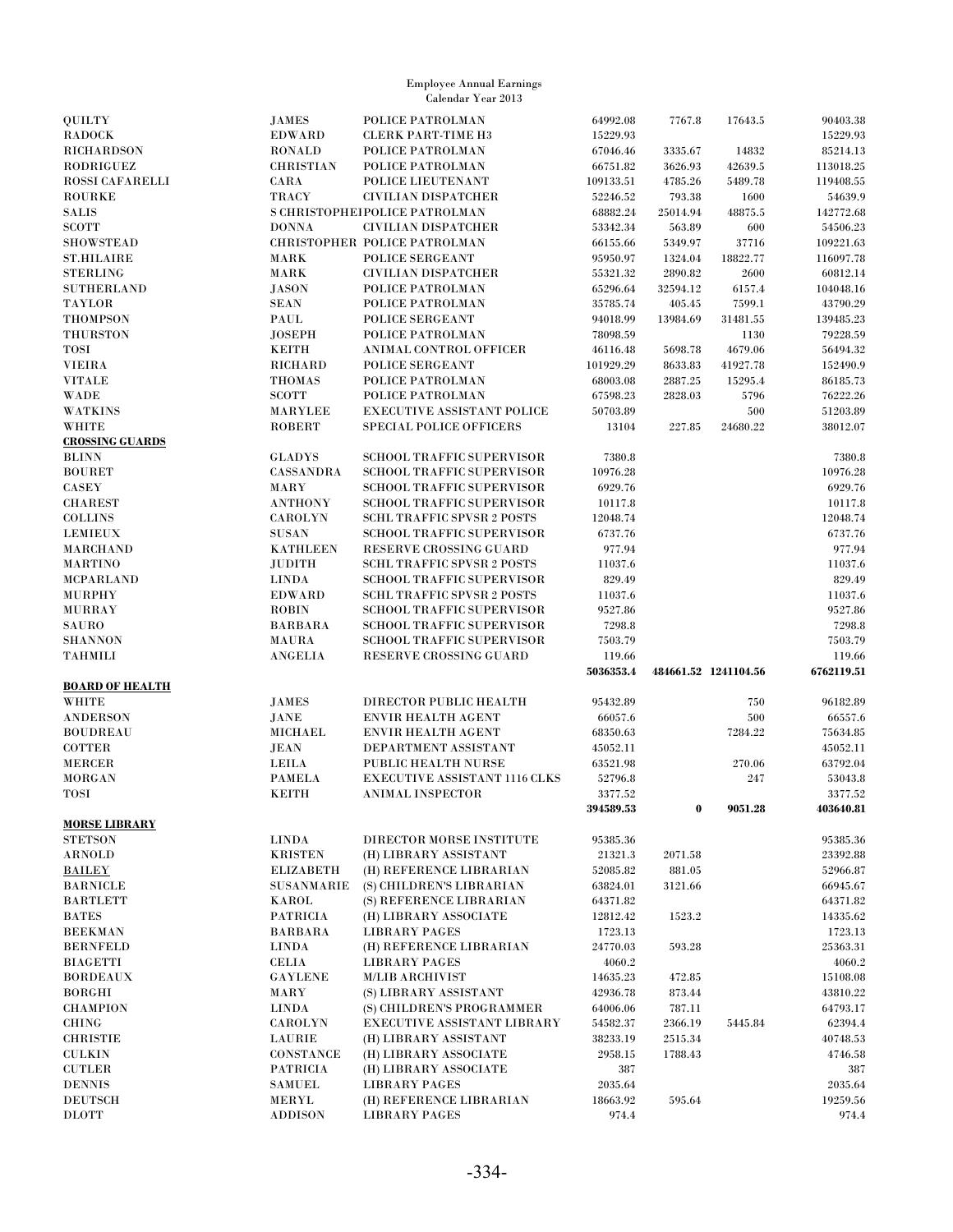Employee Annual Earnings
Calendar Year 2013

| | | | | | | |
|---|---|---|---|---|---|---|
| QUILTY | JAMES | POLICE PATROLMAN | 64992.08 | 7767.8 | 17643.5 | 90403.38 |
| RADOCK | EDWARD | CLERK PART-TIME H3 | 15229.93 | | | 15229.93 |
| RICHARDSON | RONALD | POLICE PATROLMAN | 67046.46 | 3335.67 | 14832 | 85214.13 |
| RODRIGUEZ | CHRISTIAN | POLICE PATROLMAN | 66751.82 | 3626.93 | 42639.5 | 113018.25 |
| ROSSI CAFARELLI | CARA | POLICE LIEUTENANT | 109133.51 | 4785.26 | 5489.78 | 119408.55 |
| ROURKE | TRACY | CIVILIAN DISPATCHER | 52246.52 | 793.38 | 1600 | 54639.9 |
| SALIS | S CHRISTOPHEI | POLICE PATROLMAN | 68882.24 | 25014.94 | 48875.5 | 142772.68 |
| SCOTT | DONNA | CIVILIAN DISPATCHER | 53342.34 | 563.89 | 600 | 54506.23 |
| SHOWSTEAD | CHRISTOPHER | POLICE PATROLMAN | 66155.66 | 5349.97 | 37716 | 109221.63 |
| ST.HILAIRE | MARK | POLICE SERGEANT | 95950.97 | 1324.04 | 18822.77 | 116097.78 |
| STERLING | MARK | CIVILIAN DISPATCHER | 55321.32 | 2890.82 | 2600 | 60812.14 |
| SUTHERLAND | JASON | POLICE PATROLMAN | 65296.64 | 32594.12 | 6157.4 | 104048.16 |
| TAYLOR | SEAN | POLICE PATROLMAN | 35785.74 | 405.45 | 7599.1 | 43790.29 |
| THOMPSON | PAUL | POLICE SERGEANT | 94018.99 | 13984.69 | 31481.55 | 139485.23 |
| THURSTON | JOSEPH | POLICE PATROLMAN | 78098.59 | | 1130 | 79228.59 |
| TOSI | KEITH | ANIMAL CONTROL OFFICER | 46116.48 | 5698.78 | 4679.06 | 56494.32 |
| VIEIRA | RICHARD | POLICE SERGEANT | 101929.29 | 8633.83 | 41927.78 | 152490.9 |
| VITALE | THOMAS | POLICE PATROLMAN | 68003.08 | 2887.25 | 15295.4 | 86185.73 |
| WADE | SCOTT | POLICE PATROLMAN | 67598.23 | 2828.03 | 5796 | 76222.26 |
| WATKINS | MARYLEE | EXECUTIVE ASSISTANT POLICE | 50703.89 | | 500 | 51203.89 |
| WHITE | ROBERT | SPECIAL POLICE OFFICERS | 13104 | 227.85 | 24680.22 | 38012.07 |
| **CROSSING GUARDS** | | | | | | |
| BLINN | GLADYS | SCHOOL TRAFFIC SUPERVISOR | 7380.8 | | | 7380.8 |
| BOURET | CASSANDRA | SCHOOL TRAFFIC SUPERVISOR | 10976.28 | | | 10976.28 |
| CASEY | MARY | SCHOOL TRAFFIC SUPERVISOR | 6929.76 | | | 6929.76 |
| CHAREST | ANTHONY | SCHOOL TRAFFIC SUPERVISOR | 10117.8 | | | 10117.8 |
| COLLINS | CAROLYN | SCHL TRAFFIC SPVSR 2 POSTS | 12048.74 | | | 12048.74 |
| LEMIEUX | SUSAN | SCHOOL TRAFFIC SUPERVISOR | 6737.76 | | | 6737.76 |
| MARCHAND | KATHLEEN | RESERVE CROSSING GUARD | 977.94 | | | 977.94 |
| MARTINO | JUDITH | SCHL TRAFFIC SPVSR 2 POSTS | 11037.6 | | | 11037.6 |
| MCPARLAND | LINDA | SCHOOL TRAFFIC SUPERVISOR | 829.49 | | | 829.49 |
| MURPHY | EDWARD | SCHL TRAFFIC SPVSR 2 POSTS | 11037.6 | | | 11037.6 |
| MURRAY | ROBIN | SCHOOL TRAFFIC SUPERVISOR | 9527.86 | | | 9527.86 |
| SAURO | BARBARA | SCHOOL TRAFFIC SUPERVISOR | 7298.8 | | | 7298.8 |
| SHANNON | MAURA | SCHOOL TRAFFIC SUPERVISOR | 7503.79 | | | 7503.79 |
| TAHMILI | ANGELIA | RESERVE CROSSING GUARD | 119.66 | | | 119.66 |
| | | | **5036353.4** | **484661.52** | **1241104.56** | **6762119.51** |
| **BOARD OF HEALTH** | | | | | | |
| WHITE | JAMES | DIRECTOR PUBLIC HEALTH | 95432.89 | | 750 | 96182.89 |
| ANDERSON | JANE | ENVIR HEALTH AGENT | 66057.6 | | 500 | 66557.6 |
| BOUDREAU | MICHAEL | ENVIR HEALTH AGENT | 68350.63 | | 7284.22 | 75634.85 |
| COTTER | JEAN | DEPARTMENT ASSISTANT | 45052.11 | | | 45052.11 |
| MERCER | LEILA | PUBLIC HEALTH NURSE | 63521.98 | | 270.06 | 63792.04 |
| MORGAN | PAMELA | EXECUTIVE ASSISTANT 1116 CLKS | 52796.8 | | 247 | 53043.8 |
| TOSI | KEITH | ANIMAL INSPECTOR | 3377.52 | | | 3377.52 |
| | | | **394589.53** | **0** | **9051.28** | **403640.81** |
| **MORSE LIBRARY** | | | | | | |
| STETSON | LINDA | DIRECTOR MORSE INSTITUTE | 95385.36 | | | 95385.36 |
| ARNOLD | KRISTEN | (H) LIBRARY ASSISTANT | 21321.3 | 2071.58 | | 23392.88 |
| BAILEY | ELIZABETH | (H) REFERENCE LIBRARIAN | 52085.82 | 881.05 | | 52966.87 |
| BARNICLE | SUSANMARIE | (S) CHILDREN'S LIBRARIAN | 63824.01 | 3121.66 | | 66945.67 |
| BARTLETT | KAROL | (S) REFERENCE LIBRARIAN | 64371.82 | | | 64371.82 |
| BATES | PATRICIA | (H) LIBRARY ASSOCIATE | 12812.42 | 1523.2 | | 14335.62 |
| BEEKMAN | BARBARA | LIBRARY PAGES | 1723.13 | | | 1723.13 |
| BERNFELD | LINDA | (H) REFERENCE LIBRARIAN | 24770.03 | 593.28 | | 25363.31 |
| BIAGETTI | CELIA | LIBRARY PAGES | 4060.2 | | | 4060.2 |
| BORDEAUX | GAYLENE | M/LIB ARCHIVIST | 14635.23 | 472.85 | | 15108.08 |
| BORGHI | MARY | (S) LIBRARY ASSISTANT | 42936.78 | 873.44 | | 43810.22 |
| CHAMPION | LINDA | (S) CHILDREN'S PROGRAMMER | 64006.06 | 787.11 | | 64793.17 |
| CHING | CAROLYN | EXECUTIVE ASSISTANT LIBRARY | 54582.37 | 2366.19 | 5445.84 | 62394.4 |
| CHRISTIE | LAURIE | (H) LIBRARY ASSISTANT | 38233.19 | 2515.34 | | 40748.53 |
| CULKIN | CONSTANCE | (H) LIBRARY ASSOCIATE | 2958.15 | 1788.43 | | 4746.58 |
| CUTLER | PATRICIA | (H) LIBRARY ASSOCIATE | 387 | | | 387 |
| DENNIS | SAMUEL | LIBRARY PAGES | 2035.64 | | | 2035.64 |
| DEUTSCH | MERYL | (H) REFERENCE LIBRARIAN | 18663.92 | 595.64 | | 19259.56 |
| DLOTT | ADDISON | LIBRARY PAGES | 974.4 | | | 974.4 |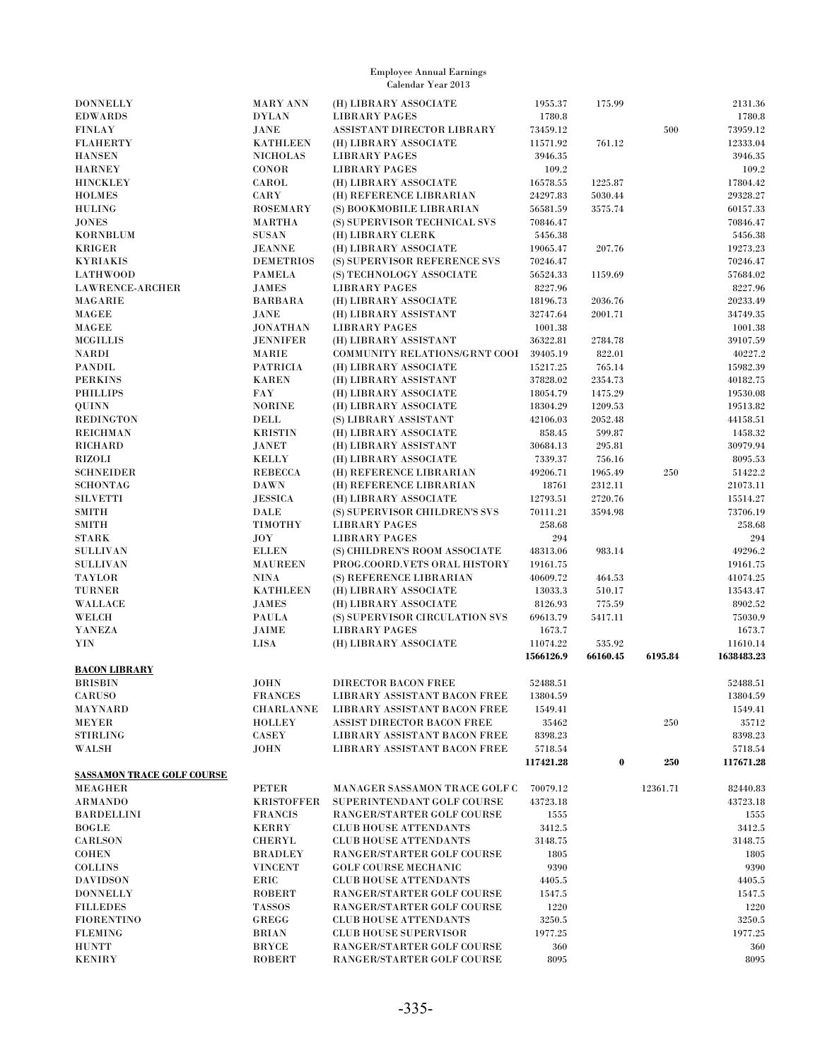Employee Annual Earnings
Calendar Year 2013

| | | | | | | |
|---|---|---|---|---|---|---|
| DONNELLY | MARY ANN | (H) LIBRARY ASSOCIATE | 1955.37 | 175.99 | | 2131.36 |
| EDWARDS | DYLAN | LIBRARY PAGES | 1780.8 | | | 1780.8 |
| FINLAY | JANE | ASSISTANT DIRECTOR LIBRARY | 73459.12 | | 500 | 73959.12 |
| FLAHERTY | KATHLEEN | (H) LIBRARY ASSOCIATE | 11571.92 | 761.12 | | 12333.04 |
| HANSEN | NICHOLAS | LIBRARY PAGES | 3946.35 | | | 3946.35 |
| HARNEY | CONOR | LIBRARY PAGES | 109.2 | | | 109.2 |
| HINCKLEY | CAROL | (H) LIBRARY ASSOCIATE | 16578.55 | 1225.87 | | 17804.42 |
| HOLMES | CARY | (H) REFERENCE LIBRARIAN | 24297.83 | 5030.44 | | 29328.27 |
| HULING | ROSEMARY | (S) BOOKMOBILE LIBRARIAN | 56581.59 | 3575.74 | | 60157.33 |
| JONES | MARTHA | (S) SUPERVISOR TECHNICAL SVS | 70846.47 | | | 70846.47 |
| KORNBLUM | SUSAN | (H) LIBRARY CLERK | 5456.38 | | | 5456.38 |
| KRIGER | JEANNE | (H) LIBRARY ASSOCIATE | 19065.47 | 207.76 | | 19273.23 |
| KYRIAKIS | DEMETRIOS | (S) SUPERVISOR REFERENCE SVS | 70246.47 | | | 70246.47 |
| LATHWOOD | PAMELA | (S) TECHNOLOGY ASSOCIATE | 56524.33 | 1159.69 | | 57684.02 |
| LAWRENCE-ARCHER | JAMES | LIBRARY PAGES | 8227.96 | | | 8227.96 |
| MAGARIE | BARBARA | (H) LIBRARY ASSOCIATE | 18196.73 | 2036.76 | | 20233.49 |
| MAGEE | JANE | (H) LIBRARY ASSISTANT | 32747.64 | 2001.71 | | 34749.35 |
| MAGEE | JONATHAN | LIBRARY PAGES | 1001.38 | | | 1001.38 |
| MCGILLIS | JENNIFER | (H) LIBRARY ASSISTANT | 36322.81 | 2784.78 | | 39107.59 |
| NARDI | MARIE | COMMUNITY RELATIONS/GRNT COOI | 39405.19 | 822.01 | | 40227.2 |
| PANDIL | PATRICIA | (H) LIBRARY ASSOCIATE | 15217.25 | 765.14 | | 15982.39 |
| PERKINS | KAREN | (H) LIBRARY ASSISTANT | 37828.02 | 2354.73 | | 40182.75 |
| PHILLIPS | FAY | (H) LIBRARY ASSOCIATE | 18054.79 | 1475.29 | | 19530.08 |
| QUINN | NORINE | (H) LIBRARY ASSOCIATE | 18304.29 | 1209.53 | | 19513.82 |
| REDINGTON | DELL | (S) LIBRARY ASSISTANT | 42106.03 | 2052.48 | | 44158.51 |
| REICHMAN | KRISTIN | (H) LIBRARY ASSOCIATE | 858.45 | 599.87 | | 1458.32 |
| RICHARD | JANET | (H) LIBRARY ASSISTANT | 30684.13 | 295.81 | | 30979.94 |
| RIZOLI | KELLY | (H) LIBRARY ASSOCIATE | 7339.37 | 756.16 | | 8095.53 |
| SCHNEIDER | REBECCA | (H) REFERENCE LIBRARIAN | 49206.71 | 1965.49 | 250 | 51422.2 |
| SCHONTAG | DAWN | (H) REFERENCE LIBRARIAN | 18761 | 2312.11 | | 21073.11 |
| SILVETTI | JESSICA | (H) LIBRARY ASSOCIATE | 12793.51 | 2720.76 | | 15514.27 |
| SMITH | DALE | (S) SUPERVISOR CHILDREN'S SVS | 70111.21 | 3594.98 | | 73706.19 |
| SMITH | TIMOTHY | LIBRARY PAGES | 258.68 | | | 258.68 |
| STARK | JOY | LIBRARY PAGES | 294 | | | 294 |
| SULLIVAN | ELLEN | (S) CHILDREN'S ROOM ASSOCIATE | 48313.06 | 983.14 | | 49296.2 |
| SULLIVAN | MAUREEN | PROG.COORD.VETS ORAL HISTORY | 19161.75 | | | 19161.75 |
| TAYLOR | NINA | (S) REFERENCE LIBRARIAN | 40609.72 | 464.53 | | 41074.25 |
| TURNER | KATHLEEN | (H) LIBRARY ASSOCIATE | 13033.3 | 510.17 | | 13543.47 |
| WALLACE | JAMES | (H) LIBRARY ASSOCIATE | 8126.93 | 775.59 | | 8902.52 |
| WELCH | PAULA | (S) SUPERVISOR CIRCULATION SVS | 69613.79 | 5417.11 | | 75030.9 |
| YANEZA | JAIME | LIBRARY PAGES | 1673.7 | | | 1673.7 |
| YIN | LISA | (H) LIBRARY ASSOCIATE | 11074.22 | 535.92 | | 11610.14 |
| | | | **1566126.9** | **66160.45** | **6195.84** | **1638483.23** |
| **BACON LIBRARY** | | | | | | |
| BRISBIN | JOHN | DIRECTOR BACON FREE | 52488.51 | | | 52488.51 |
| CARUSO | FRANCES | LIBRARY ASSISTANT BACON FREE | 13804.59 | | | 13804.59 |
| MAYNARD | CHARLANNE | LIBRARY ASSISTANT BACON FREE | 1549.41 | | | 1549.41 |
| MEYER | HOLLEY | ASSIST DIRECTOR BACON FREE | 35462 | | 250 | 35712 |
| STIRLING | CASEY | LIBRARY ASSISTANT BACON FREE | 8398.23 | | | 8398.23 |
| WALSH | JOHN | LIBRARY ASSISTANT BACON FREE | 5718.54 | | | 5718.54 |
| | | | **117421.28** | **0** | **250** | **117671.28** |
| **SASSAMON TRACE GOLF COURSE** | | | | | | |
| MEAGHER | PETER | MANAGER SASSAMON TRACE GOLF C | 70079.12 | | 12361.71 | 82440.83 |
| ARMANDO | KRISTOFFER | SUPERINTENDANT GOLF COURSE | 43723.18 | | | 43723.18 |
| BARDELLINI | FRANCIS | RANGER/STARTER GOLF COURSE | 1555 | | | 1555 |
| BOGLE | KERRY | CLUB HOUSE ATTENDANTS | 3412.5 | | | 3412.5 |
| CARLSON | CHERYL | CLUB HOUSE ATTENDANTS | 3148.75 | | | 3148.75 |
| COHEN | BRADLEY | RANGER/STARTER GOLF COURSE | 1805 | | | 1805 |
| COLLINS | VINCENT | GOLF COURSE MECHANIC | 9390 | | | 9390 |
| DAVIDSON | ERIC | CLUB HOUSE ATTENDANTS | 4405.5 | | | 4405.5 |
| DONNELLY | ROBERT | RANGER/STARTER GOLF COURSE | 1547.5 | | | 1547.5 |
| FILLEDES | TASSOS | RANGER/STARTER GOLF COURSE | 1220 | | | 1220 |
| FIORENTINO | GREGG | CLUB HOUSE ATTENDANTS | 3250.5 | | | 3250.5 |
| FLEMING | BRIAN | CLUB HOUSE SUPERVISOR | 1977.25 | | | 1977.25 |
| HUNTT | BRYCE | RANGER/STARTER GOLF COURSE | 360 | | | 360 |
| KENIRY | ROBERT | RANGER/STARTER GOLF COURSE | 8095 | | | 8095 |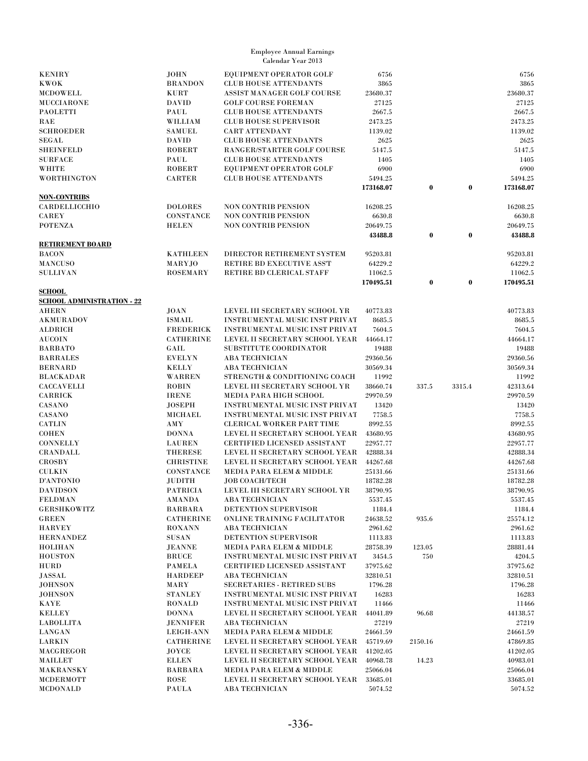Employee Annual Earnings
Calendar Year 2013

| | | | | | | |
|---|---|---|---|---|---|---|
| KENIRY | JOHN | EQUIPMENT OPERATOR GOLF | 6756 | | | 6756 |
| KWOK | BRANDON | CLUB HOUSE ATTENDANTS | 3865 | | | 3865 |
| MCDOWELL | KURT | ASSIST MANAGER GOLF COURSE | 23680.37 | | | 23680.37 |
| MUCCIARONE | DAVID | GOLF COURSE FOREMAN | 27125 | | | 27125 |
| PAOLETTI | PAUL | CLUB HOUSE ATTENDANTS | 2667.5 | | | 2667.5 |
| RAE | WILLIAM | CLUB HOUSE SUPERVISOR | 2473.25 | | | 2473.25 |
| SCHROEDER | SAMUEL | CART ATTENDANT | 1139.02 | | | 1139.02 |
| SEGAL | DAVID | CLUB HOUSE ATTENDANTS | 2625 | | | 2625 |
| SHEINFELD | ROBERT | RANGER/STARTER GOLF COURSE | 5147.5 | | | 5147.5 |
| SURFACE | PAUL | CLUB HOUSE ATTENDANTS | 1405 | | | 1405 |
| WHITE | ROBERT | EQUIPMENT OPERATOR GOLF | 6900 | | | 6900 |
| WORTHINGTON | CARTER | CLUB HOUSE ATTENDANTS | 5494.25 | | | 5494.25 |
| | | | **173168.07** | **0** | **0** | **173168.07** |
| **NON-CONTRIBS** | | | | | | |
| CARDELLICCHIO | DOLORES | NON CONTRIB PENSION | 16208.25 | | | 16208.25 |
| CAREY | CONSTANCE | NON CONTRIB PENSION | 6630.8 | | | 6630.8 |
| POTENZA | HELEN | NON CONTRIB PENSION | 20649.75 | | | 20649.75 |
| | | | **43488.8** | **0** | **0** | **43488.8** |
| **RETIREMENT BOARD** | | | | | | |
| BACON | KATHLEEN | DIRECTOR RETIREMENT SYSTEM | 95203.81 | | | 95203.81 |
| MANCUSO | MARYJO | RETIRE BD EXECUTIVE ASS'T | 64229.2 | | | 64229.2 |
| SULLIVAN | ROSEMARY | RETIRE BD CLERICAL STAFF | 11062.5 | | | 11062.5 |
| | | | **170495.51** | **0** | **0** | **170495.51** |
| **SCHOOL** | | | | | | |
| **SCHOOL ADMINISTRATION - 22** | | | | | | |
| AHERN | JOAN | LEVEL III SECRETARY SCHOOL YR | 40773.83 | | | 40773.83 |
| AKMURADOV | ISMAIL | INSTRUMENTAL MUSIC INST PRIVAT | 8685.5 | | | 8685.5 |
| ALDRICH | FREDERICK | INSTRUMENTAL MUSIC INST PRIVAT | 7604.5 | | | 7604.5 |
| AUCOIN | CATHERINE | LEVEL II SECRETARY SCHOOL YEAR | 44664.17 | | | 44664.17 |
| BARBATO | GAIL | SUBSTITUTE COORDINATOR | 19488 | | | 19488 |
| BARRALES | EVELYN | ABA TECHNICIAN | 29360.56 | | | 29360.56 |
| BERNARD | KELLY | ABA TECHNICIAN | 30569.34 | | | 30569.34 |
| BLACKADAR | WARREN | STRENGTH & CONDITIONING COACH | 11992 | | | 11992 |
| CACCAVELLI | ROBIN | LEVEL III SECRETARY SCHOOL YR | 38660.74 | 337.5 | 3315.4 | 42313.64 |
| CARRICK | IRENE | MEDIA PARA HIGH SCHOOL | 29970.59 | | | 29970.59 |
| CASANO | JOSEPH | INSTRUMENTAL MUSIC INST PRIVAT | 13420 | | | 13420 |
| CASANO | MICHAEL | INSTRUMENTAL MUSIC INST PRIVAT | 7758.5 | | | 7758.5 |
| CATLIN | AMY | CLERICAL WORKER PART TIME | 8992.55 | | | 8992.55 |
| COHEN | DONNA | LEVEL II SECRETARY SCHOOL YEAR | 43680.95 | | | 43680.95 |
| CONNELLY | LAUREN | CERTIFIED LICENSED ASSISTANT | 22957.77 | | | 22957.77 |
| CRANDALL | THERESE | LEVEL II SECRETARY SCHOOL YEAR | 42888.34 | | | 42888.34 |
| CROSBY | CHRISTINE | LEVEL II SECRETARY SCHOOL YEAR | 44267.68 | | | 44267.68 |
| CULKIN | CONSTANCE | MEDIA PARA ELEM & MIDDLE | 25131.66 | | | 25131.66 |
| D'ANTONIO | JUDITH | JOB COACH/TECH | 18782.28 | | | 18782.28 |
| DAVIDSON | PATRICIA | LEVEL III SECRETARY SCHOOL YR | 38790.95 | | | 38790.95 |
| FELDMAN | AMANDA | ABA TECHNICIAN | 5537.45 | | | 5537.45 |
| GERSHKOWITZ | BARBARA | DETENTION SUPERVISOR | 1184.4 | | | 1184.4 |
| GREEN | CATHERINE | ONLINE TRAINING FACILITATOR | 24638.52 | 935.6 | | 25574.12 |
| HARVEY | ROXANN | ABA TECHNICIAN | 2961.62 | | | 2961.62 |
| HERNANDEZ | SUSAN | DETENTION SUPERVISOR | 1113.83 | | | 1113.83 |
| HOLIHAN | JEANNE | MEDIA PARA ELEM & MIDDLE | 28758.39 | 123.05 | | 28881.44 |
| HOUSTON | BRUCE | INSTRUMENTAL MUSIC INST PRIVAT | 3454.5 | 750 | | 4204.5 |
| HURD | PAMELA | CERTIFIED LICENSED ASSISTANT | 37975.62 | | | 37975.62 |
| JASSAL | HARDEEP | ABA TECHNICIAN | 32810.51 | | | 32810.51 |
| JOHNSON | MARY | SECRETARIES - RETIRED SUBS | 1796.28 | | | 1796.28 |
| JOHNSON | STANLEY | INSTRUMENTAL MUSIC INST PRIVAT | 16283 | | | 16283 |
| KAYE | RONALD | INSTRUMENTAL MUSIC INST PRIVAT | 11466 | | | 11466 |
| KELLEY | DONNA | LEVEL II SECRETARY SCHOOL YEAR | 44041.89 | 96.68 | | 44138.57 |
| LABOLLITA | JENNIFER | ABA TECHNICIAN | 27219 | | | 27219 |
| LANGAN | LEIGH-ANN | MEDIA PARA ELEM & MIDDLE | 24661.59 | | | 24661.59 |
| LARKIN | CATHERINE | LEVEL II SECRETARY SCHOOL YEAR | 45719.69 | 2150.16 | | 47869.85 |
| MACGREGOR | JOYCE | LEVEL II SECRETARY SCHOOL YEAR | 41202.05 | | | 41202.05 |
| MAILLET | ELLEN | LEVEL II SECRETARY SCHOOL YEAR | 40968.78 | 14.23 | | 40983.01 |
| MAKRANSKY | BARBARA | MEDIA PARA ELEM & MIDDLE | 25066.04 | | | 25066.04 |
| MCDERMOTT | ROSE | LEVEL II SECRETARY SCHOOL YEAR | 33685.01 | | | 33685.01 |
| MCDONALD | PAULA | ABA TECHNICIAN | 5074.52 | | | 5074.52 |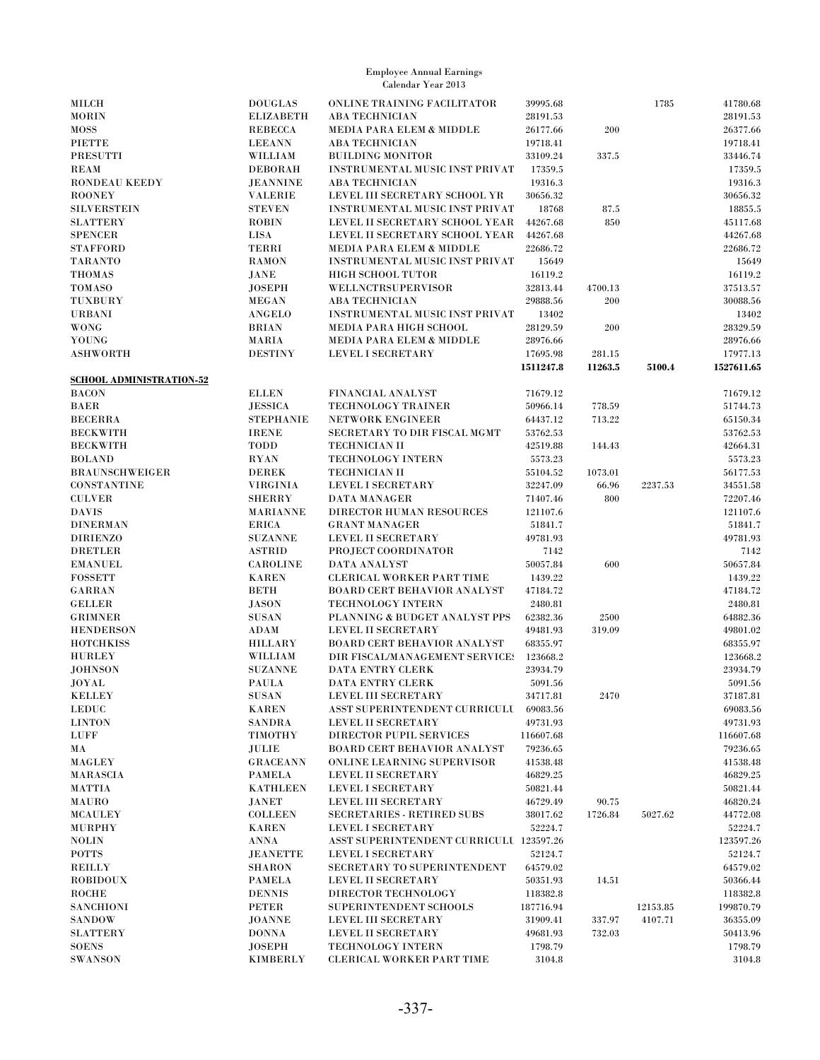Employee Annual Earnings
Calendar Year 2013

| | | | | | | |
|---|---|---|---|---|---|---|
| MILCH | DOUGLAS | ONLINE TRAINING FACILITATOR | 39995.68 | | 1785 | 41780.68 |
| MORIN | ELIZABETH | ABA TECHNICIAN | 28191.53 | | | 28191.53 |
| MOSS | REBECCA | MEDIA PARA ELEM & MIDDLE | 26177.66 | 200 | | 26377.66 |
| PIETTE | LEEANN | ABA TECHNICIAN | 19718.41 | | | 19718.41 |
| PRESUTTI | WILLIAM | BUILDING MONITOR | 33109.24 | 337.5 | | 33446.74 |
| REAM | DEBORAH | INSTRUMENTAL MUSIC INST PRIVAT | 17359.5 | | | 17359.5 |
| RONDEAU KEEDY | JEANNINE | ABA TECHNICIAN | 19316.3 | | | 19316.3 |
| ROONEY | VALERIE | LEVEL III SECRETARY SCHOOL YR | 30656.32 | | | 30656.32 |
| SILVERSTEIN | STEVEN | INSTRUMENTAL MUSIC INST PRIVAT | 18768 | 87.5 | | 18855.5 |
| SLATTERY | ROBIN | LEVEL II SECRETARY SCHOOL YEAR | 44267.68 | 850 | | 45117.68 |
| SPENCER | LISA | LEVEL II SECRETARY SCHOOL YEAR | 44267.68 | | | 44267.68 |
| STAFFORD | TERRI | MEDIA PARA ELEM & MIDDLE | 22686.72 | | | 22686.72 |
| TARANTO | RAMON | INSTRUMENTAL MUSIC INST PRIVAT | 15649 | | | 15649 |
| THOMAS | JANE | HIGH SCHOOL TUTOR | 16119.2 | | | 16119.2 |
| TOMASO | JOSEPH | WELLNCTRSUPERVISOR | 32813.44 | 4700.13 | | 37513.57 |
| TUXBURY | MEGAN | ABA TECHNICIAN | 29888.56 | 200 | | 30088.56 |
| URBANI | ANGELO | INSTRUMENTAL MUSIC INST PRIVAT | 13402 | | | 13402 |
| WONG | BRIAN | MEDIA PARA HIGH SCHOOL | 28129.59 | 200 | | 28329.59 |
| YOUNG | MARIA | MEDIA PARA ELEM & MIDDLE | 28976.66 | | | 28976.66 |
| ASHWORTH | DESTINY | LEVEL I SECRETARY | 17695.98 | 281.15 | | 17977.13 |
| | | | **1511247.8** | **11263.5** | **5100.4** | **1527611.65** |
| **SCHOOL ADMINISTRATION-52** | | | | | | |
| BACON | ELLEN | FINANCIAL ANALYST | 71679.12 | | | 71679.12 |
| BAER | JESSICA | TECHNOLOGY TRAINER | 50966.14 | 778.59 | | 51744.73 |
| BECERRA | STEPHANIE | NETWORK ENGINEER | 64437.12 | 713.22 | | 65150.34 |
| BECKWITH | IRENE | SECRETARY TO DIR FISCAL MGMT | 53762.53 | | | 53762.53 |
| BECKWITH | TODD | TECHNICIAN II | 42519.88 | 144.43 | | 42664.31 |
| BOLAND | RYAN | TECHNOLOGY INTERN | 5573.23 | | | 5573.23 |
| BRAUNSCHWEIGER | DEREK | TECHNICIAN II | 55104.52 | 1073.01 | | 56177.53 |
| CONSTANTINE | VIRGINIA | LEVEL I SECRETARY | 32247.09 | 66.96 | 2237.53 | 34551.58 |
| CULVER | SHERRY | DATA MANAGER | 71407.46 | 800 | | 72207.46 |
| DAVIS | MARIANNE | DIRECTOR HUMAN RESOURCES | 121107.6 | | | 121107.6 |
| DINERMAN | ERICA | GRANT MANAGER | 51841.7 | | | 51841.7 |
| DIRIENZO | SUZANNE | LEVEL II SECRETARY | 49781.93 | | | 49781.93 |
| DRETLER | ASTRID | PROJECT COORDINATOR | 7142 | | | 7142 |
| EMANUEL | CAROLINE | DATA ANALYST | 50057.84 | 600 | | 50657.84 |
| FOSSETT | KAREN | CLERICAL WORKER PART TIME | 1439.22 | | | 1439.22 |
| GARRAN | BETH | BOARD CERT BEHAVIOR ANALYST | 47184.72 | | | 47184.72 |
| GELLER | JASON | TECHNOLOGY INTERN | 2480.81 | | | 2480.81 |
| GRIMNER | SUSAN | PLANNING & BUDGET ANALYST PPS | 62382.36 | 2500 | | 64882.36 |
| HENDERSON | ADAM | LEVEL II SECRETARY | 49481.93 | 319.09 | | 49801.02 |
| HOTCHKISS | HILLARY | BOARD CERT BEHAVIOR ANALYST | 68355.97 | | | 68355.97 |
| HURLEY | WILLIAM | DIR FISCAL/MANAGEMENT SERVICES | 123668.2 | | | 123668.2 |
| JOHNSON | SUZANNE | DATA ENTRY CLERK | 23934.79 | | | 23934.79 |
| JOYAL | PAULA | DATA ENTRY CLERK | 5091.56 | | | 5091.56 |
| KELLEY | SUSAN | LEVEL III SECRETARY | 34717.81 | 2470 | | 37187.81 |
| LEDUC | KAREN | ASST SUPERINTENDENT CURRICULU | 69083.56 | | | 69083.56 |
| LINTON | SANDRA | LEVEL II SECRETARY | 49731.93 | | | 49731.93 |
| LUFF | TIMOTHY | DIRECTOR PUPIL SERVICES | 116607.68 | | | 116607.68 |
| MA | JULIE | BOARD CERT BEHAVIOR ANALYST | 79236.65 | | | 79236.65 |
| MAGLEY | GRACEANN | ONLINE LEARNING SUPERVISOR | 41538.48 | | | 41538.48 |
| MARASCIA | PAMELA | LEVEL II SECRETARY | 46829.25 | | | 46829.25 |
| MATTIA | KATHLEEN | LEVEL I SECRETARY | 50821.44 | | | 50821.44 |
| MAURO | JANET | LEVEL III SECRETARY | 46729.49 | 90.75 | | 46820.24 |
| MCAULEY | COLLEEN | SECRETARIES - RETIRED SUBS | 38017.62 | 1726.84 | 5027.62 | 44772.08 |
| MURPHY | KAREN | LEVEL I SECRETARY | 52224.7 | | | 52224.7 |
| NOLIN | ANNA | ASST SUPERINTENDENT CURRICULU | 123597.26 | | | 123597.26 |
| POTTS | JEANETTE | LEVEL I SECRETARY | 52124.7 | | | 52124.7 |
| REILLY | SHARON | SECRETARY TO SUPERINTENDENT | 64579.02 | | | 64579.02 |
| ROBIDOUX | PAMELA | LEVEL II SECRETARY | 50351.93 | 14.51 | | 50366.44 |
| ROCHE | DENNIS | DIRECTOR TECHNOLOGY | 118382.8 | | | 118382.8 |
| SANCHIONI | PETER | SUPERINTENDENT SCHOOLS | 187716.94 | | 12153.85 | 199870.79 |
| SANDOW | JOANNE | LEVEL III SECRETARY | 31909.41 | 337.97 | 4107.71 | 36355.09 |
| SLATTERY | DONNA | LEVEL II SECRETARY | 49681.93 | 732.03 | | 50413.96 |
| SOENS | JOSEPH | TECHNOLOGY INTERN | 1798.79 | | | 1798.79 |
| SWANSON | KIMBERLY | CLERICAL WORKER PART TIME | 3104.8 | | | 3104.8 |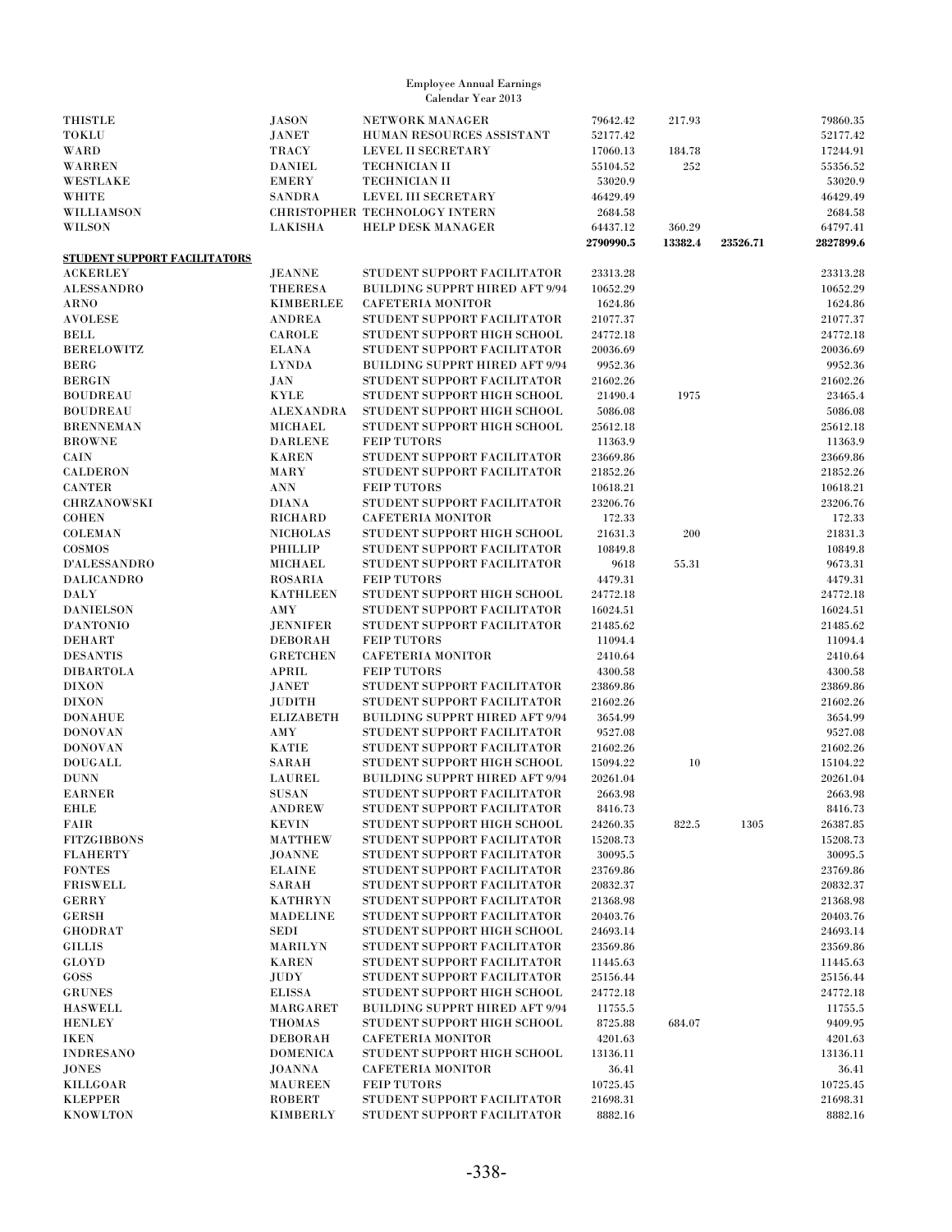Employee Annual Earnings
Calendar Year 2013

| | | | | | | |
|---|---|---|---|---|---|---|
| THISTLE | JASON | NETWORK MANAGER | 79642.42 | 217.93 | | 79860.35 |
| TOKLU | JANET | HUMAN RESOURCES ASSISTANT | 52177.42 | | | 52177.42 |
| WARD | TRACY | LEVEL II SECRETARY | 17060.13 | 184.78 | | 17244.91 |
| WARREN | DANIEL | TECHNICIAN II | 55104.52 | 252 | | 55356.52 |
| WESTLAKE | EMERY | TECHNICIAN II | 53020.9 | | | 53020.9 |
| WHITE | SANDRA | LEVEL III SECRETARY | 46429.49 | | | 46429.49 |
| WILLIAMSON | CHRISTOPHER | TECHNOLOGY INTERN | 2684.58 | | | 2684.58 |
| WILSON | LAKISHA | HELP DESK MANAGER | 64437.12 | 360.29 | | 64797.41 |
| | | | **2790990.5** | **13382.4** | **23526.71** | **2827899.6** |
| **STUDENT SUPPORT FACILITATORS** | | | | | | |
| ACKERLEY | JEANNE | STUDENT SUPPORT FACILITATOR | 23313.28 | | | 23313.28 |
| ALESSANDRO | THERESA | BUILDING SUPPRT HIRED AFT 9/94 | 10652.29 | | | 10652.29 |
| ARNO | KIMBERLEE | CAFETERIA MONITOR | 1624.86 | | | 1624.86 |
| AVOLESE | ANDREA | STUDENT SUPPORT FACILITATOR | 21077.37 | | | 21077.37 |
| BELL | CAROLE | STUDENT SUPPORT HIGH SCHOOL | 24772.18 | | | 24772.18 |
| BERELOWITZ | ELANA | STUDENT SUPPORT FACILITATOR | 20036.69 | | | 20036.69 |
| BERG | LYNDA | BUILDING SUPPRT HIRED AFT 9/94 | 9952.36 | | | 9952.36 |
| BERGIN | JAN | STUDENT SUPPORT FACILITATOR | 21602.26 | | | 21602.26 |
| BOUDREAU | KYLE | STUDENT SUPPORT HIGH SCHOOL | 21490.4 | 1975 | | 23465.4 |
| BOUDREAU | ALEXANDRA | STUDENT SUPPORT HIGH SCHOOL | 5086.08 | | | 5086.08 |
| BRENNEMAN | MICHAEL | STUDENT SUPPORT HIGH SCHOOL | 25612.18 | | | 25612.18 |
| BROWNE | DARLENE | FEIP TUTORS | 11363.9 | | | 11363.9 |
| CAIN | KAREN | STUDENT SUPPORT FACILITATOR | 23669.86 | | | 23669.86 |
| CALDERON | MARY | STUDENT SUPPORT FACILITATOR | 21852.26 | | | 21852.26 |
| CANTER | ANN | FEIP TUTORS | 10618.21 | | | 10618.21 |
| CHRZANOWSKI | DIANA | STUDENT SUPPORT FACILITATOR | 23206.76 | | | 23206.76 |
| COHEN | RICHARD | CAFETERIA MONITOR | 172.33 | | | 172.33 |
| COLEMAN | NICHOLAS | STUDENT SUPPORT HIGH SCHOOL | 21631.3 | 200 | | 21831.3 |
| COSMOS | PHILLIP | STUDENT SUPPORT FACILITATOR | 10849.8 | | | 10849.8 |
| D'ALESSANDRO | MICHAEL | STUDENT SUPPORT FACILITATOR | 9618 | 55.31 | | 9673.31 |
| DALICANDRO | ROSARIA | FEIP TUTORS | 4479.31 | | | 4479.31 |
| DALY | KATHLEEN | STUDENT SUPPORT HIGH SCHOOL | 24772.18 | | | 24772.18 |
| DANIELSON | AMY | STUDENT SUPPORT FACILITATOR | 16024.51 | | | 16024.51 |
| D'ANTONIO | JENNIFER | STUDENT SUPPORT FACILITATOR | 21485.62 | | | 21485.62 |
| DEHART | DEBORAH | FEIP TUTORS | 11094.4 | | | 11094.4 |
| DESANTIS | GRETCHEN | CAFETERIA MONITOR | 2410.64 | | | 2410.64 |
| DIBARTOLA | APRIL | FEIP TUTORS | 4300.58 | | | 4300.58 |
| DIXON | JANET | STUDENT SUPPORT FACILITATOR | 23869.86 | | | 23869.86 |
| DIXON | JUDITH | STUDENT SUPPORT FACILITATOR | 21602.26 | | | 21602.26 |
| DONAHUE | ELIZABETH | BUILDING SUPPRT HIRED AFT 9/94 | 3654.99 | | | 3654.99 |
| DONOVAN | AMY | STUDENT SUPPORT FACILITATOR | 9527.08 | | | 9527.08 |
| DONOVAN | KATIE | STUDENT SUPPORT FACILITATOR | 21602.26 | | | 21602.26 |
| DOUGALL | SARAH | STUDENT SUPPORT HIGH SCHOOL | 15094.22 | 10 | | 15104.22 |
| DUNN | LAUREL | BUILDING SUPPRT HIRED AFT 9/94 | 20261.04 | | | 20261.04 |
| EARNER | SUSAN | STUDENT SUPPORT FACILITATOR | 2663.98 | | | 2663.98 |
| EHLE | ANDREW | STUDENT SUPPORT FACILITATOR | 8416.73 | | | 8416.73 |
| FAIR | KEVIN | STUDENT SUPPORT HIGH SCHOOL | 24260.35 | 822.5 | 1305 | 26387.85 |
| FITZGIBBONS | MATTHEW | STUDENT SUPPORT FACILITATOR | 15208.73 | | | 15208.73 |
| FLAHERTY | JOANNE | STUDENT SUPPORT FACILITATOR | 30095.5 | | | 30095.5 |
| FONTES | ELAINE | STUDENT SUPPORT FACILITATOR | 23769.86 | | | 23769.86 |
| FRISWELL | SARAH | STUDENT SUPPORT FACILITATOR | 20832.37 | | | 20832.37 |
| GERRY | KATHRYN | STUDENT SUPPORT FACILITATOR | 21368.98 | | | 21368.98 |
| GERSH | MADELINE | STUDENT SUPPORT FACILITATOR | 20403.76 | | | 20403.76 |
| GHODRAT | SEDI | STUDENT SUPPORT HIGH SCHOOL | 24693.14 | | | 24693.14 |
| GILLIS | MARILYN | STUDENT SUPPORT FACILITATOR | 23569.86 | | | 23569.86 |
| GLOYD | KAREN | STUDENT SUPPORT FACILITATOR | 11445.63 | | | 11445.63 |
| GOSS | JUDY | STUDENT SUPPORT FACILITATOR | 25156.44 | | | 25156.44 |
| GRUNES | ELISSA | STUDENT SUPPORT HIGH SCHOOL | 24772.18 | | | 24772.18 |
| HASWELL | MARGARET | BUILDING SUPPRT HIRED AFT 9/94 | 11755.5 | | | 11755.5 |
| HENLEY | THOMAS | STUDENT SUPPORT HIGH SCHOOL | 8725.88 | 684.07 | | 9409.95 |
| IKEN | DEBORAH | CAFETERIA MONITOR | 4201.63 | | | 4201.63 |
| INDRESANO | DOMENICA | STUDENT SUPPORT HIGH SCHOOL | 13136.11 | | | 13136.11 |
| JONES | JOANNA | CAFETERIA MONITOR | 36.41 | | | 36.41 |
| KILLGOAR | MAUREEN | FEIP TUTORS | 10725.45 | | | 10725.45 |
| KLEPPER | ROBERT | STUDENT SUPPORT FACILITATOR | 21698.31 | | | 21698.31 |
| KNOWLTON | KIMBERLY | STUDENT SUPPORT FACILITATOR | 8882.16 | | | 8882.16 |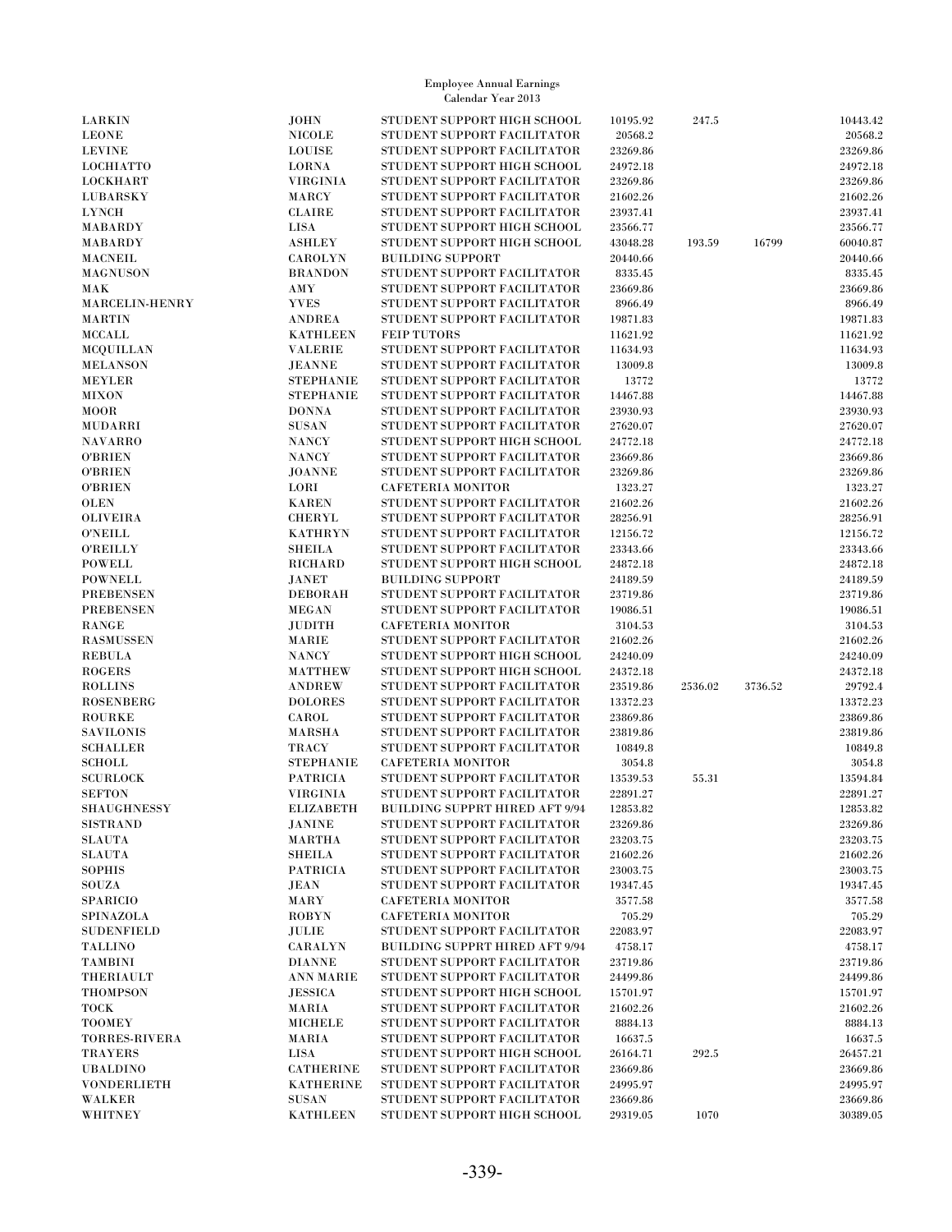# Employee Annual Earnings
## Calendar Year 2013

| | | | | | | |
|---|---|---|---|---|---|---|
| LARKIN | JOHN | STUDENT SUPPORT HIGH SCHOOL | 10195.92 | 247.5 | | 10443.42 |
| LEONE | NICOLE | STUDENT SUPPORT FACILITATOR | 20568.2 | | | 20568.2 |
| LEVINE | LOUISE | STUDENT SUPPORT FACILITATOR | 23269.86 | | | 23269.86 |
| LOCHIATTO | LORNA | STUDENT SUPPORT HIGH SCHOOL | 24972.18 | | | 24972.18 |
| LOCKHART | VIRGINIA | STUDENT SUPPORT FACILITATOR | 23269.86 | | | 23269.86 |
| LUBARSKY | MARCY | STUDENT SUPPORT FACILITATOR | 21602.26 | | | 21602.26 |
| LYNCH | CLAIRE | STUDENT SUPPORT FACILITATOR | 23937.41 | | | 23937.41 |
| MABARDY | LISA | STUDENT SUPPORT HIGH SCHOOL | 23566.77 | | | 23566.77 |
| MABARDY | ASHLEY | STUDENT SUPPORT HIGH SCHOOL | 43048.28 | 193.59 | 16799 | 60040.87 |
| MACNEIL | CAROLYN | BUILDING SUPPORT | 20440.66 | | | 20440.66 |
| MAGNUSON | BRANDON | STUDENT SUPPORT FACILITATOR | 8335.45 | | | 8335.45 |
| MAK | AMY | STUDENT SUPPORT FACILITATOR | 23669.86 | | | 23669.86 |
| MARCELIN-HENRY | YVES | STUDENT SUPPORT FACILITATOR | 8966.49 | | | 8966.49 |
| MARTIN | ANDREA | STUDENT SUPPORT FACILITATOR | 19871.83 | | | 19871.83 |
| MCCALL | KATHLEEN | FEIP TUTORS | 11621.92 | | | 11621.92 |
| MCQUILLAN | VALERIE | STUDENT SUPPORT FACILITATOR | 11634.93 | | | 11634.93 |
| MELANSON | JEANNE | STUDENT SUPPORT FACILITATOR | 13009.8 | | | 13009.8 |
| MEYLER | STEPHANIE | STUDENT SUPPORT FACILITATOR | 13772 | | | 13772 |
| MIXON | STEPHANIE | STUDENT SUPPORT FACILITATOR | 14467.88 | | | 14467.88 |
| MOOR | DONNA | STUDENT SUPPORT FACILITATOR | 23930.93 | | | 23930.93 |
| MUDARRI | SUSAN | STUDENT SUPPORT FACILITATOR | 27620.07 | | | 27620.07 |
| NAVARRO | NANCY | STUDENT SUPPORT HIGH SCHOOL | 24772.18 | | | 24772.18 |
| O'BRIEN | NANCY | STUDENT SUPPORT FACILITATOR | 23669.86 | | | 23669.86 |
| O'BRIEN | JOANNE | STUDENT SUPPORT FACILITATOR | 23269.86 | | | 23269.86 |
| O'BRIEN | LORI | CAFETERIA MONITOR | 1323.27 | | | 1323.27 |
| OLEN | KAREN | STUDENT SUPPORT FACILITATOR | 21602.26 | | | 21602.26 |
| OLIVEIRA | CHERYL | STUDENT SUPPORT FACILITATOR | 28256.91 | | | 28256.91 |
| O'NEILL | KATHRYN | STUDENT SUPPORT FACILITATOR | 12156.72 | | | 12156.72 |
| O'REILLY | SHEILA | STUDENT SUPPORT FACILITATOR | 23343.66 | | | 23343.66 |
| POWELL | RICHARD | STUDENT SUPPORT HIGH SCHOOL | 24872.18 | | | 24872.18 |
| POWNELL | JANET | BUILDING SUPPORT | 24189.59 | | | 24189.59 |
| PREBENSEN | DEBORAH | STUDENT SUPPORT FACILITATOR | 23719.86 | | | 23719.86 |
| PREBENSEN | MEGAN | STUDENT SUPPORT FACILITATOR | 19086.51 | | | 19086.51 |
| RANGE | JUDITH | CAFETERIA MONITOR | 3104.53 | | | 3104.53 |
| RASMUSSEN | MARIE | STUDENT SUPPORT FACILITATOR | 21602.26 | | | 21602.26 |
| REBULA | NANCY | STUDENT SUPPORT HIGH SCHOOL | 24240.09 | | | 24240.09 |
| ROGERS | MATTHEW | STUDENT SUPPORT HIGH SCHOOL | 24372.18 | | | 24372.18 |
| ROLLINS | ANDREW | STUDENT SUPPORT FACILITATOR | 23519.86 | 2536.02 | 3736.52 | 29792.4 |
| ROSENBERG | DOLORES | STUDENT SUPPORT FACILITATOR | 13372.23 | | | 13372.23 |
| ROURKE | CAROL | STUDENT SUPPORT FACILITATOR | 23869.86 | | | 23869.86 |
| SAVILONIS | MARSHA | STUDENT SUPPORT FACILITATOR | 23819.86 | | | 23819.86 |
| SCHALLER | TRACY | STUDENT SUPPORT FACILITATOR | 10849.8 | | | 10849.8 |
| SCHOLL | STEPHANIE | CAFETERIA MONITOR | 3054.8 | | | 3054.8 |
| SCURLOCK | PATRICIA | STUDENT SUPPORT FACILITATOR | 13539.53 | 55.31 | | 13594.84 |
| SEFTON | VIRGINIA | STUDENT SUPPORT FACILITATOR | 22891.27 | | | 22891.27 |
| SHAUGHNESSY | ELIZABETH | BUILDING SUPPRT HIRED AFT 9/94 | 12853.82 | | | 12853.82 |
| SISTRAND | JANINE | STUDENT SUPPORT FACILITATOR | 23269.86 | | | 23269.86 |
| SLAUTA | MARTHA | STUDENT SUPPORT FACILITATOR | 23203.75 | | | 23203.75 |
| SLAUTA | SHEILA | STUDENT SUPPORT FACILITATOR | 21602.26 | | | 21602.26 |
| SOPHIS | PATRICIA | STUDENT SUPPORT FACILITATOR | 23003.75 | | | 23003.75 |
| SOUZA | JEAN | STUDENT SUPPORT FACILITATOR | 19347.45 | | | 19347.45 |
| SPARICIO | MARY | CAFETERIA MONITOR | 3577.58 | | | 3577.58 |
| SPINAZOLA | ROBYN | CAFETERIA MONITOR | 705.29 | | | 705.29 |
| SUDENFIELD | JULIE | STUDENT SUPPORT FACILITATOR | 22083.97 | | | 22083.97 |
| TALLINO | CARALYN | BUILDING SUPPRT HIRED AFT 9/94 | 4758.17 | | | 4758.17 |
| TAMBINI | DIANNE | STUDENT SUPPORT FACILITATOR | 23719.86 | | | 23719.86 |
| THERIAULT | ANN MARIE | STUDENT SUPPORT FACILITATOR | 24499.86 | | | 24499.86 |
| THOMPSON | JESSICA | STUDENT SUPPORT HIGH SCHOOL | 15701.97 | | | 15701.97 |
| TOCK | MARIA | STUDENT SUPPORT FACILITATOR | 21602.26 | | | 21602.26 |
| TOOMEY | MICHELE | STUDENT SUPPORT FACILITATOR | 8884.13 | | | 8884.13 |
| TORRES-RIVERA | MARIA | STUDENT SUPPORT FACILITATOR | 16637.5 | | | 16637.5 |
| TRAYERS | LISA | STUDENT SUPPORT HIGH SCHOOL | 26164.71 | 292.5 | | 26457.21 |
| UBALDINO | CATHERINE | STUDENT SUPPORT FACILITATOR | 23669.86 | | | 23669.86 |
| VONDERLIETH | KATHERINE | STUDENT SUPPORT FACILITATOR | 24995.97 | | | 24995.97 |
| WALKER | SUSAN | STUDENT SUPPORT FACILITATOR | 23669.86 | | | 23669.86 |
| WHITNEY | KATHLEEN | STUDENT SUPPORT HIGH SCHOOL | 29319.05 | 1070 | | 30389.05 |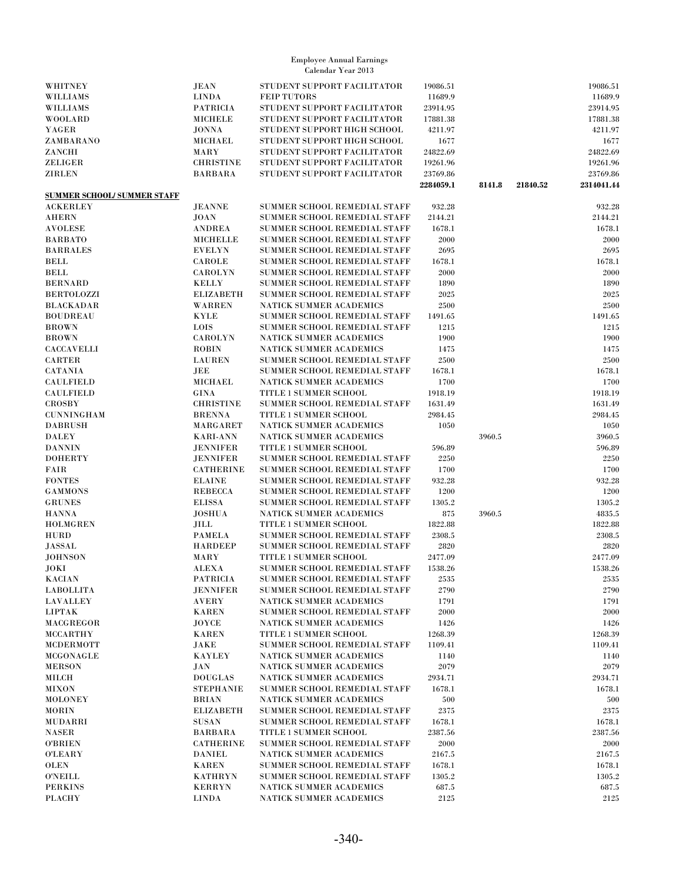Employee Annual Earnings
Calendar Year 2013

| | | | | | | |
|---|---|---|---|---|---|---|
| WHITNEY | JEAN | STUDENT SUPPORT FACILITATOR | 19086.51 | | | 19086.51 |
| WILLIAMS | LINDA | FEIP TUTORS | 11689.9 | | | 11689.9 |
| WILLIAMS | PATRICIA | STUDENT SUPPORT FACILITATOR | 23914.95 | | | 23914.95 |
| WOOLARD | MICHELE | STUDENT SUPPORT FACILITATOR | 17881.38 | | | 17881.38 |
| YAGER | JONNA | STUDENT SUPPORT HIGH SCHOOL | 4211.97 | | | 4211.97 |
| ZAMBARANO | MICHAEL | STUDENT SUPPORT HIGH SCHOOL | 1677 | | | 1677 |
| ZANCHI | MARY | STUDENT SUPPORT FACILITATOR | 24822.69 | | | 24822.69 |
| ZELIGER | CHRISTINE | STUDENT SUPPORT FACILITATOR | 19261.96 | | | 19261.96 |
| ZIRLEN | BARBARA | STUDENT SUPPORT FACILITATOR | 23769.86 | | | 23769.86 |
| | | | **2284059.1** | **8141.8** | **21840.52** | **2314041.44** |
| **SUMMER SCHOOL/ SUMMER STAFF** | | | | | | |
| ACKERLEY | JEANNE | SUMMER SCHOOL REMEDIAL STAFF | 932.28 | | | 932.28 |
| AHERN | JOAN | SUMMER SCHOOL REMEDIAL STAFF | 2144.21 | | | 2144.21 |
| AVOLESE | ANDREA | SUMMER SCHOOL REMEDIAL STAFF | 1678.1 | | | 1678.1 |
| BARBATO | MICHELLE | SUMMER SCHOOL REMEDIAL STAFF | 2000 | | | 2000 |
| BARRALES | EVELYN | SUMMER SCHOOL REMEDIAL STAFF | 2695 | | | 2695 |
| BELL | CAROLE | SUMMER SCHOOL REMEDIAL STAFF | 1678.1 | | | 1678.1 |
| BELL | CAROLYN | SUMMER SCHOOL REMEDIAL STAFF | 2000 | | | 2000 |
| BERNARD | KELLY | SUMMER SCHOOL REMEDIAL STAFF | 1890 | | | 1890 |
| BERTOLOZZI | ELIZABETH | SUMMER SCHOOL REMEDIAL STAFF | 2025 | | | 2025 |
| BLACKADAR | WARREN | NATICK SUMMER ACADEMICS | 2500 | | | 2500 |
| BOUDREAU | KYLE | SUMMER SCHOOL REMEDIAL STAFF | 1491.65 | | | 1491.65 |
| BROWN | LOIS | SUMMER SCHOOL REMEDIAL STAFF | 1215 | | | 1215 |
| BROWN | CAROLYN | NATICK SUMMER ACADEMICS | 1900 | | | 1900 |
| CACCAVELLI | ROBIN | NATICK SUMMER ACADEMICS | 1475 | | | 1475 |
| CARTER | LAUREN | SUMMER SCHOOL REMEDIAL STAFF | 2500 | | | 2500 |
| CATANIA | JEE | SUMMER SCHOOL REMEDIAL STAFF | 1678.1 | | | 1678.1 |
| CAULFIELD | MICHAEL | NATICK SUMMER ACADEMICS | 1700 | | | 1700 |
| CAULFIELD | GINA | TITLE 1 SUMMER SCHOOL | 1918.19 | | | 1918.19 |
| CROSBY | CHRISTINE | SUMMER SCHOOL REMEDIAL STAFF | 1631.49 | | | 1631.49 |
| CUNNINGHAM | BRENNA | TITLE 1 SUMMER SCHOOL | 2984.45 | | | 2984.45 |
| DABRUSH | MARGARET | NATICK SUMMER ACADEMICS | 1050 | | | 1050 |
| DALEY | KARI-ANN | NATICK SUMMER ACADEMICS | | 3960.5 | | 3960.5 |
| DANNIN | JENNIFER | TITLE 1 SUMMER SCHOOL | 596.89 | | | 596.89 |
| DOHERTY | JENNIFER | SUMMER SCHOOL REMEDIAL STAFF | 2250 | | | 2250 |
| FAIR | CATHERINE | SUMMER SCHOOL REMEDIAL STAFF | 1700 | | | 1700 |
| FONTES | ELAINE | SUMMER SCHOOL REMEDIAL STAFF | 932.28 | | | 932.28 |
| GAMMONS | REBECCA | SUMMER SCHOOL REMEDIAL STAFF | 1200 | | | 1200 |
| GRUNES | ELISSA | SUMMER SCHOOL REMEDIAL STAFF | 1305.2 | | | 1305.2 |
| HANNA | JOSHUA | NATICK SUMMER ACADEMICS | 875 | 3960.5 | | 4835.5 |
| HOLMGREN | JILL | TITLE 1 SUMMER SCHOOL | 1822.88 | | | 1822.88 |
| HURD | PAMELA | SUMMER SCHOOL REMEDIAL STAFF | 2308.5 | | | 2308.5 |
| JASSAL | HARDEEP | SUMMER SCHOOL REMEDIAL STAFF | 2820 | | | 2820 |
| JOHNSON | MARY | TITLE 1 SUMMER SCHOOL | 2477.09 | | | 2477.09 |
| JOKI | ALEXA | SUMMER SCHOOL REMEDIAL STAFF | 1538.26 | | | 1538.26 |
| KACIAN | PATRICIA | SUMMER SCHOOL REMEDIAL STAFF | 2535 | | | 2535 |
| LABOLLITA | JENNIFER | SUMMER SCHOOL REMEDIAL STAFF | 2790 | | | 2790 |
| LAVALLEY | AVERY | NATICK SUMMER ACADEMICS | 1791 | | | 1791 |
| LIPTAK | KAREN | SUMMER SCHOOL REMEDIAL STAFF | 2000 | | | 2000 |
| MACGREGOR | JOYCE | NATICK SUMMER ACADEMICS | 1426 | | | 1426 |
| MCCARTHY | KAREN | TITLE 1 SUMMER SCHOOL | 1268.39 | | | 1268.39 |
| MCDERMOTT | JAKE | SUMMER SCHOOL REMEDIAL STAFF | 1109.41 | | | 1109.41 |
| MCGONAGLE | KAYLEY | NATICK SUMMER ACADEMICS | 1140 | | | 1140 |
| MERSON | JAN | NATICK SUMMER ACADEMICS | 2079 | | | 2079 |
| MILCH | DOUGLAS | NATICK SUMMER ACADEMICS | 2934.71 | | | 2934.71 |
| MIXON | STEPHANIE | SUMMER SCHOOL REMEDIAL STAFF | 1678.1 | | | 1678.1 |
| MOLONEY | BRIAN | NATICK SUMMER ACADEMICS | 500 | | | 500 |
| MORIN | ELIZABETH | SUMMER SCHOOL REMEDIAL STAFF | 2375 | | | 2375 |
| MUDARRI | SUSAN | SUMMER SCHOOL REMEDIAL STAFF | 1678.1 | | | 1678.1 |
| NASER | BARBARA | TITLE 1 SUMMER SCHOOL | 2387.56 | | | 2387.56 |
| O'BRIEN | CATHERINE | SUMMER SCHOOL REMEDIAL STAFF | 2000 | | | 2000 |
| O'LEARY | DANIEL | NATICK SUMMER ACADEMICS | 2167.5 | | | 2167.5 |
| OLEN | KAREN | SUMMER SCHOOL REMEDIAL STAFF | 1678.1 | | | 1678.1 |
| O'NEILL | KATHRYN | SUMMER SCHOOL REMEDIAL STAFF | 1305.2 | | | 1305.2 |
| PERKINS | KERRYN | NATICK SUMMER ACADEMICS | 687.5 | | | 687.5 |
| PLACHY | LINDA | NATICK SUMMER ACADEMICS | 2125 | | | 2125 |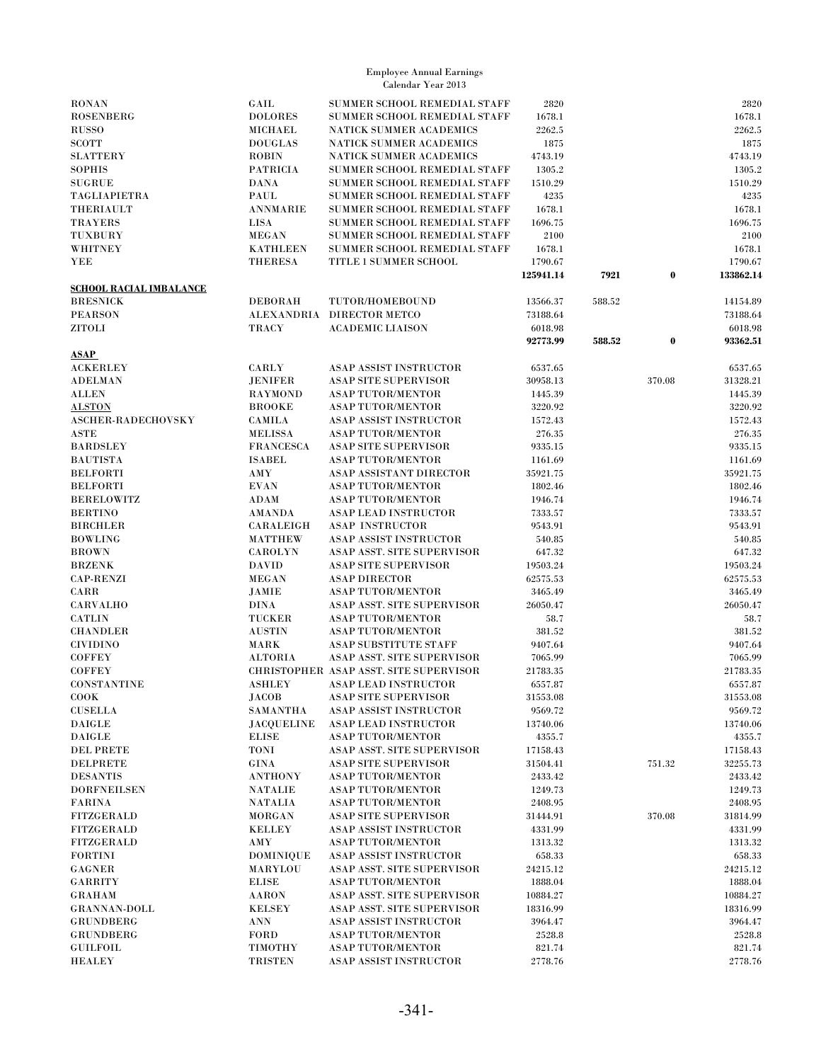Employee Annual Earnings
Calendar Year 2013

| | | | | | | |
|---|---|---|---|---|---|---|
| RONAN | GAIL | SUMMER SCHOOL REMEDIAL STAFF | 2820 | | | 2820 |
| ROSENBERG | DOLORES | SUMMER SCHOOL REMEDIAL STAFF | 1678.1 | | | 1678.1 |
| RUSSO | MICHAEL | NATICK SUMMER ACADEMICS | 2262.5 | | | 2262.5 |
| SCOTT | DOUGLAS | NATICK SUMMER ACADEMICS | 1875 | | | 1875 |
| SLATTERY | ROBIN | NATICK SUMMER ACADEMICS | 4743.19 | | | 4743.19 |
| SOPHIS | PATRICIA | SUMMER SCHOOL REMEDIAL STAFF | 1305.2 | | | 1305.2 |
| SUGRUE | DANA | SUMMER SCHOOL REMEDIAL STAFF | 1510.29 | | | 1510.29 |
| TAGLIAPIETRA | PAUL | SUMMER SCHOOL REMEDIAL STAFF | 4235 | | | 4235 |
| THERIAULT | ANNMARIE | SUMMER SCHOOL REMEDIAL STAFF | 1678.1 | | | 1678.1 |
| TRAYERS | LISA | SUMMER SCHOOL REMEDIAL STAFF | 1696.75 | | | 1696.75 |
| TUXBURY | MEGAN | SUMMER SCHOOL REMEDIAL STAFF | 2100 | | | 2100 |
| WHITNEY | KATHLEEN | SUMMER SCHOOL REMEDIAL STAFF | 1678.1 | | | 1678.1 |
| YEE | THERESA | TITLE 1 SUMMER SCHOOL | 1790.67 | | | 1790.67 |
| | | | **125941.14** | **7921** | **0** | **133862.14** |
| **SCHOOL RACIAL IMBALANCE** | | | | | | |
| BRESNICK | DEBORAH | TUTOR/HOMEBOUND | 13566.37 | 588.52 | | 14154.89 |
| PEARSON | ALEXANDRIA | DIRECTOR METCO | 73188.64 | | | 73188.64 |
| ZITOLI | TRACY | ACADEMIC LIAISON | 6018.98 | | | 6018.98 |
| | | | **92773.99** | **588.52** | **0** | **93362.51** |
| **ASAP** | | | | | | |
| ACKERLEY | CARLY | ASAP ASSIST INSTRUCTOR | 6537.65 | | | 6537.65 |
| ADELMAN | JENIFER | ASAP SITE SUPERVISOR | 30958.13 | | 370.08 | 31328.21 |
| ALLEN | RAYMOND | ASAP TUTOR/MENTOR | 1445.39 | | | 1445.39 |
| ALSTON | BROOKE | ASAP TUTOR/MENTOR | 3220.92 | | | 3220.92 |
| ASCHER-RADECHOVSKY | CAMILA | ASAP ASSIST INSTRUCTOR | 1572.43 | | | 1572.43 |
| ASTE | MELISSA | ASAP TUTOR/MENTOR | 276.35 | | | 276.35 |
| BARDSLEY | FRANCESCA | ASAP SITE SUPERVISOR | 9335.15 | | | 9335.15 |
| BAUTISTA | ISABEL | ASAP TUTOR/MENTOR | 1161.69 | | | 1161.69 |
| BELFORTI | AMY | ASAP ASSISTANT DIRECTOR | 35921.75 | | | 35921.75 |
| BELFORTI | EVAN | ASAP TUTOR/MENTOR | 1802.46 | | | 1802.46 |
| BERELOWITZ | ADAM | ASAP TUTOR/MENTOR | 1946.74 | | | 1946.74 |
| BERTINO | AMANDA | ASAP LEAD INSTRUCTOR | 7333.57 | | | 7333.57 |
| BIRCHLER | CARALEIGH | ASAP INSTRUCTOR | 9543.91 | | | 9543.91 |
| BOWLING | MATTHEW | ASAP ASSIST INSTRUCTOR | 540.85 | | | 540.85 |
| BROWN | CAROLYN | ASAP ASST. SITE SUPERVISOR | 647.32 | | | 647.32 |
| BRZENK | DAVID | ASAP SITE SUPERVISOR | 19503.24 | | | 19503.24 |
| CAP-RENZI | MEGAN | ASAP DIRECTOR | 62575.53 | | | 62575.53 |
| CARR | JAMIE | ASAP TUTOR/MENTOR | 3465.49 | | | 3465.49 |
| CARVALHO | DINA | ASAP ASST. SITE SUPERVISOR | 26050.47 | | | 26050.47 |
| CATLIN | TUCKER | ASAP TUTOR/MENTOR | 58.7 | | | 58.7 |
| CHANDLER | AUSTIN | ASAP TUTOR/MENTOR | 381.52 | | | 381.52 |
| CIVIDINO | MARK | ASAP SUBSTITUTE STAFF | 9407.64 | | | 9407.64 |
| COFFEY | ALTORIA | ASAP ASST. SITE SUPERVISOR | 7065.99 | | | 7065.99 |
| COFFEY | CHRISTOPHER | ASAP ASST. SITE SUPERVISOR | 21783.35 | | | 21783.35 |
| CONSTANTINE | ASHLEY | ASAP LEAD INSTRUCTOR | 6557.87 | | | 6557.87 |
| COOK | JACOB | ASAP SITE SUPERVISOR | 31553.08 | | | 31553.08 |
| CUSELLA | SAMANTHA | ASAP ASSIST INSTRUCTOR | 9569.72 | | | 9569.72 |
| DAIGLE | JACQUELINE | ASAP LEAD INSTRUCTOR | 13740.06 | | | 13740.06 |
| DAIGLE | ELISE | ASAP TUTOR/MENTOR | 4355.7 | | | 4355.7 |
| DEL PRETE | TONI | ASAP ASST. SITE SUPERVISOR | 17158.43 | | | 17158.43 |
| DELPRETE | GINA | ASAP SITE SUPERVISOR | 31504.41 | | 751.32 | 32255.73 |
| DESANTIS | ANTHONY | ASAP TUTOR/MENTOR | 2433.42 | | | 2433.42 |
| DORFNEILSEN | NATALIE | ASAP TUTOR/MENTOR | 1249.73 | | | 1249.73 |
| FARINA | NATALIA | ASAP TUTOR/MENTOR | 2408.95 | | | 2408.95 |
| FITZGERALD | MORGAN | ASAP SITE SUPERVISOR | 31444.91 | | 370.08 | 31814.99 |
| FITZGERALD | KELLEY | ASAP ASSIST INSTRUCTOR | 4331.99 | | | 4331.99 |
| FITZGERALD | AMY | ASAP TUTOR/MENTOR | 1313.32 | | | 1313.32 |
| FORTINI | DOMINIQUE | ASAP ASSIST INSTRUCTOR | 658.33 | | | 658.33 |
| GAGNER | MARYLOU | ASAP ASST. SITE SUPERVISOR | 24215.12 | | | 24215.12 |
| GARRITY | ELISE | ASAP TUTOR/MENTOR | 1888.04 | | | 1888.04 |
| GRAHAM | AARON | ASAP ASST. SITE SUPERVISOR | 10884.27 | | | 10884.27 |
| GRANNAN-DOLL | KELSEY | ASAP ASST. SITE SUPERVISOR | 18316.99 | | | 18316.99 |
| GRUNDBERG | ANN | ASAP ASSIST INSTRUCTOR | 3964.47 | | | 3964.47 |
| GRUNDBERG | FORD | ASAP TUTOR/MENTOR | 2528.8 | | | 2528.8 |
| GUILFOIL | TIMOTHY | ASAP TUTOR/MENTOR | 821.74 | | | 821.74 |
| HEALEY | TRISTEN | ASAP ASSIST INSTRUCTOR | 2778.76 | | | 2778.76 |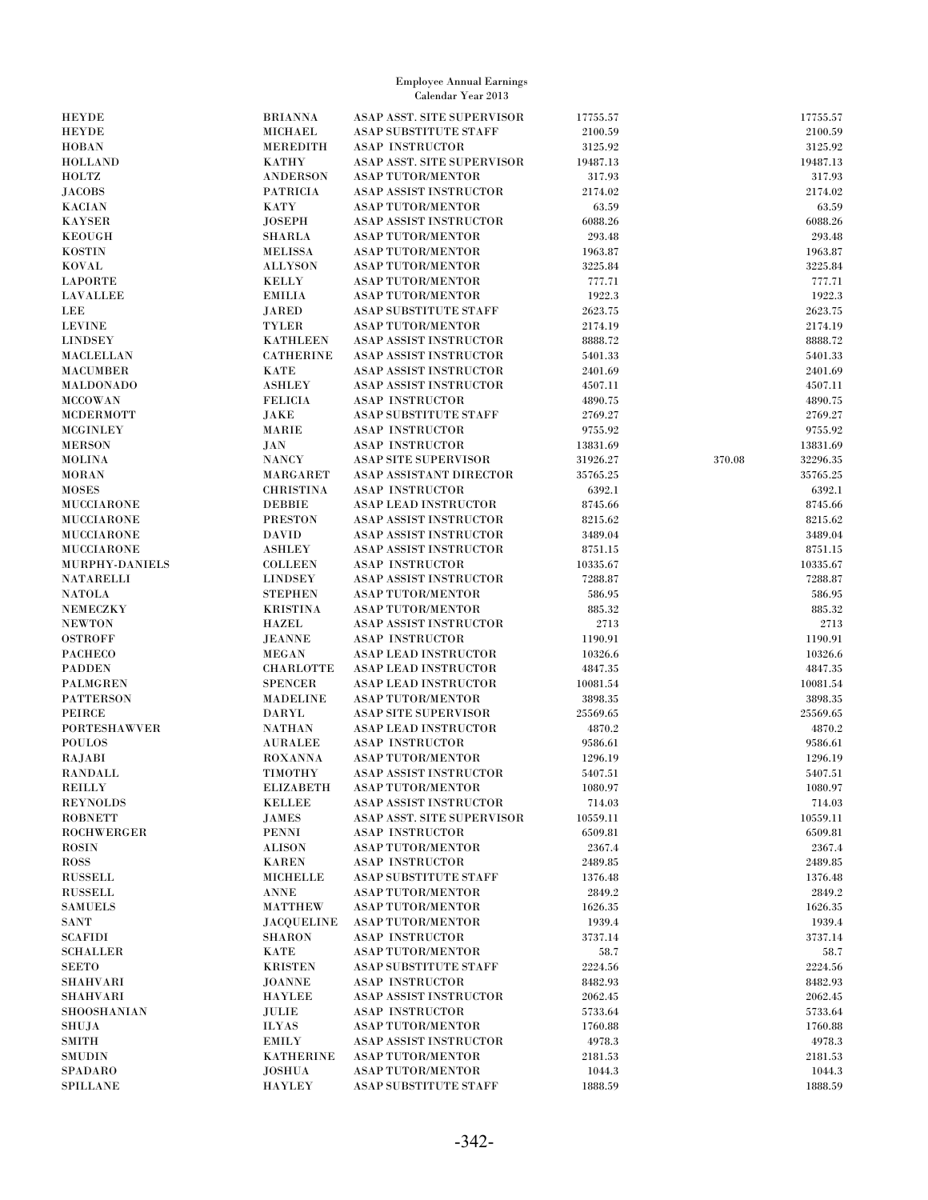Employee Annual Earnings
Calendar Year 2013

| | | | | | |
|---|---|---|---|---|---|
| HEYDE | BRIANNA | ASAP ASST. SITE SUPERVISOR | 17755.57 | | 17755.57 |
| HEYDE | MICHAEL | ASAP SUBSTITUTE STAFF | 2100.59 | | 2100.59 |
| HOBAN | MEREDITH | ASAP INSTRUCTOR | 3125.92 | | 3125.92 |
| HOLLAND | KATHY | ASAP ASST. SITE SUPERVISOR | 19487.13 | | 19487.13 |
| HOLTZ | ANDERSON | ASAP TUTOR/MENTOR | 317.93 | | 317.93 |
| JACOBS | PATRICIA | ASAP ASSIST INSTRUCTOR | 2174.02 | | 2174.02 |
| KACIAN | KATY | ASAP TUTOR/MENTOR | 63.59 | | 63.59 |
| KAYSER | JOSEPH | ASAP ASSIST INSTRUCTOR | 6088.26 | | 6088.26 |
| KEOUGH | SHARLA | ASAP TUTOR/MENTOR | 293.48 | | 293.48 |
| KOSTIN | MELISSA | ASAP TUTOR/MENTOR | 1963.87 | | 1963.87 |
| KOVAL | ALLYSON | ASAP TUTOR/MENTOR | 3225.84 | | 3225.84 |
| LAPORTE | KELLY | ASAP TUTOR/MENTOR | 777.71 | | 777.71 |
| LAVALLEE | EMILIA | ASAP TUTOR/MENTOR | 1922.3 | | 1922.3 |
| LEE | JARED | ASAP SUBSTITUTE STAFF | 2623.75 | | 2623.75 |
| LEVINE | TYLER | ASAP TUTOR/MENTOR | 2174.19 | | 2174.19 |
| LINDSEY | KATHLEEN | ASAP ASSIST INSTRUCTOR | 8888.72 | | 8888.72 |
| MACLELLAN | CATHERINE | ASAP ASSIST INSTRUCTOR | 5401.33 | | 5401.33 |
| MACUMBER | KATE | ASAP ASSIST INSTRUCTOR | 2401.69 | | 2401.69 |
| MALDONADO | ASHLEY | ASAP ASSIST INSTRUCTOR | 4507.11 | | 4507.11 |
| MCCOWAN | FELICIA | ASAP INSTRUCTOR | 4890.75 | | 4890.75 |
| MCDERMOTT | JAKE | ASAP SUBSTITUTE STAFF | 2769.27 | | 2769.27 |
| MCGINLEY | MARIE | ASAP INSTRUCTOR | 9755.92 | | 9755.92 |
| MERSON | JAN | ASAP INSTRUCTOR | 13831.69 | | 13831.69 |
| MOLINA | NANCY | ASAP SITE SUPERVISOR | 31926.27 | 370.08 | 32296.35 |
| MORAN | MARGARET | ASAP ASSISTANT DIRECTOR | 35765.25 | | 35765.25 |
| MOSES | CHRISTINA | ASAP INSTRUCTOR | 6392.1 | | 6392.1 |
| MUCCIARONE | DEBBIE | ASAP LEAD INSTRUCTOR | 8745.66 | | 8745.66 |
| MUCCIARONE | PRESTON | ASAP ASSIST INSTRUCTOR | 8215.62 | | 8215.62 |
| MUCCIARONE | DAVID | ASAP ASSIST INSTRUCTOR | 3489.04 | | 3489.04 |
| MUCCIARONE | ASHLEY | ASAP ASSIST INSTRUCTOR | 8751.15 | | 8751.15 |
| MURPHY-DANIELS | COLLEEN | ASAP INSTRUCTOR | 10335.67 | | 10335.67 |
| NATARELLI | LINDSEY | ASAP ASSIST INSTRUCTOR | 7288.87 | | 7288.87 |
| NATOLA | STEPHEN | ASAP TUTOR/MENTOR | 586.95 | | 586.95 |
| NEMECZKY | KRISTINA | ASAP TUTOR/MENTOR | 885.32 | | 885.32 |
| NEWTON | HAZEL | ASAP ASSIST INSTRUCTOR | 2713 | | 2713 |
| OSTROFF | JEANNE | ASAP INSTRUCTOR | 1190.91 | | 1190.91 |
| PACHECO | MEGAN | ASAP LEAD INSTRUCTOR | 10326.6 | | 10326.6 |
| PADDEN | CHARLOTTE | ASAP LEAD INSTRUCTOR | 4847.35 | | 4847.35 |
| PALMGREN | SPENCER | ASAP LEAD INSTRUCTOR | 10081.54 | | 10081.54 |
| PATTERSON | MADELINE | ASAP TUTOR/MENTOR | 3898.35 | | 3898.35 |
| PEIRCE | DARYL | ASAP SITE SUPERVISOR | 25569.65 | | 25569.65 |
| PORTESHAWVER | NATHAN | ASAP LEAD INSTRUCTOR | 4870.2 | | 4870.2 |
| POULOS | AURALEE | ASAP INSTRUCTOR | 9586.61 | | 9586.61 |
| RAJABI | ROXANNA | ASAP TUTOR/MENTOR | 1296.19 | | 1296.19 |
| RANDALL | TIMOTHY | ASAP ASSIST INSTRUCTOR | 5407.51 | | 5407.51 |
| REILLY | ELIZABETH | ASAP TUTOR/MENTOR | 1080.97 | | 1080.97 |
| REYNOLDS | KELLEE | ASAP ASSIST INSTRUCTOR | 714.03 | | 714.03 |
| ROBNETT | JAMES | ASAP ASST. SITE SUPERVISOR | 10559.11 | | 10559.11 |
| ROCHWERGER | PENNI | ASAP INSTRUCTOR | 6509.81 | | 6509.81 |
| ROSIN | ALISON | ASAP TUTOR/MENTOR | 2367.4 | | 2367.4 |
| ROSS | KAREN | ASAP INSTRUCTOR | 2489.85 | | 2489.85 |
| RUSSELL | MICHELLE | ASAP SUBSTITUTE STAFF | 1376.48 | | 1376.48 |
| RUSSELL | ANNE | ASAP TUTOR/MENTOR | 2849.2 | | 2849.2 |
| SAMUELS | MATTHEW | ASAP TUTOR/MENTOR | 1626.35 | | 1626.35 |
| SANT | JACQUELINE | ASAP TUTOR/MENTOR | 1939.4 | | 1939.4 |
| SCAFIDI | SHARON | ASAP INSTRUCTOR | 3737.14 | | 3737.14 |
| SCHALLER | KATE | ASAP TUTOR/MENTOR | 58.7 | | 58.7 |
| SEETO | KRISTEN | ASAP SUBSTITUTE STAFF | 2224.56 | | 2224.56 |
| SHAHVARI | JOANNE | ASAP INSTRUCTOR | 8482.93 | | 8482.93 |
| SHAHVARI | HAYLEE | ASAP ASSIST INSTRUCTOR | 2062.45 | | 2062.45 |
| SHOOSHANIAN | JULIE | ASAP INSTRUCTOR | 5733.64 | | 5733.64 |
| SHUJA | ILYAS | ASAP TUTOR/MENTOR | 1760.88 | | 1760.88 |
| SMITH | EMILY | ASAP ASSIST INSTRUCTOR | 4978.3 | | 4978.3 |
| SMUDIN | KATHERINE | ASAP TUTOR/MENTOR | 2181.53 | | 2181.53 |
| SPADARO | JOSHUA | ASAP TUTOR/MENTOR | 1044.3 | | 1044.3 |
| SPILLANE | HAYLEY | ASAP SUBSTITUTE STAFF | 1888.59 | | 1888.59 |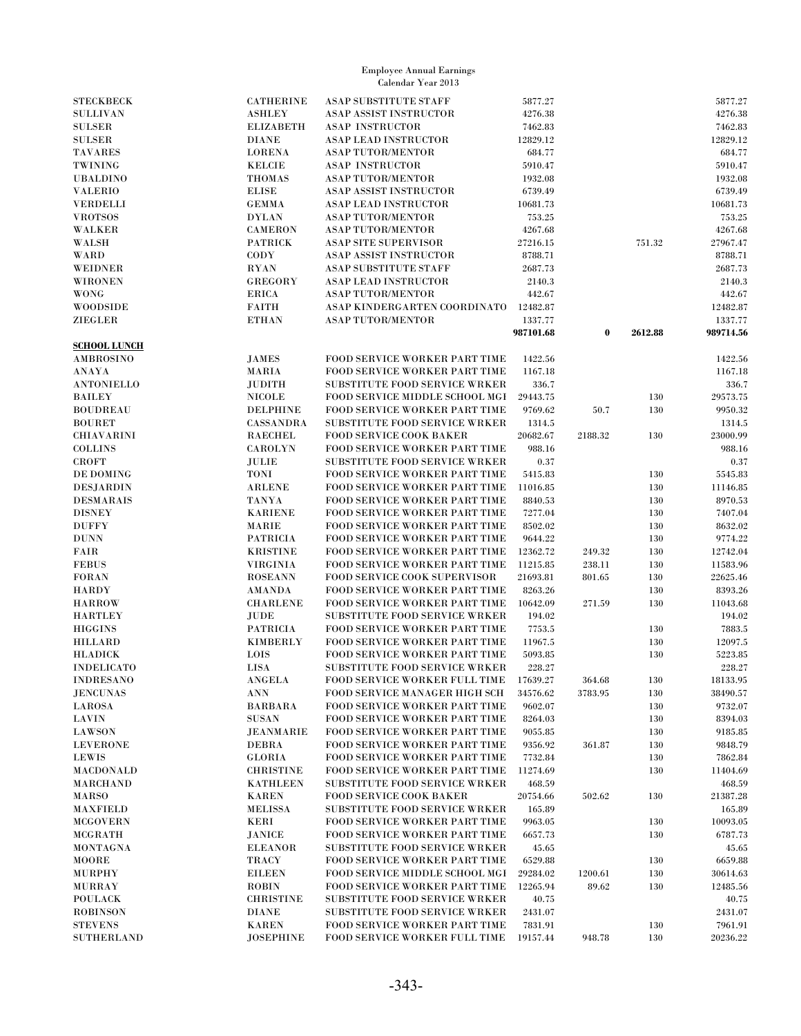Employee Annual Earnings
Calendar Year 2013

| | | | | | | |
|---|---|---|---|---|---|---|
| STECKBECK | CATHERINE | ASAP SUBSTITUTE STAFF | 5877.27 | | | 5877.27 |
| SULLIVAN | ASHLEY | ASAP ASSIST INSTRUCTOR | 4276.38 | | | 4276.38 |
| SULSER | ELIZABETH | ASAP INSTRUCTOR | 7462.83 | | | 7462.83 |
| SULSER | DIANE | ASAP LEAD INSTRUCTOR | 12829.12 | | | 12829.12 |
| TAVARES | LORENA | ASAP TUTOR/MENTOR | 684.77 | | | 684.77 |
| TWINING | KELCIE | ASAP INSTRUCTOR | 5910.47 | | | 5910.47 |
| UBALDINO | THOMAS | ASAP TUTOR/MENTOR | 1932.08 | | | 1932.08 |
| VALERIO | ELISE | ASAP ASSIST INSTRUCTOR | 6739.49 | | | 6739.49 |
| VERDELLI | GEMMA | ASAP LEAD INSTRUCTOR | 10681.73 | | | 10681.73 |
| VROTSOS | DYLAN | ASAP TUTOR/MENTOR | 753.25 | | | 753.25 |
| WALKER | CAMERON | ASAP TUTOR/MENTOR | 4267.68 | | | 4267.68 |
| WALSH | PATRICK | ASAP SITE SUPERVISOR | 27216.15 | | 751.32 | 27967.47 |
| WARD | CODY | ASAP ASSIST INSTRUCTOR | 8788.71 | | | 8788.71 |
| WEIDNER | RYAN | ASAP SUBSTITUTE STAFF | 2687.73 | | | 2687.73 |
| WIRONEN | GREGORY | ASAP LEAD INSTRUCTOR | 2140.3 | | | 2140.3 |
| WONG | ERICA | ASAP TUTOR/MENTOR | 442.67 | | | 442.67 |
| WOODSIDE | FAITH | ASAP KINDERGARTEN COORDINATO | 12482.87 | | | 12482.87 |
| ZIEGLER | ETHAN | ASAP TUTOR/MENTOR | 1337.77 | | | 1337.77 |
| | | | **987101.68** | **0** | **2612.88** | **989714.56** |
| **SCHOOL LUNCH** | | | | | | |
| AMBROSINO | JAMES | FOOD SERVICE WORKER PART TIME | 1422.56 | | | 1422.56 |
| ANAYA | MARIA | FOOD SERVICE WORKER PART TIME | 1167.18 | | | 1167.18 |
| ANTONIELLO | JUDITH | SUBSTITUTE FOOD SERVICE WRKER | 336.7 | | | 336.7 |
| BAILEY | NICOLE | FOOD SERVICE MIDDLE SCHOOL MGI | 29443.75 | | 130 | 29573.75 |
| BOUDREAU | DELPHINE | FOOD SERVICE WORKER PART TIME | 9769.62 | 50.7 | 130 | 9950.32 |
| BOURET | CASSANDRA | SUBSTITUTE FOOD SERVICE WRKER | 1314.5 | | | 1314.5 |
| CHIAVARINI | RAECHEL | FOOD SERVICE COOK BAKER | 20682.67 | 2188.32 | 130 | 23000.99 |
| COLLINS | CAROLYN | FOOD SERVICE WORKER PART TIME | 988.16 | | | 988.16 |
| CROFT | JULIE | SUBSTITUTE FOOD SERVICE WRKER | 0.37 | | | 0.37 |
| DE DOMING | TONI | FOOD SERVICE WORKER PART TIME | 5415.83 | | 130 | 5545.83 |
| DESJARDIN | ARLENE | FOOD SERVICE WORKER PART TIME | 11016.85 | | 130 | 11146.85 |
| DESMARAIS | TANYA | FOOD SERVICE WORKER PART TIME | 8840.53 | | 130 | 8970.53 |
| DISNEY | KARIENE | FOOD SERVICE WORKER PART TIME | 7277.04 | | 130 | 7407.04 |
| DUFFY | MARIE | FOOD SERVICE WORKER PART TIME | 8502.02 | | 130 | 8632.02 |
| DUNN | PATRICIA | FOOD SERVICE WORKER PART TIME | 9644.22 | | 130 | 9774.22 |
| FAIR | KRISTINE | FOOD SERVICE WORKER PART TIME | 12362.72 | 249.32 | 130 | 12742.04 |
| FEBUS | VIRGINIA | FOOD SERVICE WORKER PART TIME | 11215.85 | 238.11 | 130 | 11583.96 |
| FORAN | ROSEANN | FOOD SERVICE COOK SUPERVISOR | 21693.81 | 801.65 | 130 | 22625.46 |
| HARDY | AMANDA | FOOD SERVICE WORKER PART TIME | 8263.26 | | 130 | 8393.26 |
| HARROW | CHARLENE | FOOD SERVICE WORKER PART TIME | 10642.09 | 271.59 | 130 | 11043.68 |
| HARTLEY | JUDE | SUBSTITUTE FOOD SERVICE WRKER | 194.02 | | | 194.02 |
| HIGGINS | PATRICIA | FOOD SERVICE WORKER PART TIME | 7753.5 | | 130 | 7883.5 |
| HILLARD | KIMBERLY | FOOD SERVICE WORKER PART TIME | 11967.5 | | 130 | 12097.5 |
| HLADICK | LOIS | FOOD SERVICE WORKER PART TIME | 5093.85 | | 130 | 5223.85 |
| INDELICATO | LISA | SUBSTITUTE FOOD SERVICE WRKER | 228.27 | | | 228.27 |
| INDRESANO | ANGELA | FOOD SERVICE WORKER FULL TIME | 17639.27 | 364.68 | 130 | 18133.95 |
| JENCUNAS | ANN | FOOD SERVICE MANAGER HIGH SCH | 34576.62 | 3783.95 | 130 | 38490.57 |
| LAROSA | BARBARA | FOOD SERVICE WORKER PART TIME | 9602.07 | | 130 | 9732.07 |
| LAVIN | SUSAN | FOOD SERVICE WORKER PART TIME | 8264.03 | | 130 | 8394.03 |
| LAWSON | JEANMARIE | FOOD SERVICE WORKER PART TIME | 9055.85 | | 130 | 9185.85 |
| LEVERONE | DEBRA | FOOD SERVICE WORKER PART TIME | 9356.92 | 361.87 | 130 | 9848.79 |
| LEWIS | GLORIA | FOOD SERVICE WORKER PART TIME | 7732.84 | | 130 | 7862.84 |
| MACDONALD | CHRISTINE | FOOD SERVICE WORKER PART TIME | 11274.69 | | 130 | 11404.69 |
| MARCHAND | KATHLEEN | SUBSTITUTE FOOD SERVICE WRKER | 468.59 | | | 468.59 |
| MARSO | KAREN | FOOD SERVICE COOK BAKER | 20754.66 | 502.62 | 130 | 21387.28 |
| MAXFIELD | MELISSA | SUBSTITUTE FOOD SERVICE WRKER | 165.89 | | | 165.89 |
| MCGOVERN | KERI | FOOD SERVICE WORKER PART TIME | 9963.05 | | 130 | 10093.05 |
| MCGRATH | JANICE | FOOD SERVICE WORKER PART TIME | 6657.73 | | 130 | 6787.73 |
| MONTAGNA | ELEANOR | SUBSTITUTE FOOD SERVICE WRKER | 45.65 | | | 45.65 |
| MOORE | TRACY | FOOD SERVICE WORKER PART TIME | 6529.88 | | 130 | 6659.88 |
| MURPHY | EILEEN | FOOD SERVICE MIDDLE SCHOOL MGI | 29284.02 | 1200.61 | 130 | 30614.63 |
| MURRAY | ROBIN | FOOD SERVICE WORKER PART TIME | 12265.94 | 89.62 | 130 | 12485.56 |
| POULACK | CHRISTINE | SUBSTITUTE FOOD SERVICE WRKER | 40.75 | | | 40.75 |
| ROBINSON | DIANE | SUBSTITUTE FOOD SERVICE WRKER | 2431.07 | | | 2431.07 |
| STEVENS | KAREN | FOOD SERVICE WORKER PART TIME | 7831.91 | | 130 | 7961.91 |
| SUTHERLAND | JOSEPHINE | FOOD SERVICE WORKER FULL TIME | 19157.44 | 948.78 | 130 | 20236.22 |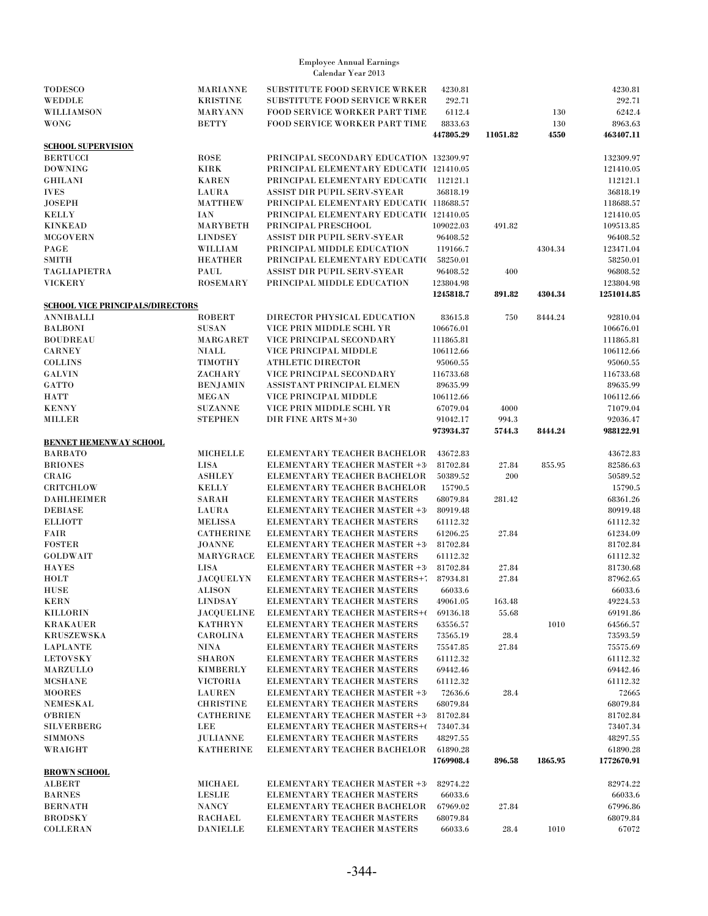Employee Annual Earnings
Calendar Year 2013

| | | | | | | |
|---|---|---|---|---|---|---|
| TODESCO | MARIANNE | SUBSTITUTE FOOD SERVICE WRKER | 4230.81 | | | 4230.81 |
| WEDDLE | KRISTINE | SUBSTITUTE FOOD SERVICE WRKER | 292.71 | | | 292.71 |
| WILLIAMSON | MARYANN | FOOD SERVICE WORKER PART TIME | 6112.4 | | 130 | 6242.4 |
| WONG | BETTY | FOOD SERVICE WORKER PART TIME | 8833.63 | | 130 | 8963.63 |
| | | | **447805.29** | **11051.82** | **4550** | **463407.11** |
| **SCHOOL SUPERVISION** | | | | | | |
| BERTUCCI | ROSE | PRINCIPAL SECONDARY EDUCATION | 132309.97 | | | 132309.97 |
| DOWNING | KIRK | PRINCIPAL ELEMENTARY EDUCATI( | 121410.05 | | | 121410.05 |
| GHILANI | KAREN | PRINCIPAL ELEMENTARY EDUCATI( | 112121.1 | | | 112121.1 |
| IVES | LAURA | ASSIST DIR PUPIL SERV-SYEAR | 36818.19 | | | 36818.19 |
| JOSEPH | MATTHEW | PRINCIPAL ELEMENTARY EDUCATI( | 118688.57 | | | 118688.57 |
| KELLY | IAN | PRINCIPAL ELEMENTARY EDUCATI( | 121410.05 | | | 121410.05 |
| KINKEAD | MARYBETH | PRINCIPAL PRESCHOOL | 109022.03 | 491.82 | | 109513.85 |
| MCGOVERN | LINDSEY | ASSIST DIR PUPIL SERV-SYEAR | 96408.52 | | | 96408.52 |
| PAGE | WILLIAM | PRINCIPAL MIDDLE EDUCATION | 119166.7 | | 4304.34 | 123471.04 |
| SMITH | HEATHER | PRINCIPAL ELEMENTARY EDUCATI( | 58250.01 | | | 58250.01 |
| TAGLIAPIETRA | PAUL | ASSIST DIR PUPIL SERV-SYEAR | 96408.52 | 400 | | 96808.52 |
| VICKERY | ROSEMARY | PRINCIPAL MIDDLE EDUCATION | 123804.98 | | | 123804.98 |
| | | | **1245818.7** | **891.82** | **4304.34** | **1251014.85** |
| **SCHOOL VICE PRINCIPALS/DIRECTORS** | | | | | | |
| ANNIBALLI | ROBERT | DIRECTOR PHYSICAL EDUCATION | 83615.8 | 750 | 8444.24 | 92810.04 |
| BALBONI | SUSAN | VICE PRIN MIDDLE SCHL YR | 106676.01 | | | 106676.01 |
| BOUDREAU | MARGARET | VICE PRINCIPAL SECONDARY | 111865.81 | | | 111865.81 |
| CARNEY | NIALL | VICE PRINCIPAL MIDDLE | 106112.66 | | | 106112.66 |
| COLLINS | TIMOTHY | ATHLETIC DIRECTOR | 95060.55 | | | 95060.55 |
| GALVIN | ZACHARY | VICE PRINCIPAL SECONDARY | 116733.68 | | | 116733.68 |
| GATTO | BENJAMIN | ASSISTANT PRINCIPAL ELMEN | 89635.99 | | | 89635.99 |
| HATT | MEGAN | VICE PRINCIPAL MIDDLE | 106112.66 | | | 106112.66 |
| KENNY | SUZANNE | VICE PRIN MIDDLE SCHL YR | 67079.04 | 4000 | | 71079.04 |
| MILLER | STEPHEN | DIR FINE ARTS M+30 | 91042.17 | 994.3 | | 92036.47 |
| | | | **973934.37** | **5744.3** | **8444.24** | **988122.91** |
| **BENNET HEMENWAY SCHOOL** | | | | | | |
| BARBATO | MICHELLE | ELEMENTARY TEACHER BACHELOR | 43672.83 | | | 43672.83 |
| BRIONES | LISA | ELEMENTARY TEACHER MASTER +3 | 81702.84 | 27.84 | 855.95 | 82586.63 |
| CRAIG | ASHLEY | ELEMENTARY TEACHER BACHELOR | 50389.52 | 200 | | 50589.52 |
| CRITCHLOW | KELLY | ELEMENTARY TEACHER BACHELOR | 15790.5 | | | 15790.5 |
| DAHLHEIMER | SARAH | ELEMENTARY TEACHER MASTERS | 68079.84 | 281.42 | | 68361.26 |
| DEBIASE | LAURA | ELEMENTARY TEACHER MASTER +3 | 80919.48 | | | 80919.48 |
| ELLIOTT | MELISSA | ELEMENTARY TEACHER MASTERS | 61112.32 | | | 61112.32 |
| FAIR | CATHERINE | ELEMENTARY TEACHER MASTERS | 61206.25 | 27.84 | | 61234.09 |
| FOSTER | JOANNE | ELEMENTARY TEACHER MASTER +3 | 81702.84 | | | 81702.84 |
| GOLDWAIT | MARYGRACE | ELEMENTARY TEACHER MASTERS | 61112.32 | | | 61112.32 |
| HAYES | LISA | ELEMENTARY TEACHER MASTER +3 | 81702.84 | 27.84 | | 81730.68 |
| HOLT | JACQUELYN | ELEMENTARY TEACHER MASTERS+7 | 87934.81 | 27.84 | | 87962.65 |
| HUSE | ALISON | ELEMENTARY TEACHER MASTERS | 66033.6 | | | 66033.6 |
| KERN | LINDSAY | ELEMENTARY TEACHER MASTERS | 49061.05 | 163.48 | | 49224.53 |
| KILLORIN | JACQUELINE | ELEMENTARY TEACHER MASTERS+( | 69136.18 | 55.68 | | 69191.86 |
| KRAKAUER | KATHRYN | ELEMENTARY TEACHER MASTERS | 63556.57 | | 1010 | 64566.57 |
| KRUSZEWSKA | CAROLINA | ELEMENTARY TEACHER MASTERS | 73565.19 | 28.4 | | 73593.59 |
| LAPLANTE | NINA | ELEMENTARY TEACHER MASTERS | 75547.85 | 27.84 | | 75575.69 |
| LETOVSKY | SHARON | ELEMENTARY TEACHER MASTERS | 61112.32 | | | 61112.32 |
| MARZULLO | KIMBERLY | ELEMENTARY TEACHER MASTERS | 69442.46 | | | 69442.46 |
| MCSHANE | VICTORIA | ELEMENTARY TEACHER MASTERS | 61112.32 | | | 61112.32 |
| MOORES | LAUREN | ELEMENTARY TEACHER MASTER +3 | 72636.6 | 28.4 | | 72665 |
| NEMESKAL | CHRISTINE | ELEMENTARY TEACHER MASTERS | 68079.84 | | | 68079.84 |
| O'BRIEN | CATHERINE | ELEMENTARY TEACHER MASTER +3 | 81702.84 | | | 81702.84 |
| SILVERBERG | LEE | ELEMENTARY TEACHER MASTERS+( | 73407.34 | | | 73407.34 |
| SIMMONS | JULIANNE | ELEMENTARY TEACHER MASTERS | 48297.55 | | | 48297.55 |
| WRAIGHT | KATHERINE | ELEMENTARY TEACHER BACHELOR | 61890.28 | | | 61890.28 |
| | | | **1769908.4** | **896.58** | **1865.95** | **1772670.91** |
| **BROWN SCHOOL** | | | | | | |
| ALBERT | MICHAEL | ELEMENTARY TEACHER MASTER +3 | 82974.22 | | | 82974.22 |
| BARNES | LESLIE | ELEMENTARY TEACHER MASTERS | 66033.6 | | | 66033.6 |
| BERNATH | NANCY | ELEMENTARY TEACHER BACHELOR | 67969.02 | 27.84 | | 67996.86 |
| BRODSKY | RACHAEL | ELEMENTARY TEACHER MASTERS | 68079.84 | | | 68079.84 |
| COLLERAN | DANIELLE | ELEMENTARY TEACHER MASTERS | 66033.6 | 28.4 | 1010 | 67072 |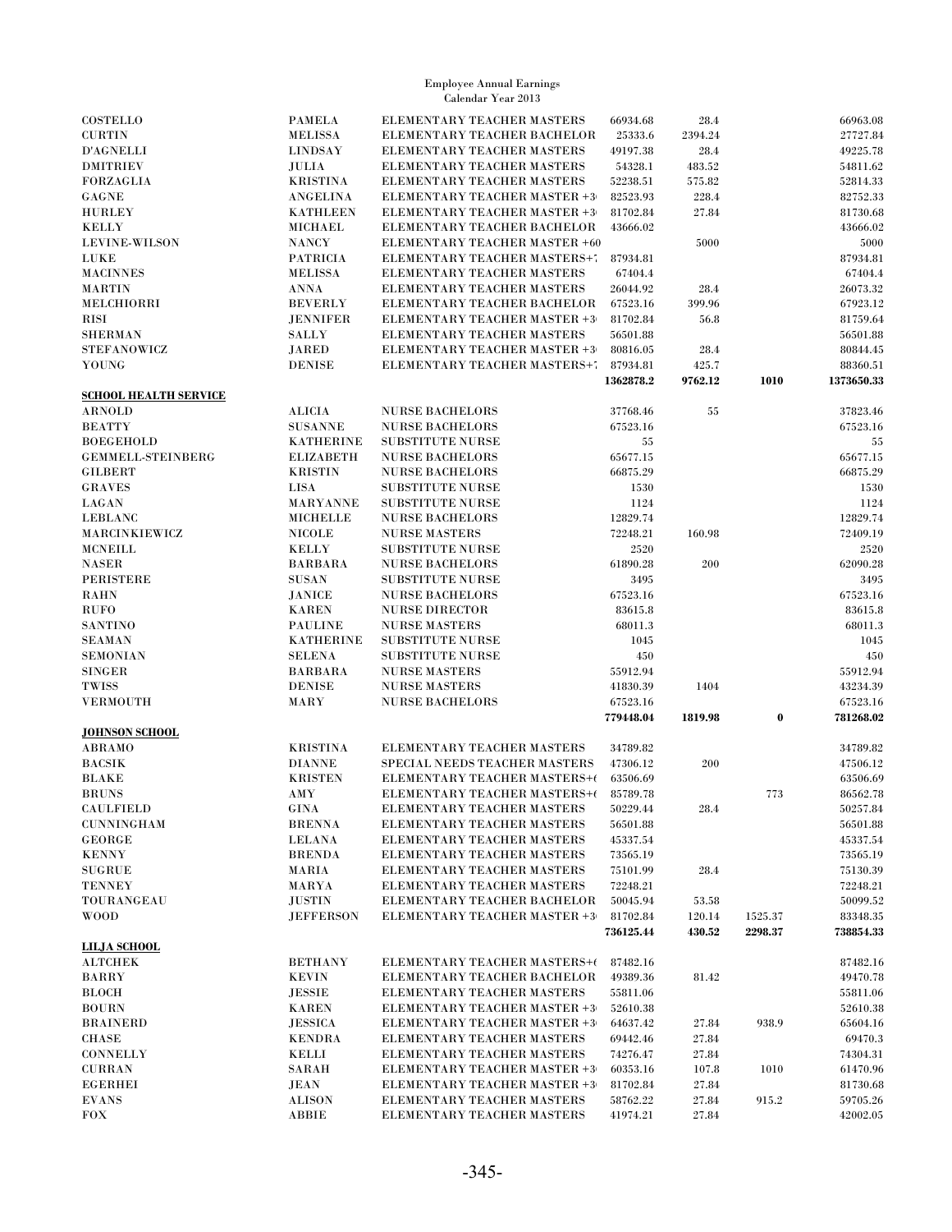Employee Annual Earnings
Calendar Year 2013

| | | | | | | |
|---|---|---|---|---|---|---|
| COSTELLO | PAMELA | ELEMENTARY TEACHER MASTERS | 66934.68 | 28.4 | | 66963.08 |
| CURTIN | MELISSA | ELEMENTARY TEACHER BACHELOR | 25333.6 | 2394.24 | | 27727.84 |
| D'AGNELLI | LINDSAY | ELEMENTARY TEACHER MASTERS | 49197.38 | 28.4 | | 49225.78 |
| DMITRIEV | JULIA | ELEMENTARY TEACHER MASTERS | 54328.1 | 483.52 | | 54811.62 |
| FORZAGLIA | KRISTINA | ELEMENTARY TEACHER MASTERS | 52238.51 | 575.82 | | 52814.33 |
| GAGNE | ANGELINA | ELEMENTARY TEACHER MASTER +3 | 82523.93 | 228.4 | | 82752.33 |
| HURLEY | KATHLEEN | ELEMENTARY TEACHER MASTER +3 | 81702.84 | 27.84 | | 81730.68 |
| KELLY | MICHAEL | ELEMENTARY TEACHER BACHELOR | 43666.02 | | | 43666.02 |
| LEVINE-WILSON | NANCY | ELEMENTARY TEACHER MASTER +60 | | 5000 | | 5000 |
| LUKE | PATRICIA | ELEMENTARY TEACHER MASTERS+7 | 87934.81 | | | 87934.81 |
| MACINNES | MELISSA | ELEMENTARY TEACHER MASTERS | 67404.4 | | | 67404.4 |
| MARTIN | ANNA | ELEMENTARY TEACHER MASTERS | 26044.92 | 28.4 | | 26073.32 |
| MELCHIORRI | BEVERLY | ELEMENTARY TEACHER BACHELOR | 67523.16 | 399.96 | | 67923.12 |
| RISI | JENNIFER | ELEMENTARY TEACHER MASTER +3 | 81702.84 | 56.8 | | 81759.64 |
| SHERMAN | SALLY | ELEMENTARY TEACHER MASTERS | 56501.88 | | | 56501.88 |
| STEFANOWICZ | JARED | ELEMENTARY TEACHER MASTER +3 | 80816.05 | 28.4 | | 80844.45 |
| YOUNG | DENISE | ELEMENTARY TEACHER MASTERS+7 | 87934.81 | 425.7 | | 88360.51 |
| | | | **1362878.2** | **9762.12** | **1010** | **1373650.33** |
| **SCHOOL HEALTH SERVICE** | | | | | | |
| ARNOLD | ALICIA | NURSE BACHELORS | 37768.46 | 55 | | 37823.46 |
| BEATTY | SUSANNE | NURSE BACHELORS | 67523.16 | | | 67523.16 |
| BOEGEHOLD | KATHERINE | SUBSTITUTE NURSE | 55 | | | 55 |
| GEMMELL-STEINBERG | ELIZABETH | NURSE BACHELORS | 65677.15 | | | 65677.15 |
| GILBERT | KRISTIN | NURSE BACHELORS | 66875.29 | | | 66875.29 |
| GRAVES | LISA | SUBSTITUTE NURSE | 1530 | | | 1530 |
| LAGAN | MARYANNE | SUBSTITUTE NURSE | 1124 | | | 1124 |
| LEBLANC | MICHELLE | NURSE BACHELORS | 12829.74 | | | 12829.74 |
| MARCINKIEWICZ | NICOLE | NURSE MASTERS | 72248.21 | 160.98 | | 72409.19 |
| MCNEILL | KELLY | SUBSTITUTE NURSE | 2520 | | | 2520 |
| NASER | BARBARA | NURSE BACHELORS | 61890.28 | 200 | | 62090.28 |
| PERISTERE | SUSAN | SUBSTITUTE NURSE | 3495 | | | 3495 |
| RAHN | JANICE | NURSE BACHELORS | 67523.16 | | | 67523.16 |
| RUFO | KAREN | NURSE DIRECTOR | 83615.8 | | | 83615.8 |
| SANTINO | PAULINE | NURSE MASTERS | 68011.3 | | | 68011.3 |
| SEAMAN | KATHERINE | SUBSTITUTE NURSE | 1045 | | | 1045 |
| SEMONIAN | SELENA | SUBSTITUTE NURSE | 450 | | | 450 |
| SINGER | BARBARA | NURSE MASTERS | 55912.94 | | | 55912.94 |
| TWISS | DENISE | NURSE MASTERS | 41830.39 | 1404 | | 43234.39 |
| VERMOUTH | MARY | NURSE BACHELORS | 67523.16 | | | 67523.16 |
| | | | **779448.04** | **1819.98** | **0** | **781268.02** |
| **JOHNSON SCHOOL** | | | | | | |
| ABRAMO | KRISTINA | ELEMENTARY TEACHER MASTERS | 34789.82 | | | 34789.82 |
| BACSIK | DIANNE | SPECIAL NEEDS TEACHER MASTERS | 47306.12 | 200 | | 47506.12 |
| BLAKE | KRISTEN | ELEMENTARY TEACHER MASTERS+6 | 63506.69 | | | 63506.69 |
| BRUNS | AMY | ELEMENTARY TEACHER MASTERS+6 | 85789.78 | | 773 | 86562.78 |
| CAULFIELD | GINA | ELEMENTARY TEACHER MASTERS | 50229.44 | 28.4 | | 50257.84 |
| CUNNINGHAM | BRENNA | ELEMENTARY TEACHER MASTERS | 56501.88 | | | 56501.88 |
| GEORGE | LELANA | ELEMENTARY TEACHER MASTERS | 45337.54 | | | 45337.54 |
| KENNY | BRENDA | ELEMENTARY TEACHER MASTERS | 73565.19 | | | 73565.19 |
| SUGRUE | MARIA | ELEMENTARY TEACHER MASTERS | 75101.99 | 28.4 | | 75130.39 |
| TENNEY | MARYA | ELEMENTARY TEACHER MASTERS | 72248.21 | | | 72248.21 |
| TOURANGEAU | JUSTIN | ELEMENTARY TEACHER BACHELOR | 50045.94 | 53.58 | | 50099.52 |
| WOOD | JEFFERSON | ELEMENTARY TEACHER MASTER +3 | 81702.84 | 120.14 | 1525.37 | 83348.35 |
| | | | **736125.44** | **430.52** | **2298.37** | **738854.33** |
| **LILJA SCHOOL** | | | | | | |
| ALTCHEK | BETHANY | ELEMENTARY TEACHER MASTERS+6 | 87482.16 | | | 87482.16 |
| BARRY | KEVIN | ELEMENTARY TEACHER BACHELOR | 49389.36 | 81.42 | | 49470.78 |
| BLOCH | JESSIE | ELEMENTARY TEACHER MASTERS | 55811.06 | | | 55811.06 |
| BOURN | KAREN | ELEMENTARY TEACHER MASTER +3 | 52610.38 | | | 52610.38 |
| BRAINERD | JESSICA | ELEMENTARY TEACHER MASTER +3 | 64637.42 | 27.84 | 938.9 | 65604.16 |
| CHASE | KENDRA | ELEMENTARY TEACHER MASTERS | 69442.46 | 27.84 | | 69470.3 |
| CONNELLY | KELLI | ELEMENTARY TEACHER MASTERS | 74276.47 | 27.84 | | 74304.31 |
| CURRAN | SARAH | ELEMENTARY TEACHER MASTER +3 | 60353.16 | 107.8 | 1010 | 61470.96 |
| EGERHEI | JEAN | ELEMENTARY TEACHER MASTER +3 | 81702.84 | 27.84 | | 81730.68 |
| EVANS | ALISON | ELEMENTARY TEACHER MASTERS | 58762.22 | 27.84 | 915.2 | 59705.26 |
| FOX | ABBIE | ELEMENTARY TEACHER MASTERS | 41974.21 | 27.84 | | 42002.05 |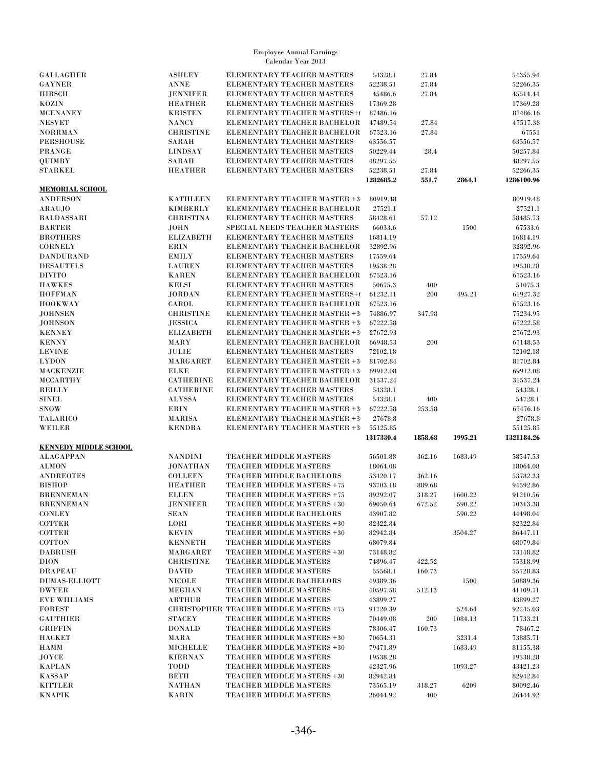Employee Annual Earnings
Calendar Year 2013

| | | | | | | |
|---|---|---|---|---|---|---|
| GALLAGHER | ASHLEY | ELEMENTARY TEACHER MASTERS | 54328.1 | 27.84 | | 54355.94 |
| GAYNER | ANNE | ELEMENTARY TEACHER MASTERS | 52238.51 | 27.84 | | 52266.35 |
| HIRSCH | JENNIFER | ELEMENTARY TEACHER MASTERS | 45486.6 | 27.84 | | 45514.44 |
| KOZIN | HEATHER | ELEMENTARY TEACHER MASTERS | 17369.28 | | | 17369.28 |
| MCENANEY | KRISTEN | ELEMENTARY TEACHER MASTERS+( | 87486.16 | | | 87486.16 |
| NESVET | NANCY | ELEMENTARY TEACHER BACHELOR | 47489.54 | 27.84 | | 47517.38 |
| NORRMAN | CHRISTINE | ELEMENTARY TEACHER BACHELOR | 67523.16 | 27.84 | | 67551 |
| PERSHOUSE | SARAH | ELEMENTARY TEACHER MASTERS | 63556.57 | | | 63556.57 |
| PRANGE | LINDSAY | ELEMENTARY TEACHER MASTERS | 50229.44 | 28.4 | | 50257.84 |
| QUIMBY | SARAH | ELEMENTARY TEACHER MASTERS | 48297.55 | | | 48297.55 |
| STARKEL | HEATHER | ELEMENTARY TEACHER MASTERS | 52238.51 | 27.84 | | 52266.35 |
| | | | **1282685.2** | **551.7** | **2864.1** | **1286100.96** |
| **MEMORIAL SCHOOL** | | | | | | |
| ANDERSON | KATHLEEN | ELEMENTARY TEACHER MASTER +3 | 80919.48 | | | 80919.48 |
| ARAUJO | KIMBERLY | ELEMENTARY TEACHER BACHELOR | 27521.1 | | | 27521.1 |
| BALDASSARI | CHRISTINA | ELEMENTARY TEACHER MASTERS | 58428.61 | 57.12 | | 58485.73 |
| BARTER | JOHN | SPECIAL NEEDS TEACHER MASTERS | 66033.6 | | 1500 | 67533.6 |
| BROTHERS | ELIZABETH | ELEMENTARY TEACHER MASTERS | 16814.19 | | | 16814.19 |
| CORNELY | ERIN | ELEMENTARY TEACHER BACHELOR | 32892.96 | | | 32892.96 |
| DANDURAND | EMILY | ELEMENTARY TEACHER MASTERS | 17559.64 | | | 17559.64 |
| DESAUTELS | LAUREN | ELEMENTARY TEACHER MASTERS | 19538.28 | | | 19538.28 |
| DIVITO | KAREN | ELEMENTARY TEACHER BACHELOR | 67523.16 | | | 67523.16 |
| HAWKES | KELSI | ELEMENTARY TEACHER MASTERS | 50675.3 | 400 | | 51075.3 |
| HOFFMAN | JORDAN | ELEMENTARY TEACHER MASTERS+( | 61232.11 | 200 | 495.21 | 61927.32 |
| HOOKWAY | CAROL | ELEMENTARY TEACHER BACHELOR | 67523.16 | | | 67523.16 |
| JOHNSEN | CHRISTINE | ELEMENTARY TEACHER MASTER +3 | 74886.97 | 347.98 | | 75234.95 |
| JOHNSON | JESSICA | ELEMENTARY TEACHER MASTER +3 | 67222.58 | | | 67222.58 |
| KENNEY | ELIZABETH | ELEMENTARY TEACHER MASTER +3 | 27672.93 | | | 27672.93 |
| KENNY | MARY | ELEMENTARY TEACHER BACHELOR | 66948.53 | 200 | | 67148.53 |
| LEVINE | JULIE | ELEMENTARY TEACHER MASTERS | 72102.18 | | | 72102.18 |
| LYDON | MARGARET | ELEMENTARY TEACHER MASTER +3 | 81702.84 | | | 81702.84 |
| MACKENZIE | ELKE | ELEMENTARY TEACHER MASTER +3 | 69912.08 | | | 69912.08 |
| MCCARTHY | CATHERINE | ELEMENTARY TEACHER BACHELOR | 31537.24 | | | 31537.24 |
| REILLY | CATHERINE | ELEMENTARY TEACHER MASTERS | 54328.1 | | | 54328.1 |
| SINEL | ALYSSA | ELEMENTARY TEACHER MASTERS | 54328.1 | 400 | | 54728.1 |
| SNOW | ERIN | ELEMENTARY TEACHER MASTER +3 | 67222.58 | 253.58 | | 67476.16 |
| TALARICO | MARISA | ELEMENTARY TEACHER MASTER +3 | 27678.8 | | | 27678.8 |
| WEILER | KENDRA | ELEMENTARY TEACHER MASTER +3 | 55125.85 | | | 55125.85 |
| | | | **1317330.4** | **1858.68** | **1995.21** | **1321184.26** |
| **KENNEDY MIDDLE SCHOOL** | | | | | | |
| ALAGAPPAN | NANDINI | TEACHER MIDDLE MASTERS | 56501.88 | 362.16 | 1683.49 | 58547.53 |
| ALMON | JONATHAN | TEACHER MIDDLE MASTERS | 18064.08 | | | 18064.08 |
| ANDREOTES | COLLEEN | TEACHER MIDDLE BACHELORS | 53420.17 | 362.16 | | 53782.33 |
| BISHOP | HEATHER | TEACHER MIDDLE MASTERS +75 | 93703.18 | 889.68 | | 94592.86 |
| BRENNEMAN | ELLEN | TEACHER MIDDLE MASTERS +75 | 89292.07 | 318.27 | 1600.22 | 91210.56 |
| BRENNEMAN | JENNIFER | TEACHER MIDDLE MASTERS +30 | 69050.64 | 672.52 | 590.22 | 70313.38 |
| CONLEY | SEAN | TEACHER MIDDLE BACHELORS | 43907.82 | | 590.22 | 44498.04 |
| COTTER | LORI | TEACHER MIDDLE MASTERS +30 | 82322.84 | | | 82322.84 |
| COTTER | KEVIN | TEACHER MIDDLE MASTERS +30 | 82942.84 | | 3504.27 | 86447.11 |
| COTTON | KENNETH | TEACHER MIDDLE MASTERS | 68079.84 | | | 68079.84 |
| DABRUSH | MARGARET | TEACHER MIDDLE MASTERS +30 | 73148.82 | | | 73148.82 |
| DION | CHRISTINE | TEACHER MIDDLE MASTERS | 74896.47 | 422.52 | | 75318.99 |
| DRAPEAU | DAVID | TEACHER MIDDLE MASTERS | 55568.1 | 160.73 | | 55728.83 |
| DUMAS-ELLIOTT | NICOLE | TEACHER MIDDLE BACHELORS | 49389.36 | | 1500 | 50889.36 |
| DWYER | MEGHAN | TEACHER MIDDLE MASTERS | 40597.58 | 512.13 | | 41109.71 |
| EVE WILIAMS | ARTHUR | TEACHER MIDDLE MASTERS | 43899.27 | | | 43899.27 |
| FOREST | CHRISTOPHER | TEACHER MIDDLE MASTERS +75 | 91720.39 | | 524.64 | 92245.03 |
| GAUTHIER | STACEY | TEACHER MIDDLE MASTERS | 70449.08 | 200 | 1084.13 | 71733.21 |
| GRIFFIN | DONALD | TEACHER MIDDLE MASTERS | 78306.47 | 160.73 | | 78467.2 |
| HACKET | MARA | TEACHER MIDDLE MASTERS +30 | 70654.31 | | 3231.4 | 73885.71 |
| HAMM | MICHELLE | TEACHER MIDDLE MASTERS +30 | 79471.89 | | 1683.49 | 81155.38 |
| JOYCE | KIERNAN | TEACHER MIDDLE MASTERS | 19538.28 | | | 19538.28 |
| KAPLAN | TODD | TEACHER MIDDLE MASTERS | 42327.96 | | 1093.27 | 43421.23 |
| KASSAP | BETH | TEACHER MIDDLE MASTERS +30 | 82942.84 | | | 82942.84 |
| KITTLER | NATHAN | TEACHER MIDDLE MASTERS | 73565.19 | 318.27 | 6209 | 80092.46 |
| KNAPIK | KARIN | TEACHER MIDDLE MASTERS | 26044.92 | 400 | | 26444.92 |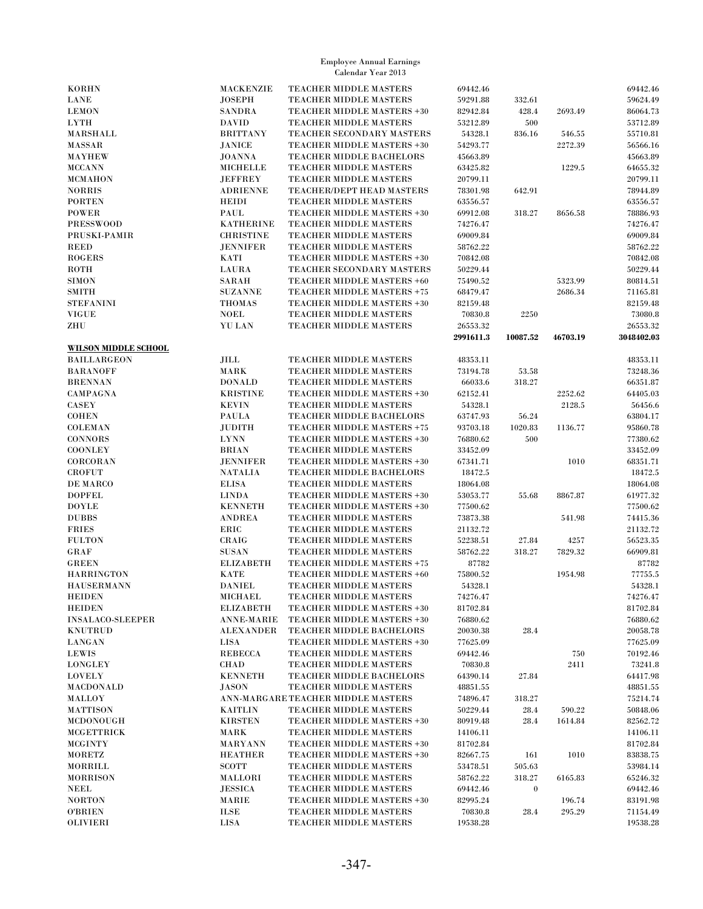Employee Annual Earnings
Calendar Year 2013

| | | | | | | |
|---|---|---|---|---|---|---|
| KORHN | MACKENZIE | TEACHER MIDDLE MASTERS | 69442.46 | | | 69442.46 |
| LANE | JOSEPH | TEACHER MIDDLE MASTERS | 59291.88 | 332.61 | | 59624.49 |
| LEMON | SANDRA | TEACHER MIDDLE MASTERS +30 | 82942.84 | 428.4 | 2693.49 | 86064.73 |
| LYTH | DAVID | TEACHER MIDDLE MASTERS | 53212.89 | 500 | | 53712.89 |
| MARSHALL | BRITTANY | TEACHER SECONDARY MASTERS | 54328.1 | 836.16 | 546.55 | 55710.81 |
| MASSAR | JANICE | TEACHER MIDDLE MASTERS +30 | 54293.77 | | 2272.39 | 56566.16 |
| MAYHEW | JOANNA | TEACHER MIDDLE BACHELORS | 45663.89 | | | 45663.89 |
| MCCANN | MICHELLE | TEACHER MIDDLE MASTERS | 63425.82 | | 1229.5 | 64655.32 |
| MCMAHON | JEFFREY | TEACHER MIDDLE MASTERS | 20799.11 | | | 20799.11 |
| NORRIS | ADRIENNE | TEACHER/DEPT HEAD MASTERS | 78301.98 | 642.91 | | 78944.89 |
| PORTEN | HEIDI | TEACHER MIDDLE MASTERS | 63556.57 | | | 63556.57 |
| POWER | PAUL | TEACHER MIDDLE MASTERS +30 | 69912.08 | 318.27 | 8656.58 | 78886.93 |
| PRESSWOOD | KATHERINE | TEACHER MIDDLE MASTERS | 74276.47 | | | 74276.47 |
| PRUSKI-PAMIR | CHRISTINE | TEACHER MIDDLE MASTERS | 69009.84 | | | 69009.84 |
| REED | JENNIFER | TEACHER MIDDLE MASTERS | 58762.22 | | | 58762.22 |
| ROGERS | KATI | TEACHER MIDDLE MASTERS +30 | 70842.08 | | | 70842.08 |
| ROTH | LAURA | TEACHER SECONDARY MASTERS | 50229.44 | | | 50229.44 |
| SIMON | SARAH | TEACHER MIDDLE MASTERS +60 | 75490.52 | | 5323.99 | 80814.51 |
| SMITH | SUZANNE | TEACHER MIDDLE MASTERS +75 | 68479.47 | | 2686.34 | 71165.81 |
| STEFANINI | THOMAS | TEACHER MIDDLE MASTERS +30 | 82159.48 | | | 82159.48 |
| VIGUE | NOEL | TEACHER MIDDLE MASTERS | 70830.8 | 2250 | | 73080.8 |
| ZHU | YU LAN | TEACHER MIDDLE MASTERS | 26553.32 | | | 26553.32 |
| | | | **2991611.3** | **10087.52** | **46703.19** | **3048402.03** |
| **WILSON MIDDLE SCHOOL** | | | | | | |
| BAILLARGEON | JILL | TEACHER MIDDLE MASTERS | 48353.11 | | | 48353.11 |
| BARANOFF | MARK | TEACHER MIDDLE MASTERS | 73194.78 | 53.58 | | 73248.36 |
| BRENNAN | DONALD | TEACHER MIDDLE MASTERS | 66033.6 | 318.27 | | 66351.87 |
| CAMPAGNA | KRISTINE | TEACHER MIDDLE MASTERS +30 | 62152.41 | | 2252.62 | 64405.03 |
| CASEY | KEVIN | TEACHER MIDDLE MASTERS | 54328.1 | | 2128.5 | 56456.6 |
| COHEN | PAULA | TEACHER MIDDLE BACHELORS | 63747.93 | 56.24 | | 63804.17 |
| COLEMAN | JUDITH | TEACHER MIDDLE MASTERS +75 | 93703.18 | 1020.83 | 1136.77 | 95860.78 |
| CONNORS | LYNN | TEACHER MIDDLE MASTERS +30 | 76880.62 | 500 | | 77380.62 |
| COONLEY | BRIAN | TEACHER MIDDLE MASTERS | 33452.09 | | | 33452.09 |
| CORCORAN | JENNIFER | TEACHER MIDDLE MASTERS +30 | 67341.71 | | 1010 | 68351.71 |
| CROFUT | NATALIA | TEACHER MIDDLE BACHELORS | 18472.5 | | | 18472.5 |
| DE MARCO | ELISA | TEACHER MIDDLE MASTERS | 18064.08 | | | 18064.08 |
| DOPFEL | LINDA | TEACHER MIDDLE MASTERS +30 | 53053.77 | 55.68 | 8867.87 | 61977.32 |
| DOYLE | KENNETH | TEACHER MIDDLE MASTERS +30 | 77500.62 | | | 77500.62 |
| DUBBS | ANDREA | TEACHER MIDDLE MASTERS | 73873.38 | | 541.98 | 74415.36 |
| FRIES | ERIC | TEACHER MIDDLE MASTERS | 21132.72 | | | 21132.72 |
| FULTON | CRAIG | TEACHER MIDDLE MASTERS | 52238.51 | 27.84 | 4257 | 56523.35 |
| GRAF | SUSAN | TEACHER MIDDLE MASTERS | 58762.22 | 318.27 | 7829.32 | 66909.81 |
| GREEN | ELIZABETH | TEACHER MIDDLE MASTERS +75 | 87782 | | | 87782 |
| HARRINGTON | KATE | TEACHER MIDDLE MASTERS +60 | 75800.52 | | 1954.98 | 77755.5 |
| HAUSERMANN | DANIEL | TEACHER MIDDLE MASTERS | 54328.1 | | | 54328.1 |
| HEIDEN | MICHAEL | TEACHER MIDDLE MASTERS | 74276.47 | | | 74276.47 |
| HEIDEN | ELIZABETH | TEACHER MIDDLE MASTERS +30 | 81702.84 | | | 81702.84 |
| INSALACO-SLEEPER | ANNE-MARIE | TEACHER MIDDLE MASTERS +30 | 76880.62 | | | 76880.62 |
| KNUTRUD | ALEXANDER | TEACHER MIDDLE BACHELORS | 20030.38 | 28.4 | | 20058.78 |
| LANGAN | LISA | TEACHER MIDDLE MASTERS +30 | 77625.09 | | | 77625.09 |
| LEWIS | REBECCA | TEACHER MIDDLE MASTERS | 69442.46 | | 750 | 70192.46 |
| LONGLEY | CHAD | TEACHER MIDDLE MASTERS | 70830.8 | | 2411 | 73241.8 |
| LOVELY | KENNETH | TEACHER MIDDLE BACHELORS | 64390.14 | 27.84 | | 64417.98 |
| MACDONALD | JASON | TEACHER MIDDLE MASTERS | 48851.55 | | | 48851.55 |
| MALLOY | ANN-MARGARE | TEACHER MIDDLE MASTERS | 74896.47 | 318.27 | | 75214.74 |
| MATTISON | KAITLIN | TEACHER MIDDLE MASTERS | 50229.44 | 28.4 | 590.22 | 50848.06 |
| MCDONOUGH | KIRSTEN | TEACHER MIDDLE MASTERS +30 | 80919.48 | 28.4 | 1614.84 | 82562.72 |
| MCGETTRICK | MARK | TEACHER MIDDLE MASTERS | 14106.11 | | | 14106.11 |
| MCGINTY | MARYANN | TEACHER MIDDLE MASTERS +30 | 81702.84 | | | 81702.84 |
| MORETZ | HEATHER | TEACHER MIDDLE MASTERS +30 | 82667.75 | 161 | 1010 | 83838.75 |
| MORRILL | SCOTT | TEACHER MIDDLE MASTERS | 53478.51 | 505.63 | | 53984.14 |
| MORRISON | MALLORI | TEACHER MIDDLE MASTERS | 58762.22 | 318.27 | 6165.83 | 65246.32 |
| NEEL | JESSICA | TEACHER MIDDLE MASTERS | 69442.46 | 0 | | 69442.46 |
| NORTON | MARIE | TEACHER MIDDLE MASTERS +30 | 82995.24 | | 196.74 | 83191.98 |
| O'BRIEN | ILSE | TEACHER MIDDLE MASTERS | 70830.8 | 28.4 | 295.29 | 71154.49 |
| OLIVIERI | LISA | TEACHER MIDDLE MASTERS | 19538.28 | | | 19538.28 |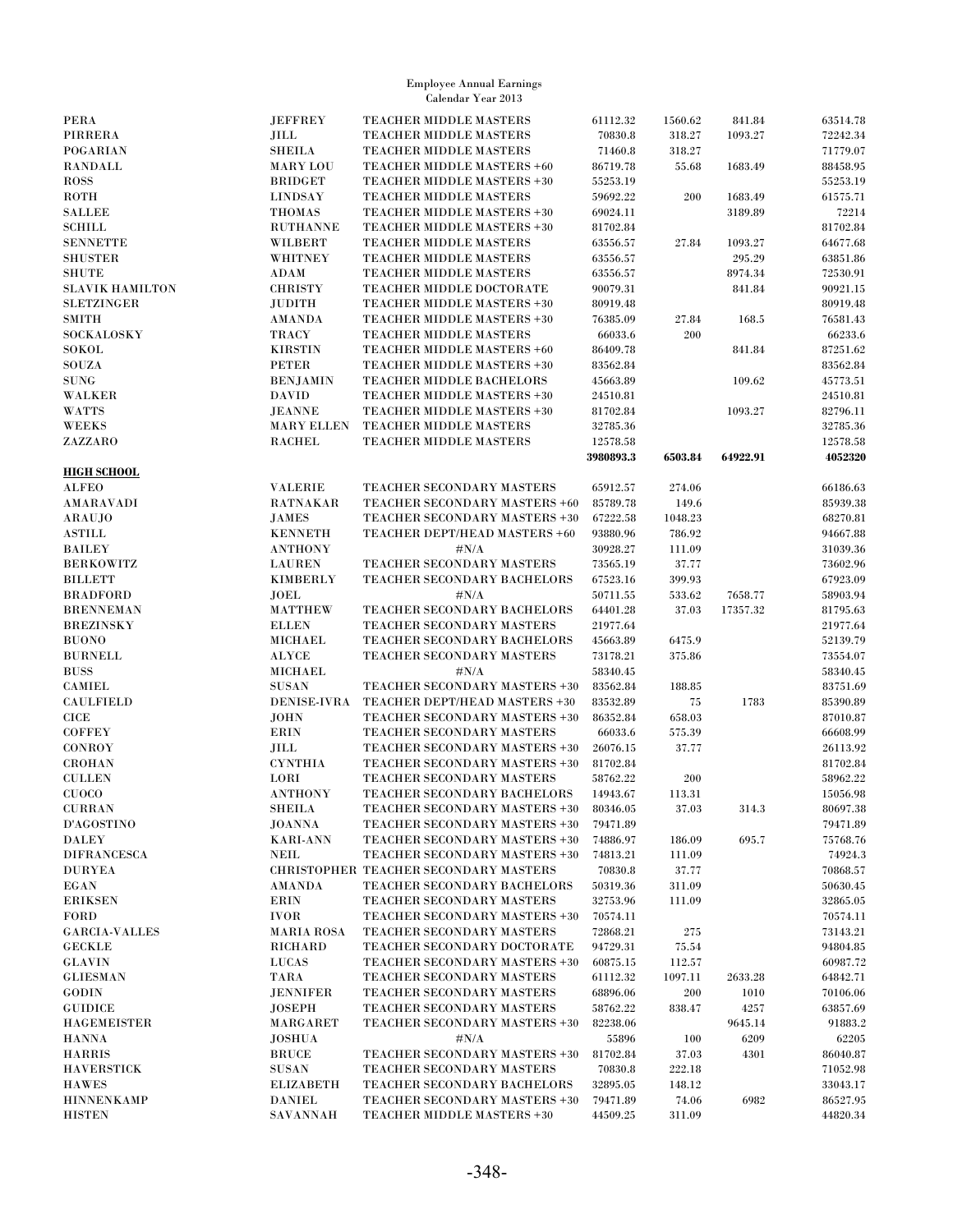Employee Annual Earnings
Calendar Year 2013

| | | | | | | |
|---|---|---|---|---|---|---|
| PERA | JEFFREY | TEACHER MIDDLE MASTERS | 61112.32 | 1560.62 | 841.84 | 63514.78 |
| PIRRERA | JILL | TEACHER MIDDLE MASTERS | 70830.8 | 318.27 | 1093.27 | 72242.34 |
| POGARIAN | SHEILA | TEACHER MIDDLE MASTERS | 71460.8 | 318.27 | | 71779.07 |
| RANDALL | MARY LOU | TEACHER MIDDLE MASTERS +60 | 86719.78 | 55.68 | 1683.49 | 88458.95 |
| ROSS | BRIDGET | TEACHER MIDDLE MASTERS +30 | 55253.19 | | | 55253.19 |
| ROTH | LINDSAY | TEACHER MIDDLE MASTERS | 59692.22 | 200 | 1683.49 | 61575.71 |
| SALLEE | THOMAS | TEACHER MIDDLE MASTERS +30 | 69024.11 | | 3189.89 | 72214 |
| SCHILL | RUTHANNE | TEACHER MIDDLE MASTERS +30 | 81702.84 | | | 81702.84 |
| SENNETTE | WILBERT | TEACHER MIDDLE MASTERS | 63556.57 | 27.84 | 1093.27 | 64677.68 |
| SHUSTER | WHITNEY | TEACHER MIDDLE MASTERS | 63556.57 | | 295.29 | 63851.86 |
| SHUTE | ADAM | TEACHER MIDDLE MASTERS | 63556.57 | | 8974.34 | 72530.91 |
| SLAVIK HAMILTON | CHRISTY | TEACHER MIDDLE DOCTORATE | 90079.31 | | 841.84 | 90921.15 |
| SLETZINGER | JUDITH | TEACHER MIDDLE MASTERS +30 | 80919.48 | | | 80919.48 |
| SMITH | AMANDA | TEACHER MIDDLE MASTERS +30 | 76385.09 | 27.84 | 168.5 | 76581.43 |
| SOCKALOSKY | TRACY | TEACHER MIDDLE MASTERS | 66033.6 | 200 | | 66233.6 |
| SOKOL | KIRSTIN | TEACHER MIDDLE MASTERS +60 | 86409.78 | | 841.84 | 87251.62 |
| SOUZA | PETER | TEACHER MIDDLE MASTERS +30 | 83562.84 | | | 83562.84 |
| SUNG | BENJAMIN | TEACHER MIDDLE BACHELORS | 45663.89 | | 109.62 | 45773.51 |
| WALKER | DAVID | TEACHER MIDDLE MASTERS +30 | 24510.81 | | | 24510.81 |
| WATTS | JEANNE | TEACHER MIDDLE MASTERS +30 | 81702.84 | | 1093.27 | 82796.11 |
| WEEKS | MARY ELLEN | TEACHER MIDDLE MASTERS | 32785.36 | | | 32785.36 |
| ZAZZARO | RACHEL | TEACHER MIDDLE MASTERS | 12578.58 | | | 12578.58 |
| | | | **3980893.3** | **6503.84** | **64922.91** | **4052320** |
| **HIGH SCHOOL** | | | | | | |
| ALFEO | VALERIE | TEACHER SECONDARY MASTERS | 65912.57 | 274.06 | | 66186.63 |
| AMARAVADI | RATNAKAR | TEACHER SECONDARY MASTERS +60 | 85789.78 | 149.6 | | 85939.38 |
| ARAUJO | JAMES | TEACHER SECONDARY MASTERS +30 | 67222.58 | 1048.23 | | 68270.81 |
| ASTILL | KENNETH | TEACHER DEPT/HEAD MASTERS +60 | 93880.96 | 786.92 | | 94667.88 |
| BAILEY | ANTHONY | #N/A | 30928.27 | 111.09 | | 31039.36 |
| BERKOWITZ | LAUREN | TEACHER SECONDARY MASTERS | 73565.19 | 37.77 | | 73602.96 |
| BILLETT | KIMBERLY | TEACHER SECONDARY BACHELORS | 67523.16 | 399.93 | | 67923.09 |
| BRADFORD | JOEL | #N/A | 50711.55 | 533.62 | 7658.77 | 58903.94 |
| BRENNEMAN | MATTHEW | TEACHER SECONDARY BACHELORS | 64401.28 | 37.03 | 17357.32 | 81795.63 |
| BREZINSKY | ELLEN | TEACHER SECONDARY MASTERS | 21977.64 | | | 21977.64 |
| BUONO | MICHAEL | TEACHER SECONDARY BACHELORS | 45663.89 | 6475.9 | | 52139.79 |
| BURNELL | ALYCE | TEACHER SECONDARY MASTERS | 73178.21 | 375.86 | | 73554.07 |
| BUSS | MICHAEL | #N/A | 58340.45 | | | 58340.45 |
| CAMIEL | SUSAN | TEACHER SECONDARY MASTERS +30 | 83562.84 | 188.85 | | 83751.69 |
| CAULFIELD | DENISE-IVRA | TEACHER DEPT/HEAD MASTERS +30 | 83532.89 | 75 | 1783 | 85390.89 |
| CICE | JOHN | TEACHER SECONDARY MASTERS +30 | 86352.84 | 658.03 | | 87010.87 |
| COFFEY | ERIN | TEACHER SECONDARY MASTERS | 66033.6 | 575.39 | | 66608.99 |
| CONROY | JILL | TEACHER SECONDARY MASTERS +30 | 26076.15 | 37.77 | | 26113.92 |
| CROHAN | CYNTHIA | TEACHER SECONDARY MASTERS +30 | 81702.84 | | | 81702.84 |
| CULLEN | LORI | TEACHER SECONDARY MASTERS | 58762.22 | 200 | | 58962.22 |
| CUOCO | ANTHONY | TEACHER SECONDARY BACHELORS | 14943.67 | 113.31 | | 15056.98 |
| CURRAN | SHEILA | TEACHER SECONDARY MASTERS +30 | 80346.05 | 37.03 | 314.3 | 80697.38 |
| D'AGOSTINO | JOANNA | TEACHER SECONDARY MASTERS +30 | 79471.89 | | | 79471.89 |
| DALEY | KARI-ANN | TEACHER SECONDARY MASTERS +30 | 74886.97 | 186.09 | 695.7 | 75768.76 |
| DIFRANCESCA | NEIL | TEACHER SECONDARY MASTERS +30 | 74813.21 | 111.09 | | 74924.3 |
| DURYEA | CHRISTOPHER | TEACHER SECONDARY MASTERS | 70830.8 | 37.77 | | 70868.57 |
| EGAN | AMANDA | TEACHER SECONDARY BACHELORS | 50319.36 | 311.09 | | 50630.45 |
| ERIKSEN | ERIN | TEACHER SECONDARY MASTERS | 32753.96 | 111.09 | | 32865.05 |
| FORD | IVOR | TEACHER SECONDARY MASTERS +30 | 70574.11 | | | 70574.11 |
| GARCIA-VALLES | MARIA ROSA | TEACHER SECONDARY MASTERS | 72868.21 | 275 | | 73143.21 |
| GECKLE | RICHARD | TEACHER SECONDARY DOCTORATE | 94729.31 | 75.54 | | 94804.85 |
| GLAVIN | LUCAS | TEACHER SECONDARY MASTERS +30 | 60875.15 | 112.57 | | 60987.72 |
| GLIESMAN | TARA | TEACHER SECONDARY MASTERS | 61112.32 | 1097.11 | 2633.28 | 64842.71 |
| GODIN | JENNIFER | TEACHER SECONDARY MASTERS | 68896.06 | 200 | 1010 | 70106.06 |
| GUIDICE | JOSEPH | TEACHER SECONDARY MASTERS | 58762.22 | 838.47 | 4257 | 63857.69 |
| HAGEMEISTER | MARGARET | TEACHER SECONDARY MASTERS +30 | 82238.06 | | 9645.14 | 91883.2 |
| HANNA | JOSHUA | #N/A | 55896 | 100 | 6209 | 62205 |
| HARRIS | BRUCE | TEACHER SECONDARY MASTERS +30 | 81702.84 | 37.03 | 4301 | 86040.87 |
| HAVERSTICK | SUSAN | TEACHER SECONDARY MASTERS | 70830.8 | 222.18 | | 71052.98 |
| HAWES | ELIZABETH | TEACHER SECONDARY BACHELORS | 32895.05 | 148.12 | | 33043.17 |
| HINNENKAMP | DANIEL | TEACHER SECONDARY MASTERS +30 | 79471.89 | 74.06 | 6982 | 86527.95 |
| HISTEN | SAVANNAH | TEACHER MIDDLE MASTERS +30 | 44509.25 | 311.09 | | 44820.34 |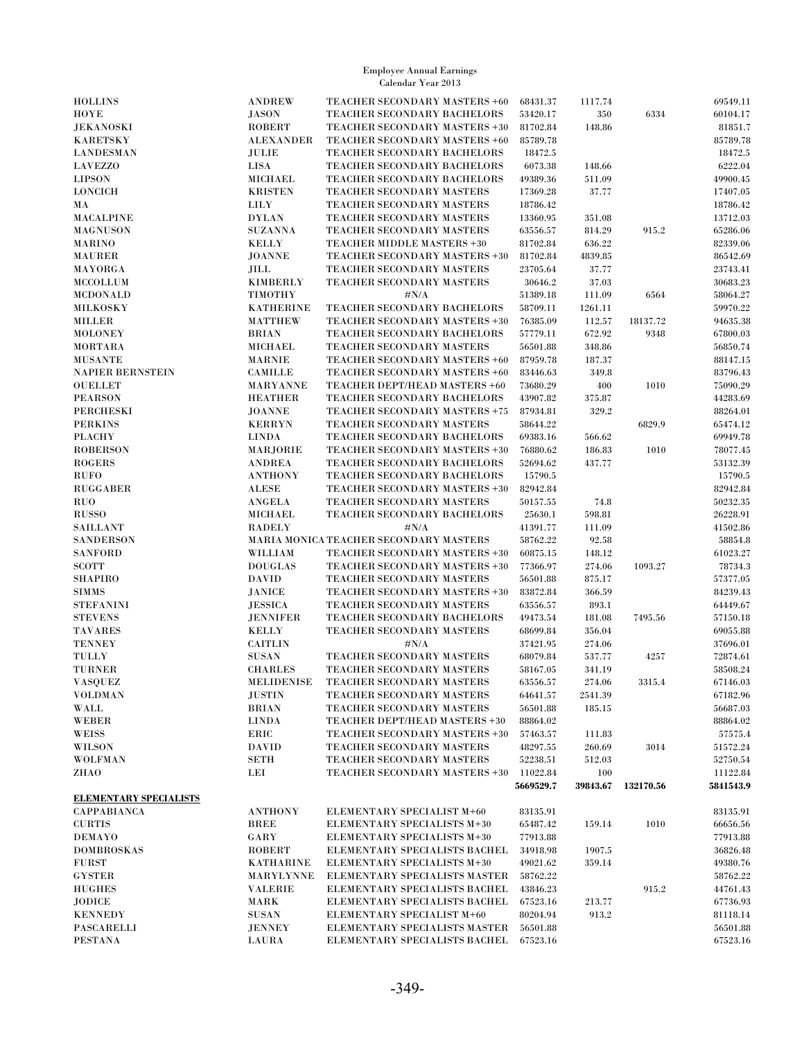Employee Annual Earnings
Calendar Year 2013

| | | | | | | |
|---|---|---|---|---|---|---|
| HOLLINS | ANDREW | TEACHER SECONDARY MASTERS +60 | 68431.37 | 1117.74 | | 69549.11 |
| HOYE | JASON | TEACHER SECONDARY BACHELORS | 53420.17 | 350 | 6334 | 60104.17 |
| JEKANOSKI | ROBERT | TEACHER SECONDARY MASTERS +30 | 81702.84 | 148.86 | | 81851.7 |
| KARETSKY | ALEXANDER | TEACHER SECONDARY MASTERS +60 | 85789.78 | | | 85789.78 |
| LANDESMAN | JULIE | TEACHER SECONDARY BACHELORS | 18472.5 | | | 18472.5 |
| LAVEZZO | LISA | TEACHER SECONDARY BACHELORS | 6073.38 | 148.66 | | 6222.04 |
| LIPSON | MICHAEL | TEACHER SECONDARY BACHELORS | 49389.36 | 511.09 | | 49900.45 |
| LONCICH | KRISTEN | TEACHER SECONDARY MASTERS | 17369.28 | 37.77 | | 17407.05 |
| MA | LILY | TEACHER SECONDARY MASTERS | 18786.42 | | | 18786.42 |
| MACALPINE | DYLAN | TEACHER SECONDARY MASTERS | 13360.95 | 351.08 | | 13712.03 |
| MAGNUSON | SUZANNA | TEACHER SECONDARY MASTERS | 63556.57 | 814.29 | 915.2 | 65286.06 |
| MARINO | KELLY | TEACHER MIDDLE MASTERS +30 | 81702.84 | 636.22 | | 82339.06 |
| MAURER | JOANNE | TEACHER SECONDARY MASTERS +30 | 81702.84 | 4839.85 | | 86542.69 |
| MAYORGA | JILL | TEACHER SECONDARY MASTERS | 23705.64 | 37.77 | | 23743.41 |
| MCCOLLUM | KIMBERLY | TEACHER SECONDARY MASTERS | 30646.2 | 37.03 | | 30683.23 |
| MCDONALD | TIMOTHY | #N/A | 51389.18 | 111.09 | 6564 | 58064.27 |
| MILKOSKY | KATHERINE | TEACHER SECONDARY BACHELORS | 58709.11 | 1261.11 | | 59970.22 |
| MILLER | MATTHEW | TEACHER SECONDARY MASTERS +30 | 76385.09 | 112.57 | 18137.72 | 94635.38 |
| MOLONEY | BRIAN | TEACHER SECONDARY BACHELORS | 57779.11 | 672.92 | 9348 | 67800.03 |
| MORTARA | MICHAEL | TEACHER SECONDARY MASTERS | 56501.88 | 348.86 | | 56850.74 |
| MUSANTE | MARNIE | TEACHER SECONDARY MASTERS +60 | 87959.78 | 187.37 | | 88147.15 |
| NAPIER BERNSTEIN | CAMILLE | TEACHER SECONDARY MASTERS +60 | 83446.63 | 349.8 | | 83796.43 |
| OUELLET | MARYANNE | TEACHER DEPT/HEAD MASTERS +60 | 73680.29 | 400 | 1010 | 75090.29 |
| PEARSON | HEATHER | TEACHER SECONDARY BACHELORS | 43907.82 | 375.87 | | 44283.69 |
| PERCHESKI | JOANNE | TEACHER SECONDARY MASTERS +75 | 87934.81 | 329.2 | | 88264.01 |
| PERKINS | KERRYN | TEACHER SECONDARY MASTERS | 58644.22 | | 6829.9 | 65474.12 |
| PLACHY | LINDA | TEACHER SECONDARY BACHELORS | 69383.16 | 566.62 | | 69949.78 |
| ROBERSON | MARJORIE | TEACHER SECONDARY MASTERS +30 | 76880.62 | 186.83 | 1010 | 78077.45 |
| ROGERS | ANDREA | TEACHER SECONDARY BACHELORS | 52694.62 | 437.77 | | 53132.39 |
| RUFO | ANTHONY | TEACHER SECONDARY BACHELORS | 15790.5 | | | 15790.5 |
| RUGGABER | ALESE | TEACHER SECONDARY MASTERS +30 | 82942.84 | | | 82942.84 |
| RUO | ANGELA | TEACHER SECONDARY MASTERS | 50157.55 | 74.8 | | 50232.35 |
| RUSSO | MICHAEL | TEACHER SECONDARY BACHELORS | 25630.1 | 598.81 | | 26228.91 |
| SAILLANT | RADELY | #N/A | 41391.77 | 111.09 | | 41502.86 |
| SANDERSON | MARIA MONICA | TEACHER SECONDARY MASTERS | 58762.22 | 92.58 | | 58854.8 |
| SANFORD | WILLIAM | TEACHER SECONDARY MASTERS +30 | 60875.15 | 148.12 | | 61023.27 |
| SCOTT | DOUGLAS | TEACHER SECONDARY MASTERS +30 | 77366.97 | 274.06 | 1093.27 | 78734.3 |
| SHAPIRO | DAVID | TEACHER SECONDARY MASTERS | 56501.88 | 875.17 | | 57377.05 |
| SIMMS | JANICE | TEACHER SECONDARY MASTERS +30 | 83872.84 | 366.59 | | 84239.43 |
| STEFANINI | JESSICA | TEACHER SECONDARY MASTERS | 63556.57 | 893.1 | | 64449.67 |
| STEVENS | JENNIFER | TEACHER SECONDARY BACHELORS | 49473.54 | 181.08 | 7495.56 | 57150.18 |
| TAVARES | KELLY | TEACHER SECONDARY MASTERS | 68699.84 | 356.04 | | 69055.88 |
| TENNEY | CAITLIN | #N/A | 37421.95 | 274.06 | | 37696.01 |
| TULLY | SUSAN | TEACHER SECONDARY MASTERS | 68079.84 | 537.77 | 4257 | 72874.61 |
| TURNER | CHARLES | TEACHER SECONDARY MASTERS | 58167.05 | 341.19 | | 58508.24 |
| VASQUEZ | MELIDENISE | TEACHER SECONDARY MASTERS | 63556.57 | 274.06 | 3315.4 | 67146.03 |
| VOLDMAN | JUSTIN | TEACHER SECONDARY MASTERS | 64641.57 | 2541.39 | | 67182.96 |
| WALL | BRIAN | TEACHER SECONDARY MASTERS | 56501.88 | 185.15 | | 56687.03 |
| WEBER | LINDA | TEACHER DEPT/HEAD MASTERS +30 | 88864.02 | | | 88864.02 |
| WEISS | ERIC | TEACHER SECONDARY MASTERS +30 | 57463.57 | 111.83 | | 57575.4 |
| WILSON | DAVID | TEACHER SECONDARY MASTERS | 48297.55 | 260.69 | 3014 | 51572.24 |
| WOLFMAN | SETH | TEACHER SECONDARY MASTERS | 52238.51 | 512.03 | | 52750.54 |
| ZHAO | LEI | TEACHER SECONDARY MASTERS +30 | 11022.84 | 100 | | 11122.84 |
| | | | **5669529.7** | **39843.67** | **132170.56** | **5841543.9** |
| **ELEMENTARY SPECIALISTS** | | | | | | |
| CAPPABIANCA | ANTHONY | ELEMENTARY SPECIALIST M+60 | 83135.91 | | | 83135.91 |
| CURTIS | BREE | ELEMENTARY SPECIALISTS M+30 | 65487.42 | 159.14 | 1010 | 66656.56 |
| DEMAYO | GARY | ELEMENTARY SPECIALISTS M+30 | 77913.88 | | | 77913.88 |
| DOMBROSKAS | ROBERT | ELEMENTARY SPECIALISTS BACHEL | 34918.98 | 1907.5 | | 36826.48 |
| FURST | KATHARINE | ELEMENTARY SPECIALISTS M+30 | 49021.62 | 359.14 | | 49380.76 |
| GYSTER | MARYLYNNE | ELEMENTARY SPECIALISTS MASTER | 58762.22 | | | 58762.22 |
| HUGHES | VALERIE | ELEMENTARY SPECIALISTS BACHEL | 43846.23 | | 915.2 | 44761.43 |
| JODICE | MARK | ELEMENTARY SPECIALISTS BACHEL | 67523.16 | 213.77 | | 67736.93 |
| KENNEDY | SUSAN | ELEMENTARY SPECIALIST M+60 | 80204.94 | 913.2 | | 81118.14 |
| PASCARELLI | JENNEY | ELEMENTARY SPECIALISTS MASTER | 56501.88 | | | 56501.88 |
| PESTANA | LAURA | ELEMENTARY SPECIALISTS BACHEL | 67523.16 | | | 67523.16 |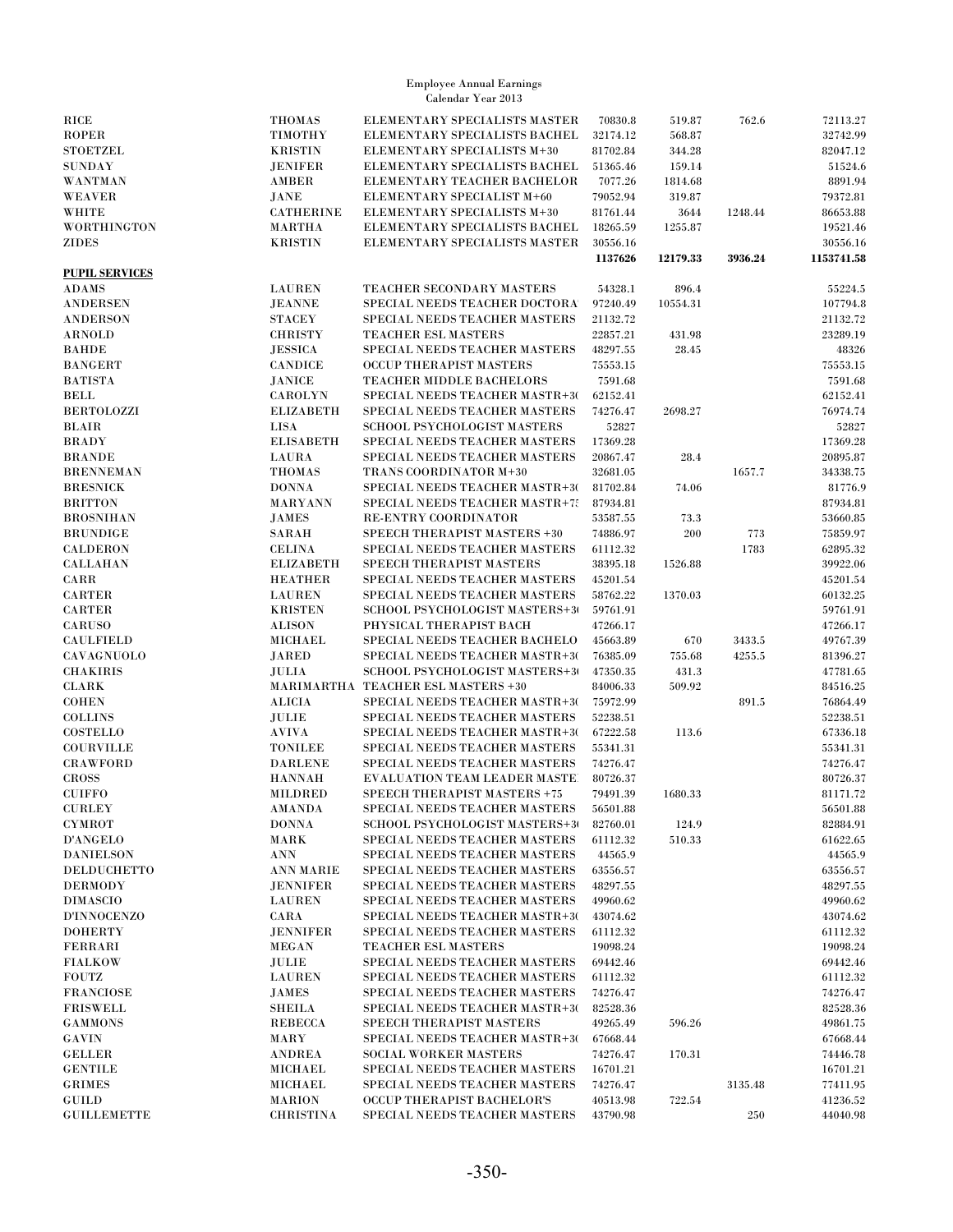Employee Annual Earnings
Calendar Year 2013

| | | | | | | |
|---|---|---|---|---|---|---|
| RICE | THOMAS | ELEMENTARY SPECIALISTS MASTER | 70830.8 | 519.87 | 762.6 | 72113.27 |
| ROPER | TIMOTHY | ELEMENTARY SPECIALISTS BACHEL | 32174.12 | 568.87 | | 32742.99 |
| STOETZEL | KRISTIN | ELEMENTARY SPECIALISTS M+30 | 81702.84 | 344.28 | | 82047.12 |
| SUNDAY | JENIFER | ELEMENTARY SPECIALISTS BACHEL | 51365.46 | 159.14 | | 51524.6 |
| WANTMAN | AMBER | ELEMENTARY TEACHER BACHELOR | 7077.26 | 1814.68 | | 8891.94 |
| WEAVER | JANE | ELEMENTARY SPECIALIST M+60 | 79052.94 | 319.87 | | 79372.81 |
| WHITE | CATHERINE | ELEMENTARY SPECIALISTS M+30 | 81761.44 | 3644 | 1248.44 | 86653.88 |
| WORTHINGTON | MARTHA | ELEMENTARY SPECIALISTS BACHEL | 18265.59 | 1255.87 | | 19521.46 |
| ZIDES | KRISTIN | ELEMENTARY SPECIALISTS MASTER | 30556.16 | | | 30556.16 |
| | | | **1137626** | **12179.33** | **3936.24** | **1153741.58** |
| **PUPIL SERVICES** | | | | | | |
| ADAMS | LAUREN | TEACHER SECONDARY MASTERS | 54328.1 | 896.4 | | 55224.5 |
| ANDERSEN | JEANNE | SPECIAL NEEDS TEACHER DOCTORA | 97240.49 | 10554.31 | | 107794.8 |
| ANDERSON | STACEY | SPECIAL NEEDS TEACHER MASTERS | 21132.72 | | | 21132.72 |
| ARNOLD | CHRISTY | TEACHER ESL MASTERS | 22857.21 | 431.98 | | 23289.19 |
| BAHDE | JESSICA | SPECIAL NEEDS TEACHER MASTERS | 48297.55 | 28.45 | | 48326 |
| BANGERT | CANDICE | OCCUP THERAPIST MASTERS | 75553.15 | | | 75553.15 |
| BATISTA | JANICE | TEACHER MIDDLE BACHELORS | 7591.68 | | | 7591.68 |
| BELL | CAROLYN | SPECIAL NEEDS TEACHER MASTR+30 | 62152.41 | | | 62152.41 |
| BERTOLOZZI | ELIZABETH | SPECIAL NEEDS TEACHER MASTERS | 74276.47 | 2698.27 | | 76974.74 |
| BLAIR | LISA | SCHOOL PSYCHOLOGIST MASTERS | 52827 | | | 52827 |
| BRADY | ELISABETH | SPECIAL NEEDS TEACHER MASTERS | 17369.28 | | | 17369.28 |
| BRANDE | LAURA | SPECIAL NEEDS TEACHER MASTERS | 20867.47 | 28.4 | | 20895.87 |
| BRENNEMAN | THOMAS | TRANS COORDINATOR M+30 | 32681.05 | | 1657.7 | 34338.75 |
| BRESNICK | DONNA | SPECIAL NEEDS TEACHER MASTR+30 | 81702.84 | 74.06 | | 81776.9 |
| BRITTON | MARYANN | SPECIAL NEEDS TEACHER MASTR+75 | 87934.81 | | | 87934.81 |
| BROSNIHAN | JAMES | RE-ENTRY COORDINATOR | 53587.55 | 73.3 | | 53660.85 |
| BRUNDIGE | SARAH | SPEECH THERAPIST MASTERS +30 | 74886.97 | 200 | 773 | 75859.97 |
| CALDERON | CELINA | SPECIAL NEEDS TEACHER MASTERS | 61112.32 | | 1783 | 62895.32 |
| CALLAHAN | ELIZABETH | SPEECH THERAPIST MASTERS | 38395.18 | 1526.88 | | 39922.06 |
| CARR | HEATHER | SPECIAL NEEDS TEACHER MASTERS | 45201.54 | | | 45201.54 |
| CARTER | LAUREN | SPECIAL NEEDS TEACHER MASTERS | 58762.22 | 1370.03 | | 60132.25 |
| CARTER | KRISTEN | SCHOOL PSYCHOLOGIST MASTERS+30 | 59761.91 | | | 59761.91 |
| CARUSO | ALISON | PHYSICAL THERAPIST BACH | 47266.17 | | | 47266.17 |
| CAULFIELD | MICHAEL | SPECIAL NEEDS TEACHER BACHELO | 45663.89 | 670 | 3433.5 | 49767.39 |
| CAVAGNUOLO | JARED | SPECIAL NEEDS TEACHER MASTR+30 | 76385.09 | 755.68 | 4255.5 | 81396.27 |
| CHAKIRIS | JULIA | SCHOOL PSYCHOLOGIST MASTERS+30 | 47350.35 | 431.3 | | 47781.65 |
| CLARK | MARIMARTHA | TEACHER ESL MASTERS +30 | 84006.33 | 509.92 | | 84516.25 |
| COHEN | ALICIA | SPECIAL NEEDS TEACHER MASTR+30 | 75972.99 | | 891.5 | 76864.49 |
| COLLINS | JULIE | SPECIAL NEEDS TEACHER MASTERS | 52238.51 | | | 52238.51 |
| COSTELLO | AVIVA | SPECIAL NEEDS TEACHER MASTR+30 | 67222.58 | 113.6 | | 67336.18 |
| COURVILLE | TONILEE | SPECIAL NEEDS TEACHER MASTERS | 55341.31 | | | 55341.31 |
| CRAWFORD | DARLENE | SPECIAL NEEDS TEACHER MASTERS | 74276.47 | | | 74276.47 |
| CROSS | HANNAH | EVALUATION TEAM LEADER MASTE | 80726.37 | | | 80726.37 |
| CUIFFO | MILDRED | SPEECH THERAPIST MASTERS +75 | 79491.39 | 1680.33 | | 81171.72 |
| CURLEY | AMANDA | SPECIAL NEEDS TEACHER MASTERS | 56501.88 | | | 56501.88 |
| CYMROT | DONNA | SCHOOL PSYCHOLOGIST MASTERS+30 | 82760.01 | 124.9 | | 82884.91 |
| D'ANGELO | MARK | SPECIAL NEEDS TEACHER MASTERS | 61112.32 | 510.33 | | 61622.65 |
| DANIELSON | ANN | SPECIAL NEEDS TEACHER MASTERS | 44565.9 | | | 44565.9 |
| DELDUCHETTO | ANN MARIE | SPECIAL NEEDS TEACHER MASTERS | 63556.57 | | | 63556.57 |
| DERMODY | JENNIFER | SPECIAL NEEDS TEACHER MASTERS | 48297.55 | | | 48297.55 |
| DIMASCIO | LAUREN | SPECIAL NEEDS TEACHER MASTERS | 49960.62 | | | 49960.62 |
| D'INNOCENZO | CARA | SPECIAL NEEDS TEACHER MASTR+30 | 43074.62 | | | 43074.62 |
| DOHERTY | JENNIFER | SPECIAL NEEDS TEACHER MASTERS | 61112.32 | | | 61112.32 |
| FERRARI | MEGAN | TEACHER ESL MASTERS | 19098.24 | | | 19098.24 |
| FIALKOW | JULIE | SPECIAL NEEDS TEACHER MASTERS | 69442.46 | | | 69442.46 |
| FOUTZ | LAUREN | SPECIAL NEEDS TEACHER MASTERS | 61112.32 | | | 61112.32 |
| FRANCIOSE | JAMES | SPECIAL NEEDS TEACHER MASTERS | 74276.47 | | | 74276.47 |
| FRISWELL | SHEILA | SPECIAL NEEDS TEACHER MASTR+30 | 82528.36 | | | 82528.36 |
| GAMMONS | REBECCA | SPEECH THERAPIST MASTERS | 49265.49 | 596.26 | | 49861.75 |
| GAVIN | MARY | SPECIAL NEEDS TEACHER MASTR+30 | 67668.44 | | | 67668.44 |
| GELLER | ANDREA | SOCIAL WORKER MASTERS | 74276.47 | 170.31 | | 74446.78 |
| GENTILE | MICHAEL | SPECIAL NEEDS TEACHER MASTERS | 16701.21 | | | 16701.21 |
| GRIMES | MICHAEL | SPECIAL NEEDS TEACHER MASTERS | 74276.47 | | 3135.48 | 77411.95 |
| GUILD | MARION | OCCUP THERAPIST BACHELOR'S | 40513.98 | 722.54 | | 41236.52 |
| GUILLEMETTE | CHRISTINA | SPECIAL NEEDS TEACHER MASTERS | 43790.98 | | 250 | 44040.98 |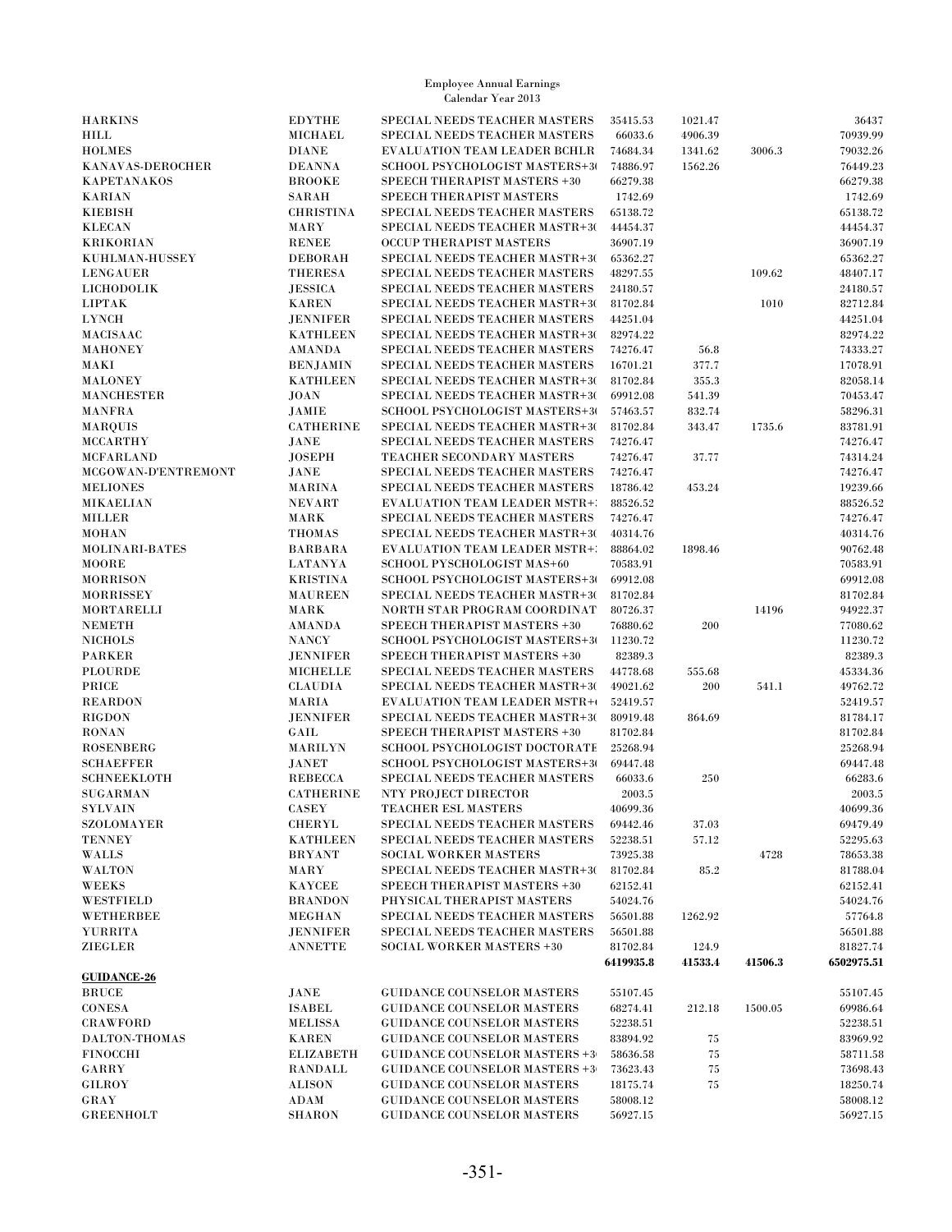Employee Annual Earnings
Calendar Year 2013

| | | | | | | |
|---|---|---|---|---|---|---|
| HARKINS | EDYTHE | SPECIAL NEEDS TEACHER MASTERS | 35415.53 | 1021.47 | | 36437 |
| HILL | MICHAEL | SPECIAL NEEDS TEACHER MASTERS | 66033.6 | 4906.39 | | 70939.99 |
| HOLMES | DIANE | EVALUATION TEAM LEADER BCHLR | 74684.34 | 1341.62 | 3006.3 | 79032.26 |
| KANAVAS-DEROCHER | DEANNA | SCHOOL PSYCHOLOGIST MASTERS+30 | 74886.97 | 1562.26 | | 76449.23 |
| KAPETANAKOS | BROOKE | SPEECH THERAPIST MASTERS +30 | 66279.38 | | | 66279.38 |
| KARIAN | SARAH | SPEECH THERAPIST MASTERS | 1742.69 | | | 1742.69 |
| KIEBISH | CHRISTINA | SPECIAL NEEDS TEACHER MASTERS | 65138.72 | | | 65138.72 |
| KLECAN | MARY | SPECIAL NEEDS TEACHER MASTR+30 | 44454.37 | | | 44454.37 |
| KRIKORIAN | RENEE | OCCUP THERAPIST MASTERS | 36907.19 | | | 36907.19 |
| KUHLMAN-HUSSEY | DEBORAH | SPECIAL NEEDS TEACHER MASTR+30 | 65362.27 | | | 65362.27 |
| LENGAUER | THERESA | SPECIAL NEEDS TEACHER MASTERS | 48297.55 | | 109.62 | 48407.17 |
| LICHODOLIK | JESSICA | SPECIAL NEEDS TEACHER MASTERS | 24180.57 | | | 24180.57 |
| LIPTAK | KAREN | SPECIAL NEEDS TEACHER MASTR+30 | 81702.84 | | 1010 | 82712.84 |
| LYNCH | JENNIFER | SPECIAL NEEDS TEACHER MASTERS | 44251.04 | | | 44251.04 |
| MACISAAC | KATHLEEN | SPECIAL NEEDS TEACHER MASTR+30 | 82974.22 | | | 82974.22 |
| MAHONEY | AMANDA | SPECIAL NEEDS TEACHER MASTERS | 74276.47 | 56.8 | | 74333.27 |
| MAKI | BENJAMIN | SPECIAL NEEDS TEACHER MASTERS | 16701.21 | 377.7 | | 17078.91 |
| MALONEY | KATHLEEN | SPECIAL NEEDS TEACHER MASTR+30 | 81702.84 | 355.3 | | 82058.14 |
| MANCHESTER | JOAN | SPECIAL NEEDS TEACHER MASTR+30 | 69912.08 | 541.39 | | 70453.47 |
| MANFRA | JAMIE | SCHOOL PSYCHOLOGIST MASTERS+30 | 57463.57 | 832.74 | | 58296.31 |
| MARQUIS | CATHERINE | SPECIAL NEEDS TEACHER MASTR+30 | 81702.84 | 343.47 | 1735.6 | 83781.91 |
| MCCARTHY | JANE | SPECIAL NEEDS TEACHER MASTERS | 74276.47 | | | 74276.47 |
| MCFARLAND | JOSEPH | TEACHER SECONDARY MASTERS | 74276.47 | 37.77 | | 74314.24 |
| MCGOWAN-D'ENTREMONT | JANE | SPECIAL NEEDS TEACHER MASTERS | 74276.47 | | | 74276.47 |
| MELIONES | MARINA | SPECIAL NEEDS TEACHER MASTERS | 18786.42 | 453.24 | | 19239.66 |
| MIKAELIAN | NEVART | EVALUATION TEAM LEADER MSTR+3 | 88526.52 | | | 88526.52 |
| MILLER | MARK | SPECIAL NEEDS TEACHER MASTERS | 74276.47 | | | 74276.47 |
| MOHAN | THOMAS | SPECIAL NEEDS TEACHER MASTR+30 | 40314.76 | | | 40314.76 |
| MOLINARI-BATES | BARBARA | EVALUATION TEAM LEADER MSTR+3 | 88864.02 | 1898.46 | | 90762.48 |
| MOORE | LATANYA | SCHOOL PYSCHOLOGIST MAS+60 | 70583.91 | | | 70583.91 |
| MORRISON | KRISTINA | SCHOOL PSYCHOLOGIST MASTERS+30 | 69912.08 | | | 69912.08 |
| MORRISSEY | MAUREEN | SPECIAL NEEDS TEACHER MASTR+30 | 81702.84 | | | 81702.84 |
| MORTARELLI | MARK | NORTH STAR PROGRAM COORDINAT | 80726.37 | | 14196 | 94922.37 |
| NEMETH | AMANDA | SPEECH THERAPIST MASTERS +30 | 76880.62 | 200 | | 77080.62 |
| NICHOLS | NANCY | SCHOOL PSYCHOLOGIST MASTERS+30 | 11230.72 | | | 11230.72 |
| PARKER | JENNIFER | SPEECH THERAPIST MASTERS +30 | 82389.3 | | | 82389.3 |
| PLOURDE | MICHELLE | SPECIAL NEEDS TEACHER MASTERS | 44778.68 | 555.68 | | 45334.36 |
| PRICE | CLAUDIA | SPECIAL NEEDS TEACHER MASTR+30 | 49021.62 | 200 | 541.1 | 49762.72 |
| REARDON | MARIA | EVALUATION TEAM LEADER MSTR+6 | 52419.57 | | | 52419.57 |
| RIGDON | JENNIFER | SPECIAL NEEDS TEACHER MASTR+30 | 80919.48 | 864.69 | | 81784.17 |
| RONAN | GAIL | SPEECH THERAPIST MASTERS +30 | 81702.84 | | | 81702.84 |
| ROSENBERG | MARILYN | SCHOOL PSYCHOLOGIST DOCTORATE | 25268.94 | | | 25268.94 |
| SCHAEFFER | JANET | SCHOOL PSYCHOLOGIST MASTERS+30 | 69447.48 | | | 69447.48 |
| SCHNEEKLOTH | REBECCA | SPECIAL NEEDS TEACHER MASTERS | 66033.6 | 250 | | 66283.6 |
| SUGARMAN | CATHERINE | NTY PROJECT DIRECTOR | 2003.5 | | | 2003.5 |
| SYLVAIN | CASEY | TEACHER ESL MASTERS | 40699.36 | | | 40699.36 |
| SZOLOMAYER | CHERYL | SPECIAL NEEDS TEACHER MASTERS | 69442.46 | 37.03 | | 69479.49 |
| TENNEY | KATHLEEN | SPECIAL NEEDS TEACHER MASTERS | 52238.51 | 57.12 | | 52295.63 |
| WALLS | BRYANT | SOCIAL WORKER MASTERS | 73925.38 | | 4728 | 78653.38 |
| WALTON | MARY | SPECIAL NEEDS TEACHER MASTR+30 | 81702.84 | 85.2 | | 81788.04 |
| WEEKS | KAYCEE | SPEECH THERAPIST MASTERS +30 | 62152.41 | | | 62152.41 |
| WESTFIELD | BRANDON | PHYSICAL THERAPIST MASTERS | 54024.76 | | | 54024.76 |
| WETHERBEE | MEGHAN | SPECIAL NEEDS TEACHER MASTERS | 56501.88 | 1262.92 | | 57764.8 |
| YURRITA | JENNIFER | SPECIAL NEEDS TEACHER MASTERS | 56501.88 | | | 56501.88 |
| ZIEGLER | ANNETTE | SOCIAL WORKER MASTERS +30 | 81702.84 | 124.9 | | 81827.74 |
| | | | **6419935.8** | **41533.4** | **41506.3** | **6502975.51** |
| **GUIDANCE-26** | | | | | | |
| BRUCE | JANE | GUIDANCE COUNSELOR MASTERS | 55107.45 | | | 55107.45 |
| CONESA | ISABEL | GUIDANCE COUNSELOR MASTERS | 68274.41 | 212.18 | 1500.05 | 69986.64 |
| CRAWFORD | MELISSA | GUIDANCE COUNSELOR MASTERS | 52238.51 | | | 52238.51 |
| DALTON-THOMAS | KAREN | GUIDANCE COUNSELOR MASTERS | 83894.92 | 75 | | 83969.92 |
| FINOCCHI | ELIZABETH | GUIDANCE COUNSELOR MASTERS +30 | 58636.58 | 75 | | 58711.58 |
| GARRY | RANDALL | GUIDANCE COUNSELOR MASTERS +30 | 73623.43 | 75 | | 73698.43 |
| GILROY | ALISON | GUIDANCE COUNSELOR MASTERS | 18175.74 | 75 | | 18250.74 |
| GRAY | ADAM | GUIDANCE COUNSELOR MASTERS | 58008.12 | | | 58008.12 |
| GREENHOLT | SHARON | GUIDANCE COUNSELOR MASTERS | 56927.15 | | | 56927.15 |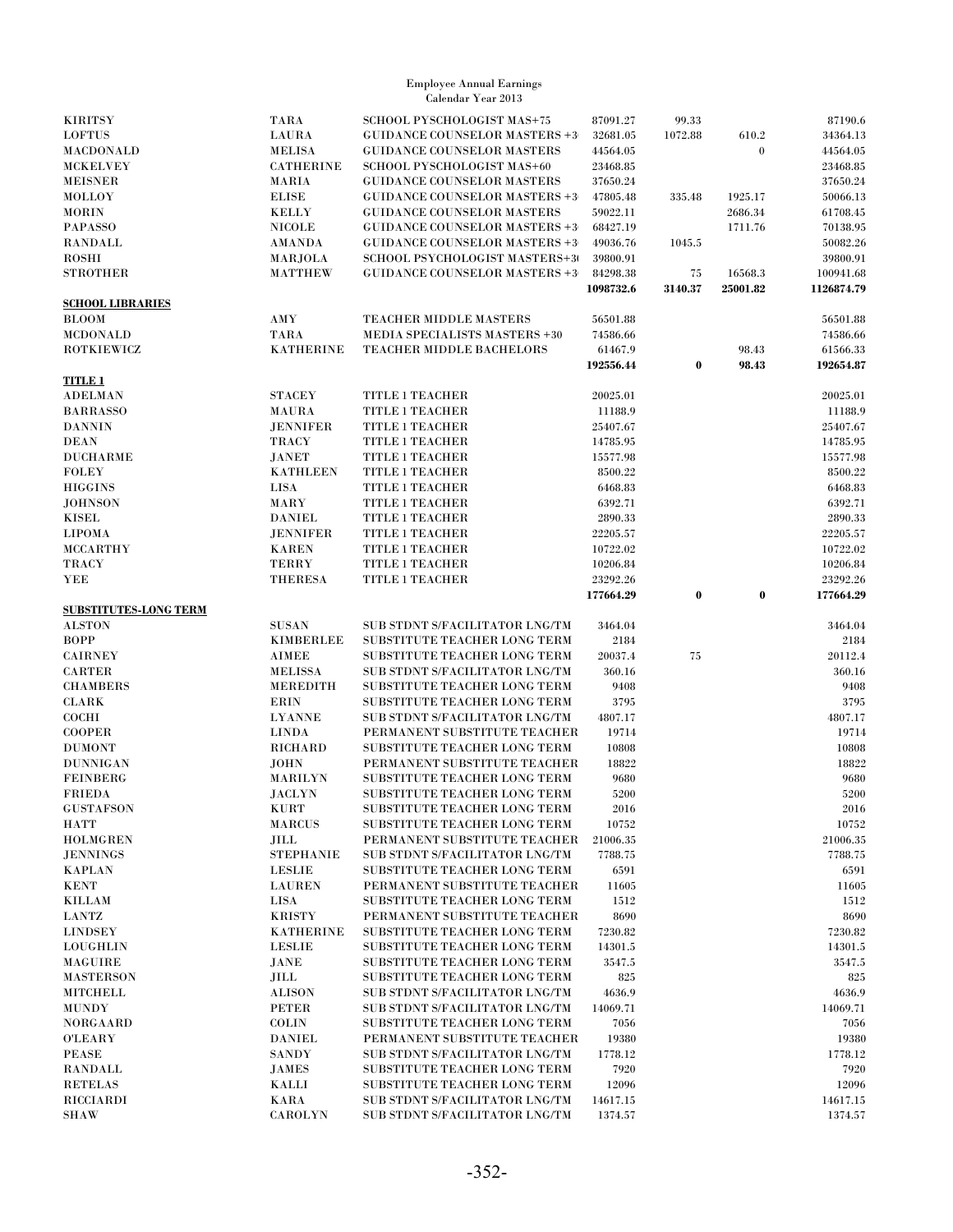Employee Annual Earnings
Calendar Year 2013

| | | | | | | |
|---|---|---|---|---|---|---|
| KIRITSY | TARA | SCHOOL PYSCHOLOGIST MAS+75 | 87091.27 | 99.33 | | 87190.6 |
| LOFTUS | LAURA | GUIDANCE COUNSELOR MASTERS +3 | 32681.05 | 1072.88 | 610.2 | 34364.13 |
| MACDONALD | MELISA | GUIDANCE COUNSELOR MASTERS | 44564.05 | | 0 | 44564.05 |
| MCKELVEY | CATHERINE | SCHOOL PYSCHOLOGIST MAS+60 | 23468.85 | | | 23468.85 |
| MEISNER | MARIA | GUIDANCE COUNSELOR MASTERS | 37650.24 | | | 37650.24 |
| MOLLOY | ELISE | GUIDANCE COUNSELOR MASTERS +3 | 47805.48 | 335.48 | 1925.17 | 50066.13 |
| MORIN | KELLY | GUIDANCE COUNSELOR MASTERS | 59022.11 | | 2686.34 | 61708.45 |
| PAPASSO | NICOLE | GUIDANCE COUNSELOR MASTERS +3 | 68427.19 | | 1711.76 | 70138.95 |
| RANDALL | AMANDA | GUIDANCE COUNSELOR MASTERS +3 | 49036.76 | 1045.5 | | 50082.26 |
| ROSHI | MARJOLA | SCHOOL PSYCHOLOGIST MASTERS+3 | 39800.91 | | | 39800.91 |
| STROTHER | MATTHEW | GUIDANCE COUNSELOR MASTERS +3 | 84298.38 | 75 | 16568.3 | 100941.68 |
| | | | **1098732.6** | **3140.37** | **25001.82** | **1126874.79** |
| **SCHOOL LIBRARIES** | | | | | | |
| BLOOM | AMY | TEACHER MIDDLE MASTERS | 56501.88 | | | 56501.88 |
| MCDONALD | TARA | MEDIA SPECIALISTS MASTERS +30 | 74586.66 | | | 74586.66 |
| ROTKIEWICZ | KATHERINE | TEACHER MIDDLE BACHELORS | 61467.9 | | 98.43 | 61566.33 |
| | | | **192556.44** | **0** | **98.43** | **192654.87** |
| **TITLE 1** | | | | | | |
| ADELMAN | STACEY | TITLE 1 TEACHER | 20025.01 | | | 20025.01 |
| BARRASSO | MAURA | TITLE 1 TEACHER | 11188.9 | | | 11188.9 |
| DANNIN | JENNIFER | TITLE 1 TEACHER | 25407.67 | | | 25407.67 |
| DEAN | TRACY | TITLE 1 TEACHER | 14785.95 | | | 14785.95 |
| DUCHARME | JANET | TITLE 1 TEACHER | 15577.98 | | | 15577.98 |
| FOLEY | KATHLEEN | TITLE 1 TEACHER | 8500.22 | | | 8500.22 |
| HIGGINS | LISA | TITLE 1 TEACHER | 6468.83 | | | 6468.83 |
| JOHNSON | MARY | TITLE 1 TEACHER | 6392.71 | | | 6392.71 |
| KISEL | DANIEL | TITLE 1 TEACHER | 2890.33 | | | 2890.33 |
| LIPOMA | JENNIFER | TITLE 1 TEACHER | 22205.57 | | | 22205.57 |
| MCCARTHY | KAREN | TITLE 1 TEACHER | 10722.02 | | | 10722.02 |
| TRACY | TERRY | TITLE 1 TEACHER | 10206.84 | | | 10206.84 |
| YEE | THERESA | TITLE 1 TEACHER | 23292.26 | | | 23292.26 |
| | | | **177664.29** | **0** | **0** | **177664.29** |
| **SUBSTITUTES-LONG TERM** | | | | | | |
| ALSTON | SUSAN | SUB STDNT S/FACILITATOR LNG/TM | 3464.04 | | | 3464.04 |
| BOPP | KIMBERLEE | SUBSTITUTE TEACHER LONG TERM | 2184 | | | 2184 |
| CAIRNEY | AIMEE | SUBSTITUTE TEACHER LONG TERM | 20037.4 | 75 | | 20112.4 |
| CARTER | MELISSA | SUB STDNT S/FACILITATOR LNG/TM | 360.16 | | | 360.16 |
| CHAMBERS | MEREDITH | SUBSTITUTE TEACHER LONG TERM | 9408 | | | 9408 |
| CLARK | ERIN | SUBSTITUTE TEACHER LONG TERM | 3795 | | | 3795 |
| COCHI | LYANNE | SUB STDNT S/FACILITATOR LNG/TM | 4807.17 | | | 4807.17 |
| COOPER | LINDA | PERMANENT SUBSTITUTE TEACHER | 19714 | | | 19714 |
| DUMONT | RICHARD | SUBSTITUTE TEACHER LONG TERM | 10808 | | | 10808 |
| DUNNIGAN | JOHN | PERMANENT SUBSTITUTE TEACHER | 18822 | | | 18822 |
| FEINBERG | MARILYN | SUBSTITUTE TEACHER LONG TERM | 9680 | | | 9680 |
| FRIEDA | JACLYN | SUBSTITUTE TEACHER LONG TERM | 5200 | | | 5200 |
| GUSTAFSON | KURT | SUBSTITUTE TEACHER LONG TERM | 2016 | | | 2016 |
| HATT | MARCUS | SUBSTITUTE TEACHER LONG TERM | 10752 | | | 10752 |
| HOLMGREN | JILL | PERMANENT SUBSTITUTE TEACHER | 21006.35 | | | 21006.35 |
| JENNINGS | STEPHANIE | SUB STDNT S/FACILITATOR LNG/TM | 7788.75 | | | 7788.75 |
| KAPLAN | LESLIE | SUBSTITUTE TEACHER LONG TERM | 6591 | | | 6591 |
| KENT | LAUREN | PERMANENT SUBSTITUTE TEACHER | 11605 | | | 11605 |
| KILLAM | LISA | SUBSTITUTE TEACHER LONG TERM | 1512 | | | 1512 |
| LANTZ | KRISTY | PERMANENT SUBSTITUTE TEACHER | 8690 | | | 8690 |
| LINDSEY | KATHERINE | SUBSTITUTE TEACHER LONG TERM | 7230.82 | | | 7230.82 |
| LOUGHLIN | LESLIE | SUBSTITUTE TEACHER LONG TERM | 14301.5 | | | 14301.5 |
| MAGUIRE | JANE | SUBSTITUTE TEACHER LONG TERM | 3547.5 | | | 3547.5 |
| MASTERSON | JILL | SUBSTITUTE TEACHER LONG TERM | 825 | | | 825 |
| MITCHELL | ALISON | SUB STDNT S/FACILITATOR LNG/TM | 4636.9 | | | 4636.9 |
| MUNDY | PETER | SUB STDNT S/FACILITATOR LNG/TM | 14069.71 | | | 14069.71 |
| NORGAARD | COLIN | SUBSTITUTE TEACHER LONG TERM | 7056 | | | 7056 |
| O'LEARY | DANIEL | PERMANENT SUBSTITUTE TEACHER | 19380 | | | 19380 |
| PEASE | SANDY | SUB STDNT S/FACILITATOR LNG/TM | 1778.12 | | | 1778.12 |
| RANDALL | JAMES | SUBSTITUTE TEACHER LONG TERM | 7920 | | | 7920 |
| RETELAS | KALLI | SUBSTITUTE TEACHER LONG TERM | 12096 | | | 12096 |
| RICCIARDI | KARA | SUB STDNT S/FACILITATOR LNG/TM | 14617.15 | | | 14617.15 |
| SHAW | CAROLYN | SUB STDNT S/FACILITATOR LNG/TM | 1374.57 | | | 1374.57 |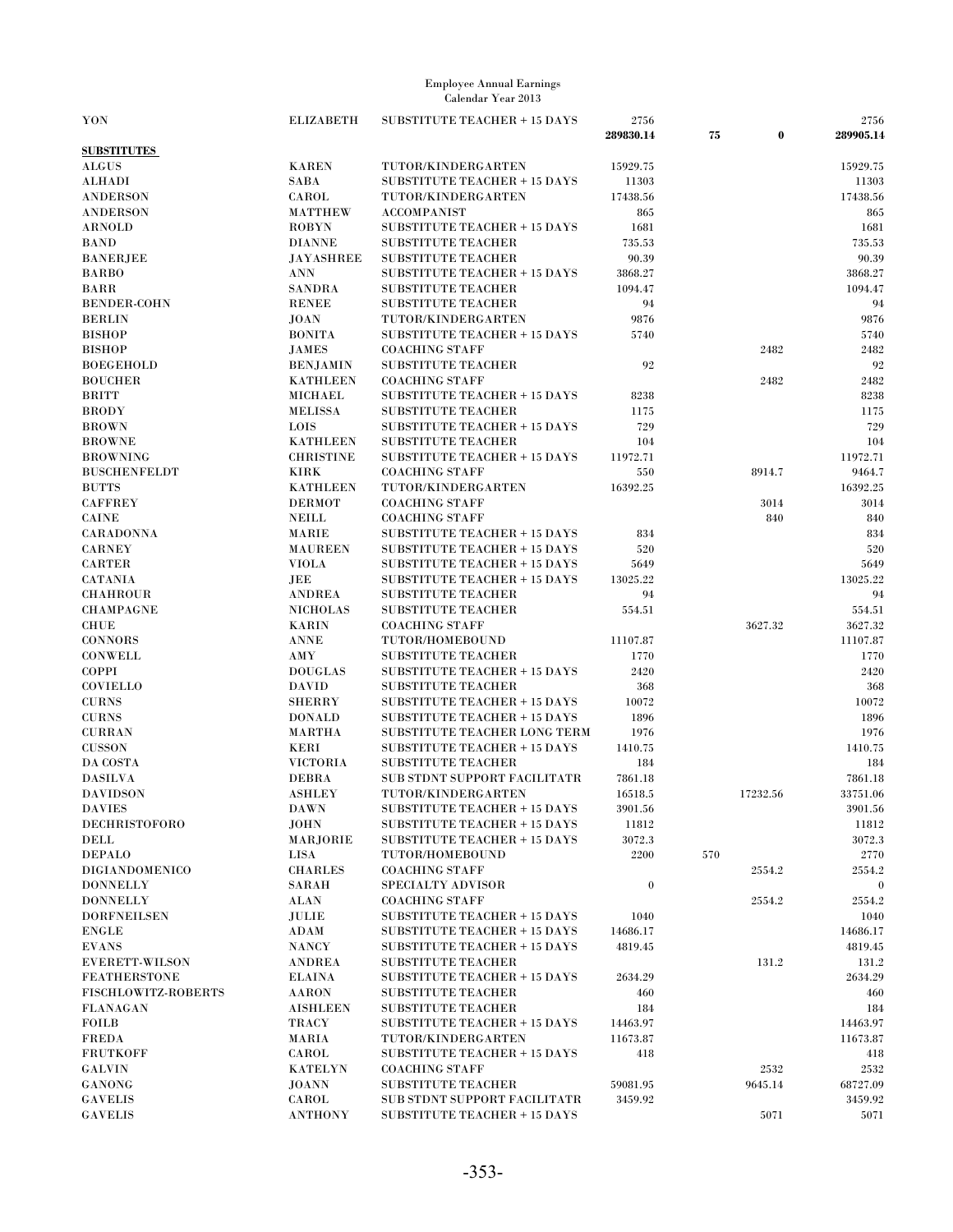Employee Annual Earnings
Calendar Year 2013

| Last Name | First Name | Position | Regular | Other | Extra | Total |
|---|---|---|---|---|---|---|
| YON | ELIZABETH | SUBSTITUTE TEACHER + 15 DAYS | 2756 | | | 2756 |
| | | | **289830.14** | **75** | **0** | **289905.14** |
| **SUBSTITUTES** | | | | | | |
| ALGUS | KAREN | TUTOR/KINDERGARTEN | 15929.75 | | | 15929.75 |
| ALHADI | SABA | SUBSTITUTE TEACHER + 15 DAYS | 11303 | | | 11303 |
| ANDERSON | CAROL | TUTOR/KINDERGARTEN | 17438.56 | | | 17438.56 |
| ANDERSON | MATTHEW | ACCOMPANIST | 865 | | | 865 |
| ARNOLD | ROBYN | SUBSTITUTE TEACHER + 15 DAYS | 1681 | | | 1681 |
| BAND | DIANNE | SUBSTITUTE TEACHER | 735.53 | | | 735.53 |
| BANERJEE | JAYASHREE | SUBSTITUTE TEACHER | 90.39 | | | 90.39 |
| BARBO | ANN | SUBSTITUTE TEACHER + 15 DAYS | 3868.27 | | | 3868.27 |
| BARR | SANDRA | SUBSTITUTE TEACHER | 1094.47 | | | 1094.47 |
| BENDER-COHN | RENEE | SUBSTITUTE TEACHER | 94 | | | 94 |
| BERLIN | JOAN | TUTOR/KINDERGARTEN | 9876 | | | 9876 |
| BISHOP | BONITA | SUBSTITUTE TEACHER + 15 DAYS | 5740 | | | 5740 |
| BISHOP | JAMES | COACHING STAFF | | | 2482 | 2482 |
| BOEGEHOLD | BENJAMIN | SUBSTITUTE TEACHER | 92 | | | 92 |
| BOUCHER | KATHLEEN | COACHING STAFF | | | 2482 | 2482 |
| BRITT | MICHAEL | SUBSTITUTE TEACHER + 15 DAYS | 8238 | | | 8238 |
| BRODY | MELISSA | SUBSTITUTE TEACHER | 1175 | | | 1175 |
| BROWN | LOIS | SUBSTITUTE TEACHER + 15 DAYS | 729 | | | 729 |
| BROWNE | KATHLEEN | SUBSTITUTE TEACHER | 104 | | | 104 |
| BROWNING | CHRISTINE | SUBSTITUTE TEACHER + 15 DAYS | 11972.71 | | | 11972.71 |
| BUSCHENFELDT | KIRK | COACHING STAFF | 550 | | 8914.7 | 9464.7 |
| BUTTS | KATHLEEN | TUTOR/KINDERGARTEN | 16392.25 | | | 16392.25 |
| CAFFREY | DERMOT | COACHING STAFF | | | 3014 | 3014 |
| CAINE | NEILL | COACHING STAFF | | | 840 | 840 |
| CARADONNA | MARIE | SUBSTITUTE TEACHER + 15 DAYS | 834 | | | 834 |
| CARNEY | MAUREEN | SUBSTITUTE TEACHER + 15 DAYS | 520 | | | 520 |
| CARTER | VIOLA | SUBSTITUTE TEACHER + 15 DAYS | 5649 | | | 5649 |
| CATANIA | JEE | SUBSTITUTE TEACHER + 15 DAYS | 13025.22 | | | 13025.22 |
| CHAHROUR | ANDREA | SUBSTITUTE TEACHER | 94 | | | 94 |
| CHAMPAGNE | NICHOLAS | SUBSTITUTE TEACHER | 554.51 | | | 554.51 |
| CHUE | KARIN | COACHING STAFF | | | 3627.32 | 3627.32 |
| CONNORS | ANNE | TUTOR/HOMEBOUND | 11107.87 | | | 11107.87 |
| CONWELL | AMY | SUBSTITUTE TEACHER | 1770 | | | 1770 |
| COPPI | DOUGLAS | SUBSTITUTE TEACHER + 15 DAYS | 2420 | | | 2420 |
| COVIELLO | DAVID | SUBSTITUTE TEACHER | 368 | | | 368 |
| CURNS | SHERRY | SUBSTITUTE TEACHER + 15 DAYS | 10072 | | | 10072 |
| CURNS | DONALD | SUBSTITUTE TEACHER + 15 DAYS | 1896 | | | 1896 |
| CURRAN | MARTHA | SUBSTITUTE TEACHER LONG TERM | 1976 | | | 1976 |
| CUSSON | KERI | SUBSTITUTE TEACHER + 15 DAYS | 1410.75 | | | 1410.75 |
| DA COSTA | VICTORIA | SUBSTITUTE TEACHER | 184 | | | 184 |
| DASILVA | DEBRA | SUB STDNT SUPPORT FACILITATR | 7861.18 | | | 7861.18 |
| DAVIDSON | ASHLEY | TUTOR/KINDERGARTEN | 16518.5 | | 17232.56 | 33751.06 |
| DAVIES | DAWN | SUBSTITUTE TEACHER + 15 DAYS | 3901.56 | | | 3901.56 |
| DECHRISTOFORO | JOHN | SUBSTITUTE TEACHER + 15 DAYS | 11812 | | | 11812 |
| DELL | MARJORIE | SUBSTITUTE TEACHER + 15 DAYS | 3072.3 | | | 3072.3 |
| DEPALO | LISA | TUTOR/HOMEBOUND | 2200 | 570 | | 2770 |
| DIGIANDOMENICO | CHARLES | COACHING STAFF | | | 2554.2 | 2554.2 |
| DONNELLY | SARAH | SPECIALTY ADVISOR | 0 | | | 0 |
| DONNELLY | ALAN | COACHING STAFF | | | 2554.2 | 2554.2 |
| DORFNEILSEN | JULIE | SUBSTITUTE TEACHER + 15 DAYS | 1040 | | | 1040 |
| ENGLE | ADAM | SUBSTITUTE TEACHER + 15 DAYS | 14686.17 | | | 14686.17 |
| EVANS | NANCY | SUBSTITUTE TEACHER + 15 DAYS | 4819.45 | | | 4819.45 |
| EVERETT-WILSON | ANDREA | SUBSTITUTE TEACHER | | | 131.2 | 131.2 |
| FEATHERSTONE | ELAINA | SUBSTITUTE TEACHER + 15 DAYS | 2634.29 | | | 2634.29 |
| FISCHLOWITZ-ROBERTS | AARON | SUBSTITUTE TEACHER | 460 | | | 460 |
| FLANAGAN | AISHLEEN | SUBSTITUTE TEACHER | 184 | | | 184 |
| FOILB | TRACY | SUBSTITUTE TEACHER + 15 DAYS | 14463.97 | | | 14463.97 |
| FREDA | MARIA | TUTOR/KINDERGARTEN | 11673.87 | | | 11673.87 |
| FRUTKOFF | CAROL | SUBSTITUTE TEACHER + 15 DAYS | 418 | | | 418 |
| GALVIN | KATELYN | COACHING STAFF | | | 2532 | 2532 |
| GANONG | JOANN | SUBSTITUTE TEACHER | 59081.95 | | 9645.14 | 68727.09 |
| GAVELIS | CAROL | SUB STDNT SUPPORT FACILITATR | 3459.92 | | | 3459.92 |
| GAVELIS | ANTHONY | SUBSTITUTE TEACHER + 15 DAYS | | | 5071 | 5071 |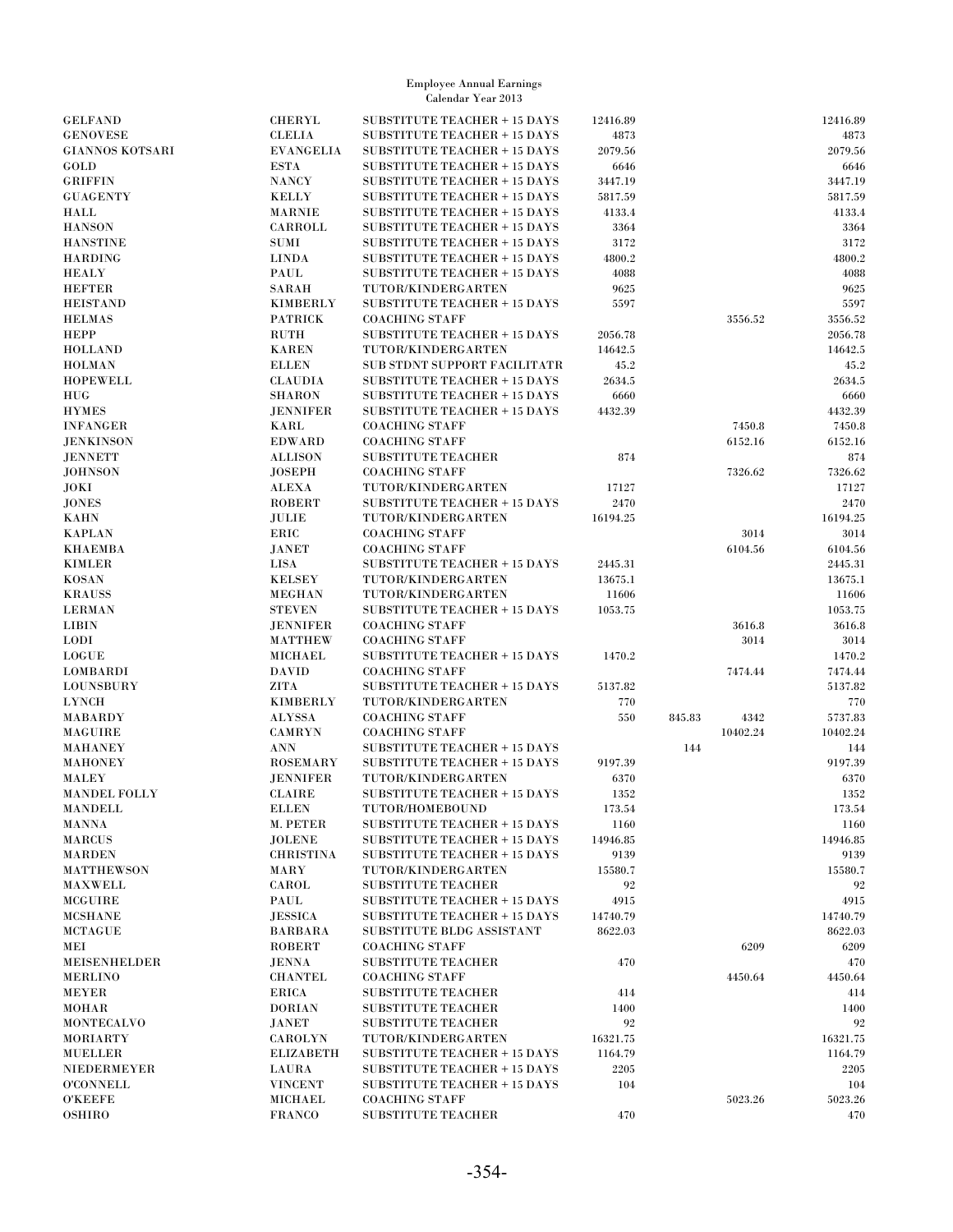Employee Annual Earnings
Calendar Year 2013

| | | | | | | |
|---|---|---|---|---|---|---|
| GELFAND | CHERYL | SUBSTITUTE TEACHER + 15 DAYS | 12416.89 | | | 12416.89 |
| GENOVESE | CLELIA | SUBSTITUTE TEACHER + 15 DAYS | 4873 | | | 4873 |
| GIANNOS KOTSARI | EVANGELIA | SUBSTITUTE TEACHER + 15 DAYS | 2079.56 | | | 2079.56 |
| GOLD | ESTA | SUBSTITUTE TEACHER + 15 DAYS | 6646 | | | 6646 |
| GRIFFIN | NANCY | SUBSTITUTE TEACHER + 15 DAYS | 3447.19 | | | 3447.19 |
| GUAGENTY | KELLY | SUBSTITUTE TEACHER + 15 DAYS | 5817.59 | | | 5817.59 |
| HALL | MARNIE | SUBSTITUTE TEACHER + 15 DAYS | 4133.4 | | | 4133.4 |
| HANSON | CARROLL | SUBSTITUTE TEACHER + 15 DAYS | 3364 | | | 3364 |
| HANSTINE | SUMI | SUBSTITUTE TEACHER + 15 DAYS | 3172 | | | 3172 |
| HARDING | LINDA | SUBSTITUTE TEACHER + 15 DAYS | 4800.2 | | | 4800.2 |
| HEALY | PAUL | SUBSTITUTE TEACHER + 15 DAYS | 4088 | | | 4088 |
| HEFTER | SARAH | TUTOR/KINDERGARTEN | 9625 | | | 9625 |
| HEISTAND | KIMBERLY | SUBSTITUTE TEACHER + 15 DAYS | 5597 | | | 5597 |
| HELMAS | PATRICK | COACHING STAFF | | | 3556.52 | 3556.52 |
| HEPP | RUTH | SUBSTITUTE TEACHER + 15 DAYS | 2056.78 | | | 2056.78 |
| HOLLAND | KAREN | TUTOR/KINDERGARTEN | 14642.5 | | | 14642.5 |
| HOLMAN | ELLEN | SUB STDNT SUPPORT FACILITATR | 45.2 | | | 45.2 |
| HOPEWELL | CLAUDIA | SUBSTITUTE TEACHER + 15 DAYS | 2634.5 | | | 2634.5 |
| HUG | SHARON | SUBSTITUTE TEACHER + 15 DAYS | 6660 | | | 6660 |
| HYMES | JENNIFER | SUBSTITUTE TEACHER + 15 DAYS | 4432.39 | | | 4432.39 |
| INFANGER | KARL | COACHING STAFF | | | 7450.8 | 7450.8 |
| JENKINSON | EDWARD | COACHING STAFF | | | 6152.16 | 6152.16 |
| JENNETT | ALLISON | SUBSTITUTE TEACHER | 874 | | | 874 |
| JOHNSON | JOSEPH | COACHING STAFF | | | 7326.62 | 7326.62 |
| JOKI | ALEXA | TUTOR/KINDERGARTEN | 17127 | | | 17127 |
| JONES | ROBERT | SUBSTITUTE TEACHER + 15 DAYS | 2470 | | | 2470 |
| KAHN | JULIE | TUTOR/KINDERGARTEN | 16194.25 | | | 16194.25 |
| KAPLAN | ERIC | COACHING STAFF | | | 3014 | 3014 |
| KHAEMBA | JANET | COACHING STAFF | | | 6104.56 | 6104.56 |
| KIMLER | LISA | SUBSTITUTE TEACHER + 15 DAYS | 2445.31 | | | 2445.31 |
| KOSAN | KELSEY | TUTOR/KINDERGARTEN | 13675.1 | | | 13675.1 |
| KRAUSS | MEGHAN | TUTOR/KINDERGARTEN | 11606 | | | 11606 |
| LERMAN | STEVEN | SUBSTITUTE TEACHER + 15 DAYS | 1053.75 | | | 1053.75 |
| LIBIN | JENNIFER | COACHING STAFF | | | 3616.8 | 3616.8 |
| LODI | MATTHEW | COACHING STAFF | | | 3014 | 3014 |
| LOGUE | MICHAEL | SUBSTITUTE TEACHER + 15 DAYS | 1470.2 | | | 1470.2 |
| LOMBARDI | DAVID | COACHING STAFF | | | 7474.44 | 7474.44 |
| LOUNSBURY | ZITA | SUBSTITUTE TEACHER + 15 DAYS | 5137.82 | | | 5137.82 |
| LYNCH | KIMBERLY | TUTOR/KINDERGARTEN | 770 | | | 770 |
| MABARDY | ALYSSA | COACHING STAFF | 550 | 845.83 | 4342 | 5737.83 |
| MAGUIRE | CAMRYN | COACHING STAFF | | | 10402.24 | 10402.24 |
| MAHANEY | ANN | SUBSTITUTE TEACHER + 15 DAYS | | 144 | | 144 |
| MAHONEY | ROSEMARY | SUBSTITUTE TEACHER + 15 DAYS | 9197.39 | | | 9197.39 |
| MALEY | JENNIFER | TUTOR/KINDERGARTEN | 6370 | | | 6370 |
| MANDEL FOLLY | CLAIRE | SUBSTITUTE TEACHER + 15 DAYS | 1352 | | | 1352 |
| MANDELL | ELLEN | TUTOR/HOMEBOUND | 173.54 | | | 173.54 |
| MANNA | M. PETER | SUBSTITUTE TEACHER + 15 DAYS | 1160 | | | 1160 |
| MARCUS | JOLENE | SUBSTITUTE TEACHER + 15 DAYS | 14946.85 | | | 14946.85 |
| MARDEN | CHRISTINA | SUBSTITUTE TEACHER + 15 DAYS | 9139 | | | 9139 |
| MATTHEWSON | MARY | TUTOR/KINDERGARTEN | 15580.7 | | | 15580.7 |
| MAXWELL | CAROL | SUBSTITUTE TEACHER | 92 | | | 92 |
| MCGUIRE | PAUL | SUBSTITUTE TEACHER + 15 DAYS | 4915 | | | 4915 |
| MCSHANE | JESSICA | SUBSTITUTE TEACHER + 15 DAYS | 14740.79 | | | 14740.79 |
| MCTAGUE | BARBARA | SUBSTITUTE BLDG ASSISTANT | 8622.03 | | | 8622.03 |
| MEI | ROBERT | COACHING STAFF | | | 6209 | 6209 |
| MEISENHELDER | JENNA | SUBSTITUTE TEACHER | 470 | | | 470 |
| MERLINO | CHANTEL | COACHING STAFF | | | 4450.64 | 4450.64 |
| MEYER | ERICA | SUBSTITUTE TEACHER | 414 | | | 414 |
| MOHAR | DORIAN | SUBSTITUTE TEACHER | 1400 | | | 1400 |
| MONTECALVO | JANET | SUBSTITUTE TEACHER | 92 | | | 92 |
| MORIARTY | CAROLYN | TUTOR/KINDERGARTEN | 16321.75 | | | 16321.75 |
| MUELLER | ELIZABETH | SUBSTITUTE TEACHER + 15 DAYS | 1164.79 | | | 1164.79 |
| NIEDERMEYER | LAURA | SUBSTITUTE TEACHER + 15 DAYS | 2205 | | | 2205 |
| O'CONNELL | VINCENT | SUBSTITUTE TEACHER + 15 DAYS | 104 | | | 104 |
| O'KEEFE | MICHAEL | COACHING STAFF | | | 5023.26 | 5023.26 |
| OSHIRO | FRANCO | SUBSTITUTE TEACHER | 470 | | | 470 |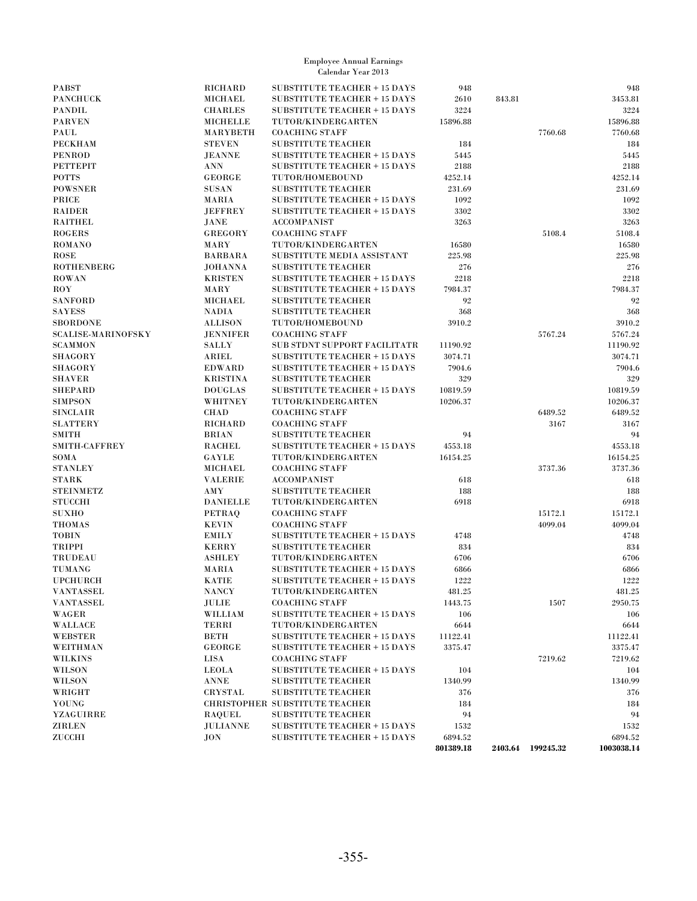Employee Annual Earnings
Calendar Year 2013

| | | | | | | |
|---|---|---|---|---|---|---|
| PABST | RICHARD | SUBSTITUTE TEACHER + 15 DAYS | 948 | | | 948 |
| PANCHUCK | MICHAEL | SUBSTITUTE TEACHER + 15 DAYS | 2610 | 843.81 | | 3453.81 |
| PANDIL | CHARLES | SUBSTITUTE TEACHER + 15 DAYS | 3224 | | | 3224 |
| PARVEN | MICHELLE | TUTOR/KINDERGARTEN | 15896.88 | | | 15896.88 |
| PAUL | MARYBETH | COACHING STAFF | | | 7760.68 | 7760.68 |
| PECKHAM | STEVEN | SUBSTITUTE TEACHER | 184 | | | 184 |
| PENROD | JEANNE | SUBSTITUTE TEACHER + 15 DAYS | 5445 | | | 5445 |
| PETTEPIT | ANN | SUBSTITUTE TEACHER + 15 DAYS | 2188 | | | 2188 |
| POTTS | GEORGE | TUTOR/HOMEBOUND | 4252.14 | | | 4252.14 |
| POWSNER | SUSAN | SUBSTITUTE TEACHER | 231.69 | | | 231.69 |
| PRICE | MARIA | SUBSTITUTE TEACHER + 15 DAYS | 1092 | | | 1092 |
| RAIDER | JEFFREY | SUBSTITUTE TEACHER + 15 DAYS | 3302 | | | 3302 |
| RAITHEL | JANE | ACCOMPANIST | 3263 | | | 3263 |
| ROGERS | GREGORY | COACHING STAFF | | | 5108.4 | 5108.4 |
| ROMANO | MARY | TUTOR/KINDERGARTEN | 16580 | | | 16580 |
| ROSE | BARBARA | SUBSTITUTE MEDIA ASSISTANT | 225.98 | | | 225.98 |
| ROTHENBERG | JOHANNA | SUBSTITUTE TEACHER | 276 | | | 276 |
| ROWAN | KRISTEN | SUBSTITUTE TEACHER + 15 DAYS | 2218 | | | 2218 |
| ROY | MARY | SUBSTITUTE TEACHER + 15 DAYS | 7984.37 | | | 7984.37 |
| SANFORD | MICHAEL | SUBSTITUTE TEACHER | 92 | | | 92 |
| SAYESS | NADIA | SUBSTITUTE TEACHER | 368 | | | 368 |
| SBORDONE | ALLISON | TUTOR/HOMEBOUND | 3910.2 | | | 3910.2 |
| SCALISE-MARINOFSKY | JENNIFER | COACHING STAFF | | | 5767.24 | 5767.24 |
| SCAMMON | SALLY | SUB STDNT SUPPORT FACILITATR | 11190.92 | | | 11190.92 |
| SHAGORY | ARIEL | SUBSTITUTE TEACHER + 15 DAYS | 3074.71 | | | 3074.71 |
| SHAGORY | EDWARD | SUBSTITUTE TEACHER + 15 DAYS | 7904.6 | | | 7904.6 |
| SHAVER | KRISTINA | SUBSTITUTE TEACHER | 329 | | | 329 |
| SHEPARD | DOUGLAS | SUBSTITUTE TEACHER + 15 DAYS | 10819.59 | | | 10819.59 |
| SIMPSON | WHITNEY | TUTOR/KINDERGARTEN | 10206.37 | | | 10206.37 |
| SINCLAIR | CHAD | COACHING STAFF | | | 6489.52 | 6489.52 |
| SLATTERY | RICHARD | COACHING STAFF | | | 3167 | 3167 |
| SMITH | BRIAN | SUBSTITUTE TEACHER | 94 | | | 94 |
| SMITH-CAFFREY | RACHEL | SUBSTITUTE TEACHER + 15 DAYS | 4553.18 | | | 4553.18 |
| SOMA | GAYLE | TUTOR/KINDERGARTEN | 16154.25 | | | 16154.25 |
| STANLEY | MICHAEL | COACHING STAFF | | | 3737.36 | 3737.36 |
| STARK | VALERIE | ACCOMPANIST | 618 | | | 618 |
| STEINMETZ | AMY | SUBSTITUTE TEACHER | 188 | | | 188 |
| STUCCHI | DANIELLE | TUTOR/KINDERGARTEN | 6918 | | | 6918 |
| SUXHO | PETRAQ | COACHING STAFF | | | 15172.1 | 15172.1 |
| THOMAS | KEVIN | COACHING STAFF | | | 4099.04 | 4099.04 |
| TOBIN | EMILY | SUBSTITUTE TEACHER + 15 DAYS | 4748 | | | 4748 |
| TRIPPI | KERRY | SUBSTITUTE TEACHER | 834 | | | 834 |
| TRUDEAU | ASHLEY | TUTOR/KINDERGARTEN | 6706 | | | 6706 |
| TUMANG | MARIA | SUBSTITUTE TEACHER + 15 DAYS | 6866 | | | 6866 |
| UPCHURCH | KATIE | SUBSTITUTE TEACHER + 15 DAYS | 1222 | | | 1222 |
| VANTASSEL | NANCY | TUTOR/KINDERGARTEN | 481.25 | | | 481.25 |
| VANTASSEL | JULIE | COACHING STAFF | 1443.75 | | 1507 | 2950.75 |
| WAGER | WILLIAM | SUBSTITUTE TEACHER + 15 DAYS | 106 | | | 106 |
| WALLACE | TERRI | TUTOR/KINDERGARTEN | 6644 | | | 6644 |
| WEBSTER | BETH | SUBSTITUTE TEACHER + 15 DAYS | 11122.41 | | | 11122.41 |
| WEITHMAN | GEORGE | SUBSTITUTE TEACHER + 15 DAYS | 3375.47 | | | 3375.47 |
| WILKINS | LISA | COACHING STAFF | | | 7219.62 | 7219.62 |
| WILSON | LEOLA | SUBSTITUTE TEACHER + 15 DAYS | 104 | | | 104 |
| WILSON | ANNE | SUBSTITUTE TEACHER | 1340.99 | | | 1340.99 |
| WRIGHT | CRYSTAL | SUBSTITUTE TEACHER | 376 | | | 376 |
| YOUNG | CHRISTOPHER | SUBSTITUTE TEACHER | 184 | | | 184 |
| YZAGUIRRE | RAQUEL | SUBSTITUTE TEACHER | 94 | | | 94 |
| ZIRLEN | JULIANNE | SUBSTITUTE TEACHER + 15 DAYS | 1532 | | | 1532 |
| ZUCCHI | JON | SUBSTITUTE TEACHER + 15 DAYS | 6894.52 | | | 6894.52 |
| | | | **801389.18** | **2403.64** | **199245.32** | **1003038.14** |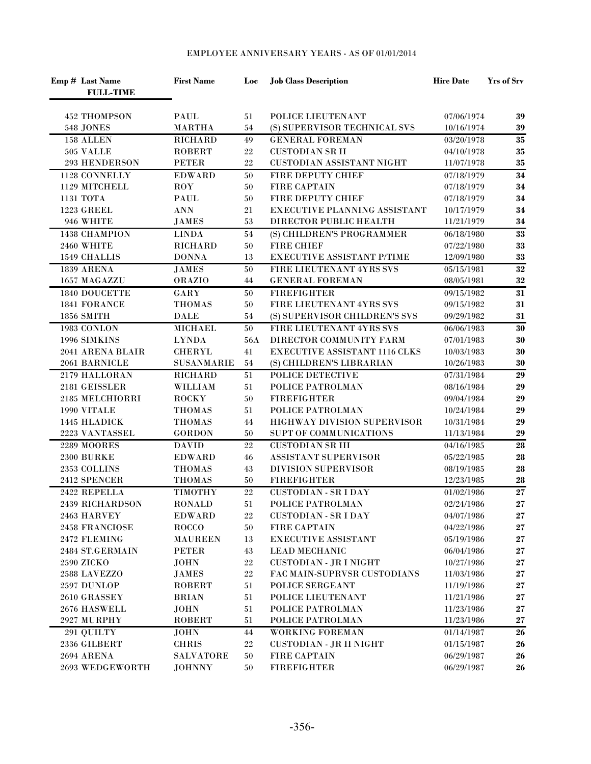# EMPLOYEE ANNIVERSARY YEARS - AS OF 01/01/2014

**FULL-TIME**

| Emp # | Last Name | First Name | Loc | Job Class Description | Hire Date | Yrs of Srv |
|---|---|---|---|---|---|---|
| 452 | THOMPSON | PAUL | 51 | POLICE LIEUTENANT | 07/06/1974 | **39** |
| 548 | JONES | MARTHA | 54 | (S) SUPERVISOR TECHNICAL SVS | 10/16/1974 | **39** |
| 158 | ALLEN | RICHARD | 49 | GENERAL FOREMAN | 03/20/1978 | **35** |
| 505 | VALLE | ROBERT | 22 | CUSTODIAN SR II | 04/10/1978 | **35** |
| 293 | HENDERSON | PETER | 22 | CUSTODIAN ASSISTANT NIGHT | 11/07/1978 | **35** |
| 1128 | CONNELLY | EDWARD | 50 | FIRE DEPUTY CHIEF | 07/18/1979 | **34** |
| 1129 | MITCHELL | ROY | 50 | FIRE CAPTAIN | 07/18/1979 | **34** |
| 1131 | TOTA | PAUL | 50 | FIRE DEPUTY CHIEF | 07/18/1979 | **34** |
| 1223 | GREEL | ANN | 21 | EXECUTIVE PLANNING ASSISTANT | 10/17/1979 | **34** |
| 946 | WHITE | JAMES | 53 | DIRECTOR PUBLIC HEALTH | 11/21/1979 | **34** |
| 1438 | CHAMPION | LINDA | 54 | (S) CHILDREN'S PROGRAMMER | 06/18/1980 | **33** |
| 2460 | WHITE | RICHARD | 50 | FIRE CHIEF | 07/22/1980 | **33** |
| 1549 | CHALLIS | DONNA | 13 | EXECUTIVE ASSISTANT P/TIME | 12/09/1980 | **33** |
| 1839 | ARENA | JAMES | 50 | FIRE LIEUTENANT 4YRS SVS | 05/15/1981 | **32** |
| 1657 | MAGAZZU | ORAZIO | 44 | GENERAL FOREMAN | 08/05/1981 | **32** |
| 1840 | DOUCETTE | GARY | 50 | FIREFIGHTER | 09/15/1982 | **31** |
| 1841 | FORANCE | THOMAS | 50 | FIRE LIEUTENANT 4YRS SVS | 09/15/1982 | **31** |
| 1856 | SMITH | DALE | 54 | (S) SUPERVISOR CHILDREN'S SVS | 09/29/1982 | **31** |
| 1983 | CONLON | MICHAEL | 50 | FIRE LIEUTENANT 4YRS SVS | 06/06/1983 | **30** |
| 1996 | SIMKINS | LYNDA | 56A | DIRECTOR COMMUNITY FARM | 07/01/1983 | **30** |
| 2041 | ARENA BLAIR | CHERYL | 41 | EXECUTIVE ASSISTANT 1116 CLKS | 10/03/1983 | **30** |
| 2061 | BARNICLE | SUSANMARIE | 54 | (S) CHILDREN'S LIBRARIAN | 10/26/1983 | **30** |
| 2179 | HALLORAN | RICHARD | 51 | POLICE DETECTIVE | 07/31/1984 | **29** |
| 2181 | GEISSLER | WILLIAM | 51 | POLICE PATROLMAN | 08/16/1984 | **29** |
| 2185 | MELCHIORRI | ROCKY | 50 | FIREFIGHTER | 09/04/1984 | **29** |
| 1990 | VITALE | THOMAS | 51 | POLICE PATROLMAN | 10/24/1984 | **29** |
| 1445 | HLADICK | THOMAS | 44 | HIGHWAY DIVISION SUPERVISOR | 10/31/1984 | **29** |
| 2223 | VANTASSEL | GORDON | 50 | SUPT OF COMMUNICATIONS | 11/13/1984 | **29** |
| 2289 | MOORES | DAVID | 22 | CUSTODIAN SR III | 04/16/1985 | **28** |
| 2300 | BURKE | EDWARD | 46 | ASSISTANT SUPERVISOR | 05/22/1985 | **28** |
| 2353 | COLLINS | THOMAS | 43 | DIVISION SUPERVISOR | 08/19/1985 | **28** |
| 2412 | SPENCER | THOMAS | 50 | FIREFIGHTER | 12/23/1985 | **28** |
| 2422 | REPELLA | TIMOTHY | 22 | CUSTODIAN - SR I DAY | 01/02/1986 | **27** |
| 2439 | RICHARDSON | RONALD | 51 | POLICE PATROLMAN | 02/24/1986 | **27** |
| 2463 | HARVEY | EDWARD | 22 | CUSTODIAN - SR I DAY | 04/07/1986 | **27** |
| 2458 | FRANCIOSE | ROCCO | 50 | FIRE CAPTAIN | 04/22/1986 | **27** |
| 2472 | FLEMING | MAUREEN | 13 | EXECUTIVE ASSISTANT | 05/19/1986 | **27** |
| 2484 | ST.GERMAIN | PETER | 43 | LEAD MECHANIC | 06/04/1986 | **27** |
| 2590 | ZICKO | JOHN | 22 | CUSTODIAN - JR I NIGHT | 10/27/1986 | **27** |
| 2588 | LAVEZZO | JAMES | 22 | FAC MAIN-SUPRVSR CUSTODIANS | 11/03/1986 | **27** |
| 2597 | DUNLOP | ROBERT | 51 | POLICE SERGEANT | 11/19/1986 | **27** |
| 2610 | GRASSEY | BRIAN | 51 | POLICE LIEUTENANT | 11/21/1986 | **27** |
| 2676 | HASWELL | JOHN | 51 | POLICE PATROLMAN | 11/23/1986 | **27** |
| 2927 | MURPHY | ROBERT | 51 | POLICE PATROLMAN | 11/23/1986 | **27** |
| 291 | QUILTY | JOHN | 44 | WORKING FOREMAN | 01/14/1987 | **26** |
| 2336 | GILBERT | CHRIS | 22 | CUSTODIAN - JR II NIGHT | 01/15/1987 | **26** |
| 2694 | ARENA | SALVATORE | 50 | FIRE CAPTAIN | 06/29/1987 | **26** |
| 2693 | WEDGEWORTH | JOHNNY | 50 | FIREFIGHTER | 06/29/1987 | **26** |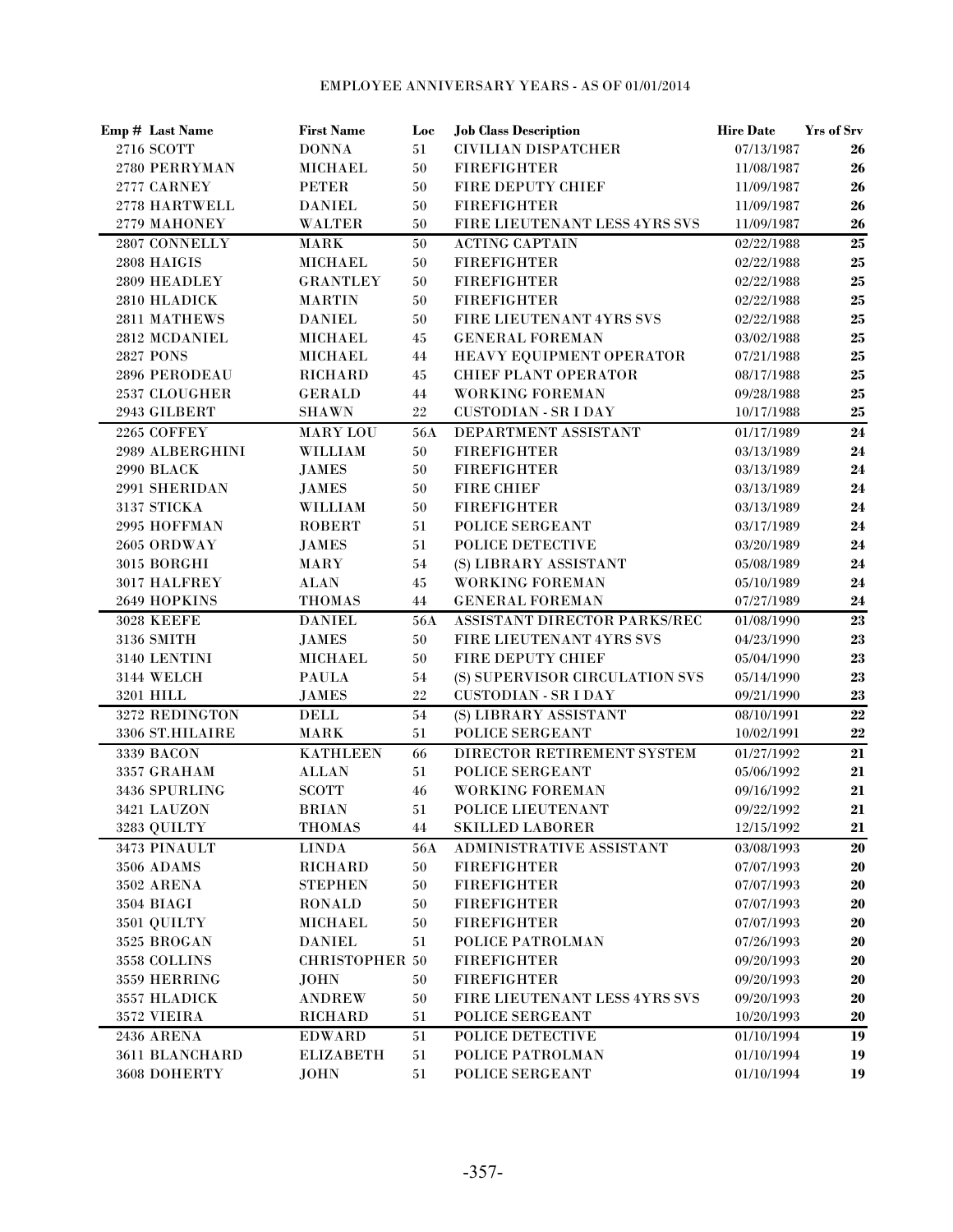## EMPLOYEE ANNIVERSARY YEARS - AS OF 01/01/2014

| Emp # | Last Name | First Name | Loc | Job Class Description | Hire Date | Yrs of Srv |
|---|---|---|---|---|---|---|
| 2716 | SCOTT | DONNA | 51 | CIVILIAN DISPATCHER | 07/13/1987 | 26 |
| 2780 | PERRYMAN | MICHAEL | 50 | FIREFIGHTER | 11/08/1987 | 26 |
| 2777 | CARNEY | PETER | 50 | FIRE DEPUTY CHIEF | 11/09/1987 | 26 |
| 2778 | HARTWELL | DANIEL | 50 | FIREFIGHTER | 11/09/1987 | 26 |
| 2779 | MAHONEY | WALTER | 50 | FIRE LIEUTENANT LESS 4YRS SVS | 11/09/1987 | 26 |
| 2807 | CONNELLY | MARK | 50 | ACTING CAPTAIN | 02/22/1988 | 25 |
| 2808 | HAIGIS | MICHAEL | 50 | FIREFIGHTER | 02/22/1988 | 25 |
| 2809 | HEADLEY | GRANTLEY | 50 | FIREFIGHTER | 02/22/1988 | 25 |
| 2810 | HLADICK | MARTIN | 50 | FIREFIGHTER | 02/22/1988 | 25 |
| 2811 | MATHEWS | DANIEL | 50 | FIRE LIEUTENANT 4YRS SVS | 02/22/1988 | 25 |
| 2812 | MCDANIEL | MICHAEL | 45 | GENERAL FOREMAN | 03/02/1988 | 25 |
| 2827 | PONS | MICHAEL | 44 | HEAVY EQUIPMENT OPERATOR | 07/21/1988 | 25 |
| 2896 | PERODEAU | RICHARD | 45 | CHIEF PLANT OPERATOR | 08/17/1988 | 25 |
| 2537 | CLOUGHER | GERALD | 44 | WORKING FOREMAN | 09/28/1988 | 25 |
| 2943 | GILBERT | SHAWN | 22 | CUSTODIAN - SR I DAY | 10/17/1988 | 25 |
| 2265 | COFFEY | MARY LOU | 56A | DEPARTMENT ASSISTANT | 01/17/1989 | 24 |
| 2989 | ALBERGHINI | WILLIAM | 50 | FIREFIGHTER | 03/13/1989 | 24 |
| 2990 | BLACK | JAMES | 50 | FIREFIGHTER | 03/13/1989 | 24 |
| 2991 | SHERIDAN | JAMES | 50 | FIRE CHIEF | 03/13/1989 | 24 |
| 3137 | STICKA | WILLIAM | 50 | FIREFIGHTER | 03/13/1989 | 24 |
| 2995 | HOFFMAN | ROBERT | 51 | POLICE SERGEANT | 03/17/1989 | 24 |
| 2605 | ORDWAY | JAMES | 51 | POLICE DETECTIVE | 03/20/1989 | 24 |
| 3015 | BORGHI | MARY | 54 | (S) LIBRARY ASSISTANT | 05/08/1989 | 24 |
| 3017 | HALFREY | ALAN | 45 | WORKING FOREMAN | 05/10/1989 | 24 |
| 2649 | HOPKINS | THOMAS | 44 | GENERAL FOREMAN | 07/27/1989 | 24 |
| 3028 | KEEFE | DANIEL | 56A | ASSISTANT DIRECTOR PARKS/REC | 01/08/1990 | 23 |
| 3136 | SMITH | JAMES | 50 | FIRE LIEUTENANT 4YRS SVS | 04/23/1990 | 23 |
| 3140 | LENTINI | MICHAEL | 50 | FIRE DEPUTY CHIEF | 05/04/1990 | 23 |
| 3144 | WELCH | PAULA | 54 | (S) SUPERVISOR CIRCULATION SVS | 05/14/1990 | 23 |
| 3201 | HILL | JAMES | 22 | CUSTODIAN - SR I DAY | 09/21/1990 | 23 |
| 3272 | REDINGTON | DELL | 54 | (S) LIBRARY ASSISTANT | 08/10/1991 | 22 |
| 3306 | ST.HILAIRE | MARK | 51 | POLICE SERGEANT | 10/02/1991 | 22 |
| 3339 | BACON | KATHLEEN | 66 | DIRECTOR RETIREMENT SYSTEM | 01/27/1992 | 21 |
| 3357 | GRAHAM | ALLAN | 51 | POLICE SERGEANT | 05/06/1992 | 21 |
| 3436 | SPURLING | SCOTT | 46 | WORKING FOREMAN | 09/16/1992 | 21 |
| 3421 | LAUZON | BRIAN | 51 | POLICE LIEUTENANT | 09/22/1992 | 21 |
| 3283 | QUILTY | THOMAS | 44 | SKILLED LABORER | 12/15/1992 | 21 |
| 3473 | PINAULT | LINDA | 56A | ADMINISTRATIVE ASSISTANT | 03/08/1993 | 20 |
| 3506 | ADAMS | RICHARD | 50 | FIREFIGHTER | 07/07/1993 | 20 |
| 3502 | ARENA | STEPHEN | 50 | FIREFIGHTER | 07/07/1993 | 20 |
| 3504 | BIAGI | RONALD | 50 | FIREFIGHTER | 07/07/1993 | 20 |
| 3501 | QUILTY | MICHAEL | 50 | FIREFIGHTER | 07/07/1993 | 20 |
| 3525 | BROGAN | DANIEL | 51 | POLICE PATROLMAN | 07/26/1993 | 20 |
| 3558 | COLLINS | CHRISTOPHER | 50 | FIREFIGHTER | 09/20/1993 | 20 |
| 3559 | HERRING | JOHN | 50 | FIREFIGHTER | 09/20/1993 | 20 |
| 3557 | HLADICK | ANDREW | 50 | FIRE LIEUTENANT LESS 4YRS SVS | 09/20/1993 | 20 |
| 3572 | VIEIRA | RICHARD | 51 | POLICE SERGEANT | 10/20/1993 | 20 |
| 2436 | ARENA | EDWARD | 51 | POLICE DETECTIVE | 01/10/1994 | 19 |
| 3611 | BLANCHARD | ELIZABETH | 51 | POLICE PATROLMAN | 01/10/1994 | 19 |
| 3608 | DOHERTY | JOHN | 51 | POLICE SERGEANT | 01/10/1994 | 19 |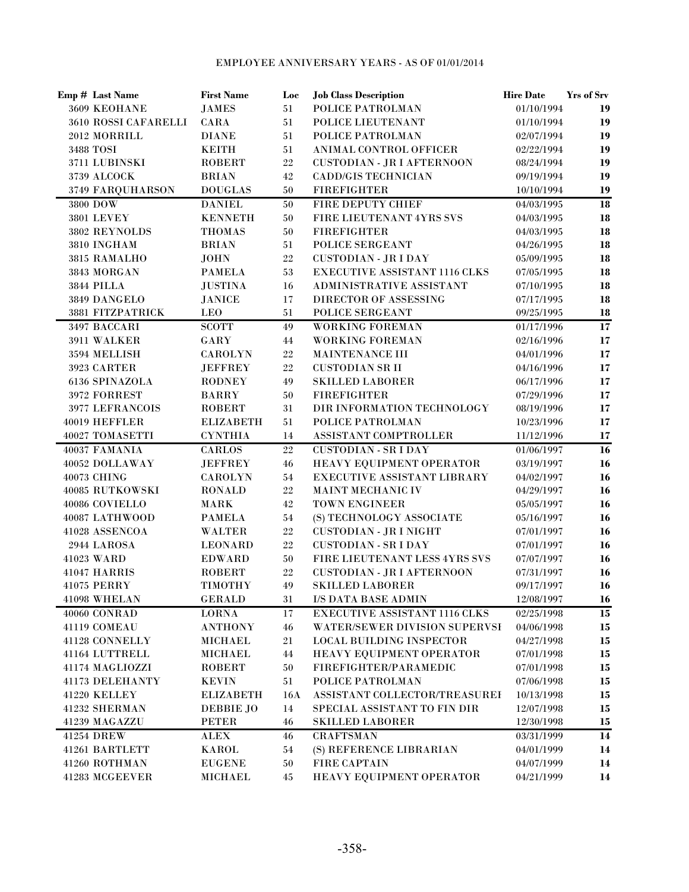EMPLOYEE ANNIVERSARY YEARS - AS OF 01/01/2014

| Emp # | Last Name | First Name | Loc | Job Class Description | Hire Date | Yrs of Srv |
|---|---|---|---|---|---|---|
| 3609 | KEOHANE | JAMES | 51 | POLICE PATROLMAN | 01/10/1994 | 19 |
| 3610 | ROSSI CAFARELLI | CARA | 51 | POLICE LIEUTENANT | 01/10/1994 | 19 |
| 2012 | MORRILL | DIANE | 51 | POLICE PATROLMAN | 02/07/1994 | 19 |
| 3488 | TOSI | KEITH | 51 | ANIMAL CONTROL OFFICER | 02/22/1994 | 19 |
| 3711 | LUBINSKI | ROBERT | 22 | CUSTODIAN - JR I AFTERNOON | 08/24/1994 | 19 |
| 3739 | ALCOCK | BRIAN | 42 | CADD/GIS TECHNICIAN | 09/19/1994 | 19 |
| 3749 | FARQUHARSON | DOUGLAS | 50 | FIREFIGHTER | 10/10/1994 | 19 |
| 3800 | DOW | DANIEL | 50 | FIRE DEPUTY CHIEF | 04/03/1995 | 18 |
| 3801 | LEVEY | KENNETH | 50 | FIRE LIEUTENANT 4YRS SVS | 04/03/1995 | 18 |
| 3802 | REYNOLDS | THOMAS | 50 | FIREFIGHTER | 04/03/1995 | 18 |
| 3810 | INGHAM | BRIAN | 51 | POLICE SERGEANT | 04/26/1995 | 18 |
| 3815 | RAMALHO | JOHN | 22 | CUSTODIAN - JR I DAY | 05/09/1995 | 18 |
| 3843 | MORGAN | PAMELA | 53 | EXECUTIVE ASSISTANT 1116 CLKS | 07/05/1995 | 18 |
| 3844 | PILLA | JUSTINA | 16 | ADMINISTRATIVE ASSISTANT | 07/10/1995 | 18 |
| 3849 | DANGELO | JANICE | 17 | DIRECTOR OF ASSESSING | 07/17/1995 | 18 |
| 3881 | FITZPATRICK | LEO | 51 | POLICE SERGEANT | 09/25/1995 | 18 |
| 3497 | BACCARI | SCOTT | 49 | WORKING FOREMAN | 01/17/1996 | 17 |
| 3911 | WALKER | GARY | 44 | WORKING FOREMAN | 02/16/1996 | 17 |
| 3594 | MELLISH | CAROLYN | 22 | MAINTENANCE III | 04/01/1996 | 17 |
| 3923 | CARTER | JEFFREY | 22 | CUSTODIAN SR II | 04/16/1996 | 17 |
| 6136 | SPINAZOLA | RODNEY | 49 | SKILLED LABORER | 06/17/1996 | 17 |
| 3972 | FORREST | BARRY | 50 | FIREFIGHTER | 07/29/1996 | 17 |
| 3977 | LEFRANCOIS | ROBERT | 31 | DIR INFORMATION TECHNOLOGY | 08/19/1996 | 17 |
| 40019 | HEFFLER | ELIZABETH | 51 | POLICE PATROLMAN | 10/23/1996 | 17 |
| 40027 | TOMASETTI | CYNTHIA | 14 | ASSISTANT COMPTROLLER | 11/12/1996 | 17 |
| 40037 | FAMANIA | CARLOS | 22 | CUSTODIAN - SR I DAY | 01/06/1997 | 16 |
| 40052 | DOLLAWAY | JEFFREY | 46 | HEAVY EQUIPMENT OPERATOR | 03/19/1997 | 16 |
| 40073 | CHING | CAROLYN | 54 | EXECUTIVE ASSISTANT LIBRARY | 04/02/1997 | 16 |
| 40085 | RUTKOWSKI | RONALD | 22 | MAINT MECHANIC IV | 04/29/1997 | 16 |
| 40086 | COVIELLO | MARK | 42 | TOWN ENGINEER | 05/05/1997 | 16 |
| 40087 | LATHWOOD | PAMELA | 54 | (S) TECHNOLOGY ASSOCIATE | 05/16/1997 | 16 |
| 41028 | ASSENCOA | WALTER | 22 | CUSTODIAN - JR I NIGHT | 07/01/1997 | 16 |
| 2944 | LAROSA | LEONARD | 22 | CUSTODIAN - SR I DAY | 07/01/1997 | 16 |
| 41023 | WARD | EDWARD | 50 | FIRE LIEUTENANT LESS 4YRS SVS | 07/07/1997 | 16 |
| 41047 | HARRIS | ROBERT | 22 | CUSTODIAN - JR I AFTERNOON | 07/31/1997 | 16 |
| 41075 | PERRY | TIMOTHY | 49 | SKILLED LABORER | 09/17/1997 | 16 |
| 41098 | WHELAN | GERALD | 31 | I/S DATA BASE ADMIN | 12/08/1997 | 16 |
| 40060 | CONRAD | LORNA | 17 | EXECUTIVE ASSISTANT 1116 CLKS | 02/25/1998 | 15 |
| 41119 | COMEAU | ANTHONY | 46 | WATER/SEWER DIVISION SUPERVSI | 04/06/1998 | 15 |
| 41128 | CONNELLY | MICHAEL | 21 | LOCAL BUILDING INSPECTOR | 04/27/1998 | 15 |
| 41164 | LUTTRELL | MICHAEL | 44 | HEAVY EQUIPMENT OPERATOR | 07/01/1998 | 15 |
| 41174 | MAGLIOZZI | ROBERT | 50 | FIREFIGHTER/PARAMEDIC | 07/01/1998 | 15 |
| 41173 | DELEHANTY | KEVIN | 51 | POLICE PATROLMAN | 07/06/1998 | 15 |
| 41220 | KELLEY | ELIZABETH | 16A | ASSISTANT COLLECTOR/TREASUREI | 10/13/1998 | 15 |
| 41232 | SHERMAN | DEBBIE JO | 14 | SPECIAL ASSISTANT TO FIN DIR | 12/07/1998 | 15 |
| 41239 | MAGAZZU | PETER | 46 | SKILLED LABORER | 12/30/1998 | 15 |
| 41254 | DREW | ALEX | 46 | CRAFTSMAN | 03/31/1999 | 14 |
| 41261 | BARTLETT | KAROL | 54 | (S) REFERENCE LIBRARIAN | 04/01/1999 | 14 |
| 41260 | ROTHMAN | EUGENE | 50 | FIRE CAPTAIN | 04/07/1999 | 14 |
| 41283 | MCGEEVER | MICHAEL | 45 | HEAVY EQUIPMENT OPERATOR | 04/21/1999 | 14 |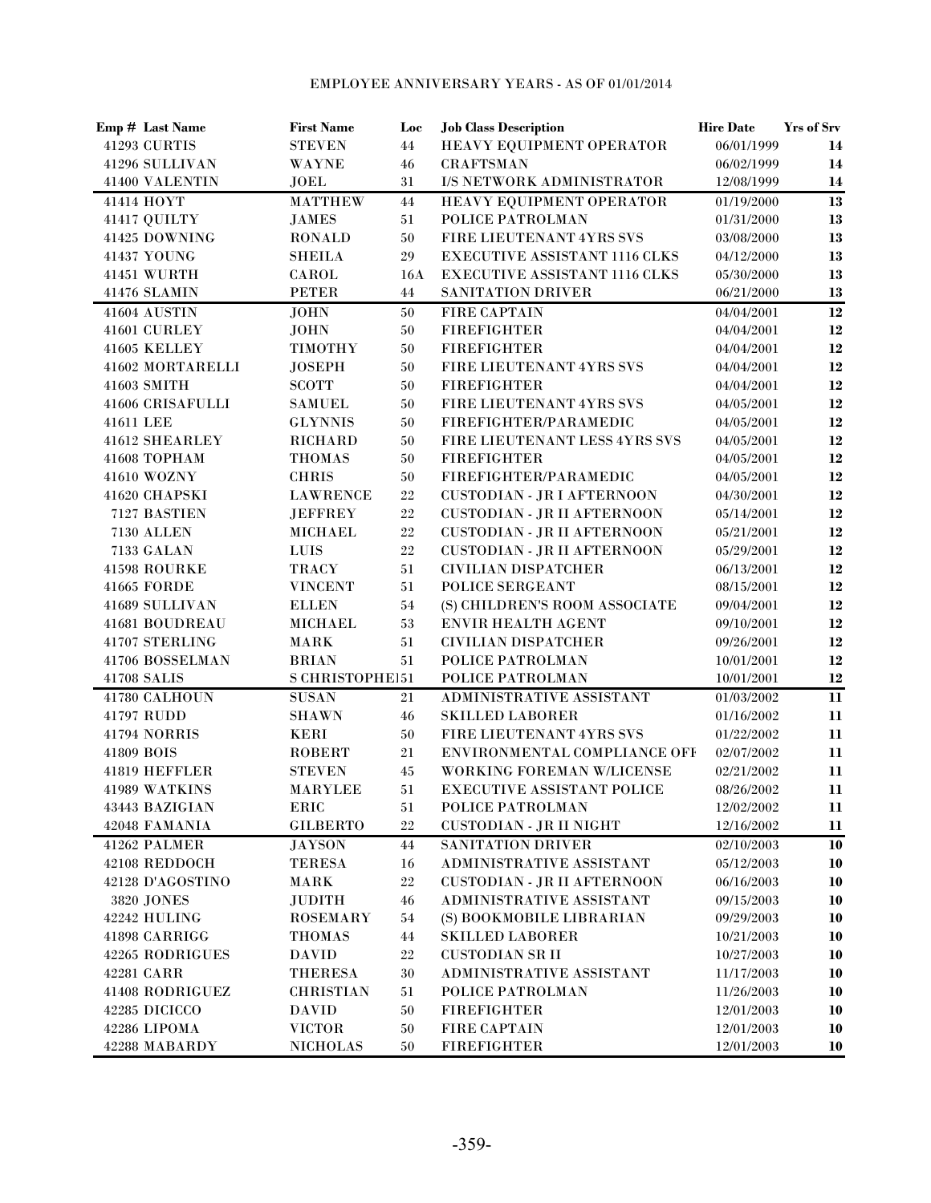EMPLOYEE ANNIVERSARY YEARS - AS OF 01/01/2014

| Emp # | Last Name | First Name | Loc | Job Class Description | Hire Date | Yrs of Srv |
|---|---|---|---|---|---|---|
| 41293 | CURTIS | STEVEN | 44 | HEAVY EQUIPMENT OPERATOR | 06/01/1999 | 14 |
| 41296 | SULLIVAN | WAYNE | 46 | CRAFTSMAN | 06/02/1999 | 14 |
| 41400 | VALENTIN | JOEL | 31 | I/S NETWORK ADMINISTRATOR | 12/08/1999 | 14 |
| 41414 | HOYT | MATTHEW | 44 | HEAVY EQUIPMENT OPERATOR | 01/19/2000 | 13 |
| 41417 | QUILTY | JAMES | 51 | POLICE PATROLMAN | 01/31/2000 | 13 |
| 41425 | DOWNING | RONALD | 50 | FIRE LIEUTENANT 4YRS SVS | 03/08/2000 | 13 |
| 41437 | YOUNG | SHEILA | 29 | EXECUTIVE ASSISTANT 1116 CLKS | 04/12/2000 | 13 |
| 41451 | WURTH | CAROL | 16A | EXECUTIVE ASSISTANT 1116 CLKS | 05/30/2000 | 13 |
| 41476 | SLAMIN | PETER | 44 | SANITATION DRIVER | 06/21/2000 | 13 |
| 41604 | AUSTIN | JOHN | 50 | FIRE CAPTAIN | 04/04/2001 | 12 |
| 41601 | CURLEY | JOHN | 50 | FIREFIGHTER | 04/04/2001 | 12 |
| 41605 | KELLEY | TIMOTHY | 50 | FIREFIGHTER | 04/04/2001 | 12 |
| 41602 | MORTARELLI | JOSEPH | 50 | FIRE LIEUTENANT 4YRS SVS | 04/04/2001 | 12 |
| 41603 | SMITH | SCOTT | 50 | FIREFIGHTER | 04/04/2001 | 12 |
| 41606 | CRISAFULLI | SAMUEL | 50 | FIRE LIEUTENANT 4YRS SVS | 04/05/2001 | 12 |
| 41611 | LEE | GLYNNIS | 50 | FIREFIGHTER/PARAMEDIC | 04/05/2001 | 12 |
| 41612 | SHEARLEY | RICHARD | 50 | FIRE LIEUTENANT LESS 4YRS SVS | 04/05/2001 | 12 |
| 41608 | TOPHAM | THOMAS | 50 | FIREFIGHTER | 04/05/2001 | 12 |
| 41610 | WOZNY | CHRIS | 50 | FIREFIGHTER/PARAMEDIC | 04/05/2001 | 12 |
| 41620 | CHAPSKI | LAWRENCE | 22 | CUSTODIAN - JR I AFTERNOON | 04/30/2001 | 12 |
| 7127 | BASTIEN | JEFFREY | 22 | CUSTODIAN - JR II AFTERNOON | 05/14/2001 | 12 |
| 7130 | ALLEN | MICHAEL | 22 | CUSTODIAN - JR II AFTERNOON | 05/21/2001 | 12 |
| 7133 | GALAN | LUIS | 22 | CUSTODIAN - JR II AFTERNOON | 05/29/2001 | 12 |
| 41598 | ROURKE | TRACY | 51 | CIVILIAN DISPATCHER | 06/13/2001 | 12 |
| 41665 | FORDE | VINCENT | 51 | POLICE SERGEANT | 08/15/2001 | 12 |
| 41689 | SULLIVAN | ELLEN | 54 | (S) CHILDREN'S ROOM ASSOCIATE | 09/04/2001 | 12 |
| 41681 | BOUDREAU | MICHAEL | 53 | ENVIR HEALTH AGENT | 09/10/2001 | 12 |
| 41707 | STERLING | MARK | 51 | CIVILIAN DISPATCHER | 09/26/2001 | 12 |
| 41706 | BOSSELMAN | BRIAN | 51 | POLICE PATROLMAN | 10/01/2001 | 12 |
| 41708 | SALIS | S CHRISTOPHEI | 51 | POLICE PATROLMAN | 10/01/2001 | 12 |
| 41780 | CALHOUN | SUSAN | 21 | ADMINISTRATIVE ASSISTANT | 01/03/2002 | 11 |
| 41797 | RUDD | SHAWN | 46 | SKILLED LABORER | 01/16/2002 | 11 |
| 41794 | NORRIS | KERI | 50 | FIRE LIEUTENANT 4YRS SVS | 01/22/2002 | 11 |
| 41809 | BOIS | ROBERT | 21 | ENVIRONMENTAL COMPLIANCE OFF | 02/07/2002 | 11 |
| 41819 | HEFFLER | STEVEN | 45 | WORKING FOREMAN W/LICENSE | 02/21/2002 | 11 |
| 41989 | WATKINS | MARYLEE | 51 | EXECUTIVE ASSISTANT POLICE | 08/26/2002 | 11 |
| 43443 | BAZIGIAN | ERIC | 51 | POLICE PATROLMAN | 12/02/2002 | 11 |
| 42048 | FAMANIA | GILBERTO | 22 | CUSTODIAN - JR II NIGHT | 12/16/2002 | 11 |
| 41262 | PALMER | JAYSON | 44 | SANITATION DRIVER | 02/10/2003 | 10 |
| 42108 | REDDOCH | TERESA | 16 | ADMINISTRATIVE ASSISTANT | 05/12/2003 | 10 |
| 42128 | D'AGOSTINO | MARK | 22 | CUSTODIAN - JR II AFTERNOON | 06/16/2003 | 10 |
| 3820 | JONES | JUDITH | 46 | ADMINISTRATIVE ASSISTANT | 09/15/2003 | 10 |
| 42242 | HULING | ROSEMARY | 54 | (S) BOOKMOBILE LIBRARIAN | 09/29/2003 | 10 |
| 41898 | CARRIGG | THOMAS | 44 | SKILLED LABORER | 10/21/2003 | 10 |
| 42265 | RODRIGUES | DAVID | 22 | CUSTODIAN SR II | 10/27/2003 | 10 |
| 42281 | CARR | THERESA | 30 | ADMINISTRATIVE ASSISTANT | 11/17/2003 | 10 |
| 41408 | RODRIGUEZ | CHRISTIAN | 51 | POLICE PATROLMAN | 11/26/2003 | 10 |
| 42285 | DICICCO | DAVID | 50 | FIREFIGHTER | 12/01/2003 | 10 |
| 42286 | LIPOMA | VICTOR | 50 | FIRE CAPTAIN | 12/01/2003 | 10 |
| 42288 | MABARDY | NICHOLAS | 50 | FIREFIGHTER | 12/01/2003 | 10 |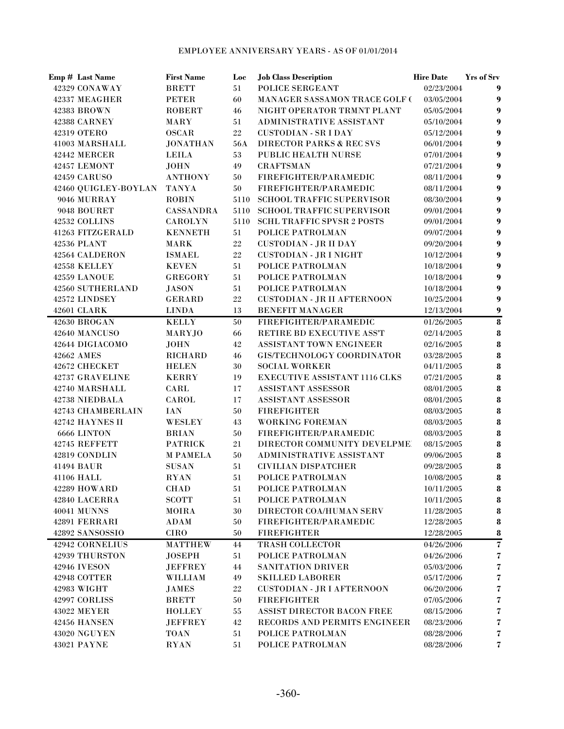EMPLOYEE ANNIVERSARY YEARS - AS OF 01/01/2014

| Emp # | Last Name | First Name | Loc | Job Class Description | Hire Date | Yrs of Srv |
|---|---|---|---|---|---|---|
| 42329 | CONAWAY | BRETT | 51 | POLICE SERGEANT | 02/23/2004 | 9 |
| 42337 | MEAGHER | PETER | 60 | MANAGER SASSAMON TRACE GOLF ( | 03/05/2004 | 9 |
| 42383 | BROWN | ROBERT | 46 | NIGHT OPERATOR TRMNT PLANT | 05/05/2004 | 9 |
| 42388 | CARNEY | MARY | 51 | ADMINISTRATIVE ASSISTANT | 05/10/2004 | 9 |
| 42319 | OTERO | OSCAR | 22 | CUSTODIAN - SR I DAY | 05/12/2004 | 9 |
| 41003 | MARSHALL | JONATHAN | 56A | DIRECTOR PARKS & REC SVS | 06/01/2004 | 9 |
| 42442 | MERCER | LEILA | 53 | PUBLIC HEALTH NURSE | 07/01/2004 | 9 |
| 42457 | LEMONT | JOHN | 49 | CRAFTSMAN | 07/21/2004 | 9 |
| 42459 | CARUSO | ANTHONY | 50 | FIREFIGHTER/PARAMEDIC | 08/11/2004 | 9 |
| 42460 | QUIGLEY-BOYLAN | TANYA | 50 | FIREFIGHTER/PARAMEDIC | 08/11/2004 | 9 |
| 9046 | MURRAY | ROBIN | 5110 | SCHOOL TRAFFIC SUPERVISOR | 08/30/2004 | 9 |
| 9048 | BOURET | CASSANDRA | 5110 | SCHOOL TRAFFIC SUPERVISOR | 09/01/2004 | 9 |
| 42532 | COLLINS | CAROLYN | 5110 | SCHL TRAFFIC SPVSR 2 POSTS | 09/01/2004 | 9 |
| 41263 | FITZGERALD | KENNETH | 51 | POLICE PATROLMAN | 09/07/2004 | 9 |
| 42536 | PLANT | MARK | 22 | CUSTODIAN - JR II DAY | 09/20/2004 | 9 |
| 42564 | CALDERON | ISMAEL | 22 | CUSTODIAN - JR I NIGHT | 10/12/2004 | 9 |
| 42558 | KELLEY | KEVEN | 51 | POLICE PATROLMAN | 10/18/2004 | 9 |
| 42559 | LANOUE | GREGORY | 51 | POLICE PATROLMAN | 10/18/2004 | 9 |
| 42560 | SUTHERLAND | JASON | 51 | POLICE PATROLMAN | 10/18/2004 | 9 |
| 42572 | LINDSEY | GERARD | 22 | CUSTODIAN - JR II AFTERNOON | 10/25/2004 | 9 |
| 42601 | CLARK | LINDA | 13 | BENEFIT MANAGER | 12/13/2004 | 9 |
| 42630 | BROGAN | KELLY | 50 | FIREFIGHTER/PARAMEDIC | 01/26/2005 | 8 |
| 42640 | MANCUSO | MARYJO | 66 | RETIRE BD EXECUTIVE ASS'T | 02/14/2005 | 8 |
| 42644 | DIGIACOMO | JOHN | 42 | ASSISTANT TOWN ENGINEER | 02/16/2005 | 8 |
| 42662 | AMES | RICHARD | 46 | GIS/TECHNOLOGY COORDINATOR | 03/28/2005 | 8 |
| 42672 | CHECKET | HELEN | 30 | SOCIAL WORKER | 04/11/2005 | 8 |
| 42737 | GRAVELINE | KERRY | 19 | EXECUTIVE ASSISTANT 1116 CLKS | 07/21/2005 | 8 |
| 42740 | MARSHALL | CARL | 17 | ASSISTANT ASSESSOR | 08/01/2005 | 8 |
| 42738 | NIEDBALA | CAROL | 17 | ASSISTANT ASSESSOR | 08/01/2005 | 8 |
| 42743 | CHAMBERLAIN | IAN | 50 | FIREFIGHTER | 08/03/2005 | 8 |
| 42742 | HAYNES II | WESLEY | 43 | WORKING FOREMAN | 08/03/2005 | 8 |
| 6666 | LINTON | BRIAN | 50 | FIREFIGHTER/PARAMEDIC | 08/03/2005 | 8 |
| 42745 | REFFETT | PATRICK | 21 | DIRECTOR COMMUNITY DEVELPME | 08/15/2005 | 8 |
| 42819 | CONDLIN | M PAMELA | 50 | ADMINISTRATIVE ASSISTANT | 09/06/2005 | 8 |
| 41494 | BAUR | SUSAN | 51 | CIVILIAN DISPATCHER | 09/28/2005 | 8 |
| 41106 | HALL | RYAN | 51 | POLICE PATROLMAN | 10/08/2005 | 8 |
| 42289 | HOWARD | CHAD | 51 | POLICE PATROLMAN | 10/11/2005 | 8 |
| 42840 | LACERRA | SCOTT | 51 | POLICE PATROLMAN | 10/11/2005 | 8 |
| 40041 | MUNNS | MOIRA | 30 | DIRECTOR COA/HUMAN SERV | 11/28/2005 | 8 |
| 42891 | FERRARI | ADAM | 50 | FIREFIGHTER/PARAMEDIC | 12/28/2005 | 8 |
| 42892 | SANSOSSIO | CIRO | 50 | FIREFIGHTER | 12/28/2005 | 8 |
| 42942 | CORNELIUS | MATTHEW | 44 | TRASH COLLECTOR | 04/26/2006 | 7 |
| 42939 | THURSTON | JOSEPH | 51 | POLICE PATROLMAN | 04/26/2006 | 7 |
| 42946 | IVESON | JEFFREY | 44 | SANITATION DRIVER | 05/03/2006 | 7 |
| 42948 | COTTER | WILLIAM | 49 | SKILLED LABORER | 05/17/2006 | 7 |
| 42983 | WIGHT | JAMES | 22 | CUSTODIAN - JR I AFTERNOON | 06/20/2006 | 7 |
| 42997 | CORLISS | BRETT | 50 | FIREFIGHTER | 07/05/2006 | 7 |
| 43022 | MEYER | HOLLEY | 55 | ASSIST DIRECTOR BACON FREE | 08/15/2006 | 7 |
| 42456 | HANSEN | JEFFREY | 42 | RECORDS AND PERMITS ENGINEER | 08/23/2006 | 7 |
| 43020 | NGUYEN | TOAN | 51 | POLICE PATROLMAN | 08/28/2006 | 7 |
| 43021 | PAYNE | RYAN | 51 | POLICE PATROLMAN | 08/28/2006 | 7 |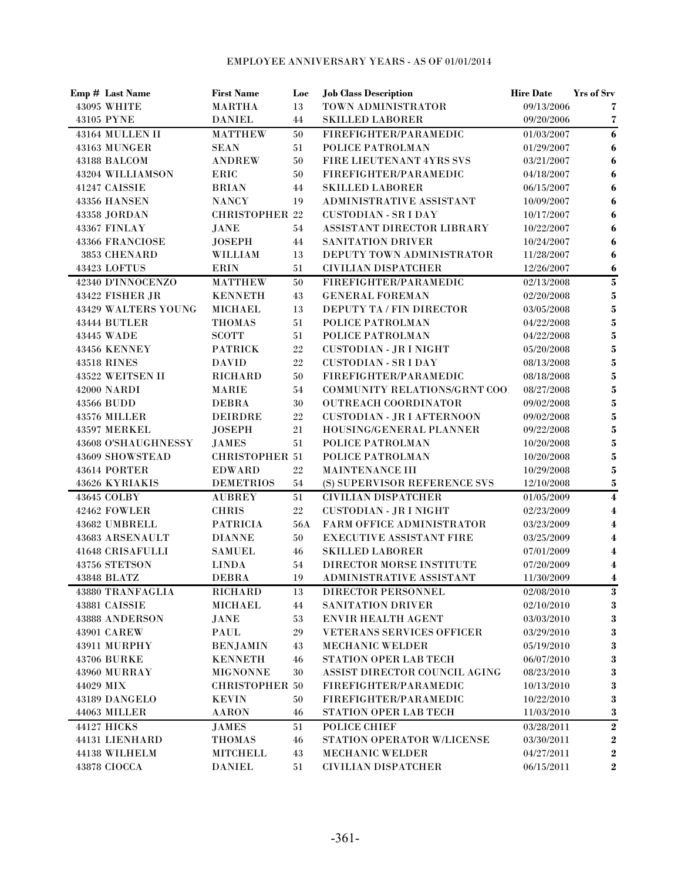EMPLOYEE ANNIVERSARY YEARS - AS OF 01/01/2014

| Emp # | Last Name | First Name | Loc | Job Class Description | Hire Date | Yrs of Srv |
|---|---|---|---|---|---|---|
| 43095 | WHITE | MARTHA | 13 | TOWN ADMINISTRATOR | 09/13/2006 | 7 |
| 43105 | PYNE | DANIEL | 44 | SKILLED LABORER | 09/20/2006 | 7 |
| 43164 | MULLEN II | MATTHEW | 50 | FIREFIGHTER/PARAMEDIC | 01/03/2007 | 6 |
| 43163 | MUNGER | SEAN | 51 | POLICE PATROLMAN | 01/29/2007 | 6 |
| 43188 | BALCOM | ANDREW | 50 | FIRE LIEUTENANT 4YRS SVS | 03/21/2007 | 6 |
| 43204 | WILLIAMSON | ERIC | 50 | FIREFIGHTER/PARAMEDIC | 04/18/2007 | 6 |
| 41247 | CAISSIE | BRIAN | 44 | SKILLED LABORER | 06/15/2007 | 6 |
| 43356 | HANSEN | NANCY | 19 | ADMINISTRATIVE ASSISTANT | 10/09/2007 | 6 |
| 43358 | JORDAN | CHRISTOPHER | 22 | CUSTODIAN - SR I DAY | 10/17/2007 | 6 |
| 43367 | FINLAY | JANE | 54 | ASSISTANT DIRECTOR LIBRARY | 10/22/2007 | 6 |
| 43366 | FRANCIOSE | JOSEPH | 44 | SANITATION DRIVER | 10/24/2007 | 6 |
| 3853 | CHENARD | WILLIAM | 13 | DEPUTY TOWN ADMINISTRATOR | 11/28/2007 | 6 |
| 43423 | LOFTUS | ERIN | 51 | CIVILIAN DISPATCHER | 12/26/2007 | 6 |
| 42340 | D'INNOCENZO | MATTHEW | 50 | FIREFIGHTER/PARAMEDIC | 02/13/2008 | 5 |
| 43422 | FISHER JR | KENNETH | 43 | GENERAL FOREMAN | 02/20/2008 | 5 |
| 43429 | WALTERS YOUNG | MICHAEL | 13 | DEPUTY TA / FIN DIRECTOR | 03/05/2008 | 5 |
| 43444 | BUTLER | THOMAS | 51 | POLICE PATROLMAN | 04/22/2008 | 5 |
| 43445 | WADE | SCOTT | 51 | POLICE PATROLMAN | 04/22/2008 | 5 |
| 43456 | KENNEY | PATRICK | 22 | CUSTODIAN - JR I NIGHT | 05/20/2008 | 5 |
| 43518 | RINES | DAVID | 22 | CUSTODIAN - SR I DAY | 08/13/2008 | 5 |
| 43522 | WEITSEN II | RICHARD | 50 | FIREFIGHTER/PARAMEDIC | 08/18/2008 | 5 |
| 42000 | NARDI | MARIE | 54 | COMMUNITY RELATIONS/GRNT COO | 08/27/2008 | 5 |
| 43566 | BUDD | DEBRA | 30 | OUTREACH COORDINATOR | 09/02/2008 | 5 |
| 43576 | MILLER | DEIRDRE | 22 | CUSTODIAN - JR I AFTERNOON | 09/02/2008 | 5 |
| 43597 | MERKEL | JOSEPH | 21 | HOUSING/GENERAL PLANNER | 09/22/2008 | 5 |
| 43608 | O'SHAUGHNESSY | JAMES | 51 | POLICE PATROLMAN | 10/20/2008 | 5 |
| 43609 | SHOWSTEAD | CHRISTOPHER | 51 | POLICE PATROLMAN | 10/20/2008 | 5 |
| 43614 | PORTER | EDWARD | 22 | MAINTENANCE III | 10/29/2008 | 5 |
| 43626 | KYRIAKIS | DEMETRIOS | 54 | (S) SUPERVISOR REFERENCE SVS | 12/10/2008 | 5 |
| 43645 | COLBY | AUBREY | 51 | CIVILIAN DISPATCHER | 01/05/2009 | 4 |
| 42462 | FOWLER | CHRIS | 22 | CUSTODIAN - JR I NIGHT | 02/23/2009 | 4 |
| 43682 | UMBRELL | PATRICIA | 56A | FARM OFFICE ADMINISTRATOR | 03/23/2009 | 4 |
| 43683 | ARSENAULT | DIANNE | 50 | EXECUTIVE ASSISTANT FIRE | 03/25/2009 | 4 |
| 41648 | CRISAFULLI | SAMUEL | 46 | SKILLED LABORER | 07/01/2009 | 4 |
| 43756 | STETSON | LINDA | 54 | DIRECTOR MORSE INSTITUTE | 07/20/2009 | 4 |
| 43848 | BLATZ | DEBRA | 19 | ADMINISTRATIVE ASSISTANT | 11/30/2009 | 4 |
| 43880 | TRANFAGLIA | RICHARD | 13 | DIRECTOR PERSONNEL | 02/08/2010 | 3 |
| 43881 | CAISSIE | MICHAEL | 44 | SANITATION DRIVER | 02/10/2010 | 3 |
| 43888 | ANDERSON | JANE | 53 | ENVIR HEALTH AGENT | 03/03/2010 | 3 |
| 43901 | CAREW | PAUL | 29 | VETERANS SERVICES OFFICER | 03/29/2010 | 3 |
| 43911 | MURPHY | BENJAMIN | 43 | MECHANIC WELDER | 05/19/2010 | 3 |
| 43706 | BURKE | KENNETH | 46 | STATION OPER LAB TECH | 06/07/2010 | 3 |
| 43960 | MURRAY | MIGNONNE | 30 | ASSIST DIRECTOR COUNCIL AGING | 08/23/2010 | 3 |
| 44029 | MIX | CHRISTOPHER | 50 | FIREFIGHTER/PARAMEDIC | 10/13/2010 | 3 |
| 43189 | DANGELO | KEVIN | 50 | FIREFIGHTER/PARAMEDIC | 10/22/2010 | 3 |
| 44063 | MILLER | AARON | 46 | STATION OPER LAB TECH | 11/03/2010 | 3 |
| 44127 | HICKS | JAMES | 51 | POLICE CHIEF | 03/28/2011 | 2 |
| 44131 | LIENHARD | THOMAS | 46 | STATION OPERATOR W/LICENSE | 03/30/2011 | 2 |
| 44138 | WILHELM | MITCHELL | 43 | MECHANIC WELDER | 04/27/2011 | 2 |
| 43878 | CIOCCA | DANIEL | 51 | CIVILIAN DISPATCHER | 06/15/2011 | 2 |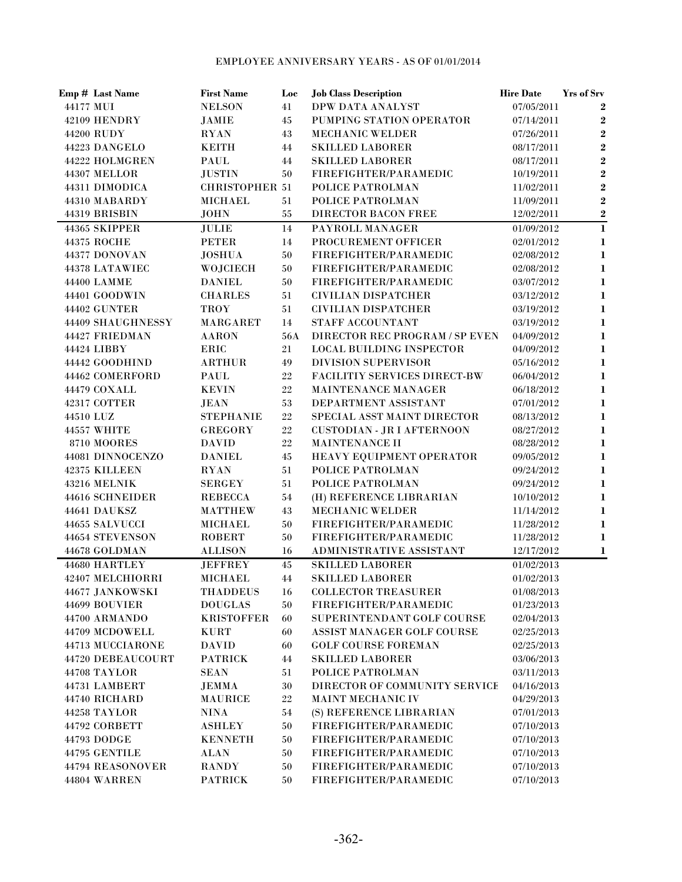# EMPLOYEE ANNIVERSARY YEARS - AS OF 01/01/2014

| Emp # | Last Name | First Name | Loc | Job Class Description | Hire Date | Yrs of Srv |
|---|---|---|---|---|---|---|
| 44177 | MUI | NELSON | 41 | DPW DATA ANALYST | 07/05/2011 | 2 |
| 42109 | HENDRY | JAMIE | 45 | PUMPING STATION OPERATOR | 07/14/2011 | 2 |
| 44200 | RUDY | RYAN | 43 | MECHANIC WELDER | 07/26/2011 | 2 |
| 44223 | DANGELO | KEITH | 44 | SKILLED LABORER | 08/17/2011 | 2 |
| 44222 | HOLMGREN | PAUL | 44 | SKILLED LABORER | 08/17/2011 | 2 |
| 44307 | MELLOR | JUSTIN | 50 | FIREFIGHTER/PARAMEDIC | 10/19/2011 | 2 |
| 44311 | DIMODICA | CHRISTOPHER | 51 | POLICE PATROLMAN | 11/02/2011 | 2 |
| 44310 | MABARDY | MICHAEL | 51 | POLICE PATROLMAN | 11/09/2011 | 2 |
| 44319 | BRISBIN | JOHN | 55 | DIRECTOR BACON FREE | 12/02/2011 | 2 |
| 44365 | SKIPPER | JULIE | 14 | PAYROLL MANAGER | 01/09/2012 | 1 |
| 44375 | ROCHE | PETER | 14 | PROCUREMENT OFFICER | 02/01/2012 | 1 |
| 44377 | DONOVAN | JOSHUA | 50 | FIREFIGHTER/PARAMEDIC | 02/08/2012 | 1 |
| 44378 | LATAWIEC | WOJCIECH | 50 | FIREFIGHTER/PARAMEDIC | 02/08/2012 | 1 |
| 44400 | LAMME | DANIEL | 50 | FIREFIGHTER/PARAMEDIC | 03/07/2012 | 1 |
| 44401 | GOODWIN | CHARLES | 51 | CIVILIAN DISPATCHER | 03/12/2012 | 1 |
| 44402 | GUNTER | TROY | 51 | CIVILIAN DISPATCHER | 03/19/2012 | 1 |
| 44409 | SHAUGHNESSY | MARGARET | 14 | STAFF ACCOUNTANT | 03/19/2012 | 1 |
| 44427 | FRIEDMAN | AARON | 56A | DIRECTOR REC PROGRAM / SP EVEN | 04/09/2012 | 1 |
| 44424 | LIBBY | ERIC | 21 | LOCAL BUILDING INSPECTOR | 04/09/2012 | 1 |
| 44442 | GOODHIND | ARTHUR | 49 | DIVISION SUPERVISOR | 05/16/2012 | 1 |
| 44462 | COMERFORD | PAUL | 22 | FACILITIY SERVICES DIRECT-BW | 06/04/2012 | 1 |
| 44479 | COXALL | KEVIN | 22 | MAINTENANCE MANAGER | 06/18/2012 | 1 |
| 42317 | COTTER | JEAN | 53 | DEPARTMENT ASSISTANT | 07/01/2012 | 1 |
| 44510 | LUZ | STEPHANIE | 22 | SPECIAL ASST MAINT DIRECTOR | 08/13/2012 | 1 |
| 44557 | WHITE | GREGORY | 22 | CUSTODIAN - JR I AFTERNOON | 08/27/2012 | 1 |
| 8710 | MOORES | DAVID | 22 | MAINTENANCE II | 08/28/2012 | 1 |
| 44081 | DINNOCENZO | DANIEL | 45 | HEAVY EQUIPMENT OPERATOR | 09/05/2012 | 1 |
| 42375 | KILLEEN | RYAN | 51 | POLICE PATROLMAN | 09/24/2012 | 1 |
| 43216 | MELNIK | SERGEY | 51 | POLICE PATROLMAN | 09/24/2012 | 1 |
| 44616 | SCHNEIDER | REBECCA | 54 | (H) REFERENCE LIBRARIAN | 10/10/2012 | 1 |
| 44641 | DAUKSZ | MATTHEW | 43 | MECHANIC WELDER | 11/14/2012 | 1 |
| 44655 | SALVUCCI | MICHAEL | 50 | FIREFIGHTER/PARAMEDIC | 11/28/2012 | 1 |
| 44654 | STEVENSON | ROBERT | 50 | FIREFIGHTER/PARAMEDIC | 11/28/2012 | 1 |
| 44678 | GOLDMAN | ALLISON | 16 | ADMINISTRATIVE ASSISTANT | 12/17/2012 | 1 |
| 44680 | HARTLEY | JEFFREY | 45 | SKILLED LABORER | 01/02/2013 | |
| 42407 | MELCHIORRI | MICHAEL | 44 | SKILLED LABORER | 01/02/2013 | |
| 44677 | JANKOWSKI | THADDEUS | 16 | COLLECTOR TREASURER | 01/08/2013 | |
| 44699 | BOUVIER | DOUGLAS | 50 | FIREFIGHTER/PARAMEDIC | 01/23/2013 | |
| 44700 | ARMANDO | KRISTOFFER | 60 | SUPERINTENDANT GOLF COURSE | 02/04/2013 | |
| 44709 | MCDOWELL | KURT | 60 | ASSIST MANAGER GOLF COURSE | 02/25/2013 | |
| 44713 | MUCCIARONE | DAVID | 60 | GOLF COURSE FOREMAN | 02/25/2013 | |
| 44720 | DEBEAUCOURT | PATRICK | 44 | SKILLED LABORER | 03/06/2013 | |
| 44708 | TAYLOR | SEAN | 51 | POLICE PATROLMAN | 03/11/2013 | |
| 44731 | LAMBERT | JEMMA | 30 | DIRECTOR OF COMMUNITY SERVICE | 04/16/2013 | |
| 44740 | RICHARD | MAURICE | 22 | MAINT MECHANIC IV | 04/29/2013 | |
| 44258 | TAYLOR | NINA | 54 | (S) REFERENCE LIBRARIAN | 07/01/2013 | |
| 44792 | CORBETT | ASHLEY | 50 | FIREFIGHTER/PARAMEDIC | 07/10/2013 | |
| 44793 | DODGE | KENNETH | 50 | FIREFIGHTER/PARAMEDIC | 07/10/2013 | |
| 44795 | GENTILE | ALAN | 50 | FIREFIGHTER/PARAMEDIC | 07/10/2013 | |
| 44794 | REASONOVER | RANDY | 50 | FIREFIGHTER/PARAMEDIC | 07/10/2013 | |
| 44804 | WARREN | PATRICK | 50 | FIREFIGHTER/PARAMEDIC | 07/10/2013 | |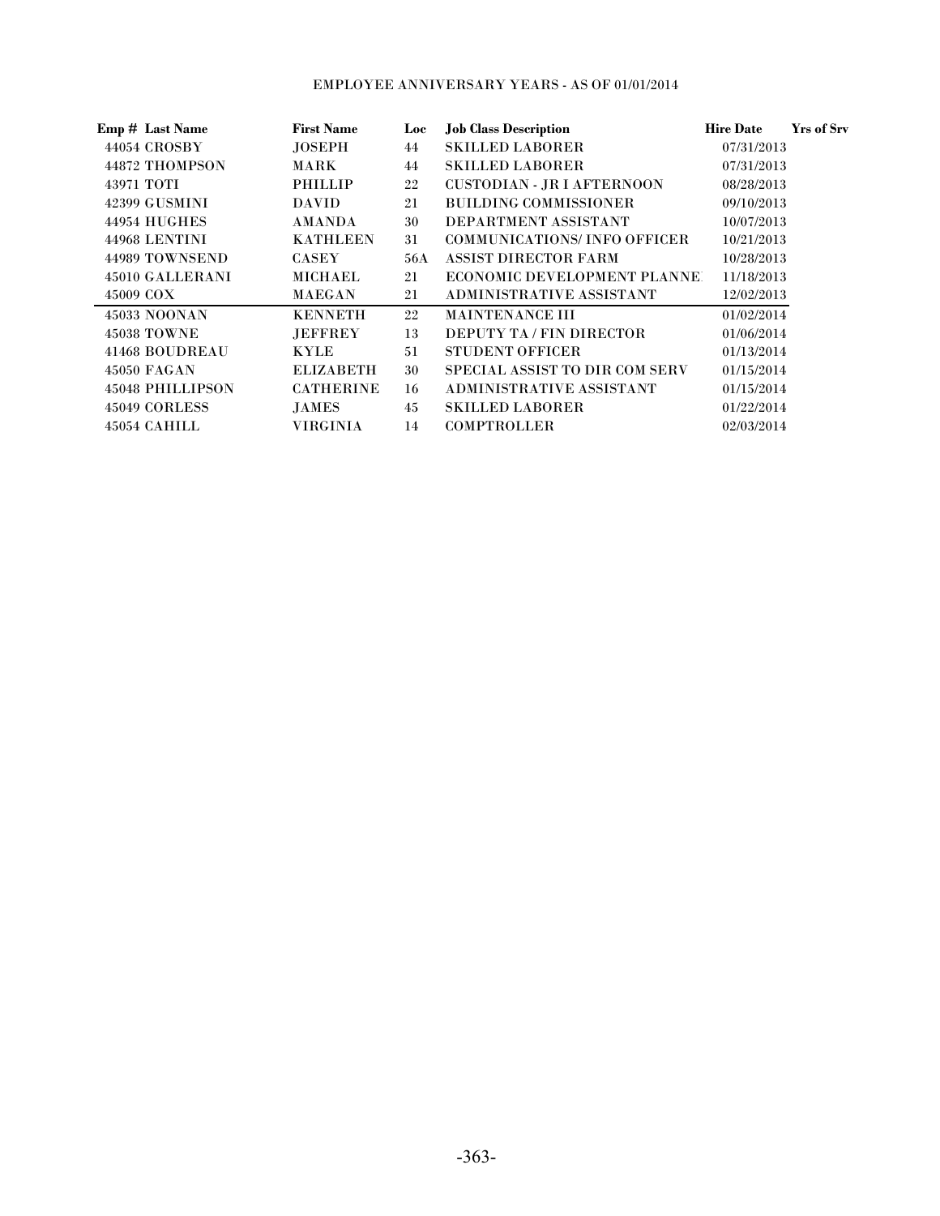EMPLOYEE ANNIVERSARY YEARS - AS OF 01/01/2014

| Emp # | Last Name | First Name | Loc | Job Class Description | Hire Date | Yrs of Srv |
|---|---|---|---|---|---|---|
| 44054 | CROSBY | JOSEPH | 44 | SKILLED LABORER | 07/31/2013 | |
| 44872 | THOMPSON | MARK | 44 | SKILLED LABORER | 07/31/2013 | |
| 43971 | TOTI | PHILLIP | 22 | CUSTODIAN - JR I AFTERNOON | 08/28/2013 | |
| 42399 | GUSMINI | DAVID | 21 | BUILDING COMMISSIONER | 09/10/2013 | |
| 44954 | HUGHES | AMANDA | 30 | DEPARTMENT ASSISTANT | 10/07/2013 | |
| 44968 | LENTINI | KATHLEEN | 31 | COMMUNICATIONS/ INFO OFFICER | 10/21/2013 | |
| 44989 | TOWNSEND | CASEY | 56A | ASSIST DIRECTOR FARM | 10/28/2013 | |
| 45010 | GALLERANI | MICHAEL | 21 | ECONOMIC DEVELOPMENT PLANNE | 11/18/2013 | |
| 45009 | COX | MAEGAN | 21 | ADMINISTRATIVE ASSISTANT | 12/02/2013 | |
| 45033 | NOONAN | KENNETH | 22 | MAINTENANCE III | 01/02/2014 | |
| 45038 | TOWNE | JEFFREY | 13 | DEPUTY TA / FIN DIRECTOR | 01/06/2014 | |
| 41468 | BOUDREAU | KYLE | 51 | STUDENT OFFICER | 01/13/2014 | |
| 45050 | FAGAN | ELIZABETH | 30 | SPECIAL ASSIST TO DIR COM SERV | 01/15/2014 | |
| 45048 | PHILLIPSON | CATHERINE | 16 | ADMINISTRATIVE ASSISTANT | 01/15/2014 | |
| 45049 | CORLESS | JAMES | 45 | SKILLED LABORER | 01/22/2014 | |
| 45054 | CAHILL | VIRGINIA | 14 | COMPTROLLER | 02/03/2014 | |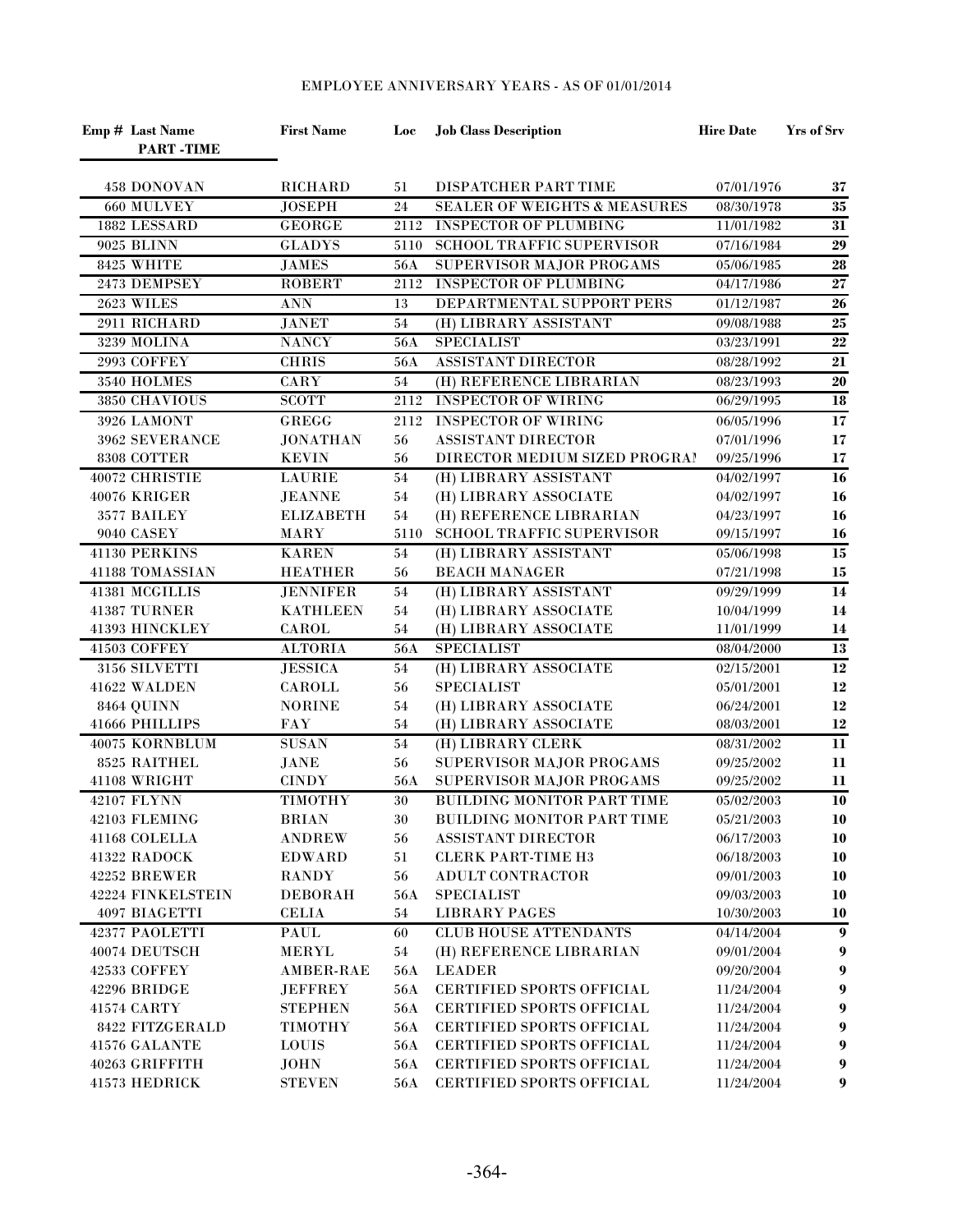EMPLOYEE ANNIVERSARY YEARS - AS OF 01/01/2014

| Emp # | Last Name PART -TIME | First Name | Loc | Job Class Description | Hire Date | Yrs of Srv |
|---|---|---|---|---|---|---|
| 458 | DONOVAN | RICHARD | 51 | DISPATCHER PART TIME | 07/01/1976 | 37 |
| 660 | MULVEY | JOSEPH | 24 | SEALER OF WEIGHTS & MEASURES | 08/30/1978 | 35 |
| 1882 | LESSARD | GEORGE | 2112 | INSPECTOR OF PLUMBING | 11/01/1982 | 31 |
| 9025 | BLINN | GLADYS | 5110 | SCHOOL TRAFFIC SUPERVISOR | 07/16/1984 | 29 |
| 8425 | WHITE | JAMES | 56A | SUPERVISOR MAJOR PROGAMS | 05/06/1985 | 28 |
| 2473 | DEMPSEY | ROBERT | 2112 | INSPECTOR OF PLUMBING | 04/17/1986 | 27 |
| 2623 | WILES | ANN | 13 | DEPARTMENTAL SUPPORT PERS | 01/12/1987 | 26 |
| 2911 | RICHARD | JANET | 54 | (H) LIBRARY ASSISTANT | 09/08/1988 | 25 |
| 3239 | MOLINA | NANCY | 56A | SPECIALIST | 03/23/1991 | 22 |
| 2993 | COFFEY | CHRIS | 56A | ASSISTANT DIRECTOR | 08/28/1992 | 21 |
| 3540 | HOLMES | CARY | 54 | (H) REFERENCE LIBRARIAN | 08/23/1993 | 20 |
| 3850 | CHAVIOUS | SCOTT | 2112 | INSPECTOR OF WIRING | 06/29/1995 | 18 |
| 3926 | LAMONT | GREGG | 2112 | INSPECTOR OF WIRING | 06/05/1996 | 17 |
| 3962 | SEVERANCE | JONATHAN | 56 | ASSISTANT DIRECTOR | 07/01/1996 | 17 |
| 8308 | COTTER | KEVIN | 56 | DIRECTOR MEDIUM SIZED PROGRAI | 09/25/1996 | 17 |
| 40072 | CHRISTIE | LAURIE | 54 | (H) LIBRARY ASSISTANT | 04/02/1997 | 16 |
| 40076 | KRIGER | JEANNE | 54 | (H) LIBRARY ASSOCIATE | 04/02/1997 | 16 |
| 3577 | BAILEY | ELIZABETH | 54 | (H) REFERENCE LIBRARIAN | 04/23/1997 | 16 |
| 9040 | CASEY | MARY | 5110 | SCHOOL TRAFFIC SUPERVISOR | 09/15/1997 | 16 |
| 41130 | PERKINS | KAREN | 54 | (H) LIBRARY ASSISTANT | 05/06/1998 | 15 |
| 41188 | TOMASSIAN | HEATHER | 56 | BEACH MANAGER | 07/21/1998 | 15 |
| 41381 | MCGILLIS | JENNIFER | 54 | (H) LIBRARY ASSISTANT | 09/29/1999 | 14 |
| 41387 | TURNER | KATHLEEN | 54 | (H) LIBRARY ASSOCIATE | 10/04/1999 | 14 |
| 41393 | HINCKLEY | CAROL | 54 | (H) LIBRARY ASSOCIATE | 11/01/1999 | 14 |
| 41503 | COFFEY | ALTORIA | 56A | SPECIALIST | 08/04/2000 | 13 |
| 3156 | SILVETTI | JESSICA | 54 | (H) LIBRARY ASSOCIATE | 02/15/2001 | 12 |
| 41622 | WALDEN | CAROLL | 56 | SPECIALIST | 05/01/2001 | 12 |
| 8464 | QUINN | NORINE | 54 | (H) LIBRARY ASSOCIATE | 06/24/2001 | 12 |
| 41666 | PHILLIPS | FAY | 54 | (H) LIBRARY ASSOCIATE | 08/03/2001 | 12 |
| 40075 | KORNBLUM | SUSAN | 54 | (H) LIBRARY CLERK | 08/31/2002 | 11 |
| 8525 | RAITHEL | JANE | 56 | SUPERVISOR MAJOR PROGAMS | 09/25/2002 | 11 |
| 41108 | WRIGHT | CINDY | 56A | SUPERVISOR MAJOR PROGAMS | 09/25/2002 | 11 |
| 42107 | FLYNN | TIMOTHY | 30 | BUILDING MONITOR PART TIME | 05/02/2003 | 10 |
| 42103 | FLEMING | BRIAN | 30 | BUILDING MONITOR PART TIME | 05/21/2003 | 10 |
| 41168 | COLELLA | ANDREW | 56 | ASSISTANT DIRECTOR | 06/17/2003 | 10 |
| 41322 | RADOCK | EDWARD | 51 | CLERK PART-TIME H3 | 06/18/2003 | 10 |
| 42252 | BREWER | RANDY | 56 | ADULT CONTRACTOR | 09/01/2003 | 10 |
| 42224 | FINKELSTEIN | DEBORAH | 56A | SPECIALIST | 09/03/2003 | 10 |
| 4097 | BIAGETTI | CELIA | 54 | LIBRARY PAGES | 10/30/2003 | 10 |
| 42377 | PAOLETTI | PAUL | 60 | CLUB HOUSE ATTENDANTS | 04/14/2004 | 9 |
| 40074 | DEUTSCH | MERYL | 54 | (H) REFERENCE LIBRARIAN | 09/01/2004 | 9 |
| 42533 | COFFEY | AMBER-RAE | 56A | LEADER | 09/20/2004 | 9 |
| 42296 | BRIDGE | JEFFREY | 56A | CERTIFIED SPORTS OFFICIAL | 11/24/2004 | 9 |
| 41574 | CARTY | STEPHEN | 56A | CERTIFIED SPORTS OFFICIAL | 11/24/2004 | 9 |
| 8422 | FITZGERALD | TIMOTHY | 56A | CERTIFIED SPORTS OFFICIAL | 11/24/2004 | 9 |
| 41576 | GALANTE | LOUIS | 56A | CERTIFIED SPORTS OFFICIAL | 11/24/2004 | 9 |
| 40263 | GRIFFITH | JOHN | 56A | CERTIFIED SPORTS OFFICIAL | 11/24/2004 | 9 |
| 41573 | HEDRICK | STEVEN | 56A | CERTIFIED SPORTS OFFICIAL | 11/24/2004 | 9 |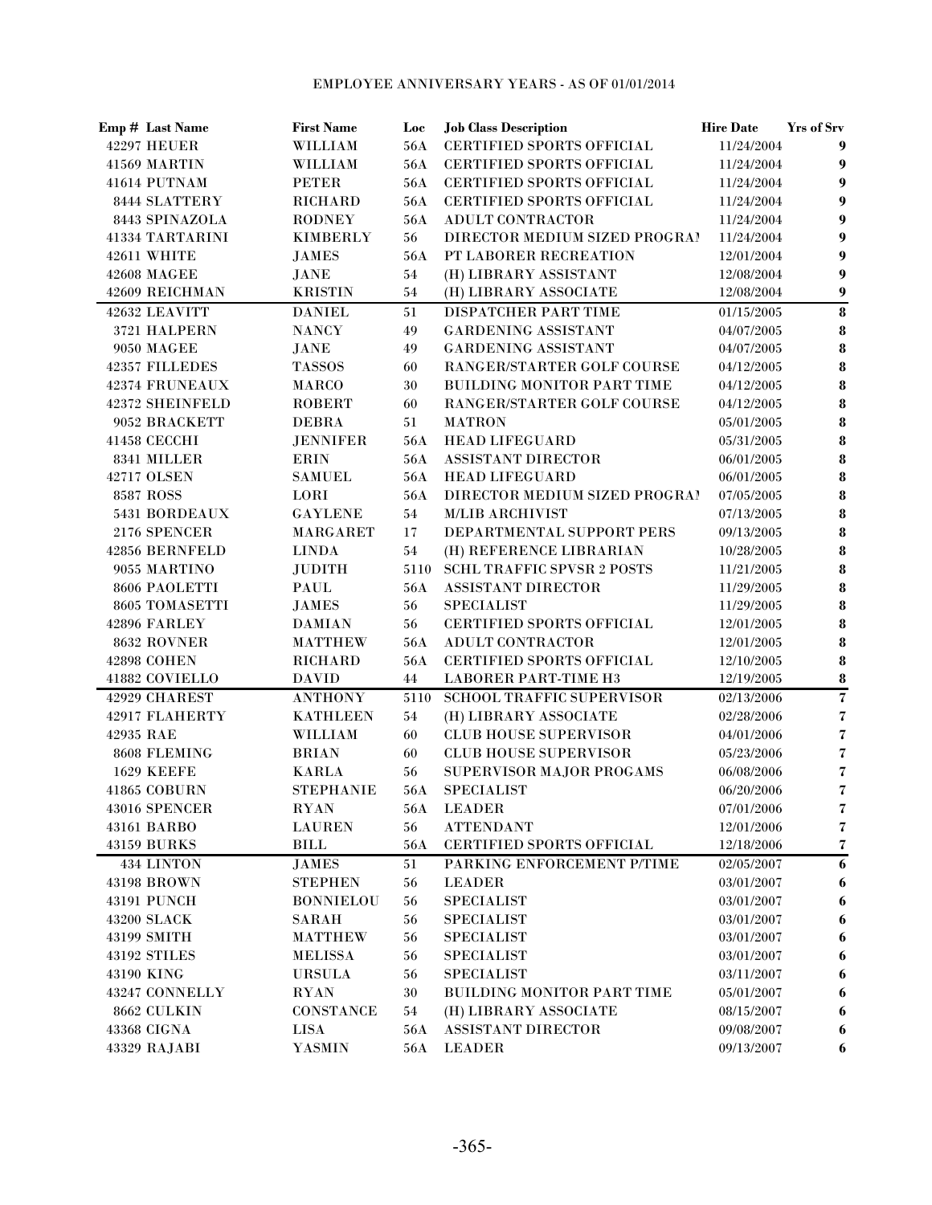# EMPLOYEE ANNIVERSARY YEARS - AS OF 01/01/2014

| Emp # | Last Name | First Name | Loc | Job Class Description | Hire Date | Yrs of Srv |
|---|---|---|---|---|---|---|
| 42297 | HEUER | WILLIAM | 56A | CERTIFIED SPORTS OFFICIAL | 11/24/2004 | 9 |
| 41569 | MARTIN | WILLIAM | 56A | CERTIFIED SPORTS OFFICIAL | 11/24/2004 | 9 |
| 41614 | PUTNAM | PETER | 56A | CERTIFIED SPORTS OFFICIAL | 11/24/2004 | 9 |
| 8444 | SLATTERY | RICHARD | 56A | CERTIFIED SPORTS OFFICIAL | 11/24/2004 | 9 |
| 8443 | SPINAZOLA | RODNEY | 56A | ADULT CONTRACTOR | 11/24/2004 | 9 |
| 41334 | TARTARINI | KIMBERLY | 56 | DIRECTOR MEDIUM SIZED PROGRAI | 11/24/2004 | 9 |
| 42611 | WHITE | JAMES | 56A | PT LABORER RECREATION | 12/01/2004 | 9 |
| 42608 | MAGEE | JANE | 54 | (H) LIBRARY ASSISTANT | 12/08/2004 | 9 |
| 42609 | REICHMAN | KRISTIN | 54 | (H) LIBRARY ASSOCIATE | 12/08/2004 | 9 |
| 42632 | LEAVITT | DANIEL | 51 | DISPATCHER PART TIME | 01/15/2005 | 8 |
| 3721 | HALPERN | NANCY | 49 | GARDENING ASSISTANT | 04/07/2005 | 8 |
| 9050 | MAGEE | JANE | 49 | GARDENING ASSISTANT | 04/07/2005 | 8 |
| 42357 | FILLEDES | TASSOS | 60 | RANGER/STARTER GOLF COURSE | 04/12/2005 | 8 |
| 42374 | FRUNEAUX | MARCO | 30 | BUILDING MONITOR PART TIME | 04/12/2005 | 8 |
| 42372 | SHEINFELD | ROBERT | 60 | RANGER/STARTER GOLF COURSE | 04/12/2005 | 8 |
| 9052 | BRACKETT | DEBRA | 51 | MATRON | 05/01/2005 | 8 |
| 41458 | CECCHI | JENNIFER | 56A | HEAD LIFEGUARD | 05/31/2005 | 8 |
| 8341 | MILLER | ERIN | 56A | ASSISTANT DIRECTOR | 06/01/2005 | 8 |
| 42717 | OLSEN | SAMUEL | 56A | HEAD LIFEGUARD | 06/01/2005 | 8 |
| 8587 | ROSS | LORI | 56A | DIRECTOR MEDIUM SIZED PROGRAI | 07/05/2005 | 8 |
| 5431 | BORDEAUX | GAYLENE | 54 | M/LIB ARCHIVIST | 07/13/2005 | 8 |
| 2176 | SPENCER | MARGARET | 17 | DEPARTMENTAL SUPPORT PERS | 09/13/2005 | 8 |
| 42856 | BERNFELD | LINDA | 54 | (H) REFERENCE LIBRARIAN | 10/28/2005 | 8 |
| 9055 | MARTINO | JUDITH | 5110 | SCHL TRAFFIC SPVSR 2 POSTS | 11/21/2005 | 8 |
| 8606 | PAOLETTI | PAUL | 56A | ASSISTANT DIRECTOR | 11/29/2005 | 8 |
| 8605 | TOMASETTI | JAMES | 56 | SPECIALIST | 11/29/2005 | 8 |
| 42896 | FARLEY | DAMIAN | 56 | CERTIFIED SPORTS OFFICIAL | 12/01/2005 | 8 |
| 8632 | ROVNER | MATTHEW | 56A | ADULT CONTRACTOR | 12/01/2005 | 8 |
| 42898 | COHEN | RICHARD | 56A | CERTIFIED SPORTS OFFICIAL | 12/10/2005 | 8 |
| 41882 | COVIELLO | DAVID | 44 | LABORER PART-TIME H3 | 12/19/2005 | 8 |
| 42929 | CHAREST | ANTHONY | 5110 | SCHOOL TRAFFIC SUPERVISOR | 02/13/2006 | 7 |
| 42917 | FLAHERTY | KATHLEEN | 54 | (H) LIBRARY ASSOCIATE | 02/28/2006 | 7 |
| 42935 | RAE | WILLIAM | 60 | CLUB HOUSE SUPERVISOR | 04/01/2006 | 7 |
| 8608 | FLEMING | BRIAN | 60 | CLUB HOUSE SUPERVISOR | 05/23/2006 | 7 |
| 1629 | KEEFE | KARLA | 56 | SUPERVISOR MAJOR PROGAMS | 06/08/2006 | 7 |
| 41865 | COBURN | STEPHANIE | 56A | SPECIALIST | 06/20/2006 | 7 |
| 43016 | SPENCER | RYAN | 56A | LEADER | 07/01/2006 | 7 |
| 43161 | BARBO | LAUREN | 56 | ATTENDANT | 12/01/2006 | 7 |
| 43159 | BURKS | BILL | 56A | CERTIFIED SPORTS OFFICIAL | 12/18/2006 | 7 |
| 434 | LINTON | JAMES | 51 | PARKING ENFORCEMENT P/TIME | 02/05/2007 | 6 |
| 43198 | BROWN | STEPHEN | 56 | LEADER | 03/01/2007 | 6 |
| 43191 | PUNCH | BONNIELOU | 56 | SPECIALIST | 03/01/2007 | 6 |
| 43200 | SLACK | SARAH | 56 | SPECIALIST | 03/01/2007 | 6 |
| 43199 | SMITH | MATTHEW | 56 | SPECIALIST | 03/01/2007 | 6 |
| 43192 | STILES | MELISSA | 56 | SPECIALIST | 03/01/2007 | 6 |
| 43190 | KING | URSULA | 56 | SPECIALIST | 03/11/2007 | 6 |
| 43247 | CONNELLY | RYAN | 30 | BUILDING MONITOR PART TIME | 05/01/2007 | 6 |
| 8662 | CULKIN | CONSTANCE | 54 | (H) LIBRARY ASSOCIATE | 08/15/2007 | 6 |
| 43368 | CIGNA | LISA | 56A | ASSISTANT DIRECTOR | 09/08/2007 | 6 |
| 43329 | RAJABI | YASMIN | 56A | LEADER | 09/13/2007 | 6 |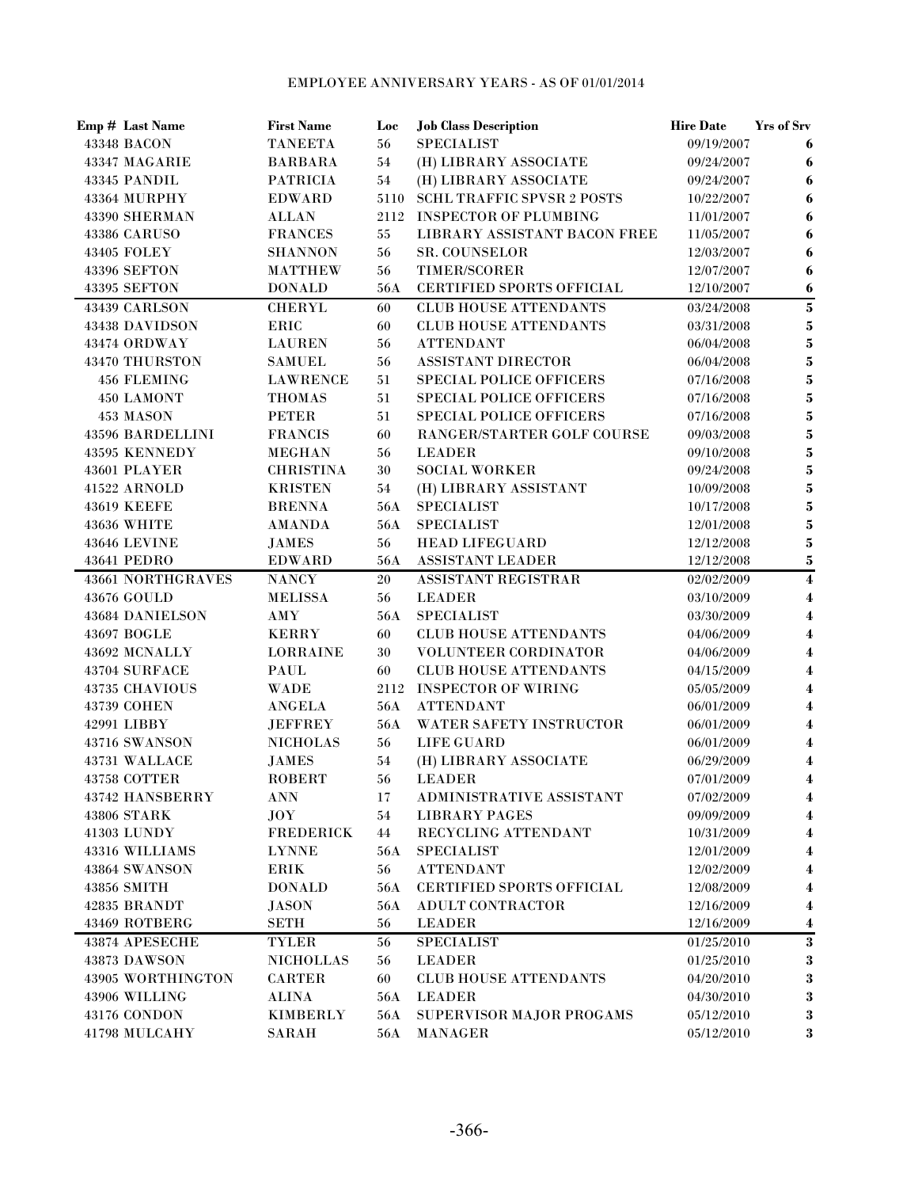EMPLOYEE ANNIVERSARY YEARS - AS OF 01/01/2014

| Emp # | Last Name | First Name | Loc | Job Class Description | Hire Date | Yrs of Srv |
|---|---|---|---|---|---|---|
| 43348 | BACON | TANEETA | 56 | SPECIALIST | 09/19/2007 | 6 |
| 43347 | MAGARIE | BARBARA | 54 | (H) LIBRARY ASSOCIATE | 09/24/2007 | 6 |
| 43345 | PANDIL | PATRICIA | 54 | (H) LIBRARY ASSOCIATE | 09/24/2007 | 6 |
| 43364 | MURPHY | EDWARD | 5110 | SCHL TRAFFIC SPVSR 2 POSTS | 10/22/2007 | 6 |
| 43390 | SHERMAN | ALLAN | 2112 | INSPECTOR OF PLUMBING | 11/01/2007 | 6 |
| 43386 | CARUSO | FRANCES | 55 | LIBRARY ASSISTANT BACON FREE | 11/05/2007 | 6 |
| 43405 | FOLEY | SHANNON | 56 | SR. COUNSELOR | 12/03/2007 | 6 |
| 43396 | SEFTON | MATTHEW | 56 | TIMER/SCORER | 12/07/2007 | 6 |
| 43395 | SEFTON | DONALD | 56A | CERTIFIED SPORTS OFFICIAL | 12/10/2007 | 6 |
| 43439 | CARLSON | CHERYL | 60 | CLUB HOUSE ATTENDANTS | 03/24/2008 | 5 |
| 43438 | DAVIDSON | ERIC | 60 | CLUB HOUSE ATTENDANTS | 03/31/2008 | 5 |
| 43474 | ORDWAY | LAUREN | 56 | ATTENDANT | 06/04/2008 | 5 |
| 43470 | THURSTON | SAMUEL | 56 | ASSISTANT DIRECTOR | 06/04/2008 | 5 |
| 456 | FLEMING | LAWRENCE | 51 | SPECIAL POLICE OFFICERS | 07/16/2008 | 5 |
| 450 | LAMONT | THOMAS | 51 | SPECIAL POLICE OFFICERS | 07/16/2008 | 5 |
| 453 | MASON | PETER | 51 | SPECIAL POLICE OFFICERS | 07/16/2008 | 5 |
| 43596 | BARDELLINI | FRANCIS | 60 | RANGER/STARTER GOLF COURSE | 09/03/2008 | 5 |
| 43595 | KENNEDY | MEGHAN | 56 | LEADER | 09/10/2008 | 5 |
| 43601 | PLAYER | CHRISTINA | 30 | SOCIAL WORKER | 09/24/2008 | 5 |
| 41522 | ARNOLD | KRISTEN | 54 | (H) LIBRARY ASSISTANT | 10/09/2008 | 5 |
| 43619 | KEEFE | BRENNA | 56A | SPECIALIST | 10/17/2008 | 5 |
| 43636 | WHITE | AMANDA | 56A | SPECIALIST | 12/01/2008 | 5 |
| 43646 | LEVINE | JAMES | 56 | HEAD LIFEGUARD | 12/12/2008 | 5 |
| 43641 | PEDRO | EDWARD | 56A | ASSISTANT LEADER | 12/12/2008 | 5 |
| 43661 | NORTHGRAVES | NANCY | 20 | ASSISTANT REGISTRAR | 02/02/2009 | 4 |
| 43676 | GOULD | MELISSA | 56 | LEADER | 03/10/2009 | 4 |
| 43684 | DANIELSON | AMY | 56A | SPECIALIST | 03/30/2009 | 4 |
| 43697 | BOGLE | KERRY | 60 | CLUB HOUSE ATTENDANTS | 04/06/2009 | 4 |
| 43692 | MCNALLY | LORRAINE | 30 | VOLUNTEER CORDINATOR | 04/06/2009 | 4 |
| 43704 | SURFACE | PAUL | 60 | CLUB HOUSE ATTENDANTS | 04/15/2009 | 4 |
| 43735 | CHAVIOUS | WADE | 2112 | INSPECTOR OF WIRING | 05/05/2009 | 4 |
| 43739 | COHEN | ANGELA | 56A | ATTENDANT | 06/01/2009 | 4 |
| 42991 | LIBBY | JEFFREY | 56A | WATER SAFETY INSTRUCTOR | 06/01/2009 | 4 |
| 43716 | SWANSON | NICHOLAS | 56 | LIFE GUARD | 06/01/2009 | 4 |
| 43731 | WALLACE | JAMES | 54 | (H) LIBRARY ASSOCIATE | 06/29/2009 | 4 |
| 43758 | COTTER | ROBERT | 56 | LEADER | 07/01/2009 | 4 |
| 43742 | HANSBERRY | ANN | 17 | ADMINISTRATIVE ASSISTANT | 07/02/2009 | 4 |
| 43806 | STARK | JOY | 54 | LIBRARY PAGES | 09/09/2009 | 4 |
| 41303 | LUNDY | FREDERICK | 44 | RECYCLING ATTENDANT | 10/31/2009 | 4 |
| 43316 | WILLIAMS | LYNNE | 56A | SPECIALIST | 12/01/2009 | 4 |
| 43864 | SWANSON | ERIK | 56 | ATTENDANT | 12/02/2009 | 4 |
| 43856 | SMITH | DONALD | 56A | CERTIFIED SPORTS OFFICIAL | 12/08/2009 | 4 |
| 42835 | BRANDT | JASON | 56A | ADULT CONTRACTOR | 12/16/2009 | 4 |
| 43469 | ROTBERG | SETH | 56 | LEADER | 12/16/2009 | 4 |
| 43874 | APESECHE | TYLER | 56 | SPECIALIST | 01/25/2010 | 3 |
| 43873 | DAWSON | NICHOLLAS | 56 | LEADER | 01/25/2010 | 3 |
| 43905 | WORTHINGTON | CARTER | 60 | CLUB HOUSE ATTENDANTS | 04/20/2010 | 3 |
| 43906 | WILLING | ALINA | 56A | LEADER | 04/30/2010 | 3 |
| 43176 | CONDON | KIMBERLY | 56A | SUPERVISOR MAJOR PROGAMS | 05/12/2010 | 3 |
| 41798 | MULCAHY | SARAH | 56A | MANAGER | 05/12/2010 | 3 |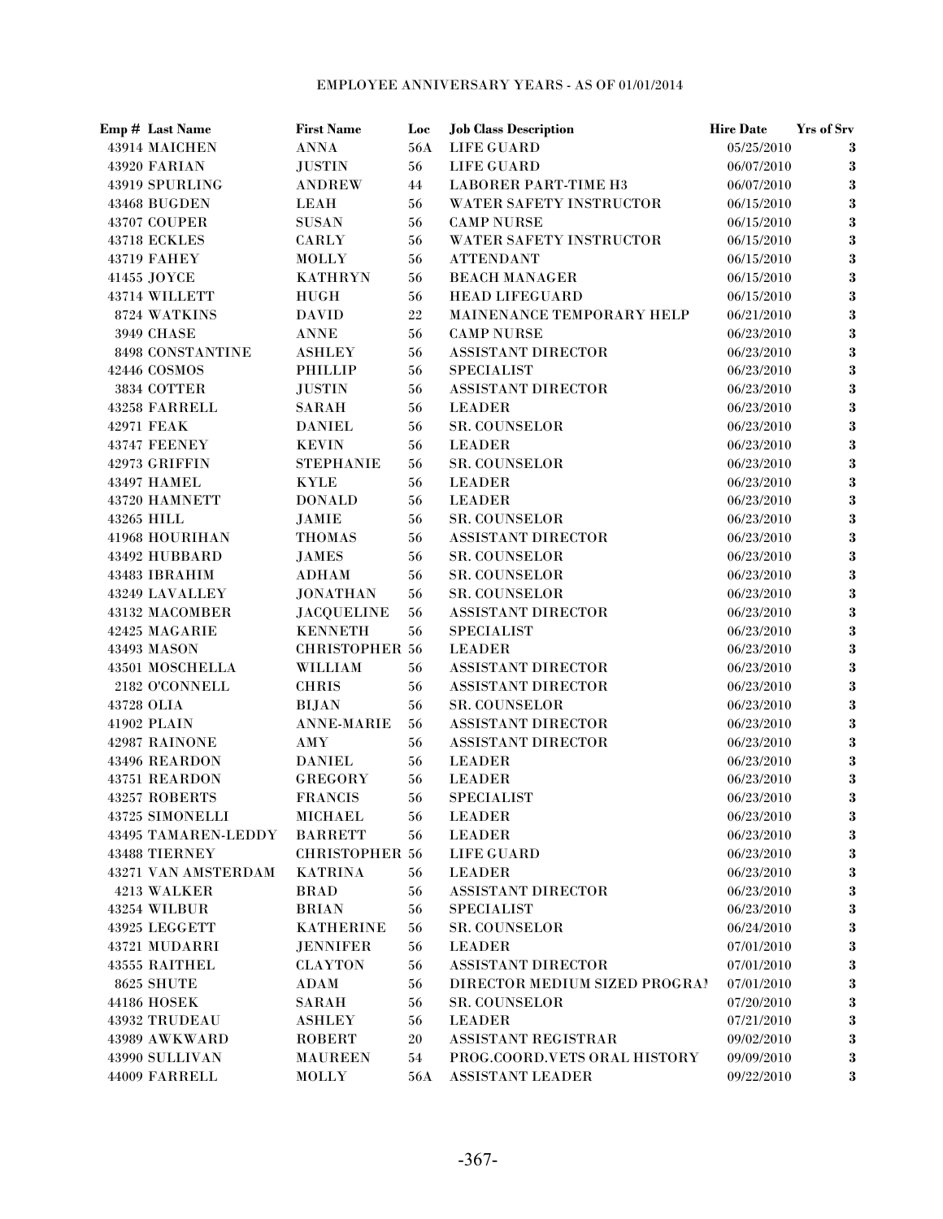EMPLOYEE ANNIVERSARY YEARS - AS OF 01/01/2014

| Emp # | Last Name | First Name | Loc | Job Class Description | Hire Date | Yrs of Srv |
|---|---|---|---|---|---|---|
| 43914 | MAICHEN | ANNA | 56A | LIFE GUARD | 05/25/2010 | 3 |
| 43920 | FARIAN | JUSTIN | 56 | LIFE GUARD | 06/07/2010 | 3 |
| 43919 | SPURLING | ANDREW | 44 | LABORER PART-TIME H3 | 06/07/2010 | 3 |
| 43468 | BUGDEN | LEAH | 56 | WATER SAFETY INSTRUCTOR | 06/15/2010 | 3 |
| 43707 | COUPER | SUSAN | 56 | CAMP NURSE | 06/15/2010 | 3 |
| 43718 | ECKLES | CARLY | 56 | WATER SAFETY INSTRUCTOR | 06/15/2010 | 3 |
| 43719 | FAHEY | MOLLY | 56 | ATTENDANT | 06/15/2010 | 3 |
| 41455 | JOYCE | KATHRYN | 56 | BEACH MANAGER | 06/15/2010 | 3 |
| 43714 | WILLETT | HUGH | 56 | HEAD LIFEGUARD | 06/15/2010 | 3 |
| 8724 | WATKINS | DAVID | 22 | MAINENANCE TEMPORARY HELP | 06/21/2010 | 3 |
| 3949 | CHASE | ANNE | 56 | CAMP NURSE | 06/23/2010 | 3 |
| 8498 | CONSTANTINE | ASHLEY | 56 | ASSISTANT DIRECTOR | 06/23/2010 | 3 |
| 42446 | COSMOS | PHILLIP | 56 | SPECIALIST | 06/23/2010 | 3 |
| 3834 | COTTER | JUSTIN | 56 | ASSISTANT DIRECTOR | 06/23/2010 | 3 |
| 43258 | FARRELL | SARAH | 56 | LEADER | 06/23/2010 | 3 |
| 42971 | FEAK | DANIEL | 56 | SR. COUNSELOR | 06/23/2010 | 3 |
| 43747 | FEENEY | KEVIN | 56 | LEADER | 06/23/2010 | 3 |
| 42973 | GRIFFIN | STEPHANIE | 56 | SR. COUNSELOR | 06/23/2010 | 3 |
| 43497 | HAMEL | KYLE | 56 | LEADER | 06/23/2010 | 3 |
| 43720 | HAMNETT | DONALD | 56 | LEADER | 06/23/2010 | 3 |
| 43265 | HILL | JAMIE | 56 | SR. COUNSELOR | 06/23/2010 | 3 |
| 41968 | HOURIHAN | THOMAS | 56 | ASSISTANT DIRECTOR | 06/23/2010 | 3 |
| 43492 | HUBBARD | JAMES | 56 | SR. COUNSELOR | 06/23/2010 | 3 |
| 43483 | IBRAHIM | ADHAM | 56 | SR. COUNSELOR | 06/23/2010 | 3 |
| 43249 | LAVALLEY | JONATHAN | 56 | SR. COUNSELOR | 06/23/2010 | 3 |
| 43132 | MACOMBER | JACQUELINE | 56 | ASSISTANT DIRECTOR | 06/23/2010 | 3 |
| 42425 | MAGARIE | KENNETH | 56 | SPECIALIST | 06/23/2010 | 3 |
| 43493 | MASON | CHRISTOPHER | 56 | LEADER | 06/23/2010 | 3 |
| 43501 | MOSCHELLA | WILLIAM | 56 | ASSISTANT DIRECTOR | 06/23/2010 | 3 |
| 2182 | O'CONNELL | CHRIS | 56 | ASSISTANT DIRECTOR | 06/23/2010 | 3 |
| 43728 | OLIA | BIJAN | 56 | SR. COUNSELOR | 06/23/2010 | 3 |
| 41902 | PLAIN | ANNE-MARIE | 56 | ASSISTANT DIRECTOR | 06/23/2010 | 3 |
| 42987 | RAINONE | AMY | 56 | ASSISTANT DIRECTOR | 06/23/2010 | 3 |
| 43496 | REARDON | DANIEL | 56 | LEADER | 06/23/2010 | 3 |
| 43751 | REARDON | GREGORY | 56 | LEADER | 06/23/2010 | 3 |
| 43257 | ROBERTS | FRANCIS | 56 | SPECIALIST | 06/23/2010 | 3 |
| 43725 | SIMONELLI | MICHAEL | 56 | LEADER | 06/23/2010 | 3 |
| 43495 | TAMAREN-LEDDY | BARRETT | 56 | LEADER | 06/23/2010 | 3 |
| 43488 | TIERNEY | CHRISTOPHER | 56 | LIFE GUARD | 06/23/2010 | 3 |
| 43271 | VAN AMSTERDAM | KATRINA | 56 | LEADER | 06/23/2010 | 3 |
| 4213 | WALKER | BRAD | 56 | ASSISTANT DIRECTOR | 06/23/2010 | 3 |
| 43254 | WILBUR | BRIAN | 56 | SPECIALIST | 06/23/2010 | 3 |
| 43925 | LEGGETT | KATHERINE | 56 | SR. COUNSELOR | 06/24/2010 | 3 |
| 43721 | MUDARRI | JENNIFER | 56 | LEADER | 07/01/2010 | 3 |
| 43555 | RAITHEL | CLAYTON | 56 | ASSISTANT DIRECTOR | 07/01/2010 | 3 |
| 8625 | SHUTE | ADAM | 56 | DIRECTOR MEDIUM SIZED PROGRAI | 07/01/2010 | 3 |
| 44186 | HOSEK | SARAH | 56 | SR. COUNSELOR | 07/20/2010 | 3 |
| 43932 | TRUDEAU | ASHLEY | 56 | LEADER | 07/21/2010 | 3 |
| 43989 | AWKWARD | ROBERT | 20 | ASSISTANT REGISTRAR | 09/02/2010 | 3 |
| 43990 | SULLIVAN | MAUREEN | 54 | PROG.COORD.VETS ORAL HISTORY | 09/09/2010 | 3 |
| 44009 | FARRELL | MOLLY | 56A | ASSISTANT LEADER | 09/22/2010 | 3 |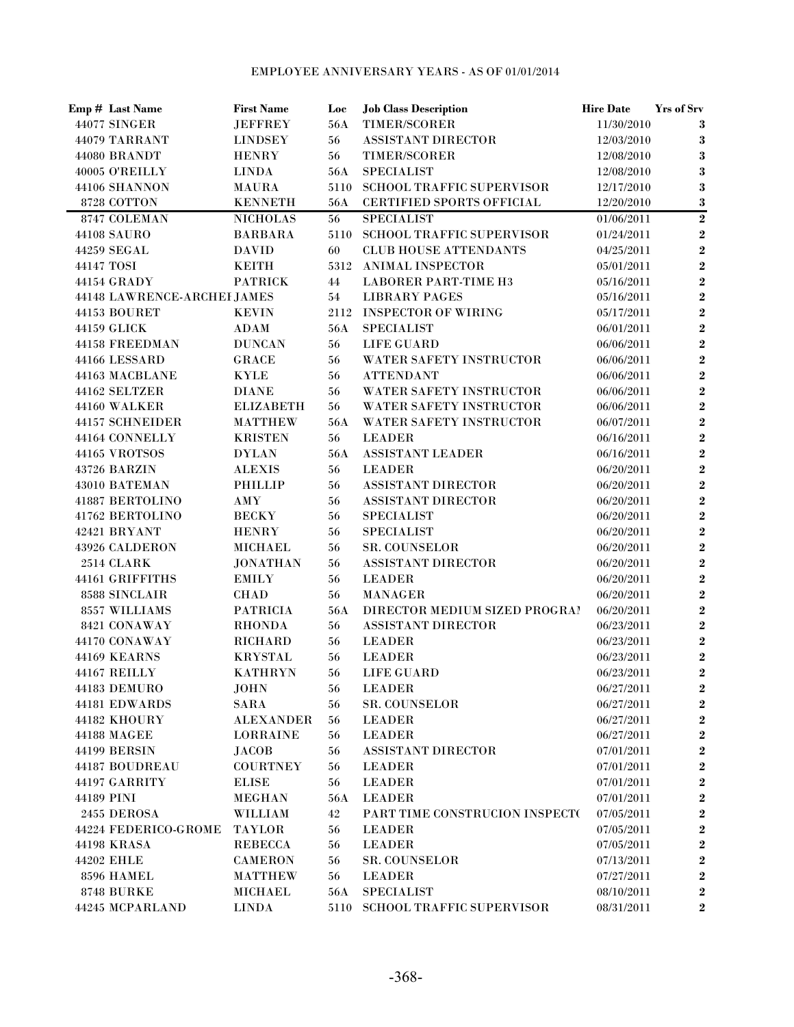EMPLOYEE ANNIVERSARY YEARS - AS OF 01/01/2014

| Emp # | Last Name | First Name | Loc | Job Class Description | Hire Date | Yrs of Srv |
|---|---|---|---|---|---|---|
| 44077 | SINGER | JEFFREY | 56A | TIMER/SCORER | 11/30/2010 | 3 |
| 44079 | TARRANT | LINDSEY | 56 | ASSISTANT DIRECTOR | 12/03/2010 | 3 |
| 44080 | BRANDT | HENRY | 56 | TIMER/SCORER | 12/08/2010 | 3 |
| 40005 | O'REILLY | LINDA | 56A | SPECIALIST | 12/08/2010 | 3 |
| 44106 | SHANNON | MAURA | 5110 | SCHOOL TRAFFIC SUPERVISOR | 12/17/2010 | 3 |
| 8728 | COTTON | KENNETH | 56A | CERTIFIED SPORTS OFFICIAL | 12/20/2010 | 3 |
| 8747 | COLEMAN | NICHOLAS | 56 | SPECIALIST | 01/06/2011 | 2 |
| 44108 | SAURO | BARBARA | 5110 | SCHOOL TRAFFIC SUPERVISOR | 01/24/2011 | 2 |
| 44259 | SEGAL | DAVID | 60 | CLUB HOUSE ATTENDANTS | 04/25/2011 | 2 |
| 44147 | TOSI | KEITH | 5312 | ANIMAL INSPECTOR | 05/01/2011 | 2 |
| 44154 | GRADY | PATRICK | 44 | LABORER PART-TIME H3 | 05/16/2011 | 2 |
| 44148 | LAWRENCE-ARCHEI | JAMES | 54 | LIBRARY PAGES | 05/16/2011 | 2 |
| 44153 | BOURET | KEVIN | 2112 | INSPECTOR OF WIRING | 05/17/2011 | 2 |
| 44159 | GLICK | ADAM | 56A | SPECIALIST | 06/01/2011 | 2 |
| 44158 | FREEDMAN | DUNCAN | 56 | LIFE GUARD | 06/06/2011 | 2 |
| 44166 | LESSARD | GRACE | 56 | WATER SAFETY INSTRUCTOR | 06/06/2011 | 2 |
| 44163 | MACBLANE | KYLE | 56 | ATTENDANT | 06/06/2011 | 2 |
| 44162 | SELTZER | DIANE | 56 | WATER SAFETY INSTRUCTOR | 06/06/2011 | 2 |
| 44160 | WALKER | ELIZABETH | 56 | WATER SAFETY INSTRUCTOR | 06/06/2011 | 2 |
| 44157 | SCHNEIDER | MATTHEW | 56A | WATER SAFETY INSTRUCTOR | 06/07/2011 | 2 |
| 44164 | CONNELLY | KRISTEN | 56 | LEADER | 06/16/2011 | 2 |
| 44165 | VROTSOS | DYLAN | 56A | ASSISTANT LEADER | 06/16/2011 | 2 |
| 43726 | BARZIN | ALEXIS | 56 | LEADER | 06/20/2011 | 2 |
| 43010 | BATEMAN | PHILLIP | 56 | ASSISTANT DIRECTOR | 06/20/2011 | 2 |
| 41887 | BERTOLINO | AMY | 56 | ASSISTANT DIRECTOR | 06/20/2011 | 2 |
| 41762 | BERTOLINO | BECKY | 56 | SPECIALIST | 06/20/2011 | 2 |
| 42421 | BRYANT | HENRY | 56 | SPECIALIST | 06/20/2011 | 2 |
| 43926 | CALDERON | MICHAEL | 56 | SR. COUNSELOR | 06/20/2011 | 2 |
| 2514 | CLARK | JONATHAN | 56 | ASSISTANT DIRECTOR | 06/20/2011 | 2 |
| 44161 | GRIFFITHS | EMILY | 56 | LEADER | 06/20/2011 | 2 |
| 8588 | SINCLAIR | CHAD | 56 | MANAGER | 06/20/2011 | 2 |
| 8557 | WILLIAMS | PATRICIA | 56A | DIRECTOR MEDIUM SIZED PROGRAI | 06/20/2011 | 2 |
| 8421 | CONAWAY | RHONDA | 56 | ASSISTANT DIRECTOR | 06/23/2011 | 2 |
| 44170 | CONAWAY | RICHARD | 56 | LEADER | 06/23/2011 | 2 |
| 44169 | KEARNS | KRYSTAL | 56 | LEADER | 06/23/2011 | 2 |
| 44167 | REILLY | KATHRYN | 56 | LIFE GUARD | 06/23/2011 | 2 |
| 44183 | DEMURO | JOHN | 56 | LEADER | 06/27/2011 | 2 |
| 44181 | EDWARDS | SARA | 56 | SR. COUNSELOR | 06/27/2011 | 2 |
| 44182 | KHOURY | ALEXANDER | 56 | LEADER | 06/27/2011 | 2 |
| 44188 | MAGEE | LORRAINE | 56 | LEADER | 06/27/2011 | 2 |
| 44199 | BERSIN | JACOB | 56 | ASSISTANT DIRECTOR | 07/01/2011 | 2 |
| 44187 | BOUDREAU | COURTNEY | 56 | LEADER | 07/01/2011 | 2 |
| 44197 | GARRITY | ELISE | 56 | LEADER | 07/01/2011 | 2 |
| 44189 | PINI | MEGHAN | 56A | LEADER | 07/01/2011 | 2 |
| 2455 | DEROSA | WILLIAM | 42 | PART TIME CONSTRUCION INSPECT( | 07/05/2011 | 2 |
| 44224 | FEDERICO-GROME | TAYLOR | 56 | LEADER | 07/05/2011 | 2 |
| 44198 | KRASA | REBECCA | 56 | LEADER | 07/05/2011 | 2 |
| 44202 | EHLE | CAMERON | 56 | SR. COUNSELOR | 07/13/2011 | 2 |
| 8596 | HAMEL | MATTHEW | 56 | LEADER | 07/27/2011 | 2 |
| 8748 | BURKE | MICHAEL | 56A | SPECIALIST | 08/10/2011 | 2 |
| 44245 | MCPARLAND | LINDA | 5110 | SCHOOL TRAFFIC SUPERVISOR | 08/31/2011 | 2 |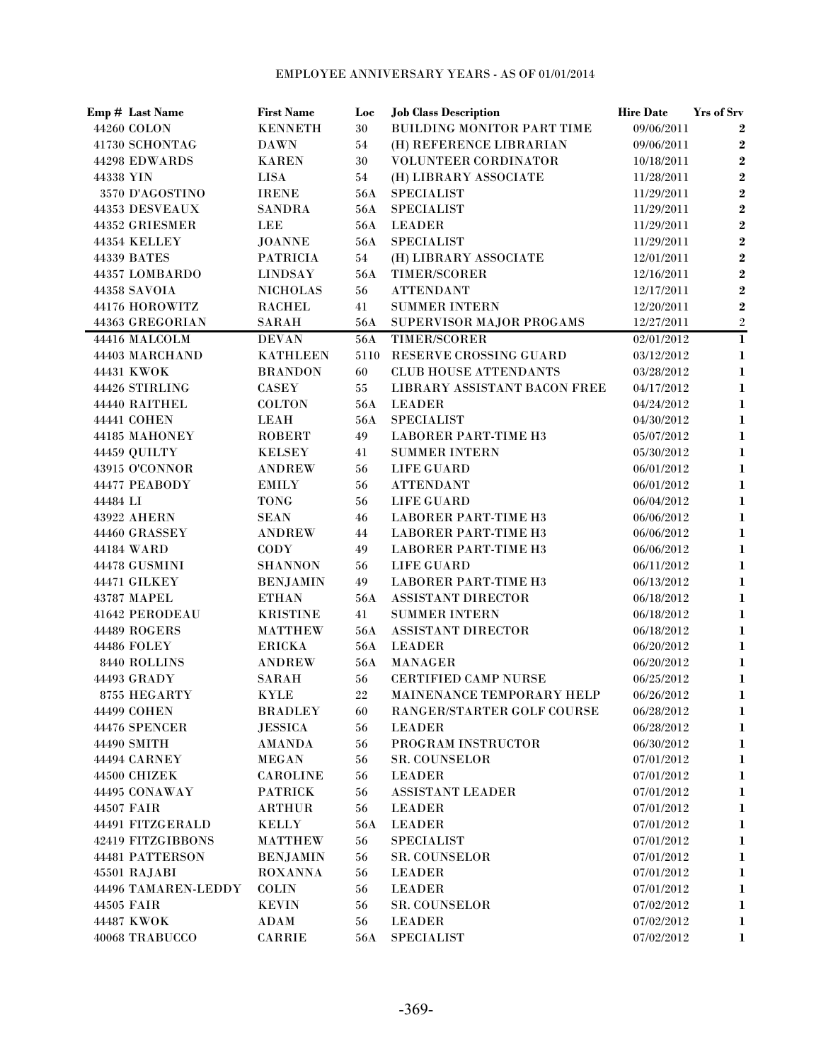EMPLOYEE ANNIVERSARY YEARS - AS OF 01/01/2014

| Emp # | Last Name | First Name | Loc | Job Class Description | Hire Date | Yrs of Srv |
|---|---|---|---|---|---|---|
| 44260 | COLON | KENNETH | 30 | BUILDING MONITOR PART TIME | 09/06/2011 | 2 |
| 41730 | SCHONTAG | DAWN | 54 | (H) REFERENCE LIBRARIAN | 09/06/2011 | 2 |
| 44298 | EDWARDS | KAREN | 30 | VOLUNTEER CORDINATOR | 10/18/2011 | 2 |
| 44338 | YIN | LISA | 54 | (H) LIBRARY ASSOCIATE | 11/28/2011 | 2 |
| 3570 | D'AGOSTINO | IRENE | 56A | SPECIALIST | 11/29/2011 | 2 |
| 44353 | DESVEAUX | SANDRA | 56A | SPECIALIST | 11/29/2011 | 2 |
| 44352 | GRIESMER | LEE | 56A | LEADER | 11/29/2011 | 2 |
| 44354 | KELLEY | JOANNE | 56A | SPECIALIST | 11/29/2011 | 2 |
| 44339 | BATES | PATRICIA | 54 | (H) LIBRARY ASSOCIATE | 12/01/2011 | 2 |
| 44357 | LOMBARDO | LINDSAY | 56A | TIMER/SCORER | 12/16/2011 | 2 |
| 44358 | SAVOIA | NICHOLAS | 56 | ATTENDANT | 12/17/2011 | 2 |
| 44176 | HOROWITZ | RACHEL | 41 | SUMMER INTERN | 12/20/2011 | 2 |
| 44363 | GREGORIAN | SARAH | 56A | SUPERVISOR MAJOR PROGAMS | 12/27/2011 | 2 |
| 44416 | MALCOLM | DEVAN | 56A | TIMER/SCORER | 02/01/2012 | 1 |
| 44403 | MARCHAND | KATHLEEN | 5110 | RESERVE CROSSING GUARD | 03/12/2012 | 1 |
| 44431 | KWOK | BRANDON | 60 | CLUB HOUSE ATTENDANTS | 03/28/2012 | 1 |
| 44426 | STIRLING | CASEY | 55 | LIBRARY ASSISTANT BACON FREE | 04/17/2012 | 1 |
| 44440 | RAITHEL | COLTON | 56A | LEADER | 04/24/2012 | 1 |
| 44441 | COHEN | LEAH | 56A | SPECIALIST | 04/30/2012 | 1 |
| 44185 | MAHONEY | ROBERT | 49 | LABORER PART-TIME H3 | 05/07/2012 | 1 |
| 44459 | QUILTY | KELSEY | 41 | SUMMER INTERN | 05/30/2012 | 1 |
| 43915 | O'CONNOR | ANDREW | 56 | LIFE GUARD | 06/01/2012 | 1 |
| 44477 | PEABODY | EMILY | 56 | ATTENDANT | 06/01/2012 | 1 |
| 44484 | LI | TONG | 56 | LIFE GUARD | 06/04/2012 | 1 |
| 43922 | AHERN | SEAN | 46 | LABORER PART-TIME H3 | 06/06/2012 | 1 |
| 44460 | GRASSEY | ANDREW | 44 | LABORER PART-TIME H3 | 06/06/2012 | 1 |
| 44184 | WARD | CODY | 49 | LABORER PART-TIME H3 | 06/06/2012 | 1 |
| 44478 | GUSMINI | SHANNON | 56 | LIFE GUARD | 06/11/2012 | 1 |
| 44471 | GILKEY | BENJAMIN | 49 | LABORER PART-TIME H3 | 06/13/2012 | 1 |
| 43787 | MAPEL | ETHAN | 56A | ASSISTANT DIRECTOR | 06/18/2012 | 1 |
| 41642 | PERODEAU | KRISTINE | 41 | SUMMER INTERN | 06/18/2012 | 1 |
| 44489 | ROGERS | MATTHEW | 56A | ASSISTANT DIRECTOR | 06/18/2012 | 1 |
| 44486 | FOLEY | ERICKA | 56A | LEADER | 06/20/2012 | 1 |
| 8440 | ROLLINS | ANDREW | 56A | MANAGER | 06/20/2012 | 1 |
| 44493 | GRADY | SARAH | 56 | CERTIFIED CAMP NURSE | 06/25/2012 | 1 |
| 8755 | HEGARTY | KYLE | 22 | MAINENANCE TEMPORARY HELP | 06/26/2012 | 1 |
| 44499 | COHEN | BRADLEY | 60 | RANGER/STARTER GOLF COURSE | 06/28/2012 | 1 |
| 44476 | SPENCER | JESSICA | 56 | LEADER | 06/28/2012 | 1 |
| 44490 | SMITH | AMANDA | 56 | PROGRAM INSTRUCTOR | 06/30/2012 | 1 |
| 44494 | CARNEY | MEGAN | 56 | SR. COUNSELOR | 07/01/2012 | 1 |
| 44500 | CHIZEK | CAROLINE | 56 | LEADER | 07/01/2012 | 1 |
| 44495 | CONAWAY | PATRICK | 56 | ASSISTANT LEADER | 07/01/2012 | 1 |
| 44507 | FAIR | ARTHUR | 56 | LEADER | 07/01/2012 | 1 |
| 44491 | FITZGERALD | KELLY | 56A | LEADER | 07/01/2012 | 1 |
| 42419 | FITZGIBBONS | MATTHEW | 56 | SPECIALIST | 07/01/2012 | 1 |
| 44481 | PATTERSON | BENJAMIN | 56 | SR. COUNSELOR | 07/01/2012 | 1 |
| 45501 | RAJABI | ROXANNA | 56 | LEADER | 07/01/2012 | 1 |
| 44496 | TAMAREN-LEDDY | COLIN | 56 | LEADER | 07/01/2012 | 1 |
| 44505 | FAIR | KEVIN | 56 | SR. COUNSELOR | 07/02/2012 | 1 |
| 44487 | KWOK | ADAM | 56 | LEADER | 07/02/2012 | 1 |
| 40068 | TRABUCCO | CARRIE | 56A | SPECIALIST | 07/02/2012 | 1 |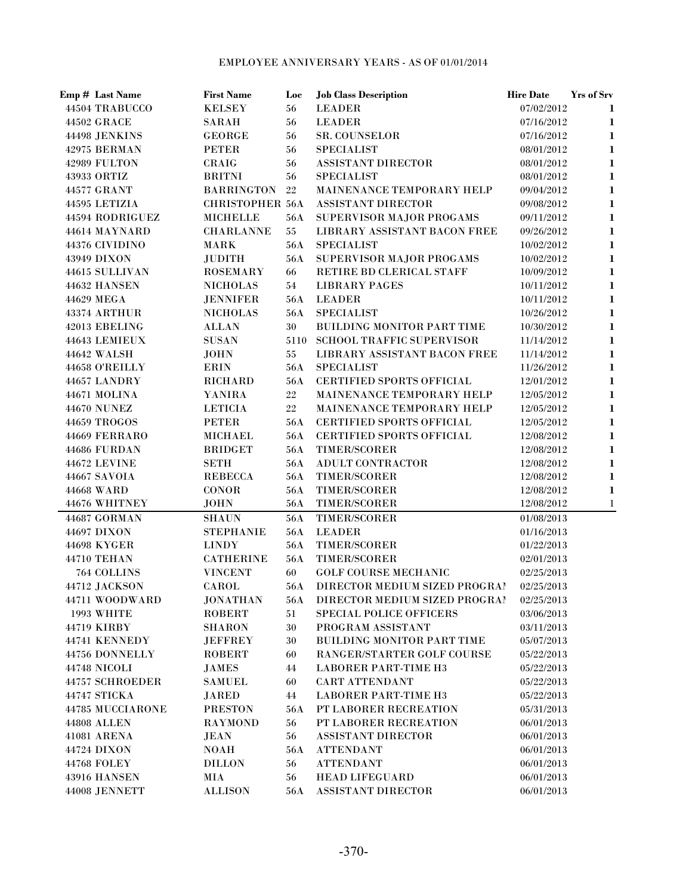## EMPLOYEE ANNIVERSARY YEARS - AS OF 01/01/2014

| Emp # | Last Name | First Name | Loc | Job Class Description | Hire Date | Yrs of Srv |
|---|---|---|---|---|---|---|
| 44504 | TRABUCCO | KELSEY | 56 | LEADER | 07/02/2012 | 1 |
| 44502 | GRACE | SARAH | 56 | LEADER | 07/16/2012 | 1 |
| 44498 | JENKINS | GEORGE | 56 | SR. COUNSELOR | 07/16/2012 | 1 |
| 42975 | BERMAN | PETER | 56 | SPECIALIST | 08/01/2012 | 1 |
| 42989 | FULTON | CRAIG | 56 | ASSISTANT DIRECTOR | 08/01/2012 | 1 |
| 43933 | ORTIZ | BRITNI | 56 | SPECIALIST | 08/01/2012 | 1 |
| 44577 | GRANT | BARRINGTON | 22 | MAINENANCE TEMPORARY HELP | 09/04/2012 | 1 |
| 44595 | LETIZIA | CHRISTOPHER | 56A | ASSISTANT DIRECTOR | 09/08/2012 | 1 |
| 44594 | RODRIGUEZ | MICHELLE | 56A | SUPERVISOR MAJOR PROGAMS | 09/11/2012 | 1 |
| 44614 | MAYNARD | CHARLANNE | 55 | LIBRARY ASSISTANT BACON FREE | 09/26/2012 | 1 |
| 44376 | CIVIDINO | MARK | 56A | SPECIALIST | 10/02/2012 | 1 |
| 43949 | DIXON | JUDITH | 56A | SUPERVISOR MAJOR PROGAMS | 10/02/2012 | 1 |
| 44615 | SULLIVAN | ROSEMARY | 66 | RETIRE BD CLERICAL STAFF | 10/09/2012 | 1 |
| 44632 | HANSEN | NICHOLAS | 54 | LIBRARY PAGES | 10/11/2012 | 1 |
| 44629 | MEGA | JENNIFER | 56A | LEADER | 10/11/2012 | 1 |
| 43374 | ARTHUR | NICHOLAS | 56A | SPECIALIST | 10/26/2012 | 1 |
| 42013 | EBELING | ALLAN | 30 | BUILDING MONITOR PART TIME | 10/30/2012 | 1 |
| 44643 | LEMIEUX | SUSAN | 5110 | SCHOOL TRAFFIC SUPERVISOR | 11/14/2012 | 1 |
| 44642 | WALSH | JOHN | 55 | LIBRARY ASSISTANT BACON FREE | 11/14/2012 | 1 |
| 44658 | O'REILLY | ERIN | 56A | SPECIALIST | 11/26/2012 | 1 |
| 44657 | LANDRY | RICHARD | 56A | CERTIFIED SPORTS OFFICIAL | 12/01/2012 | 1 |
| 44671 | MOLINA | YANIRA | 22 | MAINENANCE TEMPORARY HELP | 12/05/2012 | 1 |
| 44670 | NUNEZ | LETICIA | 22 | MAINENANCE TEMPORARY HELP | 12/05/2012 | 1 |
| 44659 | TROGOS | PETER | 56A | CERTIFIED SPORTS OFFICIAL | 12/05/2012 | 1 |
| 44669 | FERRARO | MICHAEL | 56A | CERTIFIED SPORTS OFFICIAL | 12/08/2012 | 1 |
| 44686 | FURDAN | BRIDGET | 56A | TIMER/SCORER | 12/08/2012 | 1 |
| 44672 | LEVINE | SETH | 56A | ADULT CONTRACTOR | 12/08/2012 | 1 |
| 44667 | SAVOIA | REBECCA | 56A | TIMER/SCORER | 12/08/2012 | 1 |
| 44668 | WARD | CONOR | 56A | TIMER/SCORER | 12/08/2012 | 1 |
| 44676 | WHITNEY | JOHN | 56A | TIMER/SCORER | 12/08/2012 | 1 |
| 44687 | GORMAN | SHAUN | 56A | TIMER/SCORER | 01/08/2013 | |
| 44697 | DIXON | STEPHANIE | 56A | LEADER | 01/16/2013 | |
| 44698 | KYGER | LINDY | 56A | TIMER/SCORER | 01/22/2013 | |
| 44710 | TEHAN | CATHERINE | 56A | TIMER/SCORER | 02/01/2013 | |
| 764 | COLLINS | VINCENT | 60 | GOLF COURSE MECHANIC | 02/25/2013 | |
| 44712 | JACKSON | CAROL | 56A | DIRECTOR MEDIUM SIZED PROGRAI | 02/25/2013 | |
| 44711 | WOODWARD | JONATHAN | 56A | DIRECTOR MEDIUM SIZED PROGRAI | 02/25/2013 | |
| 1993 | WHITE | ROBERT | 51 | SPECIAL POLICE OFFICERS | 03/06/2013 | |
| 44719 | KIRBY | SHARON | 30 | PROGRAM ASSISTANT | 03/11/2013 | |
| 44741 | KENNEDY | JEFFREY | 30 | BUILDING MONITOR PART TIME | 05/07/2013 | |
| 44756 | DONNELLY | ROBERT | 60 | RANGER/STARTER GOLF COURSE | 05/22/2013 | |
| 44748 | NICOLI | JAMES | 44 | LABORER PART-TIME H3 | 05/22/2013 | |
| 44757 | SCHROEDER | SAMUEL | 60 | CART ATTENDANT | 05/22/2013 | |
| 44747 | STICKA | JARED | 44 | LABORER PART-TIME H3 | 05/22/2013 | |
| 44785 | MUCCIARONE | PRESTON | 56A | PT LABORER RECREATION | 05/31/2013 | |
| 44808 | ALLEN | RAYMOND | 56 | PT LABORER RECREATION | 06/01/2013 | |
| 41081 | ARENA | JEAN | 56 | ASSISTANT DIRECTOR | 06/01/2013 | |
| 44724 | DIXON | NOAH | 56A | ATTENDANT | 06/01/2013 | |
| 44768 | FOLEY | DILLON | 56 | ATTENDANT | 06/01/2013 | |
| 43916 | HANSEN | MIA | 56 | HEAD LIFEGUARD | 06/01/2013 | |
| 44008 | JENNETT | ALLISON | 56A | ASSISTANT DIRECTOR | 06/01/2013 | |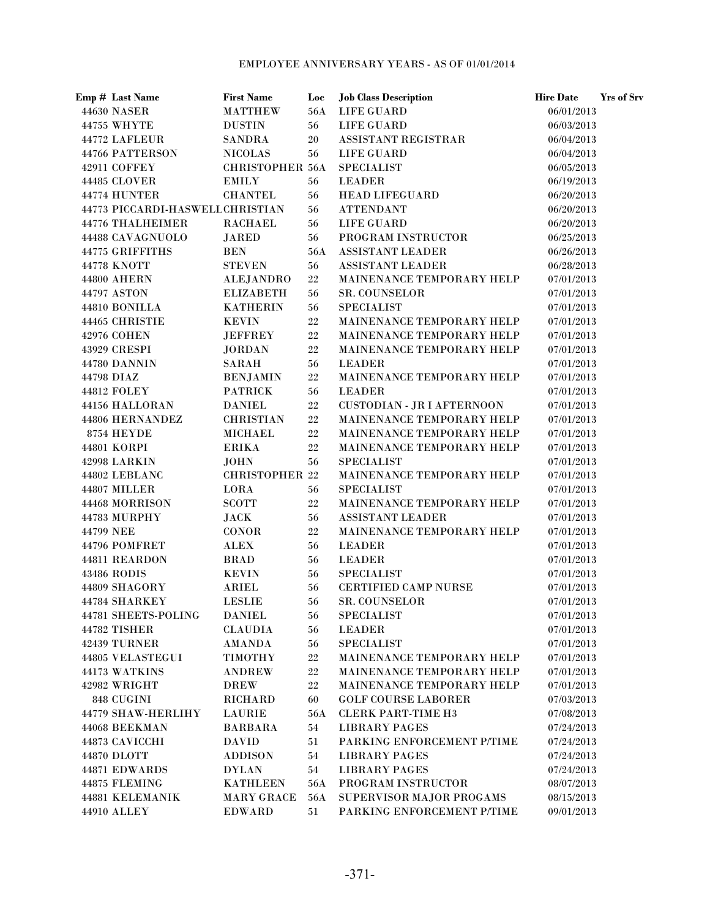EMPLOYEE ANNIVERSARY YEARS - AS OF 01/01/2014

| Emp # | Last Name | First Name | Loc | Job Class Description | Hire Date | Yrs of Srv |
|---|---|---|---|---|---|---|
| 44630 | NASER | MATTHEW | 56A | LIFE GUARD | 06/01/2013 | |
| 44755 | WHYTE | DUSTIN | 56 | LIFE GUARD | 06/03/2013 | |
| 44772 | LAFLEUR | SANDRA | 20 | ASSISTANT REGISTRAR | 06/04/2013 | |
| 44766 | PATTERSON | NICOLAS | 56 | LIFE GUARD | 06/04/2013 | |
| 42911 | COFFEY | CHRISTOPHER | 56A | SPECIALIST | 06/05/2013 | |
| 44485 | CLOVER | EMILY | 56 | LEADER | 06/19/2013 | |
| 44774 | HUNTER | CHANTEL | 56 | HEAD LIFEGUARD | 06/20/2013 | |
| 44773 | PICCARDI-HASWELL | CHRISTIAN | 56 | ATTENDANT | 06/20/2013 | |
| 44776 | THALHEIMER | RACHAEL | 56 | LIFE GUARD | 06/20/2013 | |
| 44488 | CAVAGNUOLO | JARED | 56 | PROGRAM INSTRUCTOR | 06/25/2013 | |
| 44775 | GRIFFITHS | BEN | 56A | ASSISTANT LEADER | 06/26/2013 | |
| 44778 | KNOTT | STEVEN | 56 | ASSISTANT LEADER | 06/28/2013 | |
| 44800 | AHERN | ALEJANDRO | 22 | MAINENANCE TEMPORARY HELP | 07/01/2013 | |
| 44797 | ASTON | ELIZABETH | 56 | SR. COUNSELOR | 07/01/2013 | |
| 44810 | BONILLA | KATHERIN | 56 | SPECIALIST | 07/01/2013 | |
| 44465 | CHRISTIE | KEVIN | 22 | MAINENANCE TEMPORARY HELP | 07/01/2013 | |
| 42976 | COHEN | JEFFREY | 22 | MAINENANCE TEMPORARY HELP | 07/01/2013 | |
| 43929 | CRESPI | JORDAN | 22 | MAINENANCE TEMPORARY HELP | 07/01/2013 | |
| 44780 | DANNIN | SARAH | 56 | LEADER | 07/01/2013 | |
| 44798 | DIAZ | BENJAMIN | 22 | MAINENANCE TEMPORARY HELP | 07/01/2013 | |
| 44812 | FOLEY | PATRICK | 56 | LEADER | 07/01/2013 | |
| 44156 | HALLORAN | DANIEL | 22 | CUSTODIAN - JR I AFTERNOON | 07/01/2013 | |
| 44806 | HERNANDEZ | CHRISTIAN | 22 | MAINENANCE TEMPORARY HELP | 07/01/2013 | |
| 8754 | HEYDE | MICHAEL | 22 | MAINENANCE TEMPORARY HELP | 07/01/2013 | |
| 44801 | KORPI | ERIKA | 22 | MAINENANCE TEMPORARY HELP | 07/01/2013 | |
| 42998 | LARKIN | JOHN | 56 | SPECIALIST | 07/01/2013 | |
| 44802 | LEBLANC | CHRISTOPHER | 22 | MAINENANCE TEMPORARY HELP | 07/01/2013 | |
| 44807 | MILLER | LORA | 56 | SPECIALIST | 07/01/2013 | |
| 44468 | MORRISON | SCOTT | 22 | MAINENANCE TEMPORARY HELP | 07/01/2013 | |
| 44783 | MURPHY | JACK | 56 | ASSISTANT LEADER | 07/01/2013 | |
| 44799 | NEE | CONOR | 22 | MAINENANCE TEMPORARY HELP | 07/01/2013 | |
| 44796 | POMFRET | ALEX | 56 | LEADER | 07/01/2013 | |
| 44811 | REARDON | BRAD | 56 | LEADER | 07/01/2013 | |
| 43486 | RODIS | KEVIN | 56 | SPECIALIST | 07/01/2013 | |
| 44809 | SHAGORY | ARIEL | 56 | CERTIFIED CAMP NURSE | 07/01/2013 | |
| 44784 | SHARKEY | LESLIE | 56 | SR. COUNSELOR | 07/01/2013 | |
| 44781 | SHEETS-POLING | DANIEL | 56 | SPECIALIST | 07/01/2013 | |
| 44782 | TISHER | CLAUDIA | 56 | LEADER | 07/01/2013 | |
| 42439 | TURNER | AMANDA | 56 | SPECIALIST | 07/01/2013 | |
| 44805 | VELASTEGUI | TIMOTHY | 22 | MAINENANCE TEMPORARY HELP | 07/01/2013 | |
| 44173 | WATKINS | ANDREW | 22 | MAINENANCE TEMPORARY HELP | 07/01/2013 | |
| 42982 | WRIGHT | DREW | 22 | MAINENANCE TEMPORARY HELP | 07/01/2013 | |
| 848 | CUGINI | RICHARD | 60 | GOLF COURSE LABORER | 07/03/2013 | |
| 44779 | SHAW-HERLIHY | LAURIE | 56A | CLERK PART-TIME H3 | 07/08/2013 | |
| 44068 | BEEKMAN | BARBARA | 54 | LIBRARY PAGES | 07/24/2013 | |
| 44873 | CAVICCHI | DAVID | 51 | PARKING ENFORCEMENT P/TIME | 07/24/2013 | |
| 44870 | DLOTT | ADDISON | 54 | LIBRARY PAGES | 07/24/2013 | |
| 44871 | EDWARDS | DYLAN | 54 | LIBRARY PAGES | 07/24/2013 | |
| 44875 | FLEMING | KATHLEEN | 56A | PROGRAM INSTRUCTOR | 08/07/2013 | |
| 44881 | KELEMANIK | MARY GRACE | 56A | SUPERVISOR MAJOR PROGAMS | 08/15/2013 | |
| 44910 | ALLEY | EDWARD | 51 | PARKING ENFORCEMENT P/TIME | 09/01/2013 | |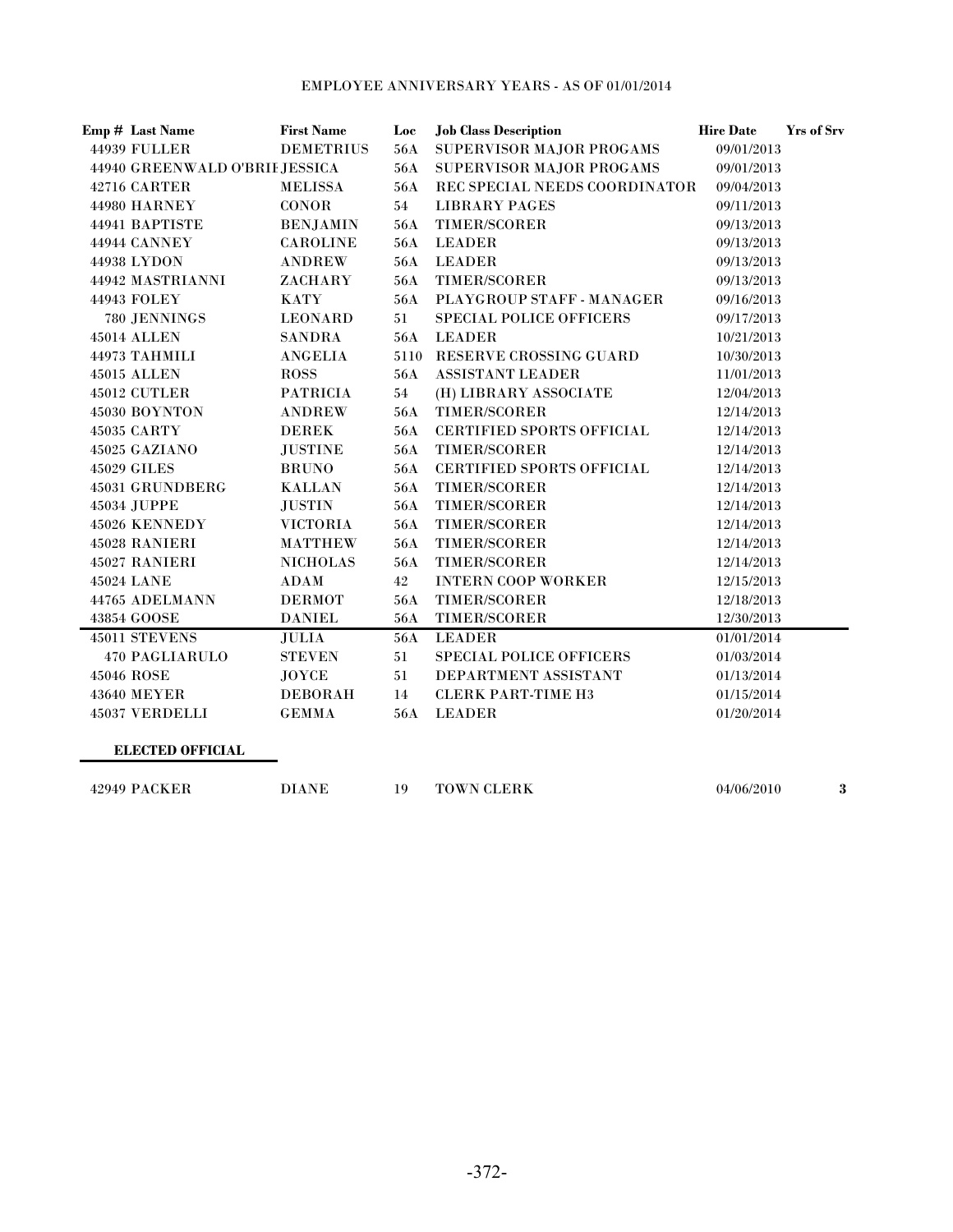EMPLOYEE ANNIVERSARY YEARS - AS OF 01/01/2014

| Emp # | Last Name | First Name | Loc | Job Class Description | Hire Date | Yrs of Srv |
|---|---|---|---|---|---|---|
| 44939 | FULLER | DEMETRIUS | 56A | SUPERVISOR MAJOR PROGAMS | 09/01/2013 | |
| 44940 | GREENWALD O'BRIE | JESSICA | 56A | SUPERVISOR MAJOR PROGAMS | 09/01/2013 | |
| 42716 | CARTER | MELISSA | 56A | REC SPECIAL NEEDS COORDINATOR | 09/04/2013 | |
| 44980 | HARNEY | CONOR | 54 | LIBRARY PAGES | 09/11/2013 | |
| 44941 | BAPTISTE | BENJAMIN | 56A | TIMER/SCORER | 09/13/2013 | |
| 44944 | CANNEY | CAROLINE | 56A | LEADER | 09/13/2013 | |
| 44938 | LYDON | ANDREW | 56A | LEADER | 09/13/2013 | |
| 44942 | MASTRIANNI | ZACHARY | 56A | TIMER/SCORER | 09/13/2013 | |
| 44943 | FOLEY | KATY | 56A | PLAYGROUP STAFF - MANAGER | 09/16/2013 | |
| 780 | JENNINGS | LEONARD | 51 | SPECIAL POLICE OFFICERS | 09/17/2013 | |
| 45014 | ALLEN | SANDRA | 56A | LEADER | 10/21/2013 | |
| 44973 | TAHMILI | ANGELIA | 5110 | RESERVE CROSSING GUARD | 10/30/2013 | |
| 45015 | ALLEN | ROSS | 56A | ASSISTANT LEADER | 11/01/2013 | |
| 45012 | CUTLER | PATRICIA | 54 | (H) LIBRARY ASSOCIATE | 12/04/2013 | |
| 45030 | BOYNTON | ANDREW | 56A | TIMER/SCORER | 12/14/2013 | |
| 45035 | CARTY | DEREK | 56A | CERTIFIED SPORTS OFFICIAL | 12/14/2013 | |
| 45025 | GAZIANO | JUSTINE | 56A | TIMER/SCORER | 12/14/2013 | |
| 45029 | GILES | BRUNO | 56A | CERTIFIED SPORTS OFFICIAL | 12/14/2013 | |
| 45031 | GRUNDBERG | KALLAN | 56A | TIMER/SCORER | 12/14/2013 | |
| 45034 | JUPPE | JUSTIN | 56A | TIMER/SCORER | 12/14/2013 | |
| 45026 | KENNEDY | VICTORIA | 56A | TIMER/SCORER | 12/14/2013 | |
| 45028 | RANIERI | MATTHEW | 56A | TIMER/SCORER | 12/14/2013 | |
| 45027 | RANIERI | NICHOLAS | 56A | TIMER/SCORER | 12/14/2013 | |
| 45024 | LANE | ADAM | 42 | INTERN COOP WORKER | 12/15/2013 | |
| 44765 | ADELMANN | DERMOT | 56A | TIMER/SCORER | 12/18/2013 | |
| 43854 | GOOSE | DANIEL | 56A | TIMER/SCORER | 12/30/2013 | |
| 45011 | STEVENS | JULIA | 56A | LEADER | 01/01/2014 | |
| 470 | PAGLIARULO | STEVEN | 51 | SPECIAL POLICE OFFICERS | 01/03/2014 | |
| 45046 | ROSE | JOYCE | 51 | DEPARTMENT ASSISTANT | 01/13/2014 | |
| 43640 | MEYER | DEBORAH | 14 | CLERK PART-TIME H3 | 01/15/2014 | |
| 45037 | VERDELLI | GEMMA | 56A | LEADER | 01/20/2014 | |

**ELECTED OFFICIAL**

| Emp # | Last Name | First Name | Loc | Job Class Description | Hire Date | Yrs of Srv |
|---|---|---|---|---|---|---|
| 42949 | PACKER | DIANE | 19 | TOWN CLERK | 04/06/2010 | 3 |